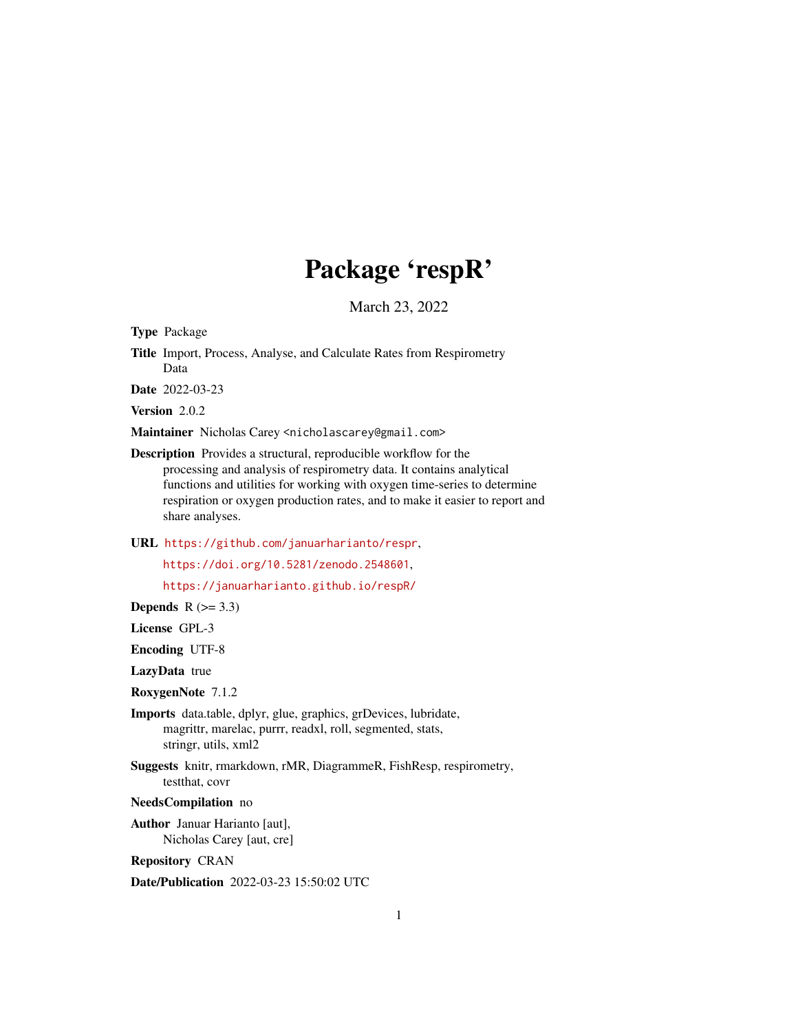# Package 'respR'

March 23, 2022

**Type** Package

**Title** Import, Process, Analyse, and Calculate Rates from Respirometry Data

**Date** 2022-03-23

**Version** 2.0.2

**Maintainer** Nicholas Carey <nicholascarey@gmail.com>

**Description** Provides a structural, reproducible workflow for the processing and analysis of respirometry data. It contains analytical functions and utilities for working with oxygen time-series to determine respiration or oxygen production rates, and to make it easier to report and share analyses.

**URL** https://github.com/januarharianto/respr,
https://doi.org/10.5281/zenodo.2548601,
https://januarharianto.github.io/respR/

**Depends** R (>= 3.3)

**License** GPL-3

**Encoding** UTF-8

**LazyData** true

**RoxygenNote** 7.1.2

**Imports** data.table, dplyr, glue, graphics, grDevices, lubridate, magrittr, marelac, purrr, readxl, roll, segmented, stats, stringr, utils, xml2

**Suggests** knitr, rmarkdown, rMR, DiagrammeR, FishResp, respirometry, testthat, covr

**NeedsCompilation** no

**Author** Januar Harianto [aut],
Nicholas Carey [aut, cre]

**Repository** CRAN

**Date/Publication** 2022-03-23 15:50:02 UTC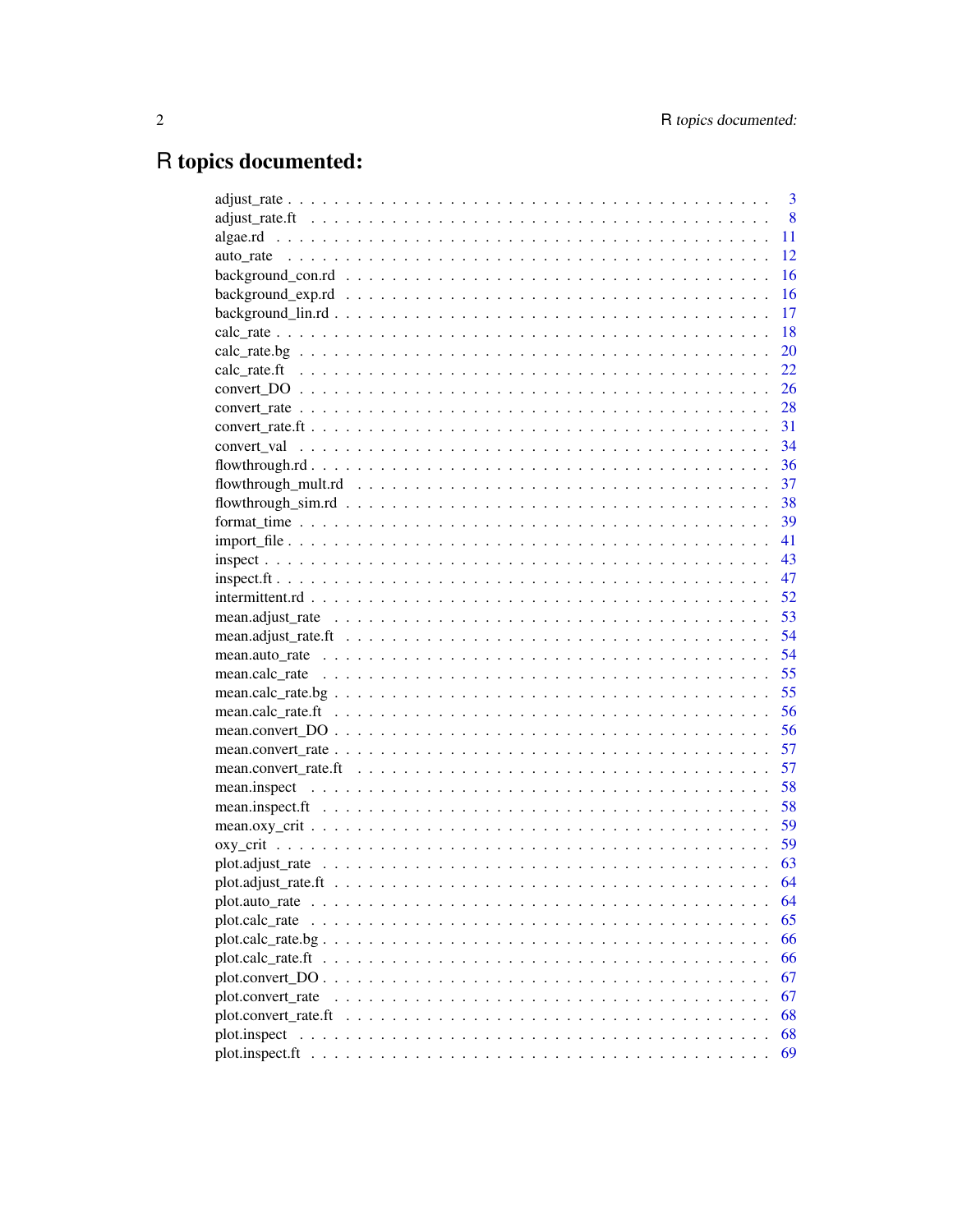# R topics documented:

| | |
|---|---|
| adjust_rate | 3 |
| adjust_rate.ft | 8 |
| algae.rd | 11 |
| auto_rate | 12 |
| background_con.rd | 16 |
| background_exp.rd | 16 |
| background_lin.rd | 17 |
| calc_rate | 18 |
| calc_rate.bg | 20 |
| calc_rate.ft | 22 |
| convert_DO | 26 |
| convert_rate | 28 |
| convert_rate.ft | 31 |
| convert_val | 34 |
| flowthrough.rd | 36 |
| flowthrough_mult.rd | 37 |
| flowthrough_sim.rd | 38 |
| format_time | 39 |
| import_file | 41 |
| inspect | 43 |
| inspect.ft | 47 |
| intermittent.rd | 52 |
| mean.adjust_rate | 53 |
| mean.adjust_rate.ft | 54 |
| mean.auto_rate | 54 |
| mean.calc_rate | 55 |
| mean.calc_rate.bg | 55 |
| mean.calc_rate.ft | 56 |
| mean.convert_DO | 56 |
| mean.convert_rate | 57 |
| mean.convert_rate.ft | 57 |
| mean.inspect | 58 |
| mean.inspect.ft | 58 |
| mean.oxy_crit | 59 |
| oxy_crit | 59 |
| plot.adjust_rate | 63 |
| plot.adjust_rate.ft | 64 |
| plot.auto_rate | 64 |
| plot.calc_rate | 65 |
| plot.calc_rate.bg | 66 |
| plot.calc_rate.ft | 66 |
| plot.convert_DO | 67 |
| plot.convert_rate | 67 |
| plot.convert_rate.ft | 68 |
| plot.inspect | 68 |
| plot.inspect.ft | 69 |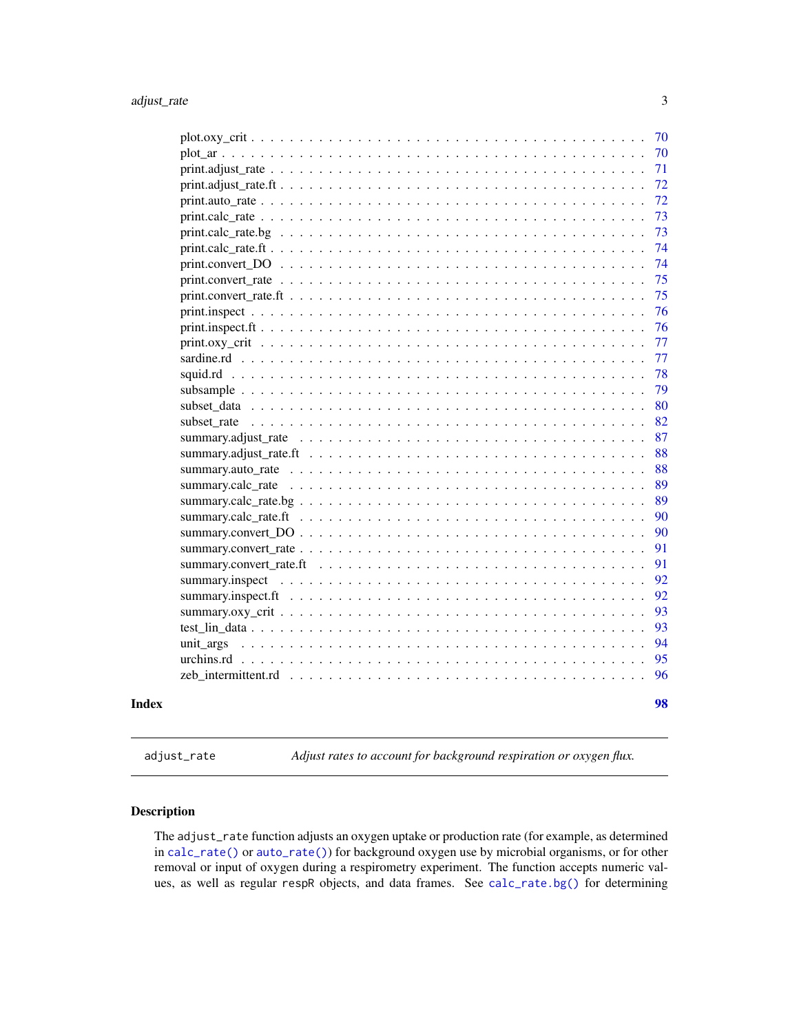plot.oxy_crit . . . . . . . . . . . . . . . . . . . . . . . . . . . . . . . . . . . 70
plot_ar . . . . . . . . . . . . . . . . . . . . . . . . . . . . . . . . . . . . . . 70
print.adjust_rate . . . . . . . . . . . . . . . . . . . . . . . . . . . . . . . . . 71
print.adjust_rate.ft . . . . . . . . . . . . . . . . . . . . . . . . . . . . . . . . 72
print.auto_rate . . . . . . . . . . . . . . . . . . . . . . . . . . . . . . . . . . 72
print.calc_rate . . . . . . . . . . . . . . . . . . . . . . . . . . . . . . . . . . 73
print.calc_rate.bg . . . . . . . . . . . . . . . . . . . . . . . . . . . . . . . . 73
print.calc_rate.ft . . . . . . . . . . . . . . . . . . . . . . . . . . . . . . . . 74
print.convert_DO . . . . . . . . . . . . . . . . . . . . . . . . . . . . . . . . . 74
print.convert_rate . . . . . . . . . . . . . . . . . . . . . . . . . . . . . . . . 75
print.convert_rate.ft . . . . . . . . . . . . . . . . . . . . . . . . . . . . . . . 75
print.inspect . . . . . . . . . . . . . . . . . . . . . . . . . . . . . . . . . . . 76
print.inspect.ft . . . . . . . . . . . . . . . . . . . . . . . . . . . . . . . . . 76
print.oxy_crit . . . . . . . . . . . . . . . . . . . . . . . . . . . . . . . . . . 77
sardine.rd . . . . . . . . . . . . . . . . . . . . . . . . . . . . . . . . . . . . 77
squid.rd . . . . . . . . . . . . . . . . . . . . . . . . . . . . . . . . . . . . . 78
subsample . . . . . . . . . . . . . . . . . . . . . . . . . . . . . . . . . . . . . 79
subset_data . . . . . . . . . . . . . . . . . . . . . . . . . . . . . . . . . . . . 80
subset_rate . . . . . . . . . . . . . . . . . . . . . . . . . . . . . . . . . . . . 82
summary.adjust_rate . . . . . . . . . . . . . . . . . . . . . . . . . . . . . . . . 87
summary.adjust_rate.ft . . . . . . . . . . . . . . . . . . . . . . . . . . . . . . 88
summary.auto_rate . . . . . . . . . . . . . . . . . . . . . . . . . . . . . . . . . 88
summary.calc_rate . . . . . . . . . . . . . . . . . . . . . . . . . . . . . . . . . 89
summary.calc_rate.bg . . . . . . . . . . . . . . . . . . . . . . . . . . . . . . . 89
summary.calc_rate.ft . . . . . . . . . . . . . . . . . . . . . . . . . . . . . . . 90
summary.convert_DO . . . . . . . . . . . . . . . . . . . . . . . . . . . . . . . . 90
summary.convert_rate . . . . . . . . . . . . . . . . . . . . . . . . . . . . . . . 91
summary.convert_rate.ft . . . . . . . . . . . . . . . . . . . . . . . . . . . . . . 91
summary.inspect . . . . . . . . . . . . . . . . . . . . . . . . . . . . . . . . . . 92
summary.inspect.ft . . . . . . . . . . . . . . . . . . . . . . . . . . . . . . . . 92
summary.oxy_crit . . . . . . . . . . . . . . . . . . . . . . . . . . . . . . . . . . 93
test_lin_data . . . . . . . . . . . . . . . . . . . . . . . . . . . . . . . . . . . 93
unit_args . . . . . . . . . . . . . . . . . . . . . . . . . . . . . . . . . . . . . 94
urchins.rd . . . . . . . . . . . . . . . . . . . . . . . . . . . . . . . . . . . . . 95
zeb_intermittent.rd . . . . . . . . . . . . . . . . . . . . . . . . . . . . . . . . 96

**Index** 98

---

`adjust_rate` *Adjust rates to account for background respiration or oxygen flux.*

---

## Description

The `adjust_rate` function adjusts an oxygen uptake or production rate (for example, as determined in `calc_rate()` or `auto_rate()`) for background oxygen use by microbial organisms, or for other removal or input of oxygen during a respirometry experiment. The function accepts numeric values, as well as regular `respR` objects, and data frames. See `calc_rate.bg()` for determining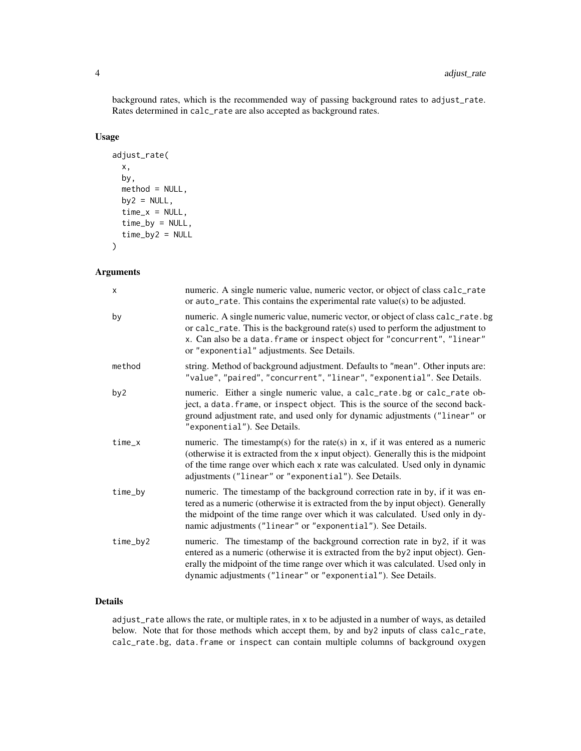background rates, which is the recommended way of passing background rates to adjust_rate. Rates determined in calc_rate are also accepted as background rates.

### Usage

```
adjust_rate(
  x,
  by,
  method = NULL,
  by2 = NULL,
  time_x = NULL,
  time_by = NULL,
  time_by2 = NULL
)
```

### Arguments

| | |
|---|---|
| x | numeric. A single numeric value, numeric vector, or object of class calc_rate or auto_rate. This contains the experimental rate value(s) to be adjusted. |
| by | numeric. A single numeric value, numeric vector, or object of class calc_rate.bg or calc_rate. This is the background rate(s) used to perform the adjustment to x. Can also be a data.frame or inspect object for "concurrent", "linear" or "exponential" adjustments. See Details. |
| method | string. Method of background adjustment. Defaults to "mean". Other inputs are: "value", "paired", "concurrent", "linear", "exponential". See Details. |
| by2 | numeric. Either a single numeric value, a calc_rate.bg or calc_rate object, a data.frame, or inspect object. This is the source of the second background adjustment rate, and used only for dynamic adjustments ("linear" or "exponential"). See Details. |
| time_x | numeric. The timestamp(s) for the rate(s) in x, if it was entered as a numeric (otherwise it is extracted from the x input object). Generally this is the midpoint of the time range over which each x rate was calculated. Used only in dynamic adjustments ("linear" or "exponential"). See Details. |
| time_by | numeric. The timestamp of the background correction rate in by, if it was entered as a numeric (otherwise it is extracted from the by input object). Generally the midpoint of the time range over which it was calculated. Used only in dynamic adjustments ("linear" or "exponential"). See Details. |
| time_by2 | numeric. The timestamp of the background correction rate in by2, if it was entered as a numeric (otherwise it is extracted from the by2 input object). Generally the midpoint of the time range over which it was calculated. Used only in dynamic adjustments ("linear" or "exponential"). See Details. |

### Details

adjust_rate allows the rate, or multiple rates, in x to be adjusted in a number of ways, as detailed below. Note that for those methods which accept them, by and by2 inputs of class calc_rate, calc_rate.bg, data.frame or inspect can contain multiple columns of background oxygen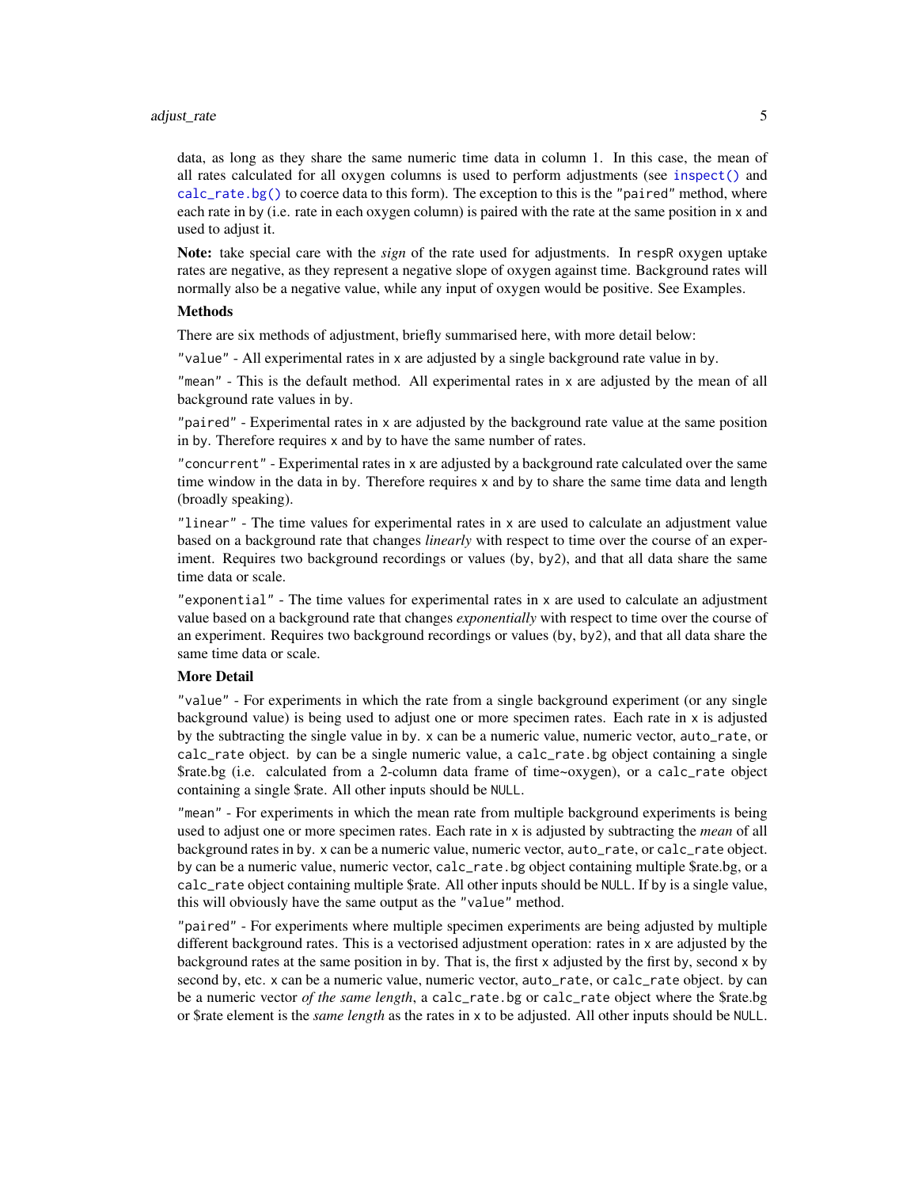data, as long as they share the same numeric time data in column 1. In this case, the mean of all rates calculated for all oxygen columns is used to perform adjustments (see `inspect()` and `calc_rate.bg()` to coerce data to this form). The exception to this is the "paired" method, where each rate in `by` (i.e. rate in each oxygen column) is paired with the rate at the same position in `x` and used to adjust it.

**Note:** take special care with the *sign* of the rate used for adjustments. In `respR` oxygen uptake rates are negative, as they represent a negative slope of oxygen against time. Background rates will normally also be a negative value, while any input of oxygen would be positive. See Examples.

### Methods

There are six methods of adjustment, briefly summarised here, with more detail below:

"value" - All experimental rates in `x` are adjusted by a single background rate value in `by`.

"mean" - This is the default method. All experimental rates in `x` are adjusted by the mean of all background rate values in `by`.

"paired" - Experimental rates in `x` are adjusted by the background rate value at the same position in `by`. Therefore requires `x` and `by` to have the same number of rates.

"concurrent" - Experimental rates in `x` are adjusted by a background rate calculated over the same time window in the data in `by`. Therefore requires `x` and `by` to share the same time data and length (broadly speaking).

"linear" - The time values for experimental rates in `x` are used to calculate an adjustment value based on a background rate that changes *linearly* with respect to time over the course of an experiment. Requires two background recordings or values (`by`, `by2`), and that all data share the same time data or scale.

"exponential" - The time values for experimental rates in `x` are used to calculate an adjustment value based on a background rate that changes *exponentially* with respect to time over the course of an experiment. Requires two background recordings or values (`by`, `by2`), and that all data share the same time data or scale.

### More Detail

"value" - For experiments in which the rate from a single background experiment (or any single background value) is being used to adjust one or more specimen rates. Each rate in `x` is adjusted by the subtracting the single value in `by`. `x` can be a numeric value, numeric vector, `auto_rate`, or `calc_rate` object. `by` can be a single numeric value, a `calc_rate.bg` object containing a single $rate.bg (i.e. calculated from a 2-column data frame of time~oxygen), or a `calc_rate` object containing a single $rate. All other inputs should be `NULL`.

"mean" - For experiments in which the mean rate from multiple background experiments is being used to adjust one or more specimen rates. Each rate in `x` is adjusted by subtracting the *mean* of all background rates in `by`. `x` can be a numeric value, numeric vector, `auto_rate`, or `calc_rate` object. `by` can be a numeric value, numeric vector, `calc_rate.bg` object containing multiple $rate.bg, or a `calc_rate` object containing multiple $rate. All other inputs should be `NULL`. If `by` is a single value, this will obviously have the same output as the "value" method.

"paired" - For experiments where multiple specimen experiments are being adjusted by multiple different background rates. This is a vectorised adjustment operation: rates in `x` are adjusted by the background rates at the same position in `by`. That is, the first `x` adjusted by the first `by`, second `x` by second `by`, etc. `x` can be a numeric value, numeric vector, `auto_rate`, or `calc_rate` object. `by` can be a numeric vector *of the same length*, a `calc_rate.bg` or `calc_rate` object where the $rate.bg or $rate element is the *same length* as the rates in `x` to be adjusted. All other inputs should be `NULL`.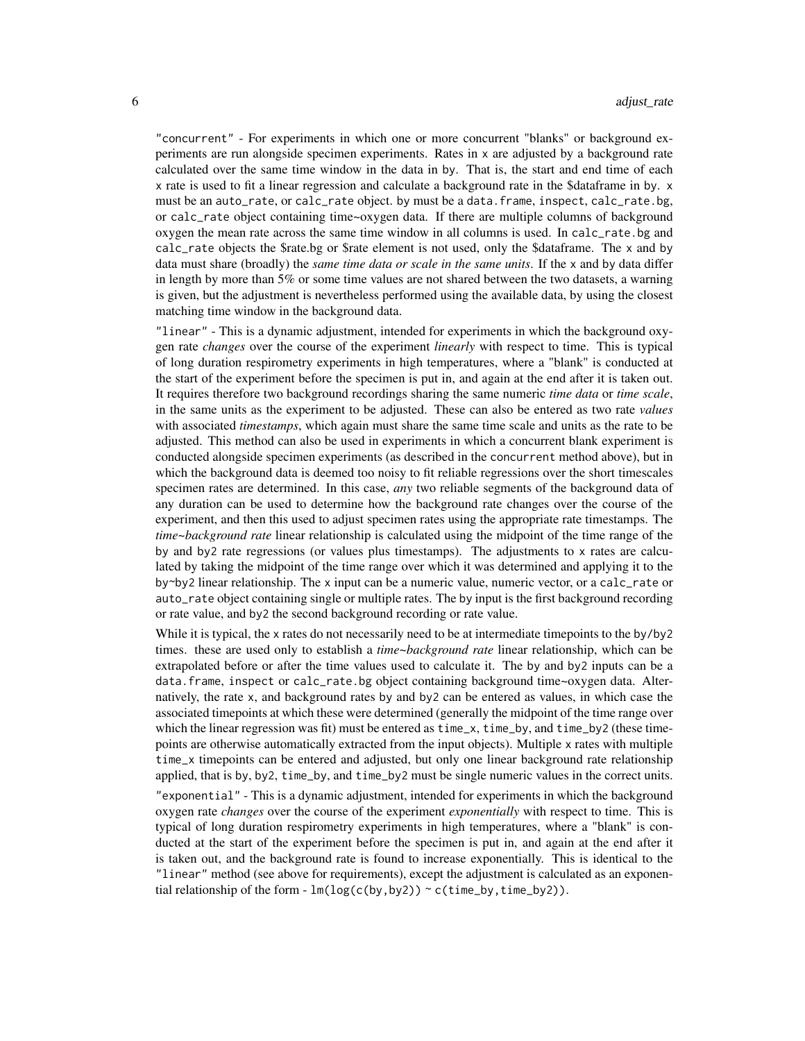`"concurrent"` - For experiments in which one or more concurrent "blanks" or background experiments are run alongside specimen experiments. Rates in `x` are adjusted by a background rate calculated over the same time window in the data in `by`. That is, the start and end time of each `x` rate is used to fit a linear regression and calculate a background rate in the $dataframe in `by`. `x` must be an `auto_rate`, or `calc_rate` object. `by` must be a `data.frame`, `inspect`, `calc_rate.bg`, or `calc_rate` object containing time~oxygen data. If there are multiple columns of background oxygen the mean rate across the same time window in all columns is used. In `calc_rate.bg` and `calc_rate` objects the $rate.bg or $rate element is not used, only the $dataframe. The `x` and `by` data must share (broadly) the *same time data or scale in the same units*. If the `x` and `by` data differ in length by more than 5% or some time values are not shared between the two datasets, a warning is given, but the adjustment is nevertheless performed using the available data, by using the closest matching time window in the background data.

`"linear"` - This is a dynamic adjustment, intended for experiments in which the background oxygen rate *changes* over the course of the experiment *linearly* with respect to time. This is typical of long duration respirometry experiments in high temperatures, where a "blank" is conducted at the start of the experiment before the specimen is put in, and again at the end after it is taken out. It requires therefore two background recordings sharing the same numeric *time data* or *time scale*, in the same units as the experiment to be adjusted. These can also be entered as two rate *values* with associated *timestamps*, which again must share the same time scale and units as the rate to be adjusted. This method can also be used in experiments in which a concurrent blank experiment is conducted alongside specimen experiments (as described in the `concurrent` method above), but in which the background data is deemed too noisy to fit reliable regressions over the short timescales specimen rates are determined. In this case, *any* two reliable segments of the background data of any duration can be used to determine how the background rate changes over the course of the experiment, and then this used to adjust specimen rates using the appropriate rate timestamps. The *time~background rate* linear relationship is calculated using the midpoint of the time range of the `by` and `by2` rate regressions (or values plus timestamps). The adjustments to `x` rates are calculated by taking the midpoint of the time range over which it was determined and applying it to the `by~by2` linear relationship. The `x` input can be a numeric value, numeric vector, or a `calc_rate` or `auto_rate` object containing single or multiple rates. The `by` input is the first background recording or rate value, and `by2` the second background recording or rate value.

While it is typical, the `x` rates do not necessarily need to be at intermediate timepoints to the `by`/`by2` times. these are used only to establish a *time~background rate* linear relationship, which can be extrapolated before or after the time values used to calculate it. The `by` and `by2` inputs can be a `data.frame`, `inspect` or `calc_rate.bg` object containing background time~oxygen data. Alternatively, the rate `x`, and background rates `by` and `by2` can be entered as values, in which case the associated timepoints at which these were determined (generally the midpoint of the time range over which the linear regression was fit) must be entered as `time_x`, `time_by`, and `time_by2` (these timepoints are otherwise automatically extracted from the input objects). Multiple `x` rates with multiple `time_x` timepoints can be entered and adjusted, but only one linear background rate relationship applied, that is `by`, `by2`, `time_by`, and `time_by2` must be single numeric values in the correct units.

`"exponential"` - This is a dynamic adjustment, intended for experiments in which the background oxygen rate *changes* over the course of the experiment *exponentially* with respect to time. This is typical of long duration respirometry experiments in high temperatures, where a "blank" is conducted at the start of the experiment before the specimen is put in, and again at the end after it is taken out, and the background rate is found to increase exponentially. This is identical to the `"linear"` method (see above for requirements), except the adjustment is calculated as an exponential relationship of the form - `lm(log(c(by,by2)) ~ c(time_by,time_by2))`.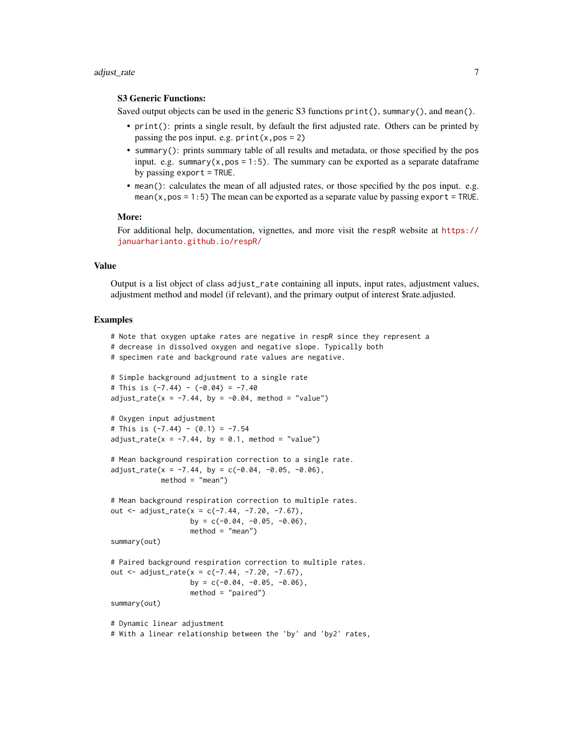**S3 Generic Functions:**

Saved output objects can be used in the generic S3 functions `print()`, `summary()`, and `mean()`.

- `print()`: prints a single result, by default the first adjusted rate. Others can be printed by passing the `pos` input. e.g. `print(x, pos = 2)`
- `summary()`: prints summary table of all results and metadata, or those specified by the `pos` input. e.g. `summary(x, pos = 1:5)`. The summary can be exported as a separate dataframe by passing `export = TRUE`.
- `mean()`: calculates the mean of all adjusted rates, or those specified by the `pos` input. e.g. `mean(x, pos = 1:5)` The mean can be exported as a separate value by passing `export = TRUE`.

**More:**

For additional help, documentation, vignettes, and more visit the `respR` website at https://januarharianto.github.io/respR/

## Value

Output is a list object of class `adjust_rate` containing all inputs, input rates, adjustment values, adjustment method and model (if relevant), and the primary output of interest $rate.adjusted.

## Examples

```
# Note that oxygen uptake rates are negative in respR since they represent a
# decrease in dissolved oxygen and negative slope. Typically both
# specimen rate and background rate values are negative.

# Simple background adjustment to a single rate
# This is (-7.44) - (-0.04) = -7.40
adjust_rate(x = -7.44, by = -0.04, method = "value")

# Oxygen input adjustment
# This is (-7.44) - (0.1) = -7.54
adjust_rate(x = -7.44, by = 0.1, method = "value")

# Mean background respiration correction to a single rate.
adjust_rate(x = -7.44, by = c(-0.04, -0.05, -0.06),
            method = "mean")

# Mean background respiration correction to multiple rates.
out <- adjust_rate(x = c(-7.44, -7.20, -7.67),
                   by = c(-0.04, -0.05, -0.06),
                   method = "mean")
summary(out)

# Paired background respiration correction to multiple rates.
out <- adjust_rate(x = c(-7.44, -7.20, -7.67),
                   by = c(-0.04, -0.05, -0.06),
                   method = "paired")
summary(out)

# Dynamic linear adjustment
# With a linear relationship between the 'by' and 'by2' rates,
```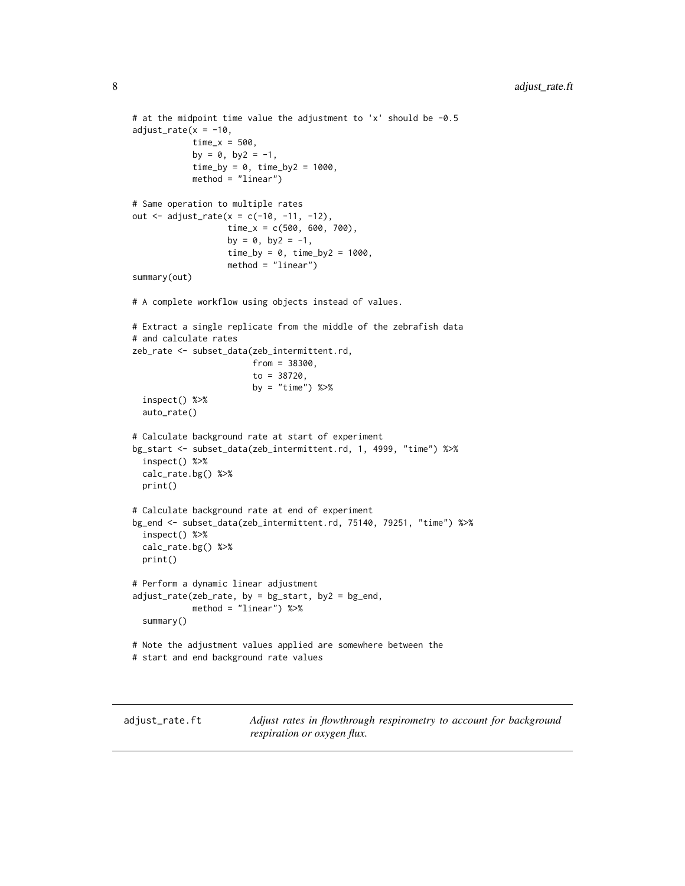```
# at the midpoint time value the adjustment to 'x' should be -0.5
adjust_rate(x = -10,
            time_x = 500,
            by = 0, by2 = -1,
            time_by = 0, time_by2 = 1000,
            method = "linear")

# Same operation to multiple rates
out <- adjust_rate(x = c(-10, -11, -12),
                   time_x = c(500, 600, 700),
                   by = 0, by2 = -1,
                   time_by = 0, time_by2 = 1000,
                   method = "linear")
summary(out)

# A complete workflow using objects instead of values.

# Extract a single replicate from the middle of the zebrafish data
# and calculate rates
zeb_rate <- subset_data(zeb_intermittent.rd,
                        from = 38300,
                        to = 38720,
                        by = "time") %>%
  inspect() %>%
  auto_rate()

# Calculate background rate at start of experiment
bg_start <- subset_data(zeb_intermittent.rd, 1, 4999, "time") %>%
  inspect() %>%
  calc_rate.bg() %>%
  print()

# Calculate background rate at end of experiment
bg_end <- subset_data(zeb_intermittent.rd, 75140, 79251, "time") %>%
  inspect() %>%
  calc_rate.bg() %>%
  print()

# Perform a dynamic linear adjustment
adjust_rate(zeb_rate, by = bg_start, by2 = bg_end,
            method = "linear") %>%
  summary()

# Note the adjustment values applied are somewhere between the
# start and end background rate values
```

---

## adjust_rate.ft  *Adjust rates in flowthrough respirometry to account for background respiration or oxygen flux.*

---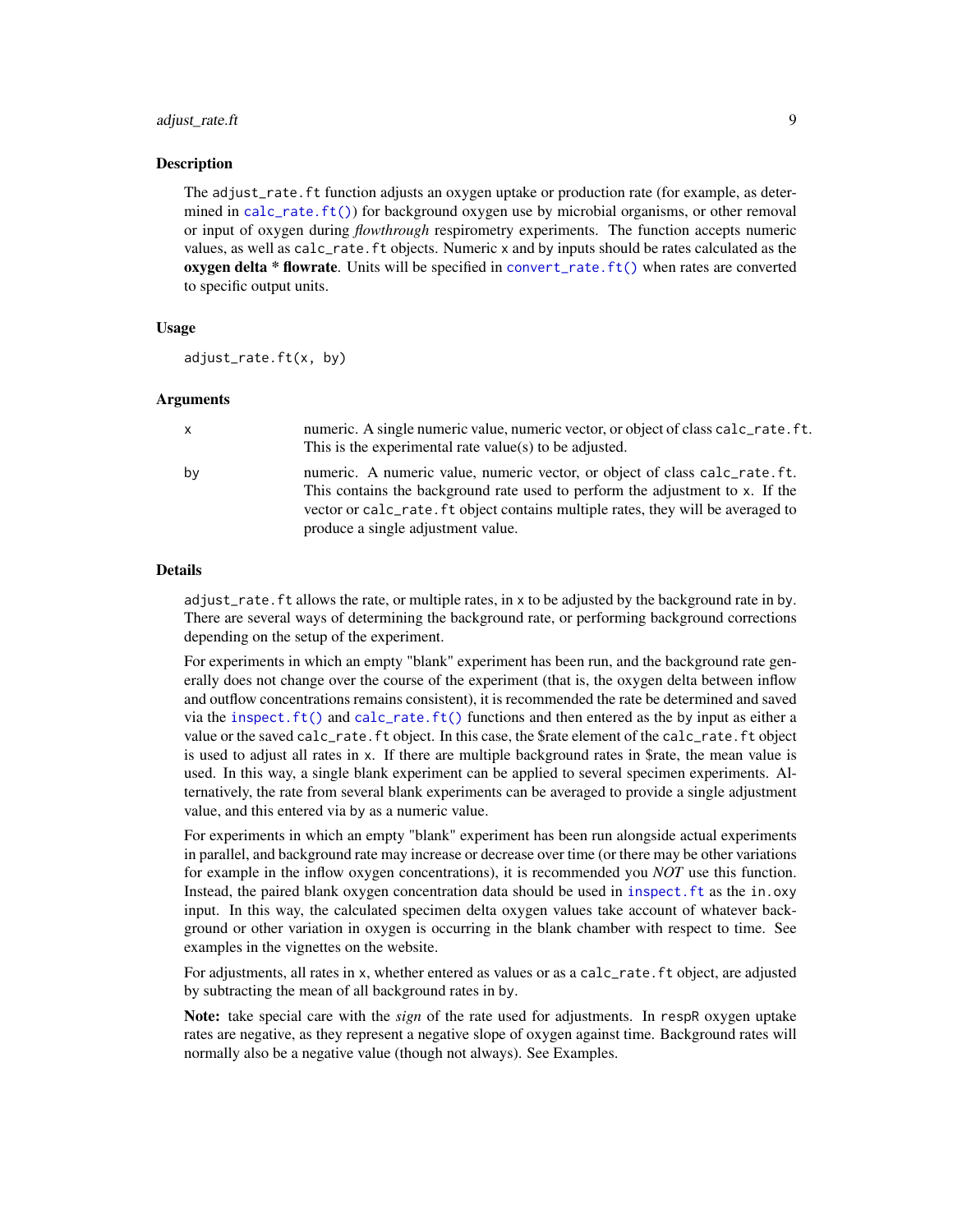## Description

The `adjust_rate.ft` function adjusts an oxygen uptake or production rate (for example, as determined in `calc_rate.ft()`) for background oxygen use by microbial organisms, or other removal or input of oxygen during *flowthrough* respirometry experiments. The function accepts numeric values, as well as `calc_rate.ft` objects. Numeric `x` and `by` inputs should be rates calculated as the **oxygen delta * flowrate**. Units will be specified in `convert_rate.ft()` when rates are converted to specific output units.

## Usage

```
adjust_rate.ft(x, by)
```

## Arguments

| | |
|---|---|
| `x` | numeric. A single numeric value, numeric vector, or object of class `calc_rate.ft`. This is the experimental rate value(s) to be adjusted. |
| `by` | numeric. A numeric value, numeric vector, or object of class `calc_rate.ft`. This contains the background rate used to perform the adjustment to `x`. If the vector or `calc_rate.ft` object contains multiple rates, they will be averaged to produce a single adjustment value. |

## Details

`adjust_rate.ft` allows the rate, or multiple rates, in `x` to be adjusted by the background rate in `by`. There are several ways of determining the background rate, or performing background corrections depending on the setup of the experiment.

For experiments in which an empty "blank" experiment has been run, and the background rate generally does not change over the course of the experiment (that is, the oxygen delta between inflow and outflow concentrations remains consistent), it is recommended the rate be determined and saved via the `inspect.ft()` and `calc_rate.ft()` functions and then entered as the `by` input as either a value or the saved `calc_rate.ft` object. In this case, the $rate element of the `calc_rate.ft` object is used to adjust all rates in `x`. If there are multiple background rates in $rate, the mean value is used. In this way, a single blank experiment can be applied to several specimen experiments. Alternatively, the rate from several blank experiments can be averaged to provide a single adjustment value, and this entered via `by` as a numeric value.

For experiments in which an empty "blank" experiment has been run alongside actual experiments in parallel, and background rate may increase or decrease over time (or there may be other variations for example in the inflow oxygen concentrations), it is recommended you *NOT* use this function. Instead, the paired blank oxygen concentration data should be used in `inspect.ft` as the `in.oxy` input. In this way, the calculated specimen delta oxygen values take account of whatever background or other variation in oxygen is occurring in the blank chamber with respect to time. See examples in the vignettes on the website.

For adjustments, all rates in `x`, whether entered as values or as a `calc_rate.ft` object, are adjusted by subtracting the mean of all background rates in `by`.

**Note:** take special care with the *sign* of the rate used for adjustments. In `respR` oxygen uptake rates are negative, as they represent a negative slope of oxygen against time. Background rates will normally also be a negative value (though not always). See Examples.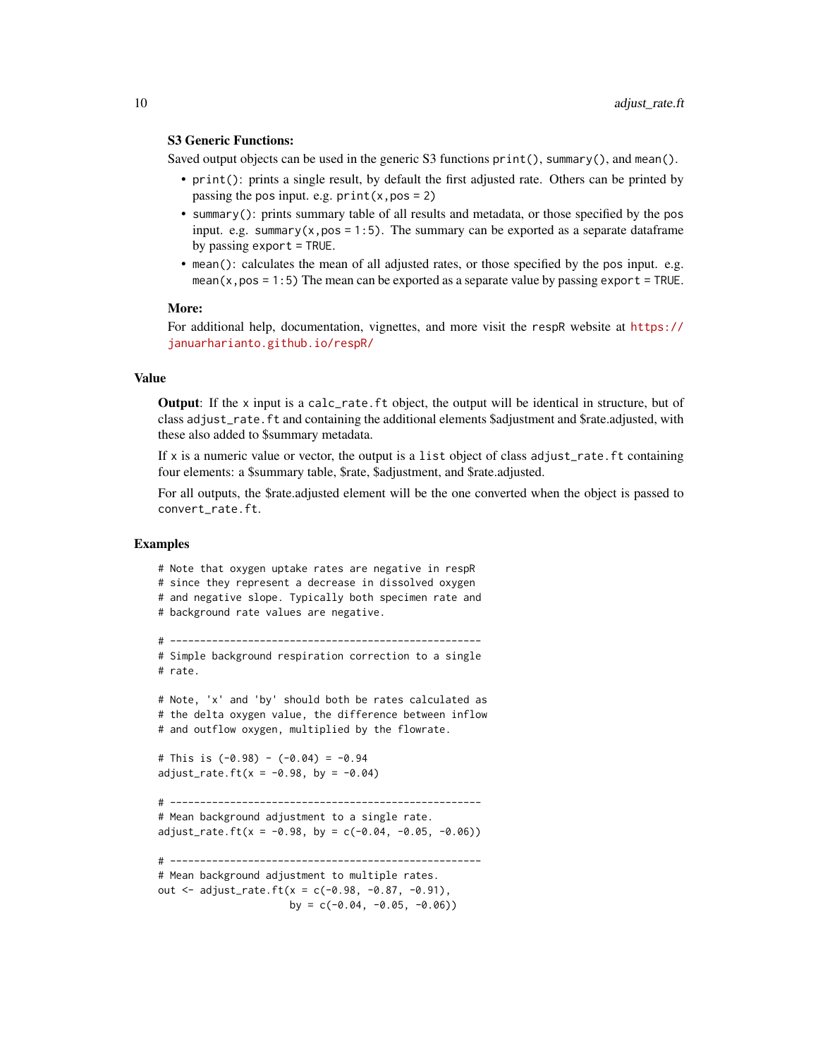**S3 Generic Functions:**

Saved output objects can be used in the generic S3 functions `print()`, `summary()`, and `mean()`.

- `print()`: prints a single result, by default the first adjusted rate. Others can be printed by passing the `pos` input. e.g. `print(x,pos = 2)`
- `summary()`: prints summary table of all results and metadata, or those specified by the `pos` input. e.g. `summary(x,pos = 1:5)`. The summary can be exported as a separate dataframe by passing `export = TRUE`.
- `mean()`: calculates the mean of all adjusted rates, or those specified by the `pos` input. e.g. `mean(x,pos = 1:5)` The mean can be exported as a separate value by passing `export = TRUE`.

**More:**

For additional help, documentation, vignettes, and more visit the `respR` website at https://januarharianto.github.io/respR/

## Value

**Output**: If the `x` input is a `calc_rate.ft` object, the output will be identical in structure, but of class `adjust_rate.ft` and containing the additional elements $adjustment and $rate.adjusted, with these also added to $summary metadata.

If `x` is a numeric value or vector, the output is a `list` object of class `adjust_rate.ft` containing four elements: a $summary table, $rate, $adjustment, and $rate.adjusted.

For all outputs, the $rate.adjusted element will be the one converted when the object is passed to `convert_rate.ft`.

## Examples

```
# Note that oxygen uptake rates are negative in respR
# since they represent a decrease in dissolved oxygen
# and negative slope. Typically both specimen rate and
# background rate values are negative.

# ---------------------------------------------------
# Simple background respiration correction to a single
# rate.

# Note, 'x' and 'by' should both be rates calculated as
# the delta oxygen value, the difference between inflow
# and outflow oxygen, multiplied by the flowrate.

# This is (-0.98) - (-0.04) = -0.94
adjust_rate.ft(x = -0.98, by = -0.04)

# ---------------------------------------------------
# Mean background adjustment to a single rate.
adjust_rate.ft(x = -0.98, by = c(-0.04, -0.05, -0.06))

# ---------------------------------------------------
# Mean background adjustment to multiple rates.
out <- adjust_rate.ft(x = c(-0.98, -0.87, -0.91),
                      by = c(-0.04, -0.05, -0.06))
```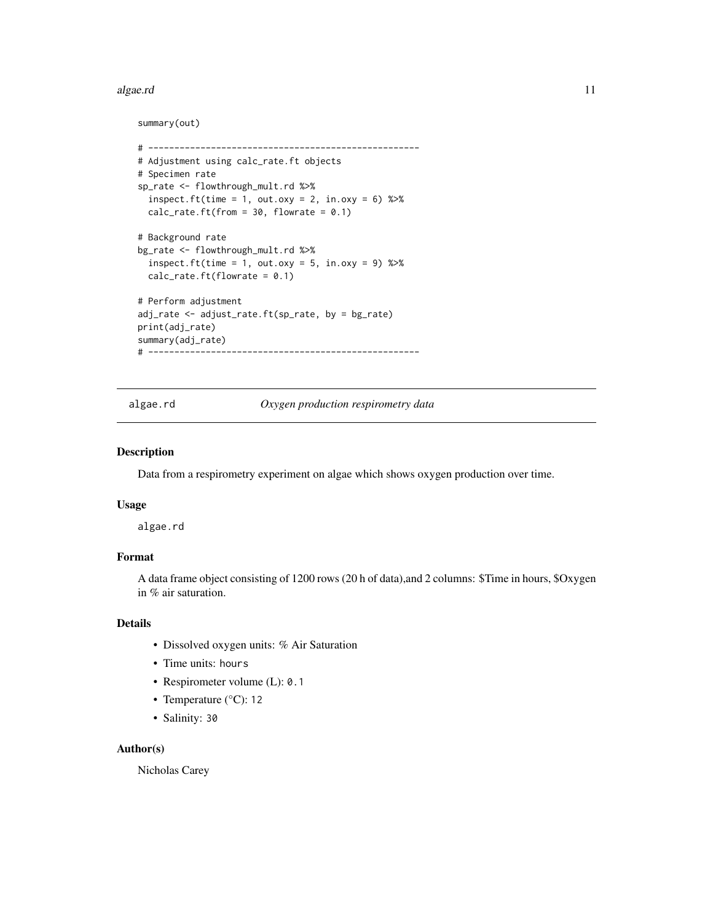```
summary(out)

# ---------------------------------------------------
# Adjustment using calc_rate.ft objects
# Specimen rate
sp_rate <- flowthrough_mult.rd %>%
  inspect.ft(time = 1, out.oxy = 2, in.oxy = 6) %>%
  calc_rate.ft(from = 30, flowrate = 0.1)

# Background rate
bg_rate <- flowthrough_mult.rd %>%
  inspect.ft(time = 1, out.oxy = 5, in.oxy = 9) %>%
  calc_rate.ft(flowrate = 0.1)

# Perform adjustment
adj_rate <- adjust_rate.ft(sp_rate, by = bg_rate)
print(adj_rate)
summary(adj_rate)
# ---------------------------------------------------
```

## algae.rd — *Oxygen production respirometry data*

### Description

Data from a respirometry experiment on algae which shows oxygen production over time.

### Usage

```
algae.rd
```

### Format

A data frame object consisting of 1200 rows (20 h of data),and 2 columns: $Time in hours, $Oxygen in % air saturation.

### Details

- Dissolved oxygen units: % Air Saturation
- Time units: `hours`
- Respirometer volume (L): `0.1`
- Temperature (°C): `12`
- Salinity: `30`

### Author(s)

Nicholas Carey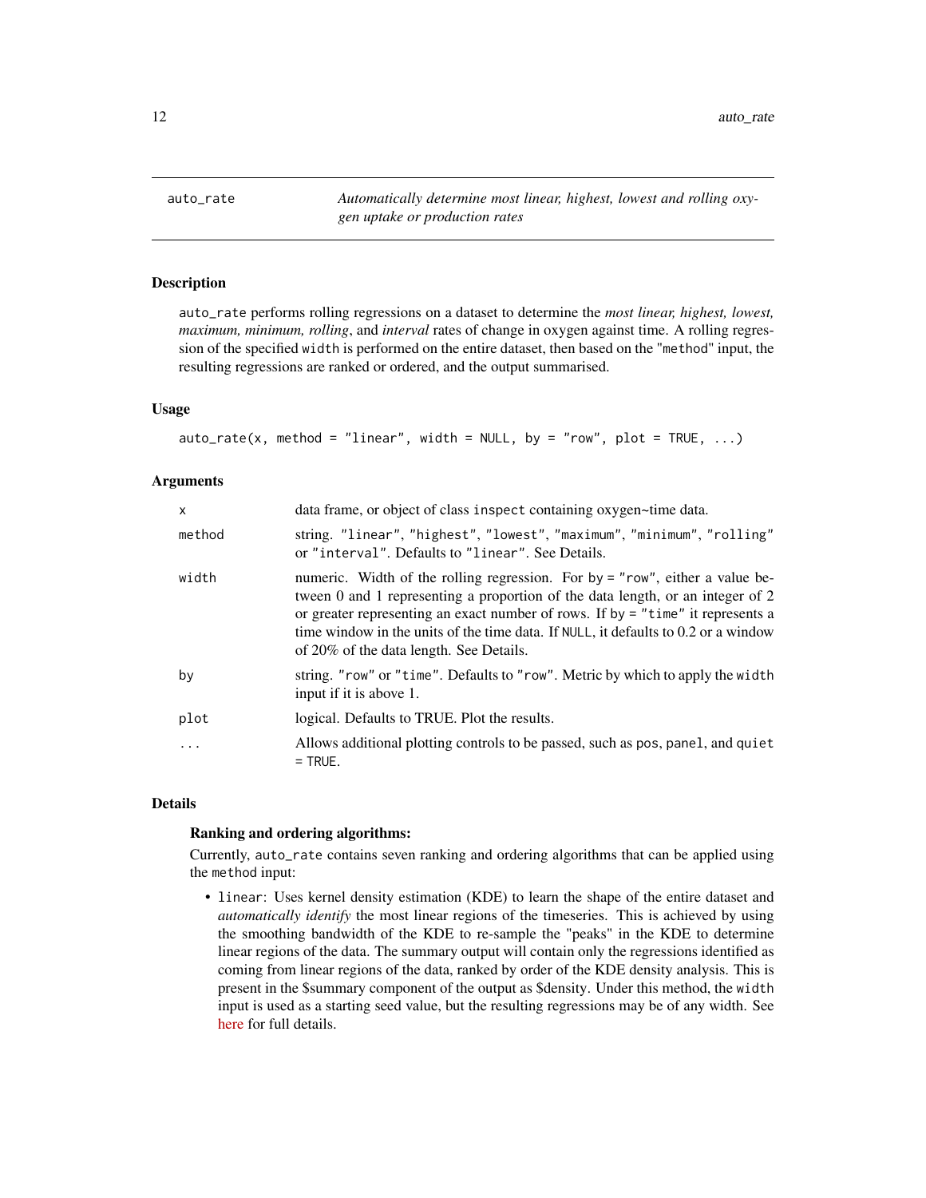auto_rate — *Automatically determine most linear, highest, lowest and rolling oxygen uptake or production rates*

### Description

auto_rate performs rolling regressions on a dataset to determine the *most linear, highest, lowest, maximum, minimum, rolling*, and *interval* rates of change in oxygen against time. A rolling regression of the specified width is performed on the entire dataset, then based on the "method" input, the resulting regressions are ranked or ordered, and the output summarised.

### Usage

```
auto_rate(x, method = "linear", width = NULL, by = "row", plot = TRUE, ...)
```

### Arguments

| | |
|---|---|
| x | data frame, or object of class inspect containing oxygen~time data. |
| method | string. "linear", "highest", "lowest", "maximum", "minimum", "rolling" or "interval". Defaults to "linear". See Details. |
| width | numeric. Width of the rolling regression. For by = "row", either a value between 0 and 1 representing a proportion of the data length, or an integer of 2 or greater representing an exact number of rows. If by = "time" it represents a time window in the units of the time data. If NULL, it defaults to 0.2 or a window of 20% of the data length. See Details. |
| by | string. "row" or "time". Defaults to "row". Metric by which to apply the width input if it is above 1. |
| plot | logical. Defaults to TRUE. Plot the results. |
| ... | Allows additional plotting controls to be passed, such as pos, panel, and quiet = TRUE. |

### Details

**Ranking and ordering algorithms:**

Currently, auto_rate contains seven ranking and ordering algorithms that can be applied using the method input:

- linear: Uses kernel density estimation (KDE) to learn the shape of the entire dataset and *automatically identify* the most linear regions of the timeseries. This is achieved by using the smoothing bandwidth of the KDE to re-sample the "peaks" in the KDE to determine linear regions of the data. The summary output will contain only the regressions identified as coming from linear regions of the data, ranked by order of the KDE density analysis. This is present in the $summary component of the output as $density. Under this method, the width input is used as a starting seed value, but the resulting regressions may be of any width. See here for full details.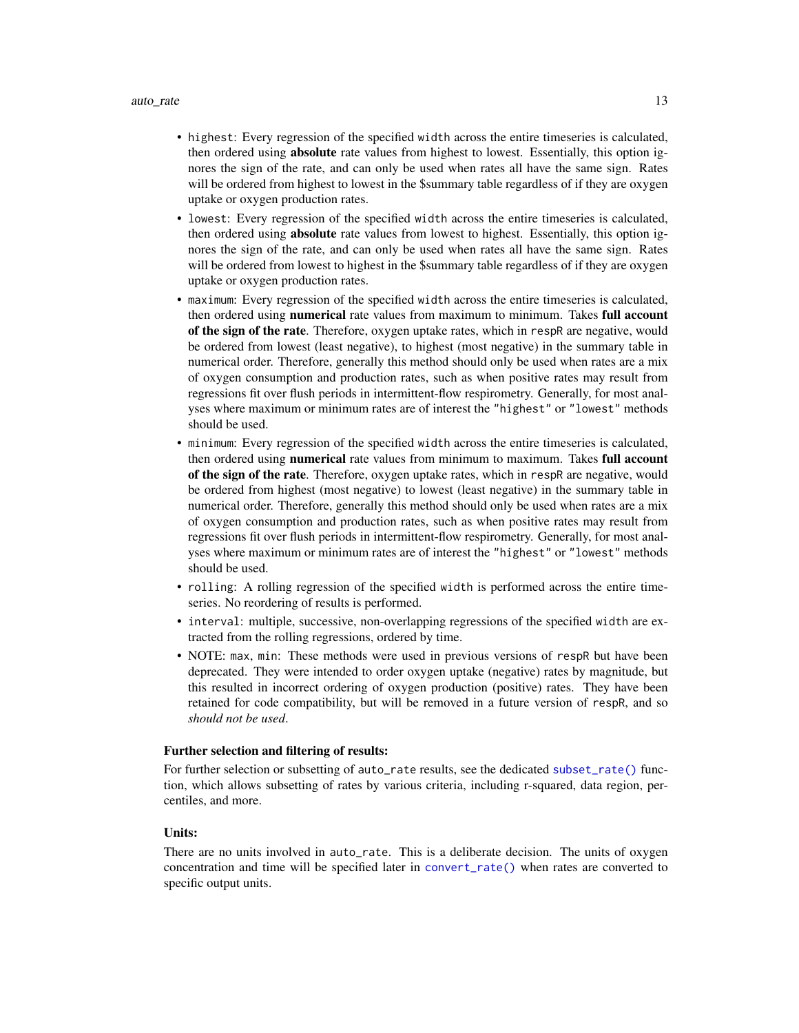- `highest`: Every regression of the specified `width` across the entire timeseries is calculated, then ordered using **absolute** rate values from highest to lowest. Essentially, this option ignores the sign of the rate, and can only be used when rates all have the same sign. Rates will be ordered from highest to lowest in the $summary table regardless of if they are oxygen uptake or oxygen production rates.
- `lowest`: Every regression of the specified `width` across the entire timeseries is calculated, then ordered using **absolute** rate values from lowest to highest. Essentially, this option ignores the sign of the rate, and can only be used when rates all have the same sign. Rates will be ordered from lowest to highest in the $summary table regardless of if they are oxygen uptake or oxygen production rates.
- `maximum`: Every regression of the specified `width` across the entire timeseries is calculated, then ordered using **numerical** rate values from maximum to minimum. Takes **full account of the sign of the rate**. Therefore, oxygen uptake rates, which in `respR` are negative, would be ordered from lowest (least negative), to highest (most negative) in the summary table in numerical order. Therefore, generally this method should only be used when rates are a mix of oxygen consumption and production rates, such as when positive rates may result from regressions fit over flush periods in intermittent-flow respirometry. Generally, for most analyses where maximum or minimum rates are of interest the `"highest"` or `"lowest"` methods should be used.
- `minimum`: Every regression of the specified `width` across the entire timeseries is calculated, then ordered using **numerical** rate values from minimum to maximum. Takes **full account of the sign of the rate**. Therefore, oxygen uptake rates, which in `respR` are negative, would be ordered from highest (most negative) to lowest (least negative) in the summary table in numerical order. Therefore, generally this method should only be used when rates are a mix of oxygen consumption and production rates, such as when positive rates may result from regressions fit over flush periods in intermittent-flow respirometry. Generally, for most analyses where maximum or minimum rates are of interest the `"highest"` or `"lowest"` methods should be used.
- `rolling`: A rolling regression of the specified `width` is performed across the entire timeseries. No reordering of results is performed.
- `interval`: multiple, successive, non-overlapping regressions of the specified `width` are extracted from the rolling regressions, ordered by time.
- NOTE: `max`, `min`: These methods were used in previous versions of `respR` but have been deprecated. They were intended to order oxygen uptake (negative) rates by magnitude, but this resulted in incorrect ordering of oxygen production (positive) rates. They have been retained for code compatibility, but will be removed in a future version of `respR`, and so *should not be used*.

**Further selection and filtering of results:**

For further selection or subsetting of `auto_rate` results, see the dedicated `subset_rate()` function, which allows subsetting of rates by various criteria, including r-squared, data region, percentiles, and more.

**Units:**

There are no units involved in `auto_rate`. This is a deliberate decision. The units of oxygen concentration and time will be specified later in `convert_rate()` when rates are converted to specific output units.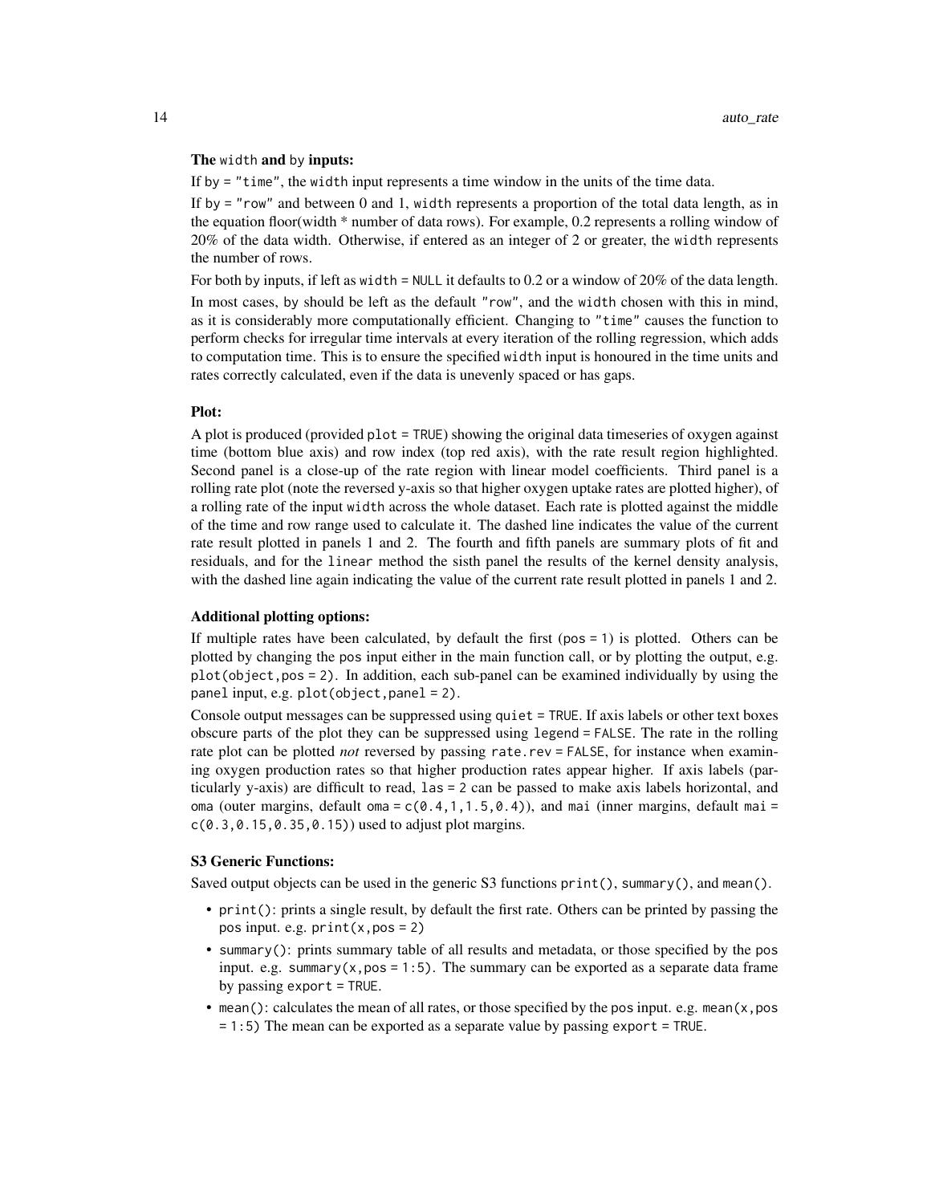**The `width` and `by` inputs:**

If `by = "time"`, the `width` input represents a time window in the units of the time data.

If `by = "row"` and between 0 and 1, `width` represents a proportion of the total data length, as in the equation floor(width * number of data rows). For example, 0.2 represents a rolling window of 20% of the data width. Otherwise, if entered as an integer of 2 or greater, the `width` represents the number of rows.

For both `by` inputs, if left as `width = NULL` it defaults to 0.2 or a window of 20% of the data length.

In most cases, `by` should be left as the default `"row"`, and the `width` chosen with this in mind, as it is considerably more computationally efficient. Changing to `"time"` causes the function to perform checks for irregular time intervals at every iteration of the rolling regression, which adds to computation time. This is to ensure the specified `width` input is honoured in the time units and rates correctly calculated, even if the data is unevenly spaced or has gaps.

**Plot:**

A plot is produced (provided `plot = TRUE`) showing the original data timeseries of oxygen against time (bottom blue axis) and row index (top red axis), with the rate result region highlighted. Second panel is a close-up of the rate region with linear model coefficients. Third panel is a rolling rate plot (note the reversed y-axis so that higher oxygen uptake rates are plotted higher), of a rolling rate of the input `width` across the whole dataset. Each rate is plotted against the middle of the time and row range used to calculate it. The dashed line indicates the value of the current rate result plotted in panels 1 and 2. The fourth and fifth panels are summary plots of fit and residuals, and for the `linear` method the sisth panel the results of the kernel density analysis, with the dashed line again indicating the value of the current rate result plotted in panels 1 and 2.

**Additional plotting options:**

If multiple rates have been calculated, by default the first (`pos = 1`) is plotted. Others can be plotted by changing the `pos` input either in the main function call, or by plotting the output, e.g. `plot(object,pos = 2)`. In addition, each sub-panel can be examined individually by using the `panel` input, e.g. `plot(object,panel = 2)`.

Console output messages can be suppressed using `quiet = TRUE`. If axis labels or other text boxes obscure parts of the plot they can be suppressed using `legend = FALSE`. The rate in the rolling rate plot can be plotted *not* reversed by passing `rate.rev = FALSE`, for instance when examining oxygen production rates so that higher production rates appear higher. If axis labels (particularly y-axis) are difficult to read, `las = 2` can be passed to make axis labels horizontal, and `oma` (outer margins, default `oma = c(0.4,1,1.5,0.4)`), and `mai` (inner margins, default `mai = c(0.3,0.15,0.35,0.15)`) used to adjust plot margins.

**S3 Generic Functions:**

Saved output objects can be used in the generic S3 functions `print()`, `summary()`, and `mean()`.

- `print()`: prints a single result, by default the first rate. Others can be printed by passing the `pos` input. e.g. `print(x,pos = 2)`
- `summary()`: prints summary table of all results and metadata, or those specified by the `pos` input. e.g. `summary(x,pos = 1:5)`. The summary can be exported as a separate data frame by passing `export = TRUE`.
- `mean()`: calculates the mean of all rates, or those specified by the `pos` input. e.g. `mean(x,pos = 1:5)` The mean can be exported as a separate value by passing `export = TRUE`.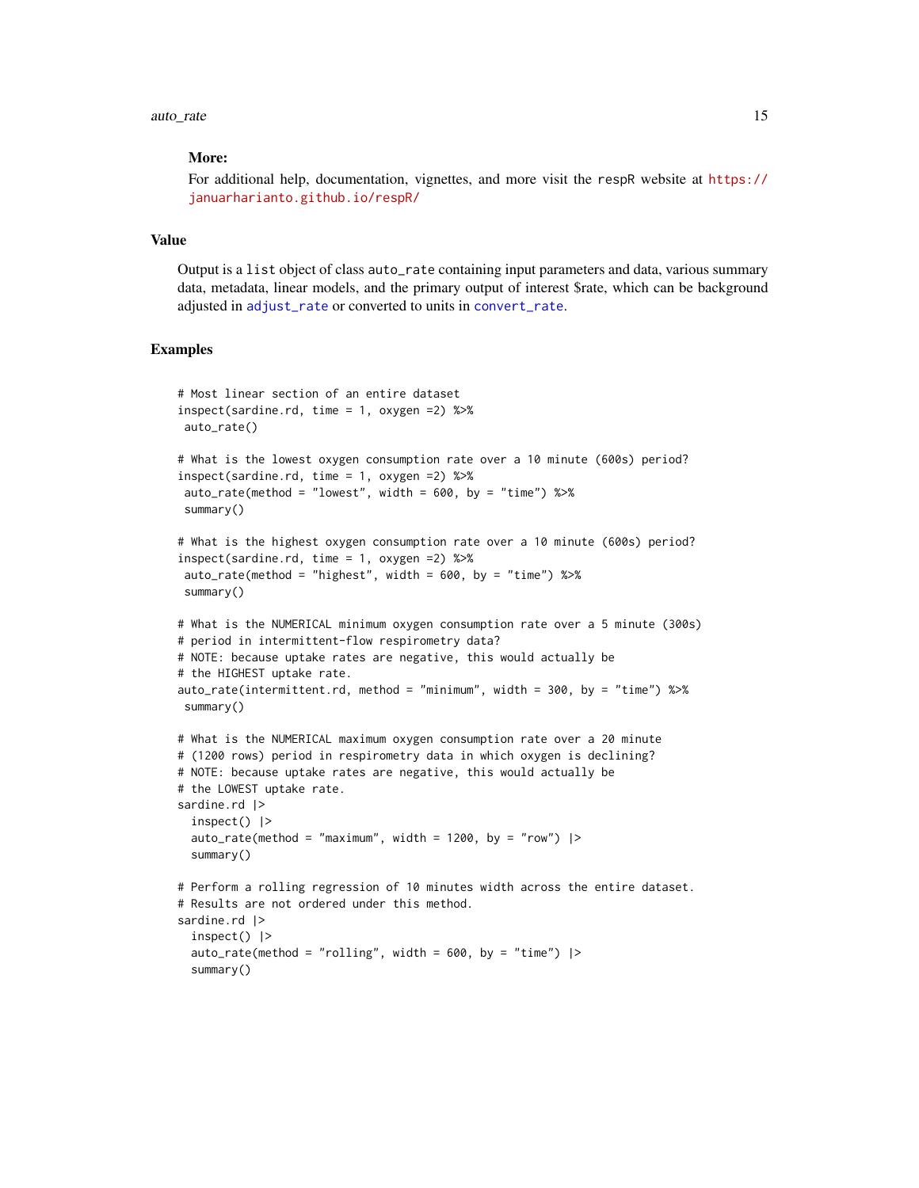**More:**

For additional help, documentation, vignettes, and more visit the respR website at https://januarharianto.github.io/respR/

## Value

Output is a list object of class auto_rate containing input parameters and data, various summary data, metadata, linear models, and the primary output of interest $rate, which can be background adjusted in adjust_rate or converted to units in convert_rate.

## Examples

```
# Most linear section of an entire dataset
inspect(sardine.rd, time = 1, oxygen =2) %>%
 auto_rate()

# What is the lowest oxygen consumption rate over a 10 minute (600s) period?
inspect(sardine.rd, time = 1, oxygen =2) %>%
 auto_rate(method = "lowest", width = 600, by = "time") %>%
 summary()

# What is the highest oxygen consumption rate over a 10 minute (600s) period?
inspect(sardine.rd, time = 1, oxygen =2) %>%
 auto_rate(method = "highest", width = 600, by = "time") %>%
 summary()

# What is the NUMERICAL minimum oxygen consumption rate over a 5 minute (300s)
# period in intermittent-flow respirometry data?
# NOTE: because uptake rates are negative, this would actually be
# the HIGHEST uptake rate.
auto_rate(intermittent.rd, method = "minimum", width = 300, by = "time") %>%
 summary()

# What is the NUMERICAL maximum oxygen consumption rate over a 20 minute
# (1200 rows) period in respirometry data in which oxygen is declining?
# NOTE: because uptake rates are negative, this would actually be
# the LOWEST uptake rate.
sardine.rd |>
  inspect() |>
  auto_rate(method = "maximum", width = 1200, by = "row") |>
  summary()

# Perform a rolling regression of 10 minutes width across the entire dataset.
# Results are not ordered under this method.
sardine.rd |>
  inspect() |>
  auto_rate(method = "rolling", width = 600, by = "time") |>
  summary()
```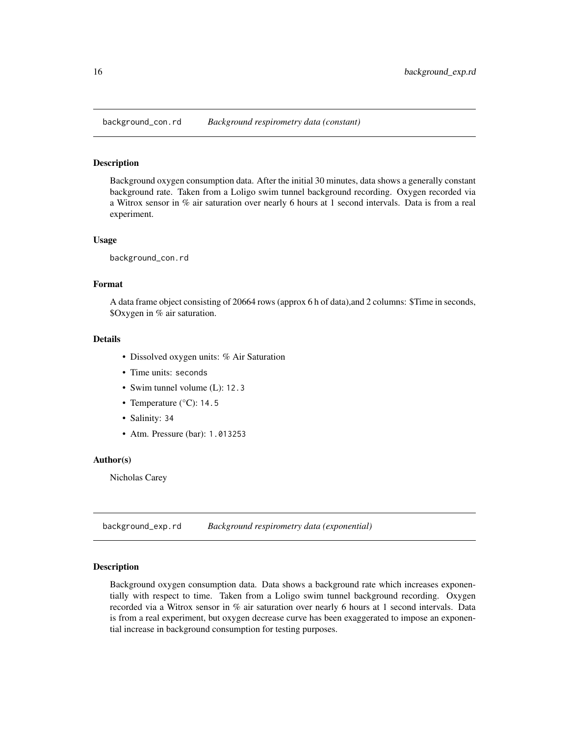## background_con.rd *Background respirometry data (constant)*

### Description

Background oxygen consumption data. After the initial 30 minutes, data shows a generally constant background rate. Taken from a Loligo swim tunnel background recording. Oxygen recorded via a Witrox sensor in % air saturation over nearly 6 hours at 1 second intervals. Data is from a real experiment.

### Usage

```
background_con.rd
```

### Format

A data frame object consisting of 20664 rows (approx 6 h of data),and 2 columns: $Time in seconds, $Oxygen in % air saturation.

### Details

- Dissolved oxygen units: % Air Saturation
- Time units: `seconds`
- Swim tunnel volume (L): `12.3`
- Temperature (°C): `14.5`
- Salinity: `34`
- Atm. Pressure (bar): `1.013253`

### Author(s)

Nicholas Carey

## background_exp.rd *Background respirometry data (exponential)*

### Description

Background oxygen consumption data. Data shows a background rate which increases exponentially with respect to time. Taken from a Loligo swim tunnel background recording. Oxygen recorded via a Witrox sensor in % air saturation over nearly 6 hours at 1 second intervals. Data is from a real experiment, but oxygen decrease curve has been exaggerated to impose an exponential increase in background consumption for testing purposes.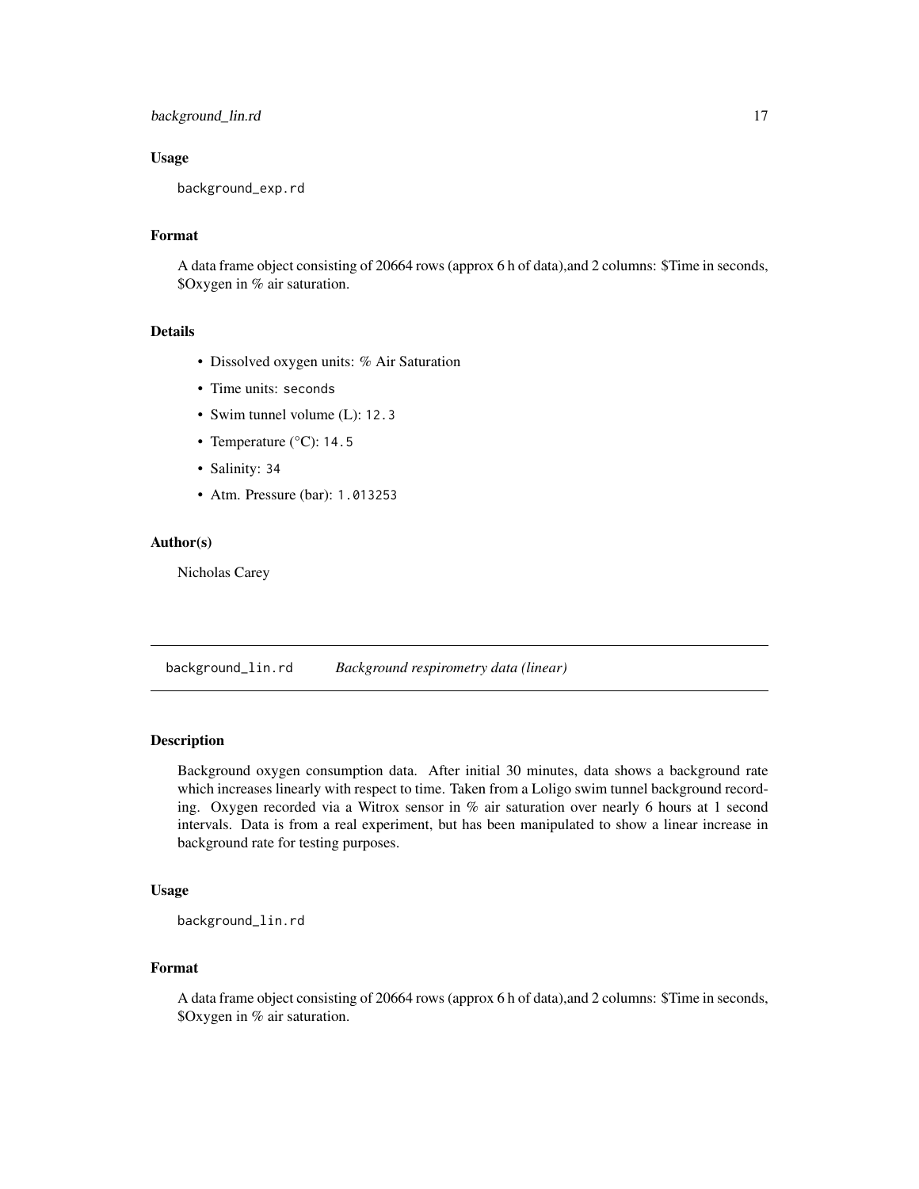### Usage

```
background_exp.rd
```

### Format

A data frame object consisting of 20664 rows (approx 6 h of data),and 2 columns: $Time in seconds, $Oxygen in % air saturation.

### Details

- Dissolved oxygen units: % Air Saturation
- Time units: `seconds`
- Swim tunnel volume (L): `12.3`
- Temperature (°C): `14.5`
- Salinity: `34`
- Atm. Pressure (bar): `1.013253`

### Author(s)

Nicholas Carey

---

## background_lin.rd *Background respirometry data (linear)*

### Description

Background oxygen consumption data. After initial 30 minutes, data shows a background rate which increases linearly with respect to time. Taken from a Loligo swim tunnel background recording. Oxygen recorded via a Witrox sensor in % air saturation over nearly 6 hours at 1 second intervals. Data is from a real experiment, but has been manipulated to show a linear increase in background rate for testing purposes.

### Usage

```
background_lin.rd
```

### Format

A data frame object consisting of 20664 rows (approx 6 h of data),and 2 columns: $Time in seconds, $Oxygen in % air saturation.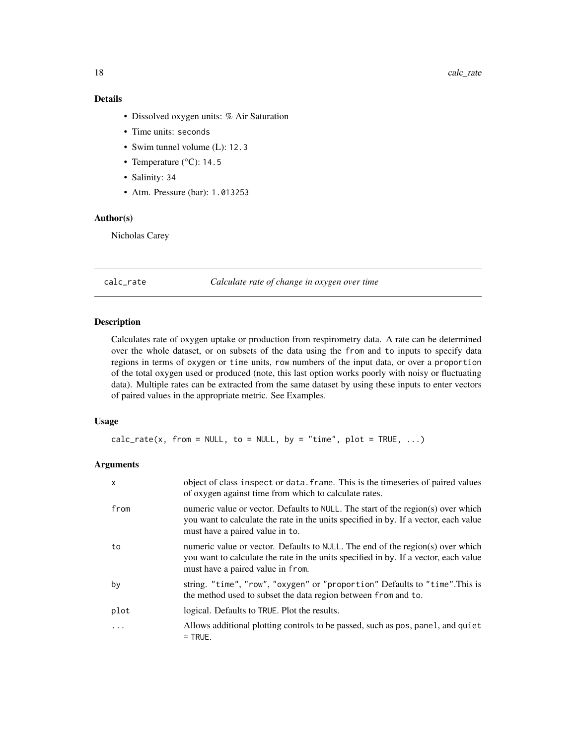### Details

- Dissolved oxygen units: % Air Saturation
- Time units: `seconds`
- Swim tunnel volume (L): `12.3`
- Temperature (°C): `14.5`
- Salinity: `34`
- Atm. Pressure (bar): `1.013253`

### Author(s)

Nicholas Carey

---

## calc_rate — *Calculate rate of change in oxygen over time*

---

### Description

Calculates rate of oxygen uptake or production from respirometry data. A rate can be determined over the whole dataset, or on subsets of the data using the `from` and `to` inputs to specify data regions in terms of `oxygen` or `time` units, `row` numbers of the input data, or over a `proportion` of the total oxygen used or produced (note, this last option works poorly with noisy or fluctuating data). Multiple rates can be extracted from the same dataset by using these inputs to enter vectors of paired values in the appropriate metric. See Examples.

### Usage

```
calc_rate(x, from = NULL, to = NULL, by = "time", plot = TRUE, ...)
```

### Arguments

| | |
|---|---|
| `x` | object of class `inspect` or `data.frame`. This is the timeseries of paired values of oxygen against time from which to calculate rates. |
| `from` | numeric value or vector. Defaults to `NULL`. The start of the region(s) over which you want to calculate the rate in the units specified in `by`. If a vector, each value must have a paired value in `to`. |
| `to` | numeric value or vector. Defaults to `NULL`. The end of the region(s) over which you want to calculate the rate in the units specified in `by`. If a vector, each value must have a paired value in `from`. |
| `by` | string. `"time"`, `"row"`, `"oxygen"` or `"proportion"` Defaults to `"time"`.This is the method used to subset the data region between `from` and `to`. |
| `plot` | logical. Defaults to `TRUE`. Plot the results. |
| `...` | Allows additional plotting controls to be passed, such as `pos`, `panel`, and `quiet = TRUE`. |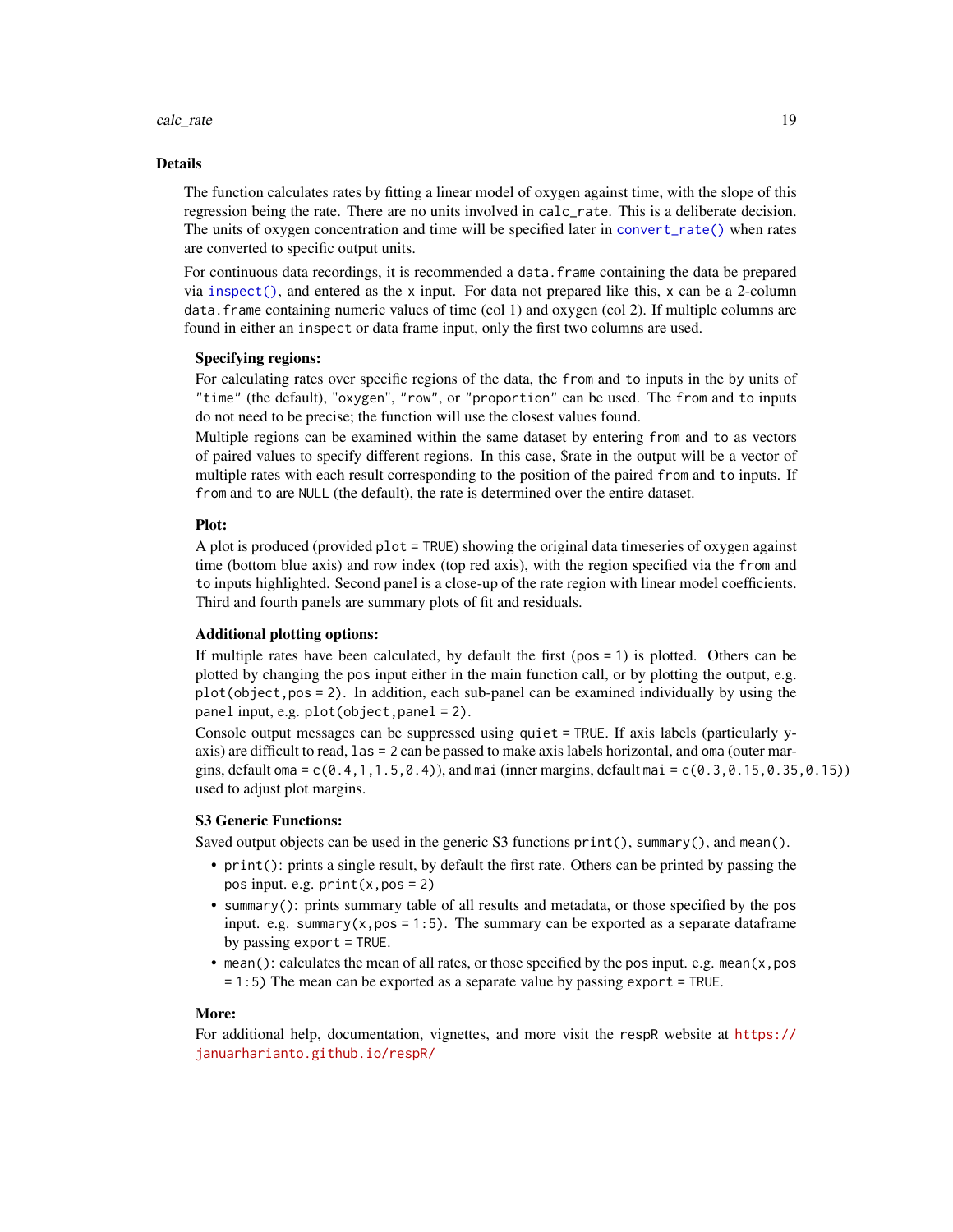## Details

The function calculates rates by fitting a linear model of oxygen against time, with the slope of this regression being the rate. There are no units involved in `calc_rate`. This is a deliberate decision. The units of oxygen concentration and time will be specified later in `convert_rate()` when rates are converted to specific output units.

For continuous data recordings, it is recommended a `data.frame` containing the data be prepared via `inspect()`, and entered as the `x` input. For data not prepared like this, `x` can be a 2-column `data.frame` containing numeric values of time (col 1) and oxygen (col 2). If multiple columns are found in either an `inspect` or data frame input, only the first two columns are used.

### Specifying regions:

For calculating rates over specific regions of the data, the `from` and `to` inputs in the `by` units of `"time"` (the default), `"oxygen"`, `"row"`, or `"proportion"` can be used. The `from` and `to` inputs do not need to be precise; the function will use the closest values found.

Multiple regions can be examined within the same dataset by entering `from` and `to` as vectors of paired values to specify different regions. In this case, $rate in the output will be a vector of multiple rates with each result corresponding to the position of the paired `from` and `to` inputs. If `from` and `to` are `NULL` (the default), the rate is determined over the entire dataset.

### Plot:

A plot is produced (provided `plot = TRUE`) showing the original data timeseries of oxygen against time (bottom blue axis) and row index (top red axis), with the region specified via the `from` and `to` inputs highlighted. Second panel is a close-up of the rate region with linear model coefficients. Third and fourth panels are summary plots of fit and residuals.

### Additional plotting options:

If multiple rates have been calculated, by default the first (`pos = 1`) is plotted. Others can be plotted by changing the `pos` input either in the main function call, or by plotting the output, e.g. `plot(object,pos = 2)`. In addition, each sub-panel can be examined individually by using the `panel` input, e.g. `plot(object,panel = 2)`.

Console output messages can be suppressed using `quiet = TRUE`. If axis labels (particularly y-axis) are difficult to read, `las = 2` can be passed to make axis labels horizontal, and `oma` (outer margins, default `oma = c(0.4,1,1.5,0.4)`), and `mai` (inner margins, default `mai = c(0.3,0.15,0.35,0.15)`) used to adjust plot margins.

### S3 Generic Functions:

Saved output objects can be used in the generic S3 functions `print()`, `summary()`, and `mean()`.

- `print()`: prints a single result, by default the first rate. Others can be printed by passing the `pos` input. e.g. `print(x,pos = 2)`
- `summary()`: prints summary table of all results and metadata, or those specified by the `pos` input. e.g. `summary(x,pos = 1:5)`. The summary can be exported as a separate dataframe by passing `export = TRUE`.
- `mean()`: calculates the mean of all rates, or those specified by the `pos` input. e.g. `mean(x,pos = 1:5)` The mean can be exported as a separate value by passing `export = TRUE`.

### More:

For additional help, documentation, vignettes, and more visit the `respR` website at https://januarharianto.github.io/respR/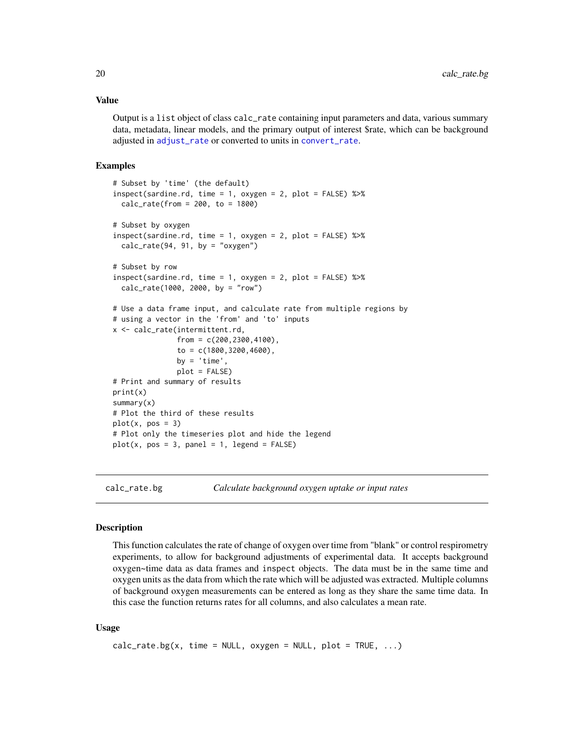### Value

Output is a `list` object of class `calc_rate` containing input parameters and data, various summary data, metadata, linear models, and the primary output of interest $rate, which can be background adjusted in `adjust_rate` or converted to units in `convert_rate`.

### Examples

```
# Subset by 'time' (the default)
inspect(sardine.rd, time = 1, oxygen = 2, plot = FALSE) %>%
  calc_rate(from = 200, to = 1800)

# Subset by oxygen
inspect(sardine.rd, time = 1, oxygen = 2, plot = FALSE) %>%
  calc_rate(94, 91, by = "oxygen")

# Subset by row
inspect(sardine.rd, time = 1, oxygen = 2, plot = FALSE) %>%
  calc_rate(1000, 2000, by = "row")

# Use a data frame input, and calculate rate from multiple regions by
# using a vector in the 'from' and 'to' inputs
x <- calc_rate(intermittent.rd,
               from = c(200,2300,4100),
               to = c(1800,3200,4600),
               by = 'time',
               plot = FALSE)
# Print and summary of results
print(x)
summary(x)
# Plot the third of these results
plot(x, pos = 3)
# Plot only the timeseries plot and hide the legend
plot(x, pos = 3, panel = 1, legend = FALSE)
```

---

## calc_rate.bg — *Calculate background oxygen uptake or input rates*

### Description

This function calculates the rate of change of oxygen over time from "blank" or control respirometry experiments, to allow for background adjustments of experimental data. It accepts background oxygen~time data as data frames and `inspect` objects. The data must be in the same time and oxygen units as the data from which the rate which will be adjusted was extracted. Multiple columns of background oxygen measurements can be entered as long as they share the same time data. In this case the function returns rates for all columns, and also calculates a mean rate.

### Usage

```
calc_rate.bg(x, time = NULL, oxygen = NULL, plot = TRUE, ...)
```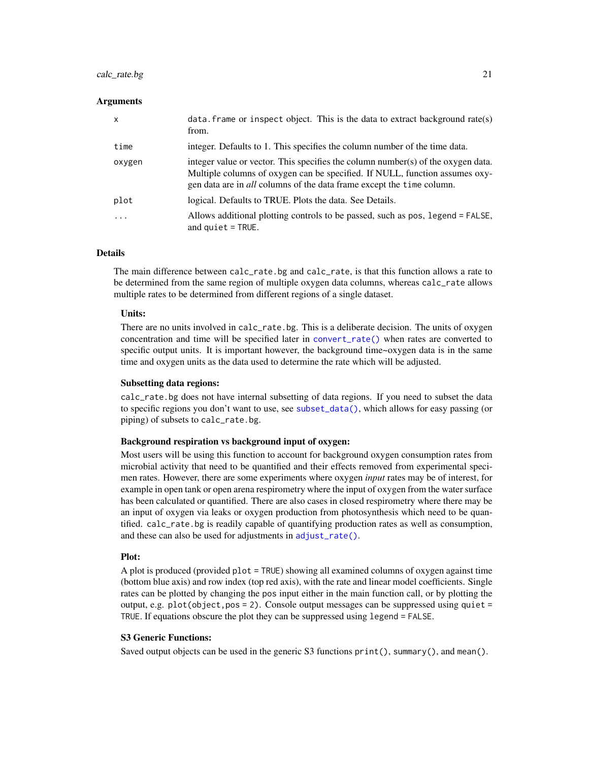## Arguments

| | |
|---|---|
| `x` | `data.frame` or `inspect` object. This is the data to extract background rate(s) from. |
| `time` | integer. Defaults to 1. This specifies the column number of the time data. |
| `oxygen` | integer value or vector. This specifies the column number(s) of the oxygen data. Multiple columns of oxygen can be specified. If NULL, function assumes oxygen data are in *all* columns of the data frame except the `time` column. |
| `plot` | logical. Defaults to TRUE. Plots the data. See Details. |
| `...` | Allows additional plotting controls to be passed, such as `pos`, `legend = FALSE`, and `quiet = TRUE`. |

## Details

The main difference between `calc_rate.bg` and `calc_rate`, is that this function allows a rate to be determined from the same region of multiple oxygen data columns, whereas `calc_rate` allows multiple rates to be determined from different regions of a single dataset.

### Units:

There are no units involved in `calc_rate.bg`. This is a deliberate decision. The units of oxygen concentration and time will be specified later in `convert_rate()` when rates are converted to specific output units. It is important however, the background time~oxygen data is in the same time and oxygen units as the data used to determine the rate which will be adjusted.

### Subsetting data regions:

`calc_rate.bg` does not have internal subsetting of data regions. If you need to subset the data to specific regions you don't want to use, see `subset_data()`, which allows for easy passing (or piping) of subsets to `calc_rate.bg`.

### Background respiration vs background input of oxygen:

Most users will be using this function to account for background oxygen consumption rates from microbial activity that need to be quantified and their effects removed from experimental specimen rates. However, there are some experiments where oxygen *input* rates may be of interest, for example in open tank or open arena respirometry where the input of oxygen from the water surface has been calculated or quantified. There are also cases in closed respirometry where there may be an input of oxygen via leaks or oxygen production from photosynthesis which need to be quantified. `calc_rate.bg` is readily capable of quantifying production rates as well as consumption, and these can also be used for adjustments in `adjust_rate()`.

### Plot:

A plot is produced (provided `plot = TRUE`) showing all examined columns of oxygen against time (bottom blue axis) and row index (top red axis), with the rate and linear model coefficients. Single rates can be plotted by changing the `pos` input either in the main function call, or by plotting the output, e.g. `plot(object,pos = 2)`. Console output messages can be suppressed using `quiet = TRUE`. If equations obscure the plot they can be suppressed using `legend = FALSE`.

### S3 Generic Functions:

Saved output objects can be used in the generic S3 functions `print()`, `summary()`, and `mean()`.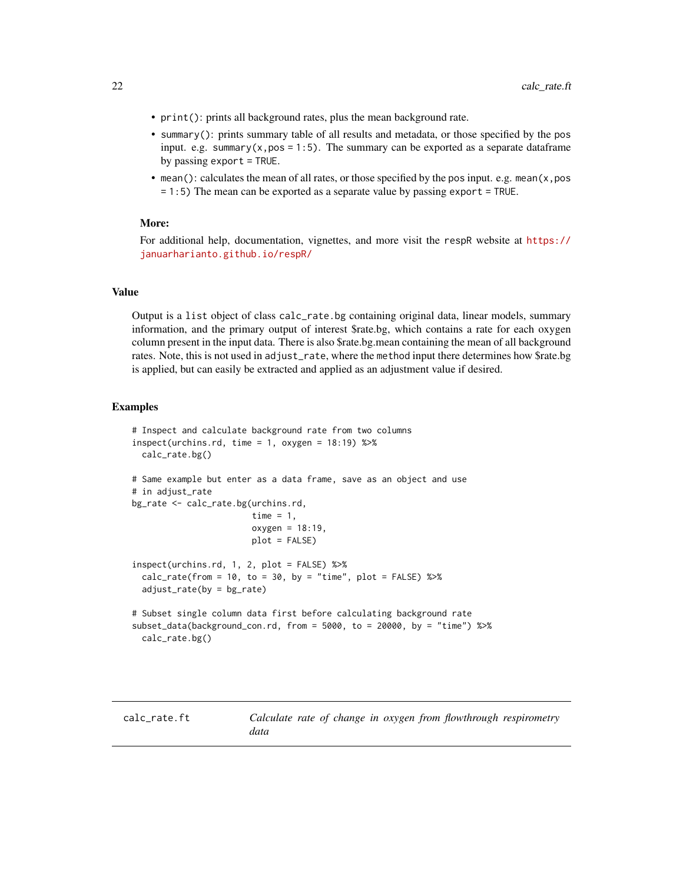- `print()`: prints all background rates, plus the mean background rate.
- `summary()`: prints summary table of all results and metadata, or those specified by the `pos` input. e.g. `summary(x,pos = 1:5)`. The summary can be exported as a separate dataframe by passing `export = TRUE`.
- `mean()`: calculates the mean of all rates, or those specified by the `pos` input. e.g. `mean(x,pos = 1:5)` The mean can be exported as a separate value by passing `export = TRUE`.

**More:**

For additional help, documentation, vignettes, and more visit the `respR` website at https://januarharianto.github.io/respR/

## Value

Output is a `list` object of class `calc_rate.bg` containing original data, linear models, summary information, and the primary output of interest $rate.bg, which contains a rate for each oxygen column present in the input data. There is also $rate.bg.mean containing the mean of all background rates. Note, this is not used in `adjust_rate`, where the `method` input there determines how $rate.bg is applied, but can easily be extracted and applied as an adjustment value if desired.

## Examples

```
# Inspect and calculate background rate from two columns
inspect(urchins.rd, time = 1, oxygen = 18:19) %>%
  calc_rate.bg()

# Same example but enter as a data frame, save as an object and use
# in adjust_rate
bg_rate <- calc_rate.bg(urchins.rd,
                        time = 1,
                        oxygen = 18:19,
                        plot = FALSE)

inspect(urchins.rd, 1, 2, plot = FALSE) %>%
  calc_rate(from = 10, to = 30, by = "time", plot = FALSE) %>%
  adjust_rate(by = bg_rate)

# Subset single column data first before calculating background rate
subset_data(background_con.rd, from = 5000, to = 20000, by = "time") %>%
  calc_rate.bg()
```

---

# calc_rate.ft — *Calculate rate of change in oxygen from flowthrough respirometry data*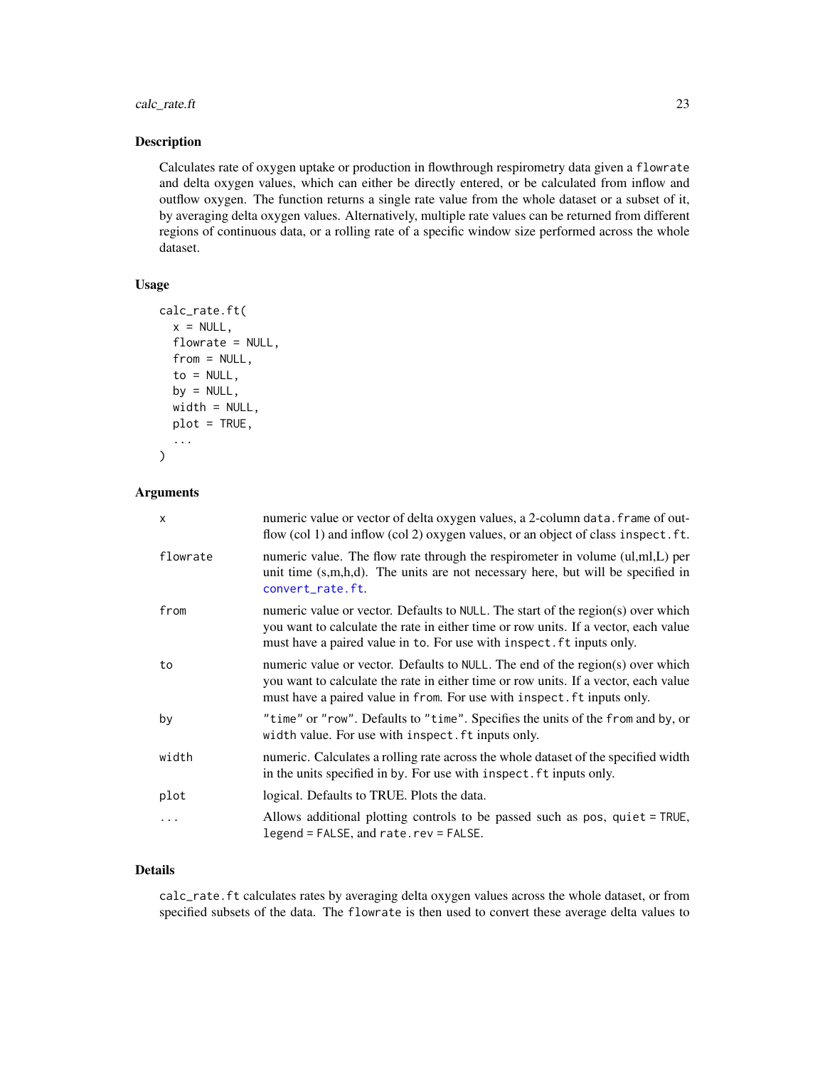## Description

Calculates rate of oxygen uptake or production in flowthrough respirometry data given a `flowrate` and delta oxygen values, which can either be directly entered, or be calculated from inflow and outflow oxygen. The function returns a single rate value from the whole dataset or a subset of it, by averaging delta oxygen values. Alternatively, multiple rate values can be returned from different regions of continuous data, or a rolling rate of a specific window size performed across the whole dataset.

## Usage

```
calc_rate.ft(
  x = NULL,
  flowrate = NULL,
  from = NULL,
  to = NULL,
  by = NULL,
  width = NULL,
  plot = TRUE,
  ...
)
```

## Arguments

| Argument | Description |
|---|---|
| `x` | numeric value or vector of delta oxygen values, a 2-column `data.frame` of outflow (col 1) and inflow (col 2) oxygen values, or an object of class `inspect.ft`. |
| `flowrate` | numeric value. The flow rate through the respirometer in volume (ul,ml,L) per unit time (s,m,h,d). The units are not necessary here, but will be specified in `convert_rate.ft`. |
| `from` | numeric value or vector. Defaults to `NULL`. The start of the region(s) over which you want to calculate the rate in either time or row units. If a vector, each value must have a paired value in `to`. For use with `inspect.ft` inputs only. |
| `to` | numeric value or vector. Defaults to `NULL`. The end of the region(s) over which you want to calculate the rate in either time or row units. If a vector, each value must have a paired value in `from`. For use with `inspect.ft` inputs only. |
| `by` | `"time"` or `"row"`. Defaults to `"time"`. Specifies the units of the `from` and `by`, or `width` value. For use with `inspect.ft` inputs only. |
| `width` | numeric. Calculates a rolling rate across the whole dataset of the specified width in the units specified in `by`. For use with `inspect.ft` inputs only. |
| `plot` | logical. Defaults to TRUE. Plots the data. |
| `...` | Allows additional plotting controls to be passed such as `pos`, `quiet = TRUE`, `legend = FALSE`, and `rate.rev = FALSE`. |

## Details

`calc_rate.ft` calculates rates by averaging delta oxygen values across the whole dataset, or from specified subsets of the data. The `flowrate` is then used to convert these average delta values to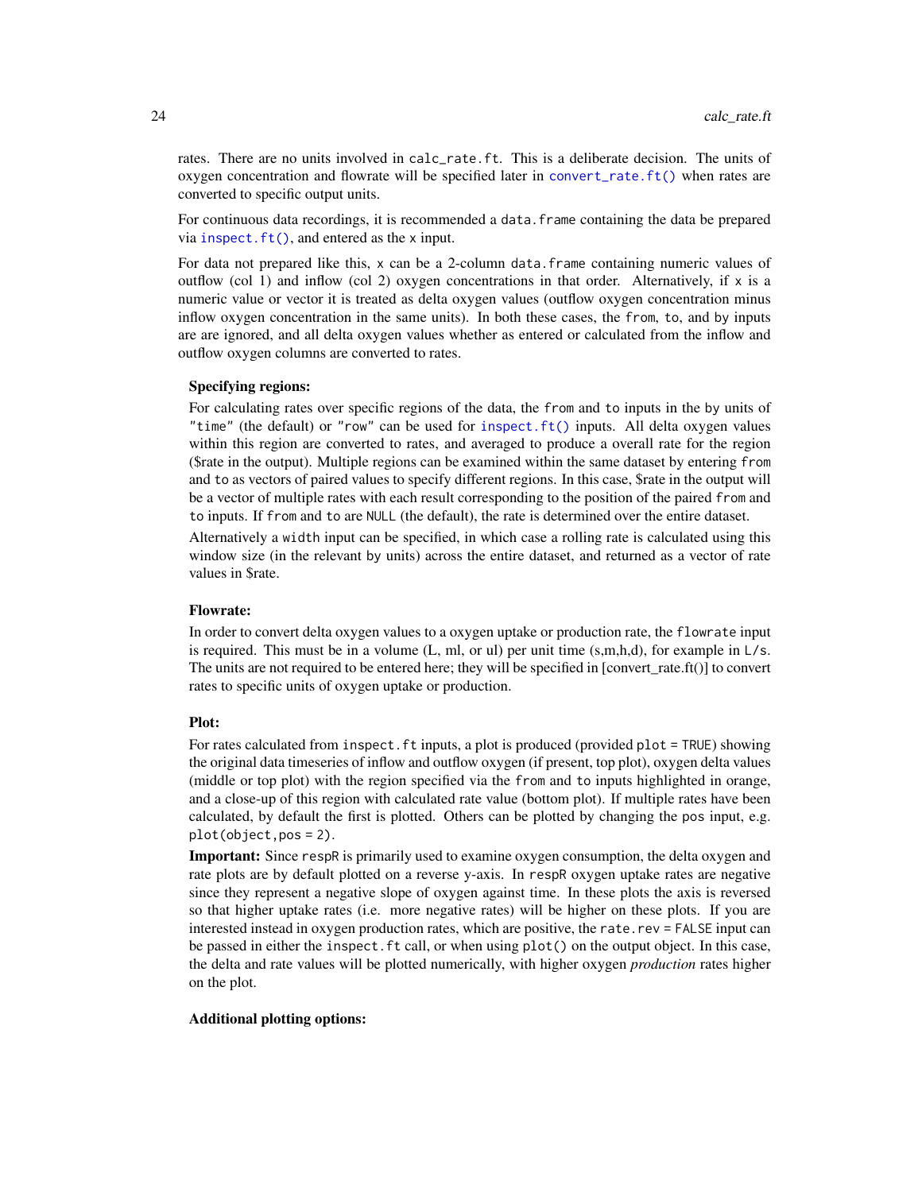rates. There are no units involved in `calc_rate.ft`. This is a deliberate decision. The units of oxygen concentration and flowrate will be specified later in `convert_rate.ft()` when rates are converted to specific output units.

For continuous data recordings, it is recommended a `data.frame` containing the data be prepared via `inspect.ft()`, and entered as the `x` input.

For data not prepared like this, `x` can be a 2-column `data.frame` containing numeric values of outflow (col 1) and inflow (col 2) oxygen concentrations in that order. Alternatively, if `x` is a numeric value or vector it is treated as delta oxygen values (outflow oxygen concentration minus inflow oxygen concentration in the same units). In both these cases, the `from`, `to`, and `by` inputs are are ignored, and all delta oxygen values whether as entered or calculated from the inflow and outflow oxygen columns are converted to rates.

**Specifying regions:**

For calculating rates over specific regions of the data, the `from` and `to` inputs in the `by` units of `"time"` (the default) or `"row"` can be used for `inspect.ft()` inputs. All delta oxygen values within this region are converted to rates, and averaged to produce a overall rate for the region ($rate in the output). Multiple regions can be examined within the same dataset by entering `from` and `to` as vectors of paired values to specify different regions. In this case, $rate in the output will be a vector of multiple rates with each result corresponding to the position of the paired `from` and `to` inputs. If `from` and `to` are `NULL` (the default), the rate is determined over the entire dataset.

Alternatively a `width` input can be specified, in which case a rolling rate is calculated using this window size (in the relevant `by` units) across the entire dataset, and returned as a vector of rate values in $rate.

**Flowrate:**

In order to convert delta oxygen values to a oxygen uptake or production rate, the `flowrate` input is required. This must be in a volume (L, ml, or ul) per unit time (s,m,h,d), for example in `L/s`. The units are not required to be entered here; they will be specified in [convert_rate.ft()] to convert rates to specific units of oxygen uptake or production.

**Plot:**

For rates calculated from `inspect.ft` inputs, a plot is produced (provided `plot = TRUE`) showing the original data timeseries of inflow and outflow oxygen (if present, top plot), oxygen delta values (middle or top plot) with the region specified via the `from` and `to` inputs highlighted in orange, and a close-up of this region with calculated rate value (bottom plot). If multiple rates have been calculated, by default the first is plotted. Others can be plotted by changing the `pos` input, e.g. `plot(object,pos = 2)`.

**Important:** Since `respR` is primarily used to examine oxygen consumption, the delta oxygen and rate plots are by default plotted on a reverse y-axis. In `respR` oxygen uptake rates are negative since they represent a negative slope of oxygen against time. In these plots the axis is reversed so that higher uptake rates (i.e. more negative rates) will be higher on these plots. If you are interested instead in oxygen production rates, which are positive, the `rate.rev = FALSE` input can be passed in either the `inspect.ft` call, or when using `plot()` on the output object. In this case, the delta and rate values will be plotted numerically, with higher oxygen *production* rates higher on the plot.

**Additional plotting options:**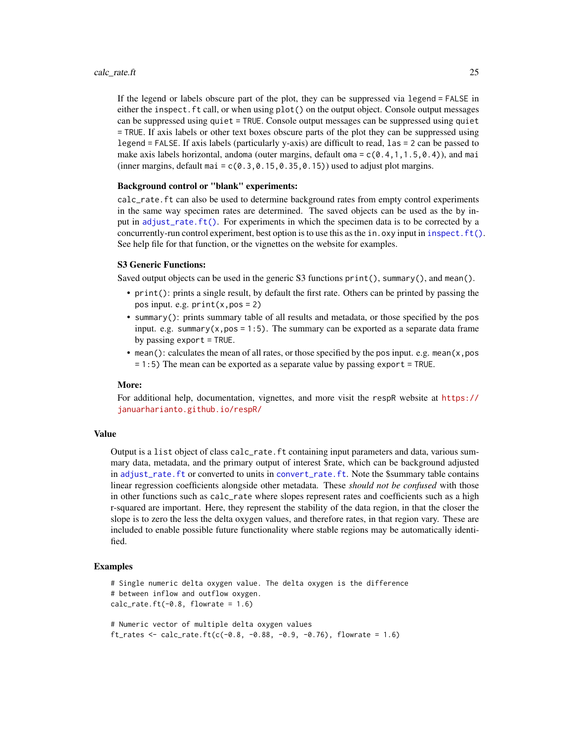If the legend or labels obscure part of the plot, they can be suppressed via `legend = FALSE` in either the `inspect.ft` call, or when using `plot()` on the output object. Console output messages can be suppressed using `quiet = TRUE`. Console output messages can be suppressed using `quiet = TRUE`. If axis labels or other text boxes obscure parts of the plot they can be suppressed using `legend = FALSE`. If axis labels (particularly y-axis) are difficult to read, `las = 2` can be passed to make axis labels horizontal, andoma (outer margins, default `oma = c(0.4,1,1.5,0.4)`), and `mai` (inner margins, default `mai = c(0.3,0.15,0.35,0.15)`) used to adjust plot margins.

**Background control or "blank" experiments:**

`calc_rate.ft` can also be used to determine background rates from empty control experiments in the same way specimen rates are determined. The saved objects can be used as the by input in `adjust_rate.ft()`. For experiments in which the specimen data is to be corrected by a concurrently-run control experiment, best option is to use this as the `in.oxy` input in `inspect.ft()`. See help file for that function, or the vignettes on the website for examples.

**S3 Generic Functions:**

Saved output objects can be used in the generic S3 functions `print()`, `summary()`, and `mean()`.

- `print()`: prints a single result, by default the first rate. Others can be printed by passing the pos input. e.g. `print(x,pos = 2)`
- `summary()`: prints summary table of all results and metadata, or those specified by the pos input. e.g. `summary(x,pos = 1:5)`. The summary can be exported as a separate data frame by passing `export = TRUE`.
- `mean()`: calculates the mean of all rates, or those specified by the pos input. e.g. `mean(x,pos = 1:5)` The mean can be exported as a separate value by passing `export = TRUE`.

**More:**

For additional help, documentation, vignettes, and more visit the `respR` website at https://januarharianto.github.io/respR/

## Value

Output is a `list` object of class `calc_rate.ft` containing input parameters and data, various summary data, metadata, and the primary output of interest $rate, which can be background adjusted in `adjust_rate.ft` or converted to units in `convert_rate.ft`. Note the $summary table contains linear regression coefficients alongside other metadata. These *should not be confused* with those in other functions such as `calc_rate` where slopes represent rates and coefficients such as a high r-squared are important. Here, they represent the stability of the data region, in that the closer the slope is to zero the less the delta oxygen values, and therefore rates, in that region vary. These are included to enable possible future functionality where stable regions may be automatically identified.

## Examples

```
# Single numeric delta oxygen value. The delta oxygen is the difference
# between inflow and outflow oxygen.
calc_rate.ft(-0.8, flowrate = 1.6)

# Numeric vector of multiple delta oxygen values
ft_rates <- calc_rate.ft(c(-0.8, -0.88, -0.9, -0.76), flowrate = 1.6)
```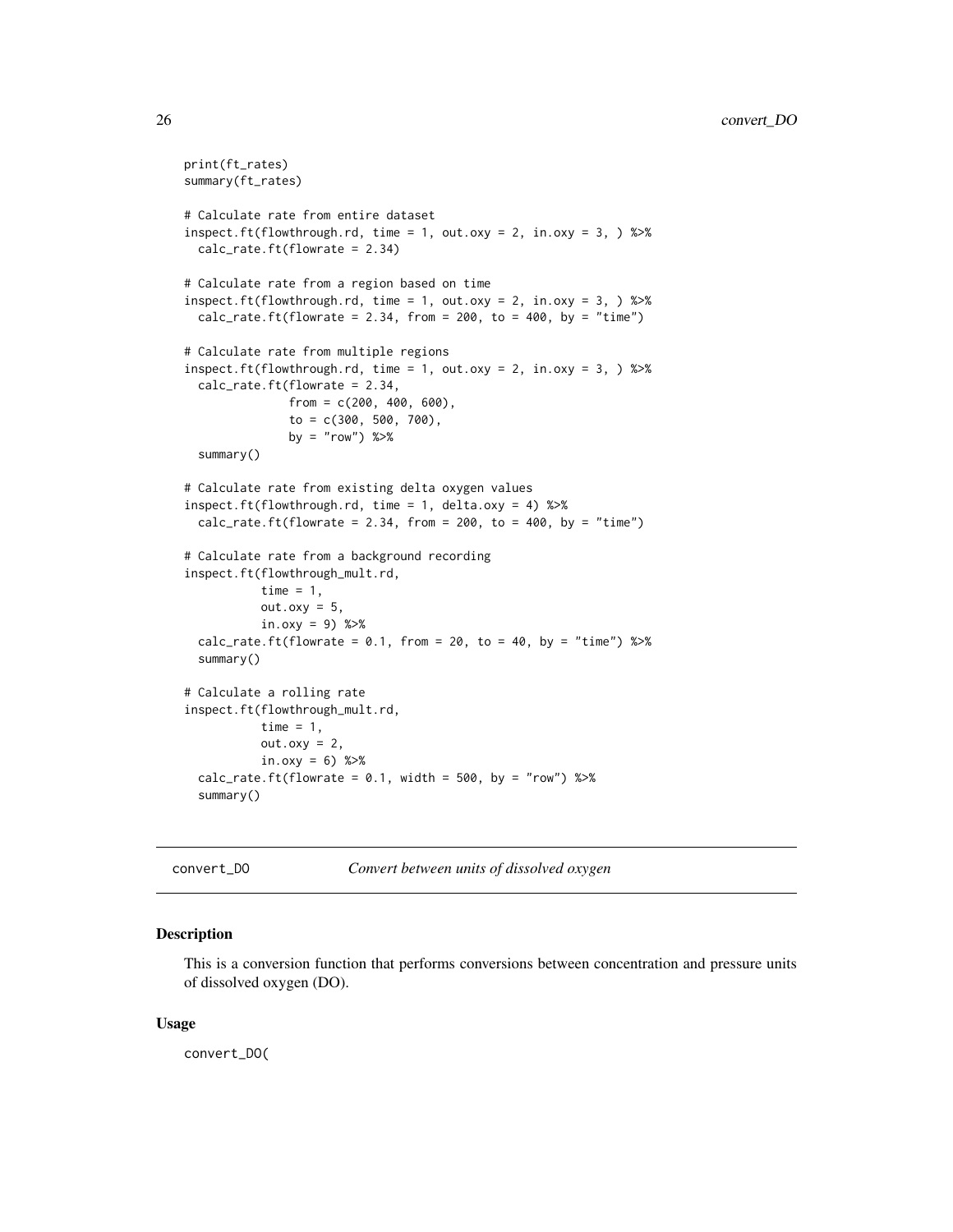```
print(ft_rates)
summary(ft_rates)

# Calculate rate from entire dataset
inspect.ft(flowthrough.rd, time = 1, out.oxy = 2, in.oxy = 3, ) %>%
  calc_rate.ft(flowrate = 2.34)

# Calculate rate from a region based on time
inspect.ft(flowthrough.rd, time = 1, out.oxy = 2, in.oxy = 3, ) %>%
  calc_rate.ft(flowrate = 2.34, from = 200, to = 400, by = "time")

# Calculate rate from multiple regions
inspect.ft(flowthrough.rd, time = 1, out.oxy = 2, in.oxy = 3, ) %>%
  calc_rate.ft(flowrate = 2.34,
               from = c(200, 400, 600),
               to = c(300, 500, 700),
               by = "row") %>%
  summary()

# Calculate rate from existing delta oxygen values
inspect.ft(flowthrough.rd, time = 1, delta.oxy = 4) %>%
  calc_rate.ft(flowrate = 2.34, from = 200, to = 400, by = "time")

# Calculate rate from a background recording
inspect.ft(flowthrough_mult.rd,
           time = 1,
           out.oxy = 5,
           in.oxy = 9) %>%
  calc_rate.ft(flowrate = 0.1, from = 20, to = 40, by = "time") %>%
  summary()

# Calculate a rolling rate
inspect.ft(flowthrough_mult.rd,
           time = 1,
           out.oxy = 2,
           in.oxy = 6) %>%
  calc_rate.ft(flowrate = 0.1, width = 500, by = "row") %>%
  summary()
```

---

## convert_DO — *Convert between units of dissolved oxygen*

### Description

This is a conversion function that performs conversions between concentration and pressure units of dissolved oxygen (DO).

### Usage

```
convert_DO(
```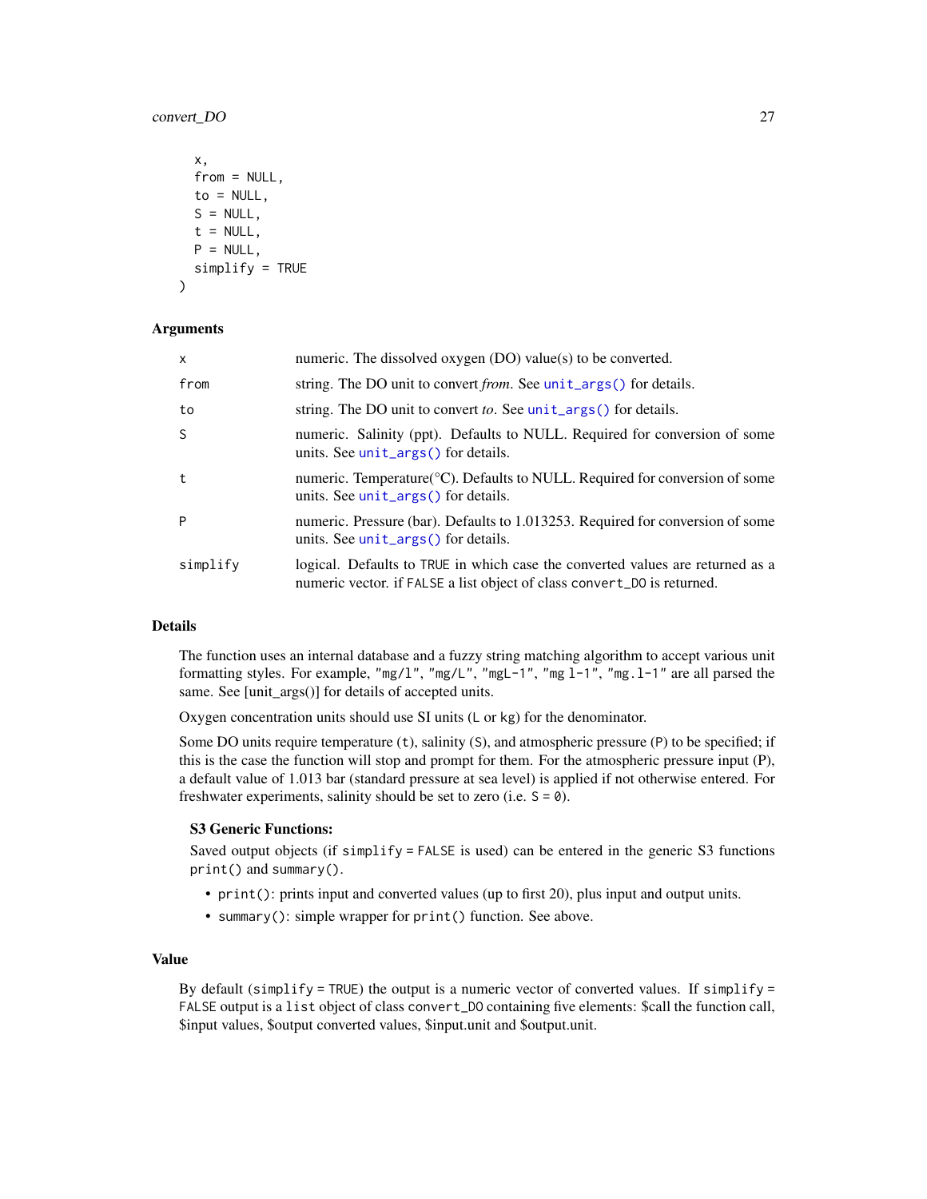```
  x,
  from = NULL,
  to = NULL,
  S = NULL,
  t = NULL,
  P = NULL,
  simplify = TRUE
)
```

## Arguments

| | |
|---|---|
| x | numeric. The dissolved oxygen (DO) value(s) to be converted. |
| from | string. The DO unit to convert *from*. See `unit_args()` for details. |
| to | string. The DO unit to convert *to*. See `unit_args()` for details. |
| S | numeric. Salinity (ppt). Defaults to NULL. Required for conversion of some units. See `unit_args()` for details. |
| t | numeric. Temperature(°C). Defaults to NULL. Required for conversion of some units. See `unit_args()` for details. |
| P | numeric. Pressure (bar). Defaults to 1.013253. Required for conversion of some units. See `unit_args()` for details. |
| simplify | logical. Defaults to `TRUE` in which case the converted values are returned as a numeric vector. if `FALSE` a list object of class `convert_DO` is returned. |

## Details

The function uses an internal database and a fuzzy string matching algorithm to accept various unit formatting styles. For example, `"mg/l"`, `"mg/L"`, `"mgL-1"`, `"mg l-1"`, `"mg.l-1"` are all parsed the same. See [unit_args()] for details of accepted units.

Oxygen concentration units should use SI units (`L` or `kg`) for the denominator.

Some DO units require temperature (`t`), salinity (`S`), and atmospheric pressure (`P`) to be specified; if this is the case the function will stop and prompt for them. For the atmospheric pressure input (P), a default value of 1.013 bar (standard pressure at sea level) is applied if not otherwise entered. For freshwater experiments, salinity should be set to zero (i.e. `S = 0`).

### S3 Generic Functions:

Saved output objects (if `simplify = FALSE` is used) can be entered in the generic S3 functions `print()` and `summary()`.

- `print()`: prints input and converted values (up to first 20), plus input and output units.
- `summary()`: simple wrapper for `print()` function. See above.

## Value

By default (`simplify = TRUE`) the output is a numeric vector of converted values. If `simplify = FALSE` output is a `list` object of class `convert_DO` containing five elements: $call the function call, $input values, $output converted values, $input.unit and $output.unit.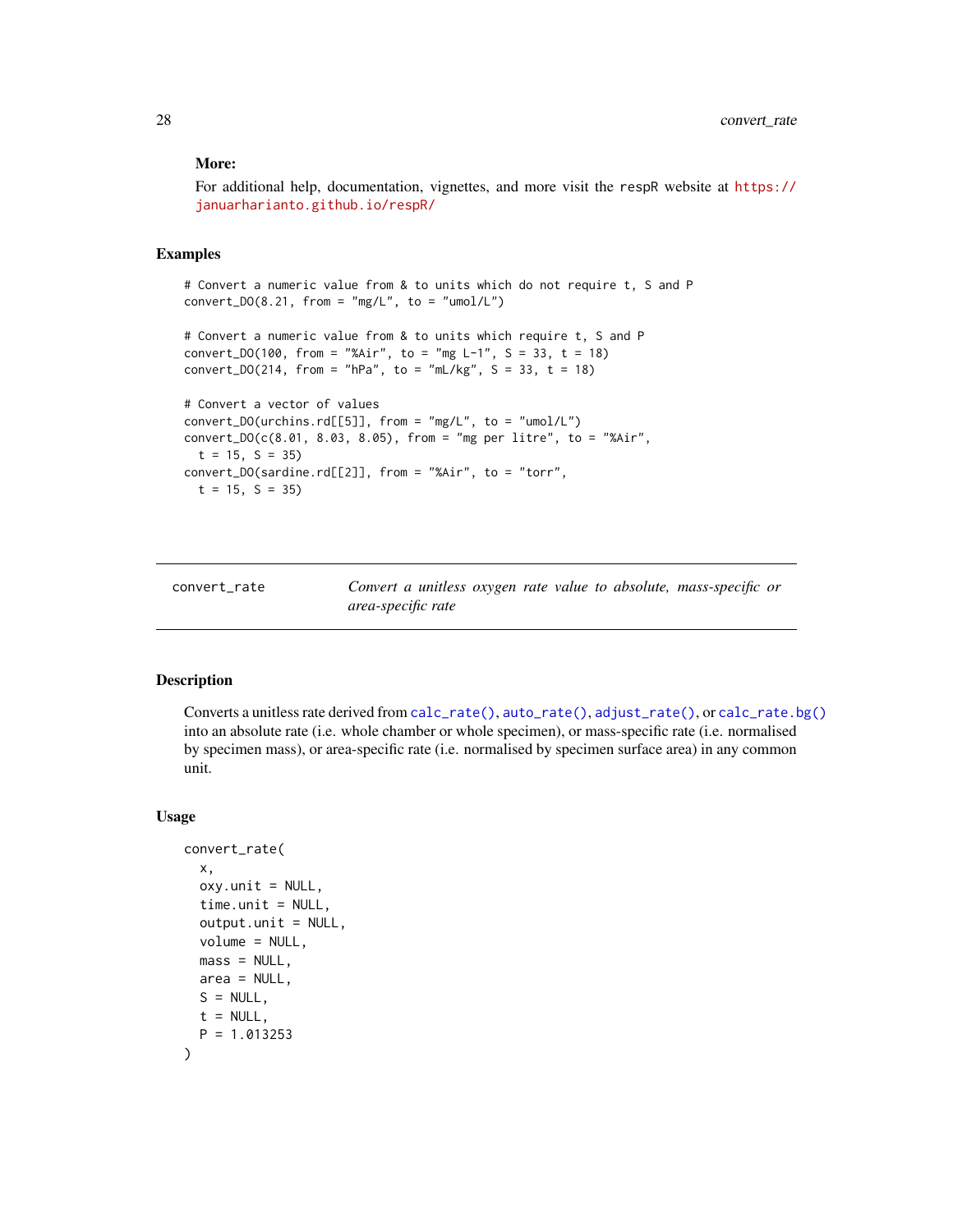**More:**

For additional help, documentation, vignettes, and more visit the respR website at https://januarharianto.github.io/respR/

## Examples

```
# Convert a numeric value from & to units which do not require t, S and P
convert_DO(8.21, from = "mg/L", to = "umol/L")

# Convert a numeric value from & to units which require t, S and P
convert_DO(100, from = "%Air", to = "mg L-1", S = 33, t = 18)
convert_DO(214, from = "hPa", to = "mL/kg", S = 33, t = 18)

# Convert a vector of values
convert_DO(urchins.rd[[5]], from = "mg/L", to = "umol/L")
convert_DO(c(8.01, 8.03, 8.05), from = "mg per litre", to = "%Air",
  t = 15, S = 35)
convert_DO(sardine.rd[[2]], from = "%Air", to = "torr",
  t = 15, S = 35)
```

---

# convert_rate — *Convert a unitless oxygen rate value to absolute, mass-specific or area-specific rate*

---

## Description

Converts a unitless rate derived from calc_rate(), auto_rate(), adjust_rate(), or calc_rate.bg() into an absolute rate (i.e. whole chamber or whole specimen), or mass-specific rate (i.e. normalised by specimen mass), or area-specific rate (i.e. normalised by specimen surface area) in any common unit.

## Usage

```
convert_rate(
  x,
  oxy.unit = NULL,
  time.unit = NULL,
  output.unit = NULL,
  volume = NULL,
  mass = NULL,
  area = NULL,
  S = NULL,
  t = NULL,
  P = 1.013253
)
```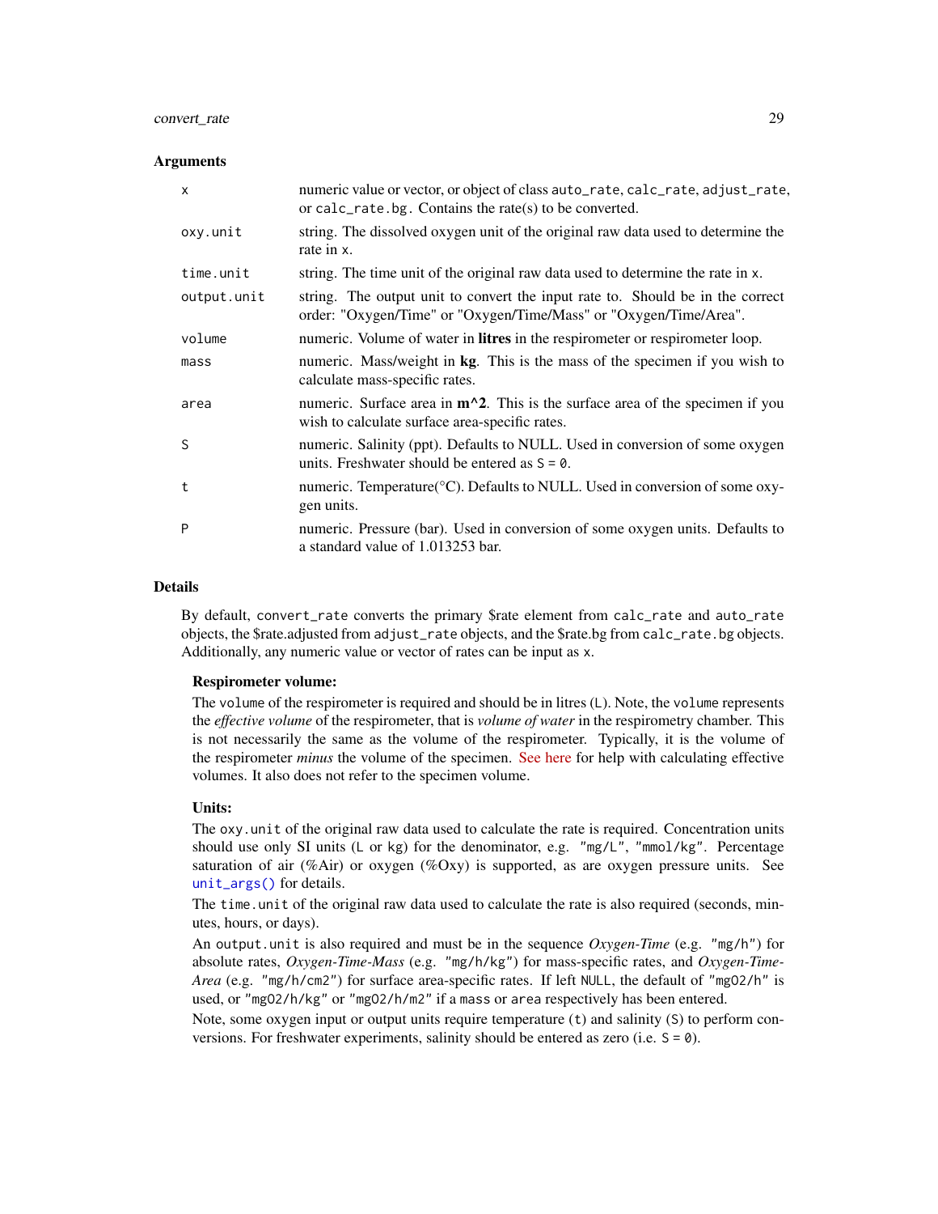## Arguments

| | |
|---|---|
| `x` | numeric value or vector, or object of class `auto_rate`, `calc_rate`, `adjust_rate`, or `calc_rate.bg`. Contains the rate(s) to be converted. |
| `oxy.unit` | string. The dissolved oxygen unit of the original raw data used to determine the rate in `x`. |
| `time.unit` | string. The time unit of the original raw data used to determine the rate in `x`. |
| `output.unit` | string. The output unit to convert the input rate to. Should be in the correct order: "Oxygen/Time" or "Oxygen/Time/Mass" or "Oxygen/Time/Area". |
| `volume` | numeric. Volume of water in **litres** in the respirometer or respirometer loop. |
| `mass` | numeric. Mass/weight in **kg**. This is the mass of the specimen if you wish to calculate mass-specific rates. |
| `area` | numeric. Surface area in **m^2**. This is the surface area of the specimen if you wish to calculate surface area-specific rates. |
| `S` | numeric. Salinity (ppt). Defaults to NULL. Used in conversion of some oxygen units. Freshwater should be entered as `S = 0`. |
| `t` | numeric. Temperature(°C). Defaults to NULL. Used in conversion of some oxygen units. |
| `P` | numeric. Pressure (bar). Used in conversion of some oxygen units. Defaults to a standard value of 1.013253 bar. |

## Details

By default, `convert_rate` converts the primary $rate element from `calc_rate` and `auto_rate` objects, the $rate.adjusted from `adjust_rate` objects, and the $rate.bg from `calc_rate.bg` objects. Additionally, any numeric value or vector of rates can be input as `x`.

**Respirometer volume:**

The `volume` of the respirometer is required and should be in litres (`L`). Note, the `volume` represents the *effective volume* of the respirometer, that is *volume of water* in the respirometry chamber. This is not necessarily the same as the volume of the respirometer. Typically, it is the volume of the respirometer *minus* the volume of the specimen. See here for help with calculating effective volumes. It also does not refer to the specimen volume.

**Units:**

The `oxy.unit` of the original raw data used to calculate the rate is required. Concentration units should use only SI units (`L` or `kg`) for the denominator, e.g. `"mg/L"`, `"mmol/kg"`. Percentage saturation of air (%Air) or oxygen (%Oxy) is supported, as are oxygen pressure units. See `unit_args()` for details.

The `time.unit` of the original raw data used to calculate the rate is also required (seconds, minutes, hours, or days).

An `output.unit` is also required and must be in the sequence *Oxygen-Time* (e.g. `"mg/h"`) for absolute rates, *Oxygen-Time-Mass* (e.g. `"mg/h/kg"`) for mass-specific rates, and *Oxygen-Time-Area* (e.g. `"mg/h/cm2"`) for surface area-specific rates. If left `NULL`, the default of `"mgO2/h"` is used, or `"mgO2/h/kg"` or `"mgO2/h/m2"` if a `mass` or `area` respectively has been entered.

Note, some oxygen input or output units require temperature (`t`) and salinity (`S`) to perform conversions. For freshwater experiments, salinity should be entered as zero (i.e. `S = 0`).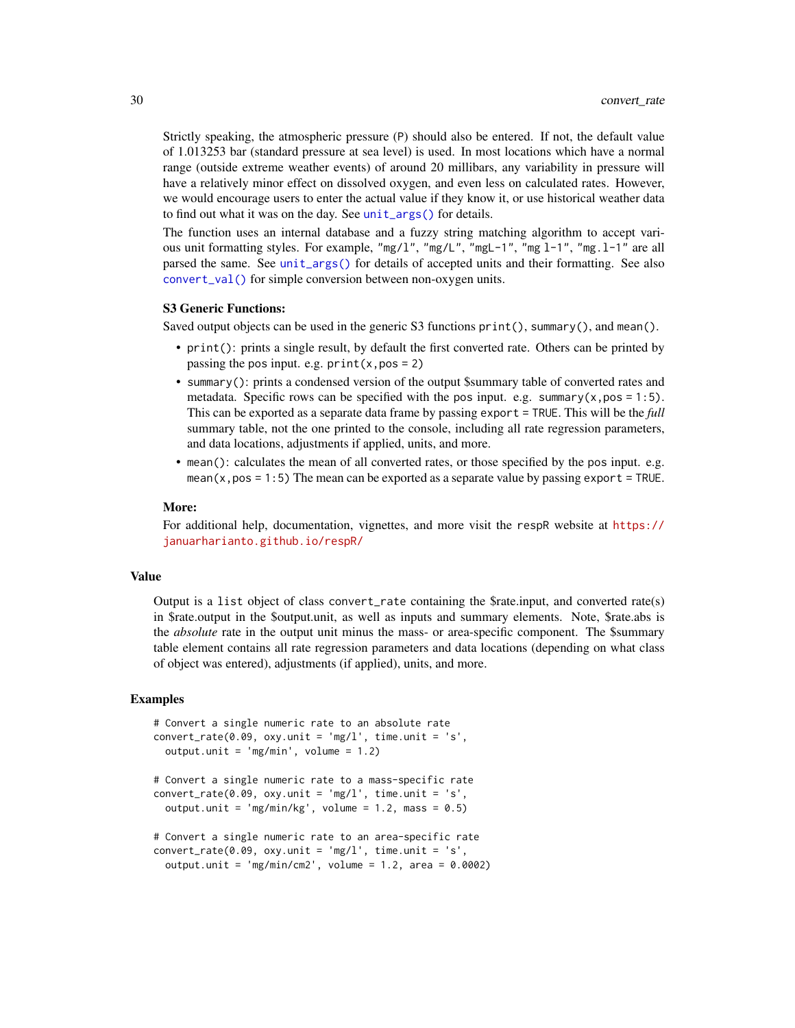Strictly speaking, the atmospheric pressure (`P`) should also be entered. If not, the default value of 1.013253 bar (standard pressure at sea level) is used. In most locations which have a normal range (outside extreme weather events) of around 20 millibars, any variability in pressure will have a relatively minor effect on dissolved oxygen, and even less on calculated rates. However, we would encourage users to enter the actual value if they know it, or use historical weather data to find out what it was on the day. See `unit_args()` for details.

The function uses an internal database and a fuzzy string matching algorithm to accept various unit formatting styles. For example, `"mg/l"`, `"mg/L"`, `"mgL-1"`, `"mg l-1"`, `"mg.l-1"` are all parsed the same. See `unit_args()` for details of accepted units and their formatting. See also `convert_val()` for simple conversion between non-oxygen units.

**S3 Generic Functions:**

Saved output objects can be used in the generic S3 functions `print()`, `summary()`, and `mean()`.

- `print()`: prints a single result, by default the first converted rate. Others can be printed by passing the `pos` input. e.g. `print(x, pos = 2)`
- `summary()`: prints a condensed version of the output $summary table of converted rates and metadata. Specific rows can be specified with the `pos` input. e.g. `summary(x, pos = 1:5)`. This can be exported as a separate data frame by passing `export = TRUE`. This will be the *full* summary table, not the one printed to the console, including all rate regression parameters, and data locations, adjustments if applied, units, and more.
- `mean()`: calculates the mean of all converted rates, or those specified by the `pos` input. e.g. `mean(x, pos = 1:5)` The mean can be exported as a separate value by passing `export = TRUE`.

**More:**

For additional help, documentation, vignettes, and more visit the `respR` website at https://januarharianto.github.io/respR/

## Value

Output is a `list` object of class `convert_rate` containing the $rate.input, and converted rate(s) in $rate.output in the $output.unit, as well as inputs and summary elements. Note, $rate.abs is the *absolute* rate in the output unit minus the mass- or area-specific component. The $summary table element contains all rate regression parameters and data locations (depending on what class of object was entered), adjustments (if applied), units, and more.

## Examples

```
# Convert a single numeric rate to an absolute rate
convert_rate(0.09, oxy.unit = 'mg/l', time.unit = 's',
  output.unit = 'mg/min', volume = 1.2)

# Convert a single numeric rate to a mass-specific rate
convert_rate(0.09, oxy.unit = 'mg/l', time.unit = 's',
  output.unit = 'mg/min/kg', volume = 1.2, mass = 0.5)

# Convert a single numeric rate to an area-specific rate
convert_rate(0.09, oxy.unit = 'mg/l', time.unit = 's',
  output.unit = 'mg/min/cm2', volume = 1.2, area = 0.0002)
```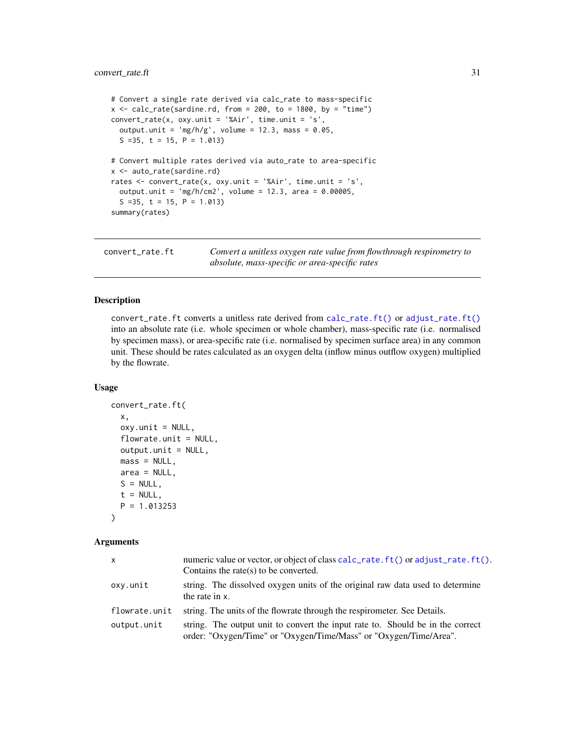```
# Convert a single rate derived via calc_rate to mass-specific
x <- calc_rate(sardine.rd, from = 200, to = 1800, by = "time")
convert_rate(x, oxy.unit = '%Air', time.unit = 's',
  output.unit = 'mg/h/g', volume = 12.3, mass = 0.05,
  S =35, t = 15, P = 1.013)

# Convert multiple rates derived via auto_rate to area-specific
x <- auto_rate(sardine.rd)
rates <- convert_rate(x, oxy.unit = '%Air', time.unit = 's',
  output.unit = 'mg/h/cm2', volume = 12.3, area = 0.00005,
  S =35, t = 15, P = 1.013)
summary(rates)
```

## convert_rate.ft — *Convert a unitless oxygen rate value from flowthrough respirometry to absolute, mass-specific or area-specific rates*

### Description

convert_rate.ft converts a unitless rate derived from calc_rate.ft() or adjust_rate.ft() into an absolute rate (i.e. whole specimen or whole chamber), mass-specific rate (i.e. normalised by specimen mass), or area-specific rate (i.e. normalised by specimen surface area) in any common unit. These should be rates calculated as an oxygen delta (inflow minus outflow oxygen) multiplied by the flowrate.

### Usage

```
convert_rate.ft(
  x,
  oxy.unit = NULL,
  flowrate.unit = NULL,
  output.unit = NULL,
  mass = NULL,
  area = NULL,
  S = NULL,
  t = NULL,
  P = 1.013253
)
```

### Arguments

| | |
|---|---|
| x | numeric value or vector, or object of class calc_rate.ft() or adjust_rate.ft(). Contains the rate(s) to be converted. |
| oxy.unit | string. The dissolved oxygen units of the original raw data used to determine the rate in x. |
| flowrate.unit | string. The units of the flowrate through the respirometer. See Details. |
| output.unit | string. The output unit to convert the input rate to. Should be in the correct order: "Oxygen/Time" or "Oxygen/Time/Mass" or "Oxygen/Time/Area". |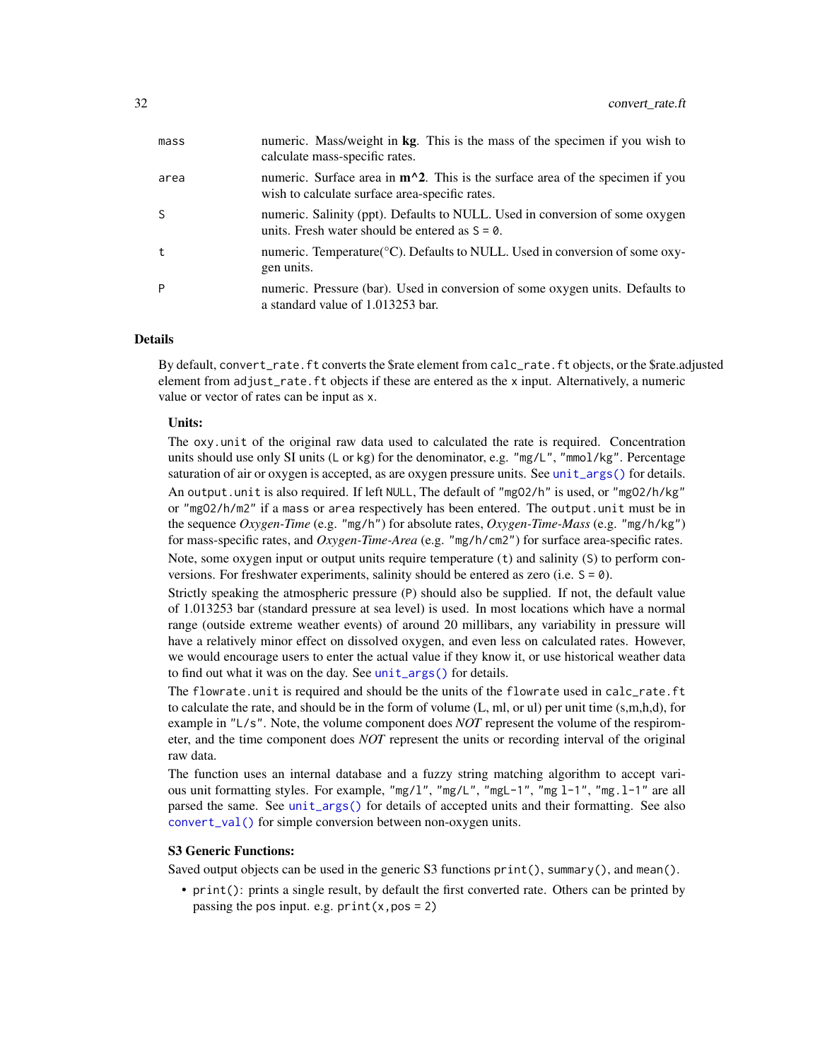| | |
|---|---|
| mass | numeric. Mass/weight in **kg**. This is the mass of the specimen if you wish to calculate mass-specific rates. |
| area | numeric. Surface area in **m^2**. This is the surface area of the specimen if you wish to calculate surface area-specific rates. |
| S | numeric. Salinity (ppt). Defaults to NULL. Used in conversion of some oxygen units. Fresh water should be entered as `S = 0`. |
| t | numeric. Temperature(°C). Defaults to NULL. Used in conversion of some oxygen units. |
| P | numeric. Pressure (bar). Used in conversion of some oxygen units. Defaults to a standard value of 1.013253 bar. |

### Details

By default, `convert_rate.ft` converts the $rate element from `calc_rate.ft` objects, or the $rate.adjusted element from `adjust_rate.ft` objects if these are entered as the `x` input. Alternatively, a numeric value or vector of rates can be input as `x`.

**Units:**

The `oxy.unit` of the original raw data used to calculated the rate is required. Concentration units should use only SI units (`L` or `kg`) for the denominator, e.g. `"mg/L"`, `"mmol/kg"`. Percentage saturation of air or oxygen is accepted, as are oxygen pressure units. See `unit_args()` for details.

An `output.unit` is also required. If left `NULL`, The default of `"mgO2/h"` is used, or `"mgO2/h/kg"` or `"mgO2/h/m2"` if a `mass` or `area` respectively has been entered. The `output.unit` must be in the sequence *Oxygen-Time* (e.g. `"mg/h"`) for absolute rates, *Oxygen-Time-Mass* (e.g. `"mg/h/kg"`) for mass-specific rates, and *Oxygen-Time-Area* (e.g. `"mg/h/cm2"`) for surface area-specific rates.

Note, some oxygen input or output units require temperature (`t`) and salinity (`S`) to perform conversions. For freshwater experiments, salinity should be entered as zero (i.e. `S = 0`).

Strictly speaking the atmospheric pressure (`P`) should also be supplied. If not, the default value of 1.013253 bar (standard pressure at sea level) is used. In most locations which have a normal range (outside extreme weather events) of around 20 millibars, any variability in pressure will have a relatively minor effect on dissolved oxygen, and even less on calculated rates. However, we would encourage users to enter the actual value if they know it, or use historical weather data to find out what it was on the day. See `unit_args()` for details.

The `flowrate.unit` is required and should be the units of the `flowrate` used in `calc_rate.ft` to calculate the rate, and should be in the form of volume (L, ml, or ul) per unit time (s,m,h,d), for example in `"L/s"`. Note, the volume component does *NOT* represent the volume of the respirometer, and the time component does *NOT* represent the units or recording interval of the original raw data.

The function uses an internal database and a fuzzy string matching algorithm to accept various unit formatting styles. For example, `"mg/l"`, `"mg/L"`, `"mgL-1"`, `"mg l-1"`, `"mg.l-1"` are all parsed the same. See `unit_args()` for details of accepted units and their formatting. See also `convert_val()` for simple conversion between non-oxygen units.

**S3 Generic Functions:**

Saved output objects can be used in the generic S3 functions `print()`, `summary()`, and `mean()`.

- `print()`: prints a single result, by default the first converted rate. Others can be printed by passing the `pos` input. e.g. `print(x,pos = 2)`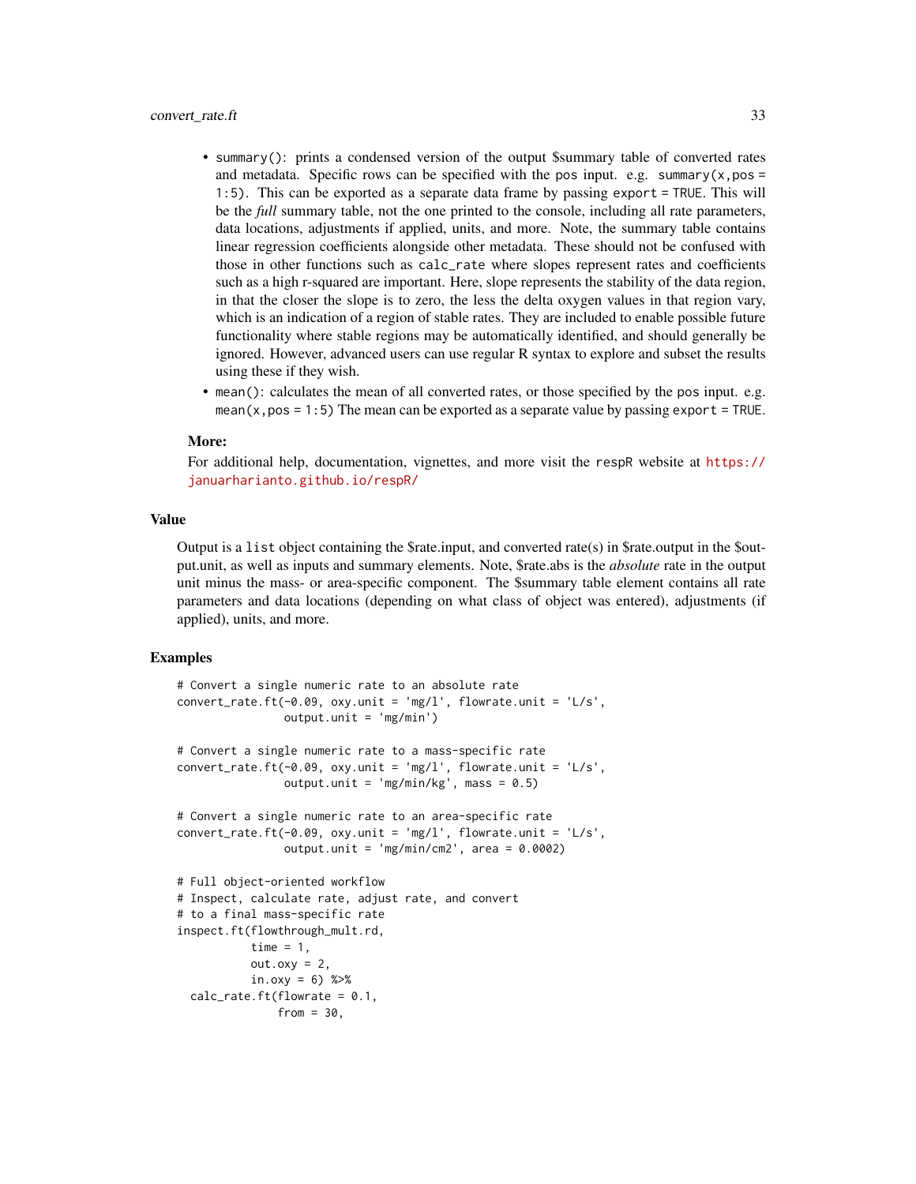- `summary()`: prints a condensed version of the output $summary table of converted rates and metadata. Specific rows can be specified with the `pos` input. e.g. `summary(x,pos = 1:5)`. This can be exported as a separate data frame by passing `export = TRUE`. This will be the *full* summary table, not the one printed to the console, including all rate parameters, data locations, adjustments if applied, units, and more. Note, the summary table contains linear regression coefficients alongside other metadata. These should not be confused with those in other functions such as `calc_rate` where slopes represent rates and coefficients such as a high r-squared are important. Here, slope represents the stability of the data region, in that the closer the slope is to zero, the less the delta oxygen values in that region vary, which is an indication of a region of stable rates. They are included to enable possible future functionality where stable regions may be automatically identified, and should generally be ignored. However, advanced users can use regular R syntax to explore and subset the results using these if they wish.
- `mean()`: calculates the mean of all converted rates, or those specified by the `pos` input. e.g. `mean(x,pos = 1:5)` The mean can be exported as a separate value by passing `export = TRUE`.

**More:**

For additional help, documentation, vignettes, and more visit the `respR` website at https://januarharianto.github.io/respR/

## Value

Output is a `list` object containing the $rate.input, and converted rate(s) in $rate.output in the $output.unit, as well as inputs and summary elements. Note, $rate.abs is the *absolute* rate in the output unit minus the mass- or area-specific component. The $summary table element contains all rate parameters and data locations (depending on what class of object was entered), adjustments (if applied), units, and more.

## Examples

```
# Convert a single numeric rate to an absolute rate
convert_rate.ft(-0.09, oxy.unit = 'mg/l', flowrate.unit = 'L/s',
                output.unit = 'mg/min')

# Convert a single numeric rate to a mass-specific rate
convert_rate.ft(-0.09, oxy.unit = 'mg/l', flowrate.unit = 'L/s',
                output.unit = 'mg/min/kg', mass = 0.5)

# Convert a single numeric rate to an area-specific rate
convert_rate.ft(-0.09, oxy.unit = 'mg/l', flowrate.unit = 'L/s',
                output.unit = 'mg/min/cm2', area = 0.0002)

# Full object-oriented workflow
# Inspect, calculate rate, adjust rate, and convert
# to a final mass-specific rate
inspect.ft(flowthrough_mult.rd,
           time = 1,
           out.oxy = 2,
           in.oxy = 6) %>%
  calc_rate.ft(flowrate = 0.1,
               from = 30,
```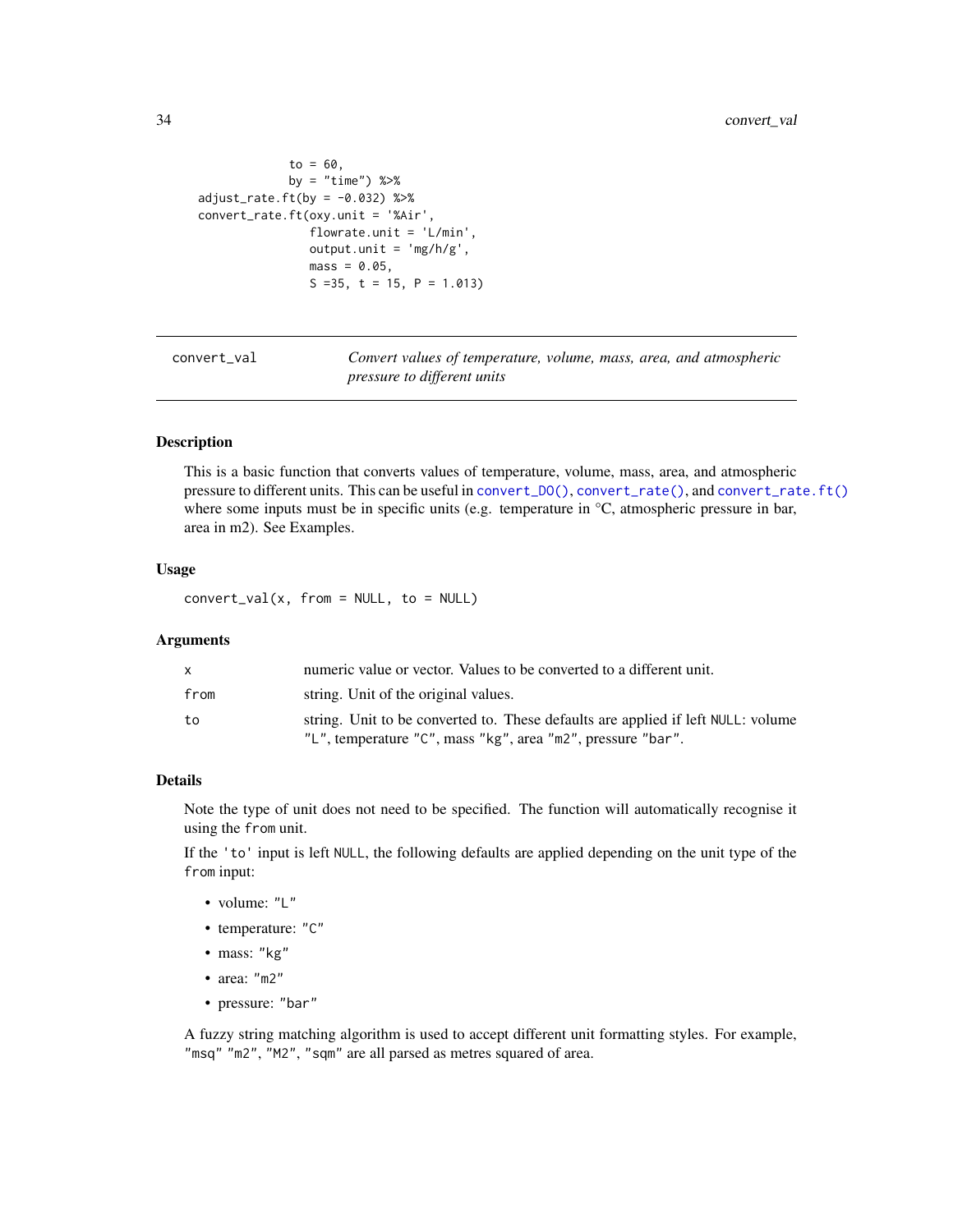```
                to = 60,
                by = "time") %>%
  adjust_rate.ft(by = -0.032) %>%
  convert_rate.ft(oxy.unit = '%Air',
                  flowrate.unit = 'L/min',
                  output.unit = 'mg/h/g',
                  mass = 0.05,
                  S =35, t = 15, P = 1.013)
```

---

`convert_val` — *Convert values of temperature, volume, mass, area, and atmospheric pressure to different units*

---

### Description

This is a basic function that converts values of temperature, volume, mass, area, and atmospheric pressure to different units. This can be useful in `convert_DO()`, `convert_rate()`, and `convert_rate.ft()` where some inputs must be in specific units (e.g. temperature in °C, atmospheric pressure in bar, area in m2). See Examples.

### Usage

```
convert_val(x, from = NULL, to = NULL)
```

### Arguments

| | |
|---|---|
| `x` | numeric value or vector. Values to be converted to a different unit. |
| `from` | string. Unit of the original values. |
| `to` | string. Unit to be converted to. These defaults are applied if left `NULL`: volume `"L"`, temperature `"C"`, mass `"kg"`, area `"m2"`, pressure `"bar"`. |

### Details

Note the type of unit does not need to be specified. The function will automatically recognise it using the `from` unit.

If the `'to'` input is left `NULL`, the following defaults are applied depending on the unit type of the `from` input:

- volume: `"L"`
- temperature: `"C"`
- mass: `"kg"`
- area: `"m2"`
- pressure: `"bar"`

A fuzzy string matching algorithm is used to accept different unit formatting styles. For example, `"msq"` `"m2"`, `"M2"`, `"sqm"` are all parsed as metres squared of area.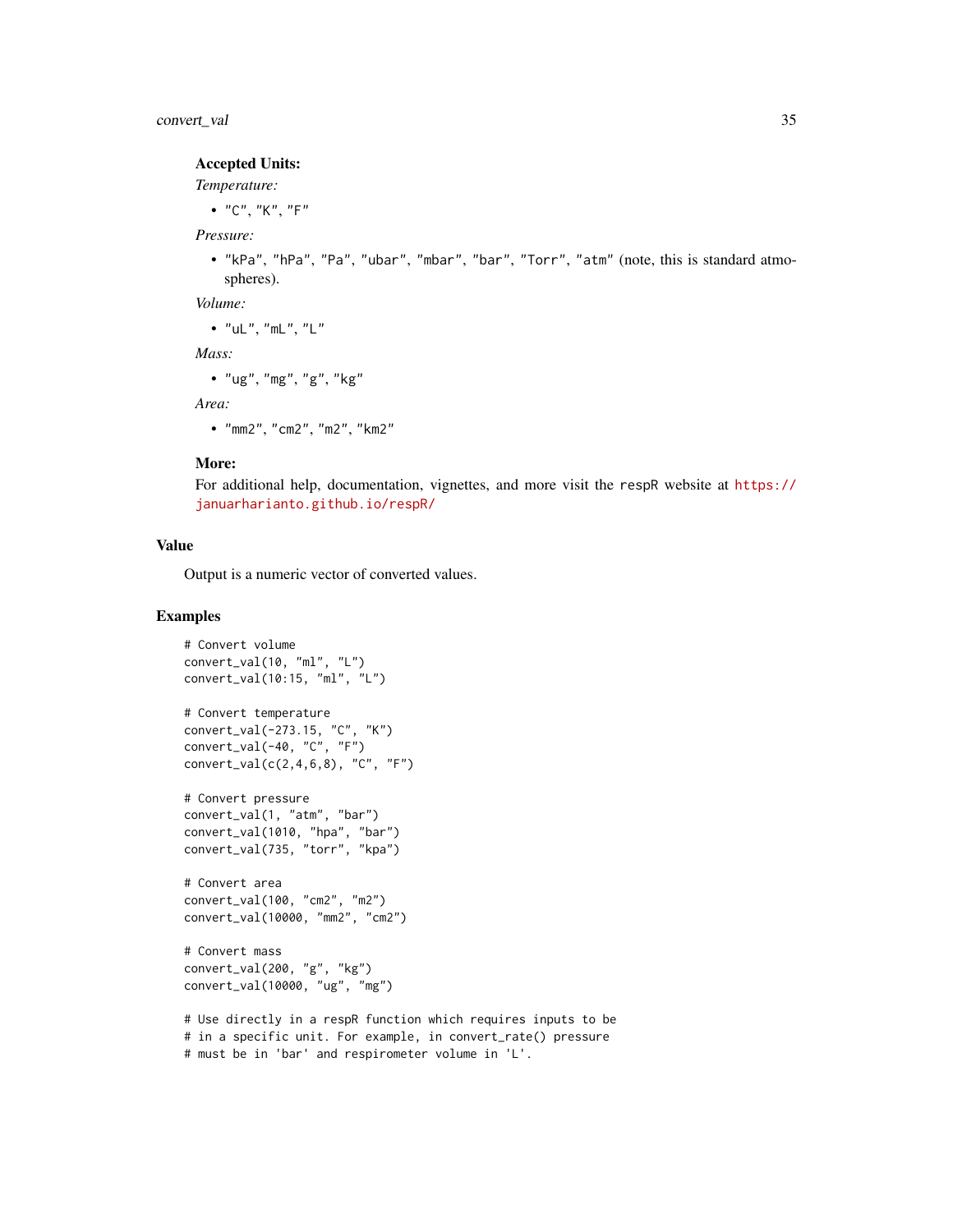**Accepted Units:**

*Temperature:*

- "C", "K", "F"

*Pressure:*

- "kPa", "hPa", "Pa", "ubar", "mbar", "bar", "Torr", "atm" (note, this is standard atmospheres).

*Volume:*

- "uL", "mL", "L"

*Mass:*

- "ug", "mg", "g", "kg"

*Area:*

- "mm2", "cm2", "m2", "km2"

**More:**

For additional help, documentation, vignettes, and more visit the respR website at https://januarharianto.github.io/respR/

## Value

Output is a numeric vector of converted values.

## Examples

```
# Convert volume
convert_val(10, "ml", "L")
convert_val(10:15, "ml", "L")

# Convert temperature
convert_val(-273.15, "C", "K")
convert_val(-40, "C", "F")
convert_val(c(2,4,6,8), "C", "F")

# Convert pressure
convert_val(1, "atm", "bar")
convert_val(1010, "hpa", "bar")
convert_val(735, "torr", "kpa")

# Convert area
convert_val(100, "cm2", "m2")
convert_val(10000, "mm2", "cm2")

# Convert mass
convert_val(200, "g", "kg")
convert_val(10000, "ug", "mg")

# Use directly in a respR function which requires inputs to be
# in a specific unit. For example, in convert_rate() pressure
# must be in 'bar' and respirometer volume in 'L'.
```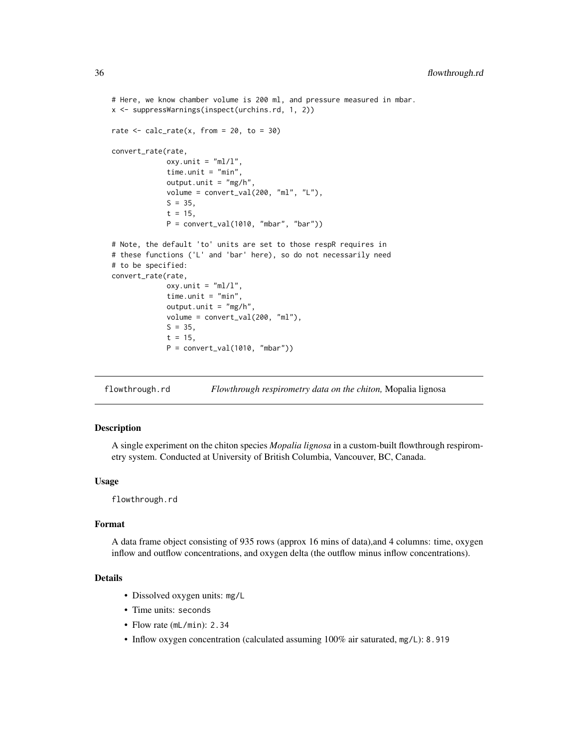```
# Here, we know chamber volume is 200 ml, and pressure measured in mbar.
x <- suppressWarnings(inspect(urchins.rd, 1, 2))

rate <- calc_rate(x, from = 20, to = 30)

convert_rate(rate,
             oxy.unit = "ml/l",
             time.unit = "min",
             output.unit = "mg/h",
             volume = convert_val(200, "ml", "L"),
             S = 35,
             t = 15,
             P = convert_val(1010, "mbar", "bar"))

# Note, the default 'to' units are set to those respR requires in
# these functions ('L' and 'bar' here), so do not necessarily need
# to be specified:
convert_rate(rate,
             oxy.unit = "ml/l",
             time.unit = "min",
             output.unit = "mg/h",
             volume = convert_val(200, "ml"),
             S = 35,
             t = 15,
             P = convert_val(1010, "mbar"))
```

---

## flowthrough.rd *Flowthrough respirometry data on the chiton,* Mopalia lignosa

### Description

A single experiment on the chiton species *Mopalia lignosa* in a custom-built flowthrough respirometry system. Conducted at University of British Columbia, Vancouver, BC, Canada.

### Usage

```
flowthrough.rd
```

### Format

A data frame object consisting of 935 rows (approx 16 mins of data),and 4 columns: time, oxygen inflow and outflow concentrations, and oxygen delta (the outflow minus inflow concentrations).

### Details

- Dissolved oxygen units: `mg/L`
- Time units: `seconds`
- Flow rate (`mL/min`): `2.34`
- Inflow oxygen concentration (calculated assuming 100% air saturated, `mg/L`): `8.919`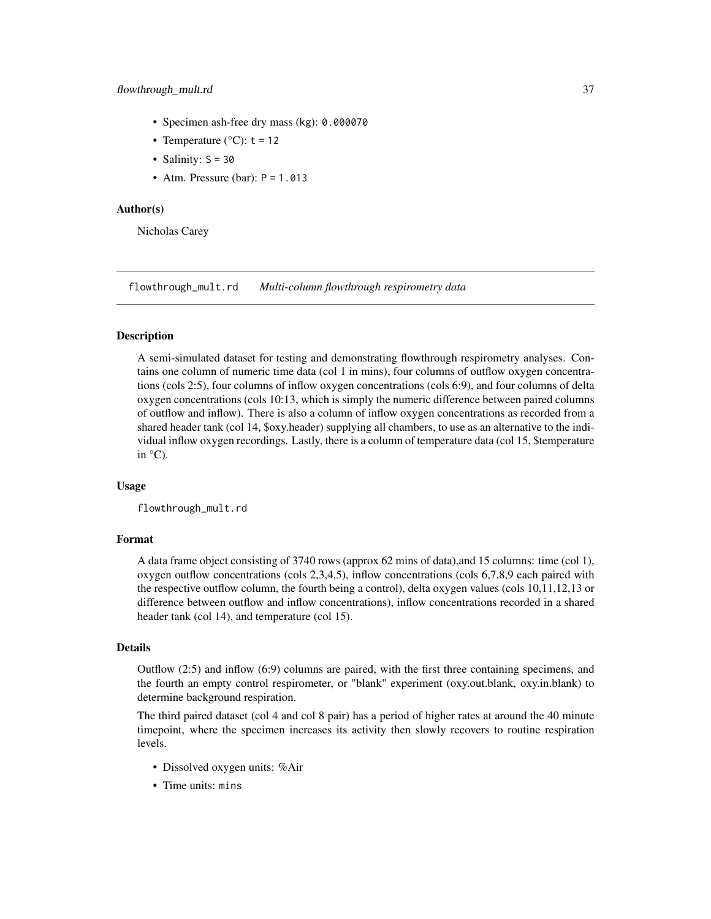- Specimen ash-free dry mass (kg): `0.000070`
- Temperature (°C): `t = 12`
- Salinity: `S = 30`
- Atm. Pressure (bar): `P = 1.013`

### Author(s)

Nicholas Carey

## flowthrough_mult.rd — *Multi-column flowthrough respirometry data*

### Description

A semi-simulated dataset for testing and demonstrating flowthrough respirometry analyses. Contains one column of numeric time data (col 1 in mins), four columns of outflow oxygen concentrations (cols 2:5), four columns of inflow oxygen concentrations (cols 6:9), and four columns of delta oxygen concentrations (cols 10:13, which is simply the numeric difference between paired columns of outflow and inflow). There is also a column of inflow oxygen concentrations as recorded from a shared header tank (col 14, $oxy.header) supplying all chambers, to use as an alternative to the individual inflow oxygen recordings. Lastly, there is a column of temperature data (col 15, $temperature in °C).

### Usage

```
flowthrough_mult.rd
```

### Format

A data frame object consisting of 3740 rows (approx 62 mins of data),and 15 columns: time (col 1), oxygen outflow concentrations (cols 2,3,4,5), inflow concentrations (cols 6,7,8,9 each paired with the respective outflow column, the fourth being a control), delta oxygen values (cols 10,11,12,13 or difference between outflow and inflow concentrations), inflow concentrations recorded in a shared header tank (col 14), and temperature (col 15).

### Details

Outflow (2:5) and inflow (6:9) columns are paired, with the first three containing specimens, and the fourth an empty control respirometer, or "blank" experiment (oxy.out.blank, oxy.in.blank) to determine background respiration.

The third paired dataset (col 4 and col 8 pair) has a period of higher rates at around the 40 minute timepoint, where the specimen increases its activity then slowly recovers to routine respiration levels.

- Dissolved oxygen units: %Air
- Time units: `mins`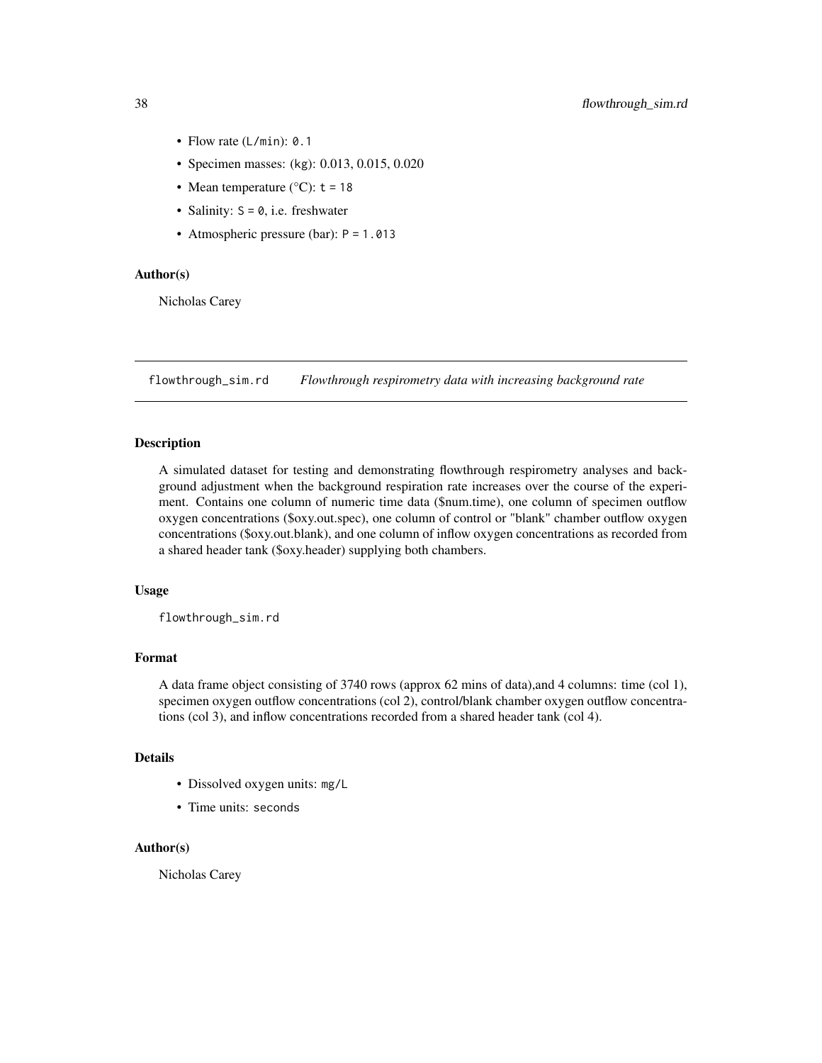- Flow rate (`L/min`): `0.1`
- Specimen masses: (kg): 0.013, 0.015, 0.020
- Mean temperature (°C): `t = 18`
- Salinity: `S = 0`, i.e. freshwater
- Atmospheric pressure (bar): `P = 1.013`

### Author(s)

Nicholas Carey

## flowthrough_sim.rd *Flowthrough respirometry data with increasing background rate*

### Description

A simulated dataset for testing and demonstrating flowthrough respirometry analyses and background adjustment when the background respiration rate increases over the course of the experiment. Contains one column of numeric time data ($num.time), one column of specimen outflow oxygen concentrations ($oxy.out.spec), one column of control or "blank" chamber outflow oxygen concentrations ($oxy.out.blank), and one column of inflow oxygen concentrations as recorded from a shared header tank ($oxy.header) supplying both chambers.

### Usage

```
flowthrough_sim.rd
```

### Format

A data frame object consisting of 3740 rows (approx 62 mins of data),and 4 columns: time (col 1), specimen oxygen outflow concentrations (col 2), control/blank chamber oxygen outflow concentrations (col 3), and inflow concentrations recorded from a shared header tank (col 4).

### Details

- Dissolved oxygen units: `mg/L`
- Time units: `seconds`

### Author(s)

Nicholas Carey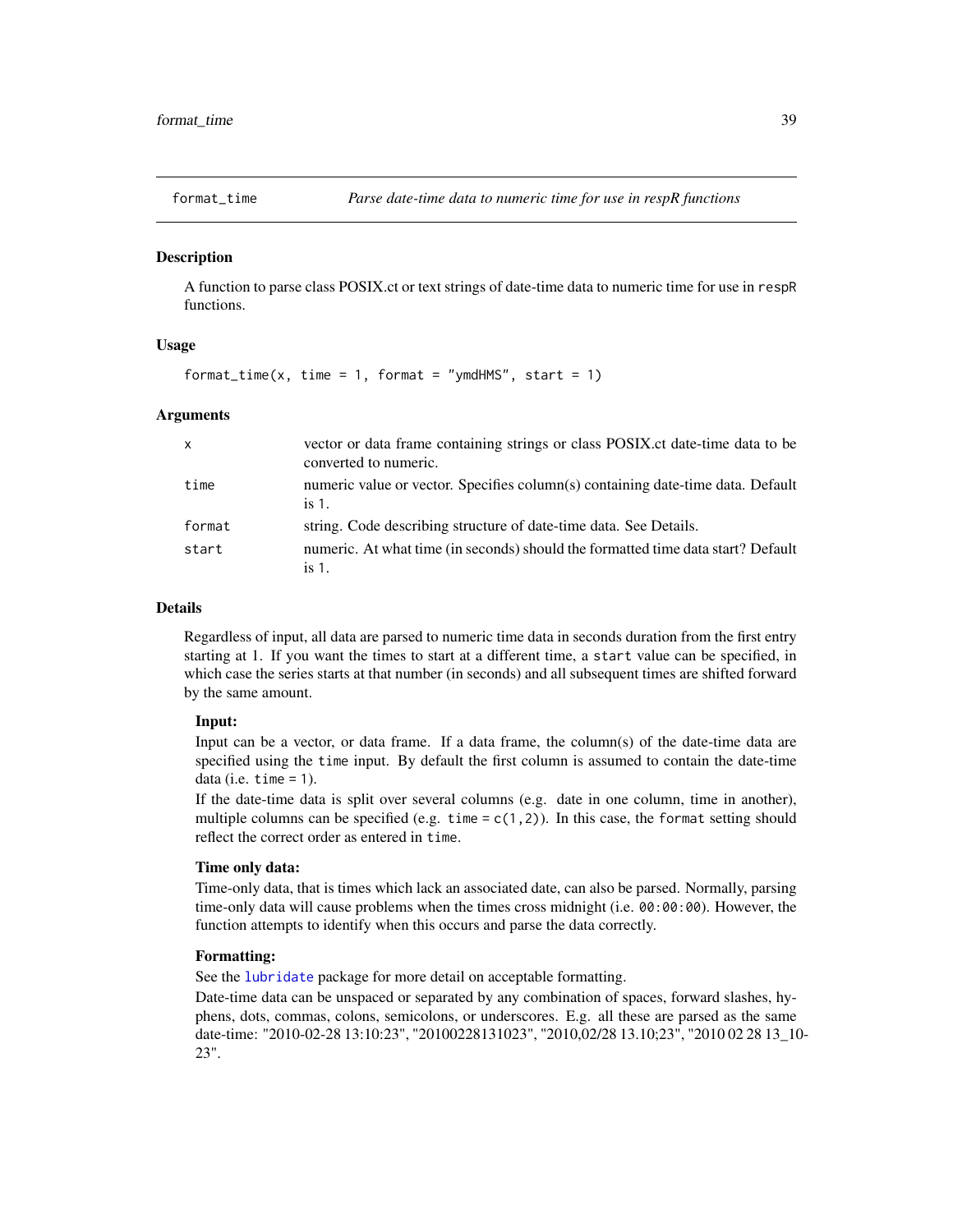## format_time — Parse date-time data to numeric time for use in respR functions

### Description

A function to parse class POSIX.ct or text strings of date-time data to numeric time for use in `respR` functions.

### Usage

```
format_time(x, time = 1, format = "ymdHMS", start = 1)
```

### Arguments

| | |
|---|---|
| `x` | vector or data frame containing strings or class POSIX.ct date-time data to be converted to numeric. |
| `time` | numeric value or vector. Specifies column(s) containing date-time data. Default is `1`. |
| `format` | string. Code describing structure of date-time data. See Details. |
| `start` | numeric. At what time (in seconds) should the formatted time data start? Default is `1`. |

### Details

Regardless of input, all data are parsed to numeric time data in seconds duration from the first entry starting at 1. If you want the times to start at a different time, a `start` value can be specified, in which case the series starts at that number (in seconds) and all subsequent times are shifted forward by the same amount.

**Input:**

Input can be a vector, or data frame. If a data frame, the column(s) of the date-time data are specified using the `time` input. By default the first column is assumed to contain the date-time data (i.e. `time = 1`).

If the date-time data is split over several columns (e.g. date in one column, time in another), multiple columns can be specified (e.g. `time = c(1,2)`). In this case, the `format` setting should reflect the correct order as entered in `time`.

**Time only data:**

Time-only data, that is times which lack an associated date, can also be parsed. Normally, parsing time-only data will cause problems when the times cross midnight (i.e. `00:00:00`). However, the function attempts to identify when this occurs and parse the data correctly.

**Formatting:**

See the `lubridate` package for more detail on acceptable formatting.

Date-time data can be unspaced or separated by any combination of spaces, forward slashes, hyphens, dots, commas, colons, semicolons, or underscores. E.g. all these are parsed as the same date-time: "2010-02-28 13:10:23", "20100228131023", "2010,02/28 13.10;23", "2010 02 28 13_10-23".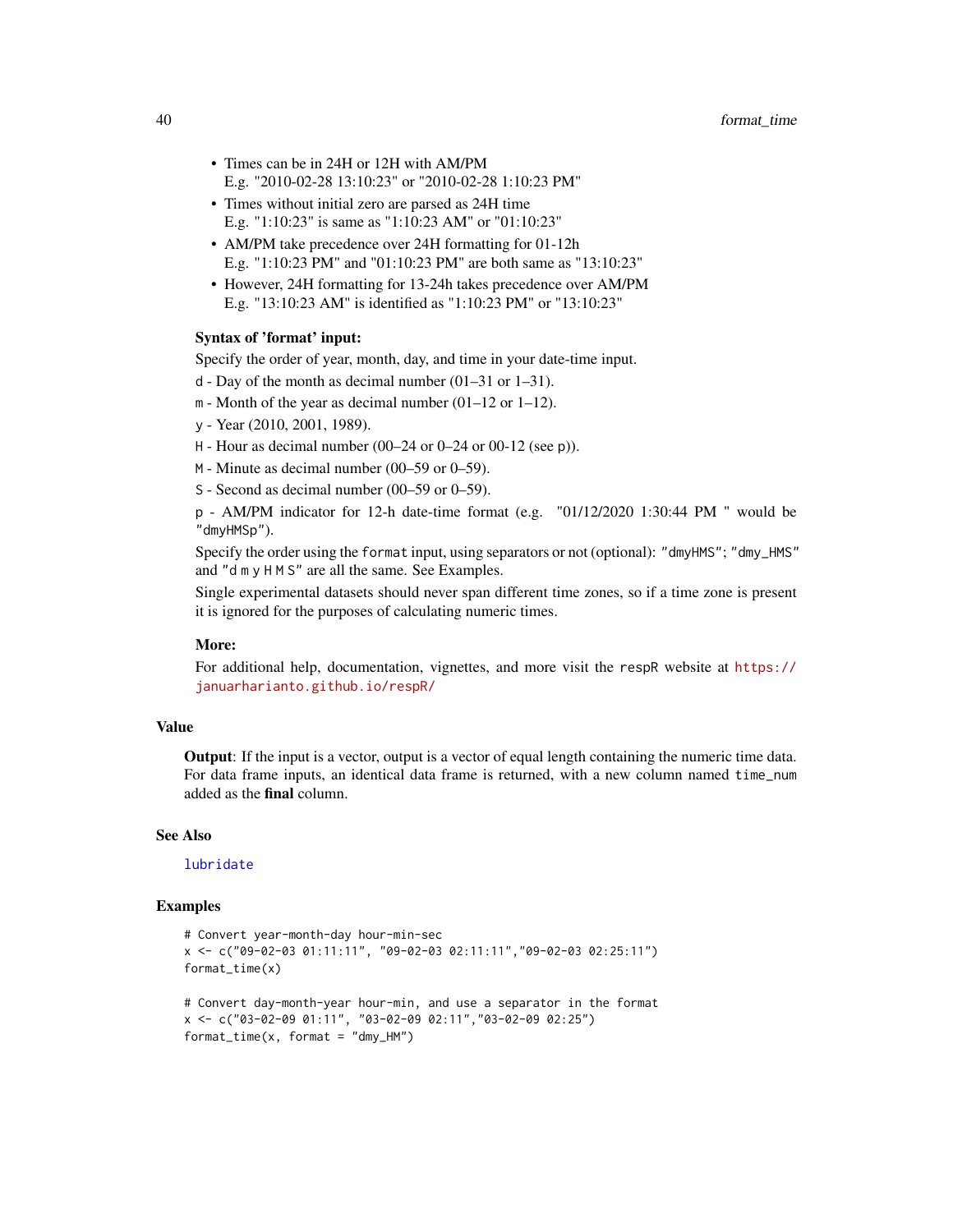- Times can be in 24H or 12H with AM/PM
  E.g. "2010-02-28 13:10:23" or "2010-02-28 1:10:23 PM"
- Times without initial zero are parsed as 24H time
  E.g. "1:10:23" is same as "1:10:23 AM" or "01:10:23"
- AM/PM take precedence over 24H formatting for 01-12h
  E.g. "1:10:23 PM" and "01:10:23 PM" are both same as "13:10:23"
- However, 24H formatting for 13-24h takes precedence over AM/PM
  E.g. "13:10:23 AM" is identified as "1:10:23 PM" or "13:10:23"

**Syntax of 'format' input:**

Specify the order of year, month, day, and time in your date-time input.

`d` - Day of the month as decimal number (01–31 or 1–31).

`m` - Month of the year as decimal number (01–12 or 1–12).

`y` - Year (2010, 2001, 1989).

`H` - Hour as decimal number (00–24 or 0–24 or 00-12 (see `p`)).

`M` - Minute as decimal number (00–59 or 0–59).

`S` - Second as decimal number (00–59 or 0–59).

`p` - AM/PM indicator for 12-h date-time format (e.g. "01/12/2020 1:30:44 PM " would be `"dmyHMSp"`).

Specify the order using the `format` input, using separators or not (optional): `"dmyHMS"`; `"dmy_HMS"` and `"d m y H M S"` are all the same. See Examples.

Single experimental datasets should never span different time zones, so if a time zone is present it is ignored for the purposes of calculating numeric times.

**More:**

For additional help, documentation, vignettes, and more visit the `respR` website at https://januarharianto.github.io/respR/

## Value

**Output**: If the input is a vector, output is a vector of equal length containing the numeric time data. For data frame inputs, an identical data frame is returned, with a new column named `time_num` added as the **final** column.

## See Also

`lubridate`

## Examples

```
# Convert year-month-day hour-min-sec
x <- c("09-02-03 01:11:11", "09-02-03 02:11:11","09-02-03 02:25:11")
format_time(x)

# Convert day-month-year hour-min, and use a separator in the format
x <- c("03-02-09 01:11", "03-02-09 02:11","03-02-09 02:25")
format_time(x, format = "dmy_HM")
```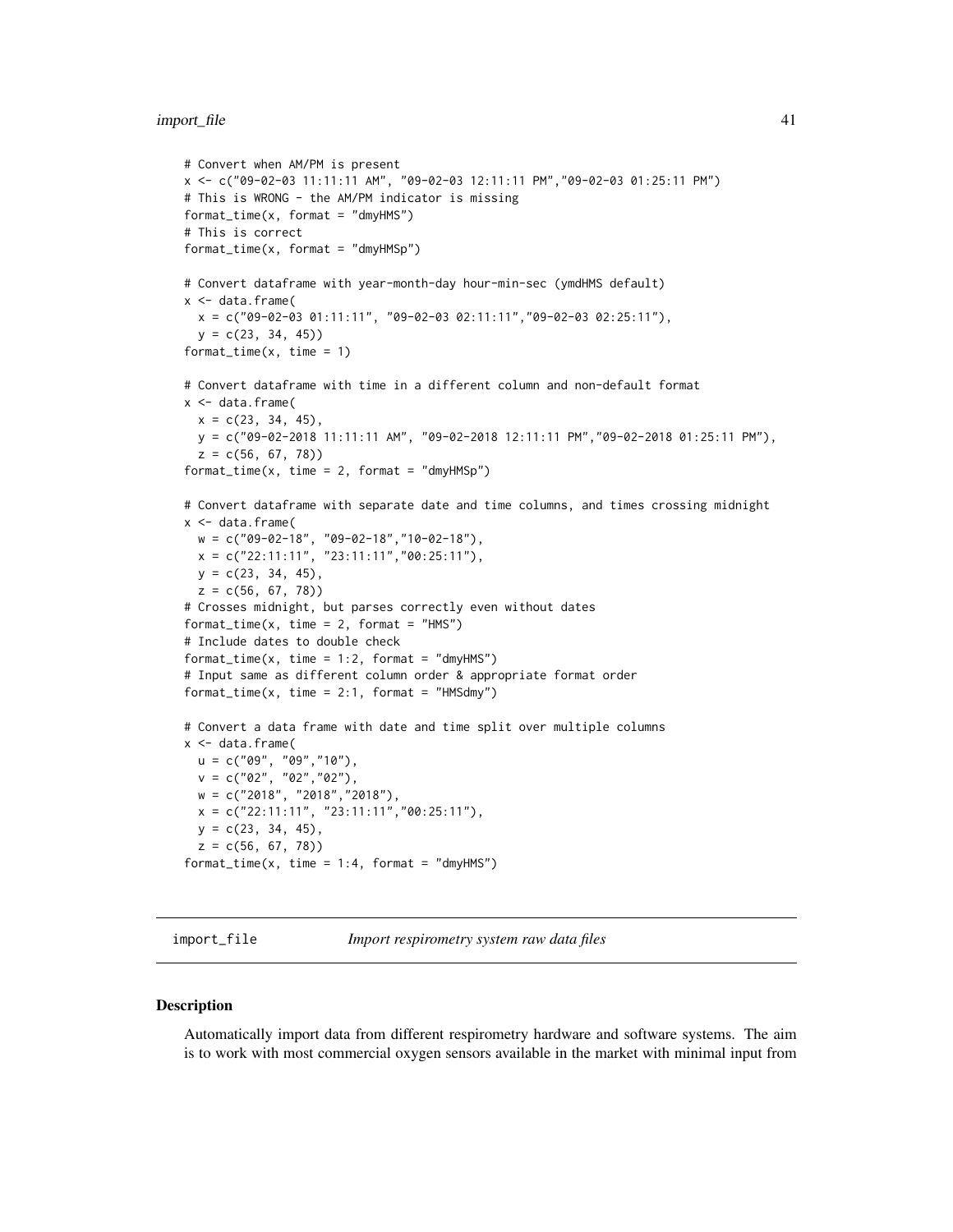```
# Convert when AM/PM is present
x <- c("09-02-03 11:11:11 AM", "09-02-03 12:11:11 PM","09-02-03 01:25:11 PM")
# This is WRONG - the AM/PM indicator is missing
format_time(x, format = "dmyHMS")
# This is correct
format_time(x, format = "dmyHMSp")

# Convert dataframe with year-month-day hour-min-sec (ymdHMS default)
x <- data.frame(
  x = c("09-02-03 01:11:11", "09-02-03 02:11:11","09-02-03 02:25:11"),
  y = c(23, 34, 45))
format_time(x, time = 1)

# Convert dataframe with time in a different column and non-default format
x <- data.frame(
  x = c(23, 34, 45),
  y = c("09-02-2018 11:11:11 AM", "09-02-2018 12:11:11 PM","09-02-2018 01:25:11 PM"),
  z = c(56, 67, 78))
format_time(x, time = 2, format = "dmyHMSp")

# Convert dataframe with separate date and time columns, and times crossing midnight
x <- data.frame(
  w = c("09-02-18", "09-02-18","10-02-18"),
  x = c("22:11:11", "23:11:11","00:25:11"),
  y = c(23, 34, 45),
  z = c(56, 67, 78))
# Crosses midnight, but parses correctly even without dates
format_time(x, time = 2, format = "HMS")
# Include dates to double check
format_time(x, time = 1:2, format = "dmyHMS")
# Input same as different column order & appropriate format order
format_time(x, time = 2:1, format = "HMSdmy")

# Convert a data frame with date and time split over multiple columns
x <- data.frame(
  u = c("09", "09","10"),
  v = c("02", "02","02"),
  w = c("2018", "2018","2018"),
  x = c("22:11:11", "23:11:11","00:25:11"),
  y = c(23, 34, 45),
  z = c(56, 67, 78))
format_time(x, time = 1:4, format = "dmyHMS")
```

## import_file — *Import respirometry system raw data files*

### Description

Automatically import data from different respirometry hardware and software systems. The aim is to work with most commercial oxygen sensors available in the market with minimal input from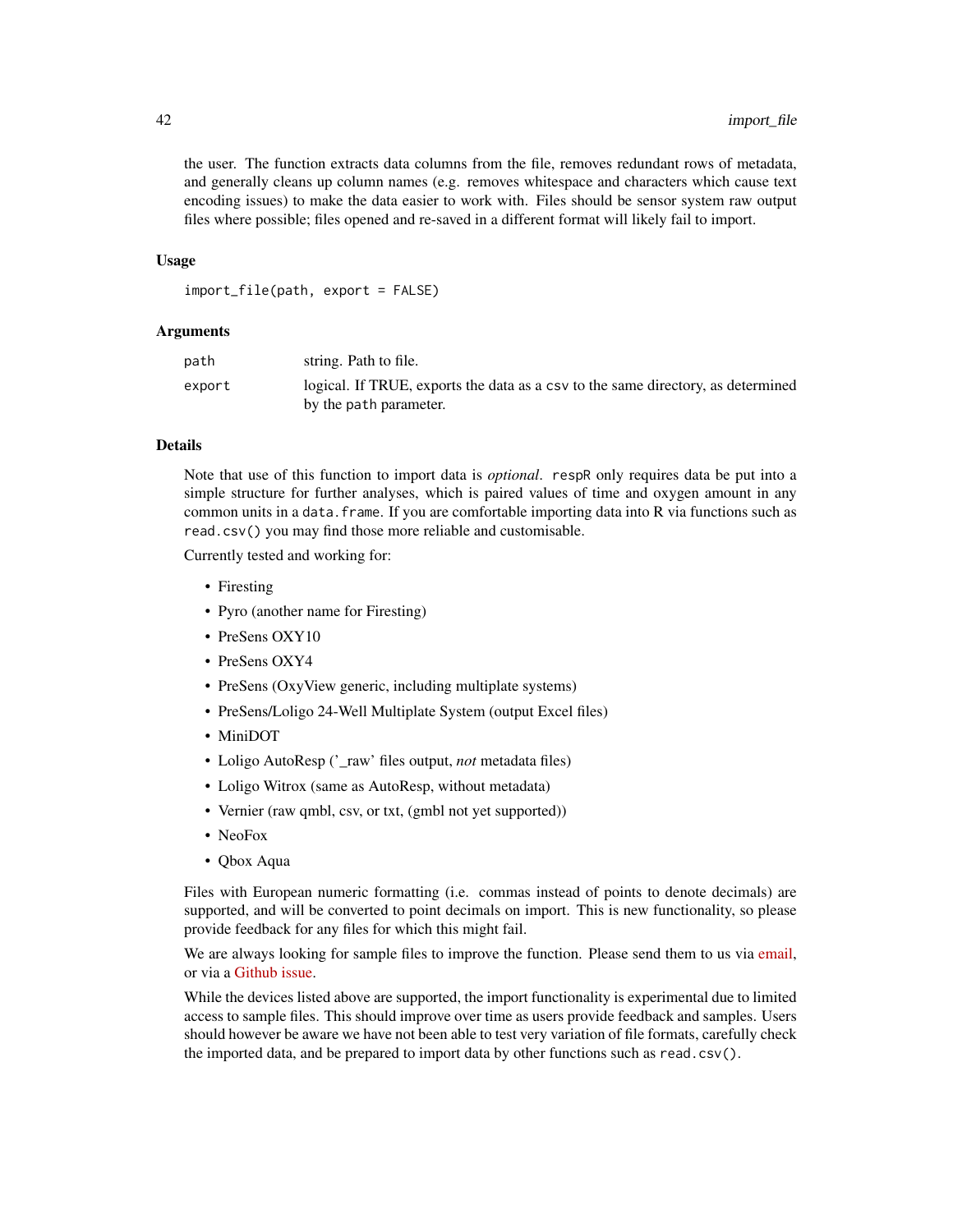the user. The function extracts data columns from the file, removes redundant rows of metadata, and generally cleans up column names (e.g. removes whitespace and characters which cause text encoding issues) to make the data easier to work with. Files should be sensor system raw output files where possible; files opened and re-saved in a different format will likely fail to import.

### Usage

```
import_file(path, export = FALSE)
```

### Arguments

| | |
|---|---|
| `path` | string. Path to file. |
| `export` | logical. If TRUE, exports the data as a `csv` to the same directory, as determined by the `path` parameter. |

### Details

Note that use of this function to import data is *optional*. `respR` only requires data be put into a simple structure for further analyses, which is paired values of time and oxygen amount in any common units in a `data.frame`. If you are comfortable importing data into R via functions such as `read.csv()` you may find those more reliable and customisable.

Currently tested and working for:

- Firesting
- Pyro (another name for Firesting)
- PreSens OXY10
- PreSens OXY4
- PreSens (OxyView generic, including multiplate systems)
- PreSens/Loligo 24-Well Multiplate System (output Excel files)
- MiniDOT
- Loligo AutoResp ('_raw' files output, *not* metadata files)
- Loligo Witrox (same as AutoResp, without metadata)
- Vernier (raw qmbl, csv, or txt, (gmbl not yet supported))
- NeoFox
- Qbox Aqua

Files with European numeric formatting (i.e. commas instead of points to denote decimals) are supported, and will be converted to point decimals on import. This is new functionality, so please provide feedback for any files for which this might fail.

We are always looking for sample files to improve the function. Please send them to us via email, or via a Github issue.

While the devices listed above are supported, the import functionality is experimental due to limited access to sample files. This should improve over time as users provide feedback and samples. Users should however be aware we have not been able to test very variation of file formats, carefully check the imported data, and be prepared to import data by other functions such as `read.csv()`.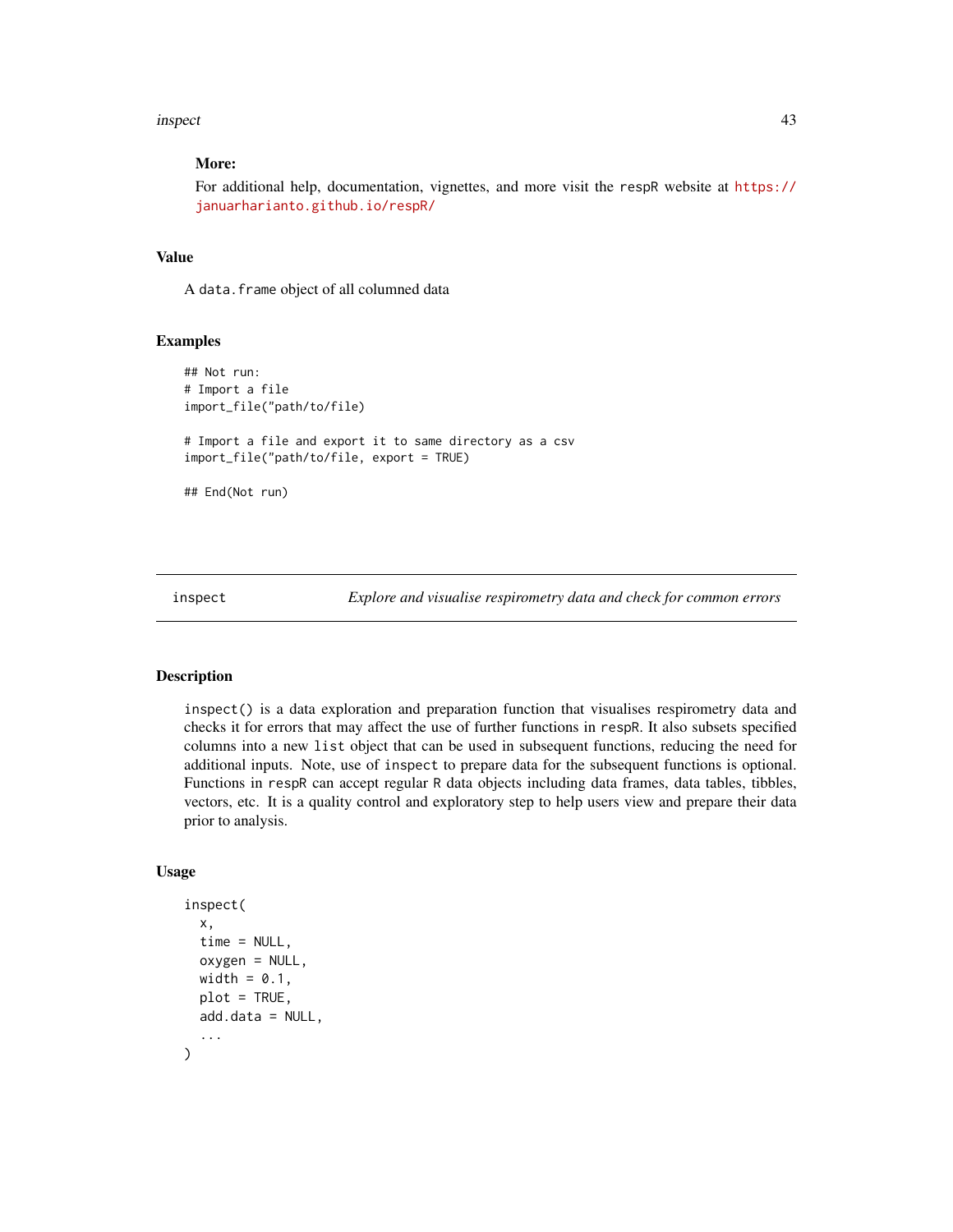**More:**

For additional help, documentation, vignettes, and more visit the respR website at https://januarharianto.github.io/respR/

## Value

A data.frame object of all columned data

## Examples

```
## Not run:
# Import a file
import_file("path/to/file")

# Import a file and export it to same directory as a csv
import_file("path/to/file, export = TRUE)

## End(Not run)
```

---

# inspect — *Explore and visualise respirometry data and check for common errors*

---

## Description

inspect() is a data exploration and preparation function that visualises respirometry data and checks it for errors that may affect the use of further functions in respR. It also subsets specified columns into a new list object that can be used in subsequent functions, reducing the need for additional inputs. Note, use of inspect to prepare data for the subsequent functions is optional. Functions in respR can accept regular R data objects including data frames, data tables, tibbles, vectors, etc. It is a quality control and exploratory step to help users view and prepare their data prior to analysis.

## Usage

```
inspect(
  x,
  time = NULL,
  oxygen = NULL,
  width = 0.1,
  plot = TRUE,
  add.data = NULL,
  ...
)
```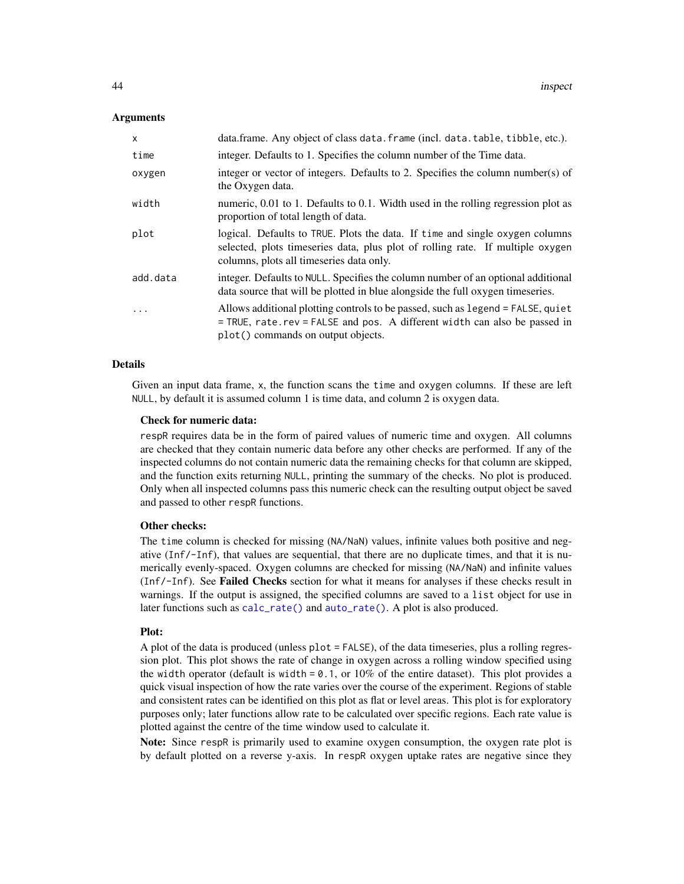### Arguments

| | |
|---|---|
| `x` | data.frame. Any object of class `data.frame` (incl. `data.table`, `tibble`, etc.). |
| `time` | integer. Defaults to 1. Specifies the column number of the Time data. |
| `oxygen` | integer or vector of integers. Defaults to 2. Specifies the column number(s) of the Oxygen data. |
| `width` | numeric, 0.01 to 1. Defaults to 0.1. Width used in the rolling regression plot as proportion of total length of data. |
| `plot` | logical. Defaults to `TRUE`. Plots the data. If `time` and single `oxygen` columns selected, plots timeseries data, plus plot of rolling rate. If multiple `oxygen` columns, plots all timeseries data only. |
| `add.data` | integer. Defaults to `NULL`. Specifies the column number of an optional additional data source that will be plotted in blue alongside the full oxygen timeseries. |
| `...` | Allows additional plotting controls to be passed, such as `legend = FALSE`, `quiet = TRUE`, `rate.rev = FALSE` and `pos`. A different `width` can also be passed in `plot()` commands on output objects. |

### Details

Given an input data frame, `x`, the function scans the `time` and `oxygen` columns. If these are left `NULL`, by default it is assumed column 1 is time data, and column 2 is oxygen data.

**Check for numeric data:**

`respR` requires data be in the form of paired values of numeric time and oxygen. All columns are checked that they contain numeric data before any other checks are performed. If any of the inspected columns do not contain numeric data the remaining checks for that column are skipped, and the function exits returning `NULL`, printing the summary of the checks. No plot is produced. Only when all inspected columns pass this numeric check can the resulting output object be saved and passed to other `respR` functions.

**Other checks:**

The `time` column is checked for missing (`NA`/`NaN`) values, infinite values both positive and negative (`Inf`/`-Inf`), that values are sequential, that there are no duplicate times, and that it is numerically evenly-spaced. Oxygen columns are checked for missing (`NA`/`NaN`) and infinite values (`Inf`/`-Inf`). See **Failed Checks** section for what it means for analyses if these checks result in warnings. If the output is assigned, the specified columns are saved to a `list` object for use in later functions such as `calc_rate()` and `auto_rate()`. A plot is also produced.

**Plot:**

A plot of the data is produced (unless `plot = FALSE`), of the data timeseries, plus a rolling regression plot. This plot shows the rate of change in oxygen across a rolling window specified using the `width` operator (default is `width = 0.1`, or 10% of the entire dataset). This plot provides a quick visual inspection of how the rate varies over the course of the experiment. Regions of stable and consistent rates can be identified on this plot as flat or level areas. This plot is for exploratory purposes only; later functions allow rate to be calculated over specific regions. Each rate value is plotted against the centre of the time window used to calculate it.

**Note:** Since `respR` is primarily used to examine oxygen consumption, the oxygen rate plot is by default plotted on a reverse y-axis. In `respR` oxygen uptake rates are negative since they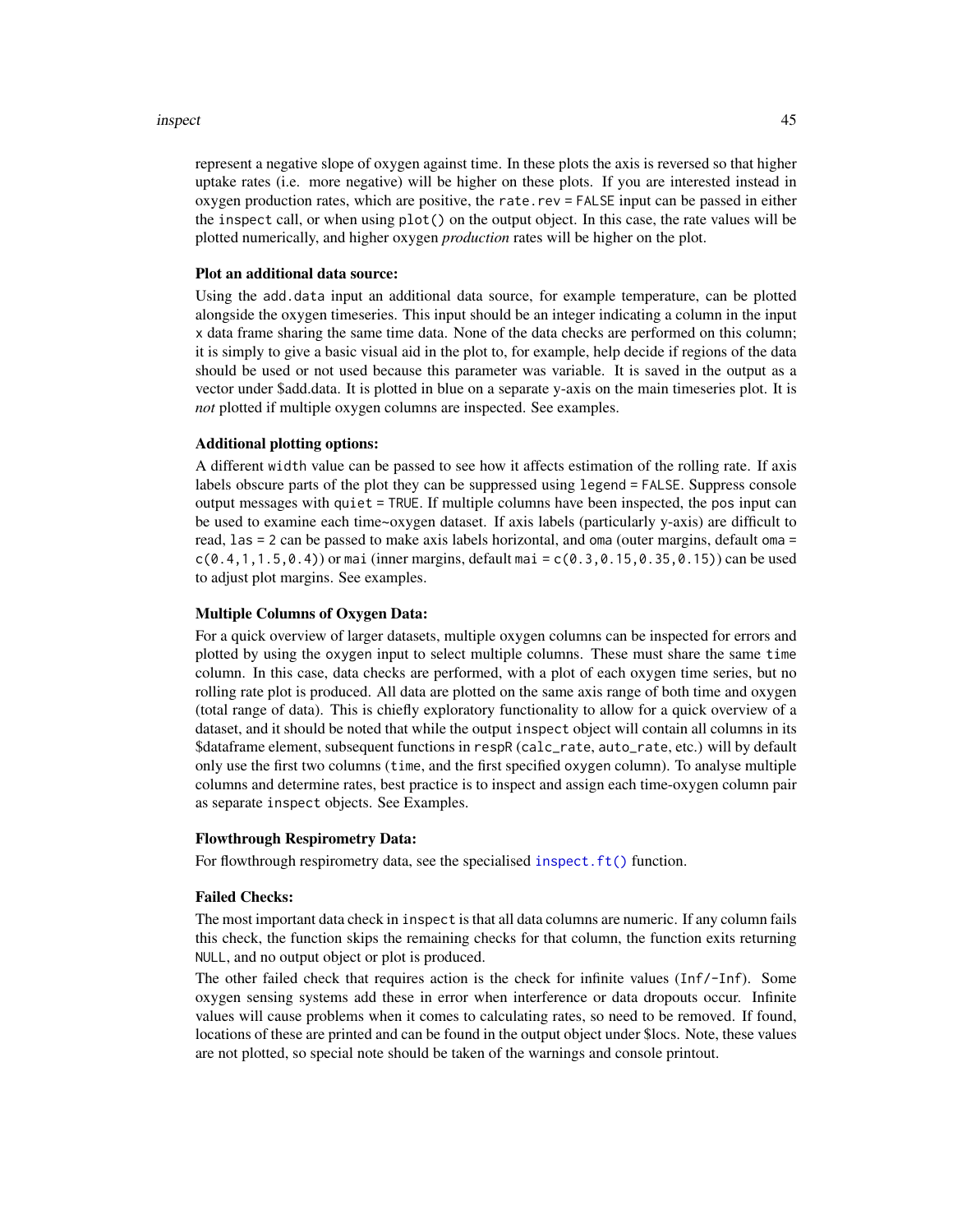represent a negative slope of oxygen against time. In these plots the axis is reversed so that higher uptake rates (i.e. more negative) will be higher on these plots. If you are interested instead in oxygen production rates, which are positive, the `rate.rev = FALSE` input can be passed in either the `inspect` call, or when using `plot()` on the output object. In this case, the rate values will be plotted numerically, and higher oxygen *production* rates will be higher on the plot.

**Plot an additional data source:**

Using the `add.data` input an additional data source, for example temperature, can be plotted alongside the oxygen timeseries. This input should be an integer indicating a column in the input `x` data frame sharing the same time data. None of the data checks are performed on this column; it is simply to give a basic visual aid in the plot to, for example, help decide if regions of the data should be used or not used because this parameter was variable. It is saved in the output as a vector under $add.data. It is plotted in blue on a separate y-axis on the main timeseries plot. It is *not* plotted if multiple oxygen columns are inspected. See examples.

**Additional plotting options:**

A different `width` value can be passed to see how it affects estimation of the rolling rate. If axis labels obscure parts of the plot they can be suppressed using `legend = FALSE`. Suppress console output messages with `quiet = TRUE`. If multiple columns have been inspected, the `pos` input can be used to examine each time~oxygen dataset. If axis labels (particularly y-axis) are difficult to read, `las = 2` can be passed to make axis labels horizontal, and `oma` (outer margins, default `oma = c(0.4,1,1.5,0.4)`) or `mai` (inner margins, default `mai = c(0.3,0.15,0.35,0.15)`) can be used to adjust plot margins. See examples.

**Multiple Columns of Oxygen Data:**

For a quick overview of larger datasets, multiple oxygen columns can be inspected for errors and plotted by using the `oxygen` input to select multiple columns. These must share the same `time` column. In this case, data checks are performed, with a plot of each oxygen time series, but no rolling rate plot is produced. All data are plotted on the same axis range of both time and oxygen (total range of data). This is chiefly exploratory functionality to allow for a quick overview of a dataset, and it should be noted that while the output `inspect` object will contain all columns in its $dataframe element, subsequent functions in `respR` (`calc_rate`, `auto_rate`, etc.) will by default only use the first two columns (`time`, and the first specified `oxygen` column). To analyse multiple columns and determine rates, best practice is to inspect and assign each time-oxygen column pair as separate `inspect` objects. See Examples.

**Flowthrough Respirometry Data:**

For flowthrough respirometry data, see the specialised `inspect.ft()` function.

**Failed Checks:**

The most important data check in `inspect` is that all data columns are numeric. If any column fails this check, the function skips the remaining checks for that column, the function exits returning `NULL`, and no output object or plot is produced.

The other failed check that requires action is the check for infinite values (`Inf`/`-Inf`). Some oxygen sensing systems add these in error when interference or data dropouts occur. Infinite values will cause problems when it comes to calculating rates, so need to be removed. If found, locations of these are printed and can be found in the output object under $locs. Note, these values are not plotted, so special note should be taken of the warnings and console printout.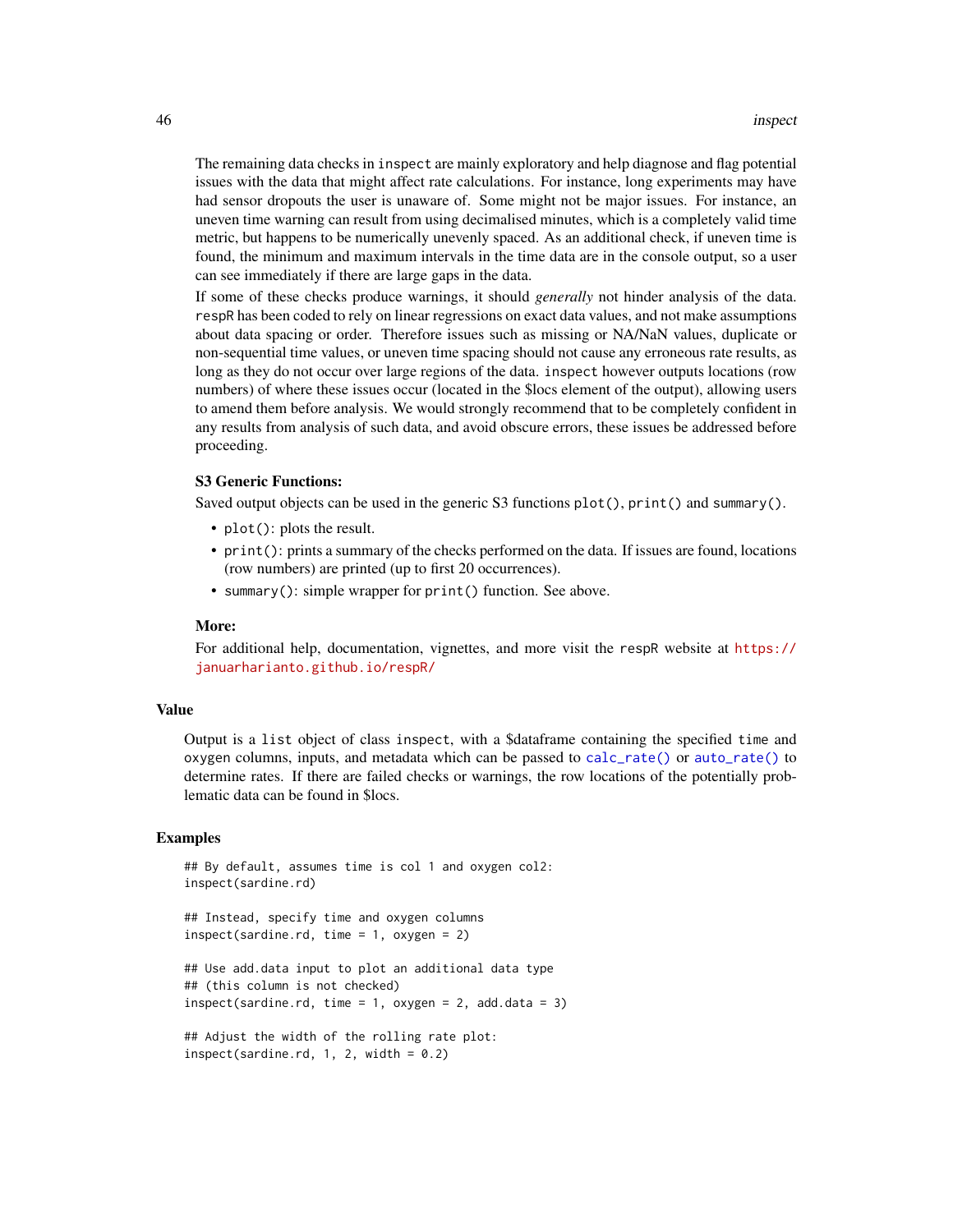The remaining data checks in `inspect` are mainly exploratory and help diagnose and flag potential issues with the data that might affect rate calculations. For instance, long experiments may have had sensor dropouts the user is unaware of. Some might not be major issues. For instance, an uneven time warning can result from using decimalised minutes, which is a completely valid time metric, but happens to be numerically unevenly spaced. As an additional check, if uneven time is found, the minimum and maximum intervals in the time data are in the console output, so a user can see immediately if there are large gaps in the data.

If some of these checks produce warnings, it should *generally* not hinder analysis of the data. `respR` has been coded to rely on linear regressions on exact data values, and not make assumptions about data spacing or order. Therefore issues such as missing or NA/NaN values, duplicate or non-sequential time values, or uneven time spacing should not cause any erroneous rate results, as long as they do not occur over large regions of the data. `inspect` however outputs locations (row numbers) of where these issues occur (located in the $locs element of the output), allowing users to amend them before analysis. We would strongly recommend that to be completely confident in any results from analysis of such data, and avoid obscure errors, these issues be addressed before proceeding.

### S3 Generic Functions:

Saved output objects can be used in the generic S3 functions `plot()`, `print()` and `summary()`.

- `plot()`: plots the result.
- `print()`: prints a summary of the checks performed on the data. If issues are found, locations (row numbers) are printed (up to first 20 occurrences).
- `summary()`: simple wrapper for `print()` function. See above.

### More:

For additional help, documentation, vignettes, and more visit the `respR` website at https://januarharianto.github.io/respR/

## Value

Output is a `list` object of class `inspect`, with a $dataframe containing the specified `time` and `oxygen` columns, inputs, and metadata which can be passed to `calc_rate()` or `auto_rate()` to determine rates. If there are failed checks or warnings, the row locations of the potentially problematic data can be found in $locs.

## Examples

```
## By default, assumes time is col 1 and oxygen col2:
inspect(sardine.rd)

## Instead, specify time and oxygen columns
inspect(sardine.rd, time = 1, oxygen = 2)

## Use add.data input to plot an additional data type
## (this column is not checked)
inspect(sardine.rd, time = 1, oxygen = 2, add.data = 3)

## Adjust the width of the rolling rate plot:
inspect(sardine.rd, 1, 2, width = 0.2)
```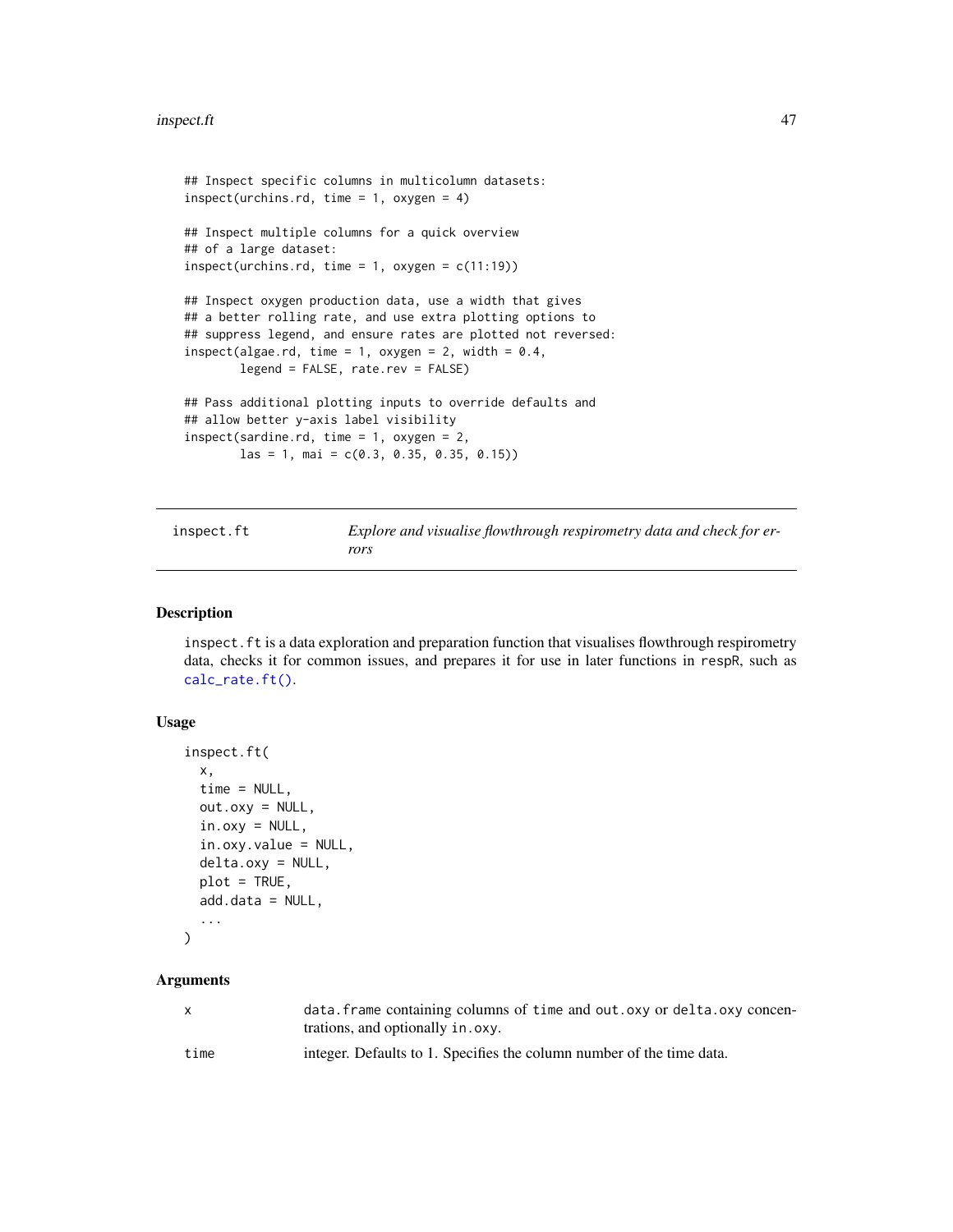```
## Inspect specific columns in multicolumn datasets:
inspect(urchins.rd, time = 1, oxygen = 4)

## Inspect multiple columns for a quick overview
## of a large dataset:
inspect(urchins.rd, time = 1, oxygen = c(11:19))

## Inspect oxygen production data, use a width that gives
## a better rolling rate, and use extra plotting options to
## suppress legend, and ensure rates are plotted not reversed:
inspect(algae.rd, time = 1, oxygen = 2, width = 0.4,
        legend = FALSE, rate.rev = FALSE)

## Pass additional plotting inputs to override defaults and
## allow better y-axis label visibility
inspect(sardine.rd, time = 1, oxygen = 2,
        las = 1, mai = c(0.3, 0.35, 0.35, 0.15))
```

---

## inspect.ft — *Explore and visualise flowthrough respirometry data and check for errors*

---

### Description

`inspect.ft` is a data exploration and preparation function that visualises flowthrough respirometry data, checks it for common issues, and prepares it for use in later functions in respR, such as `calc_rate.ft()`.

### Usage

```
inspect.ft(
  x,
  time = NULL,
  out.oxy = NULL,
  in.oxy = NULL,
  in.oxy.value = NULL,
  delta.oxy = NULL,
  plot = TRUE,
  add.data = NULL,
  ...
)
```

### Arguments

| | |
|---|---|
| x | `data.frame` containing columns of `time` and `out.oxy` or `delta.oxy` concentrations, and optionally `in.oxy`. |
| time | integer. Defaults to 1. Specifies the column number of the time data. |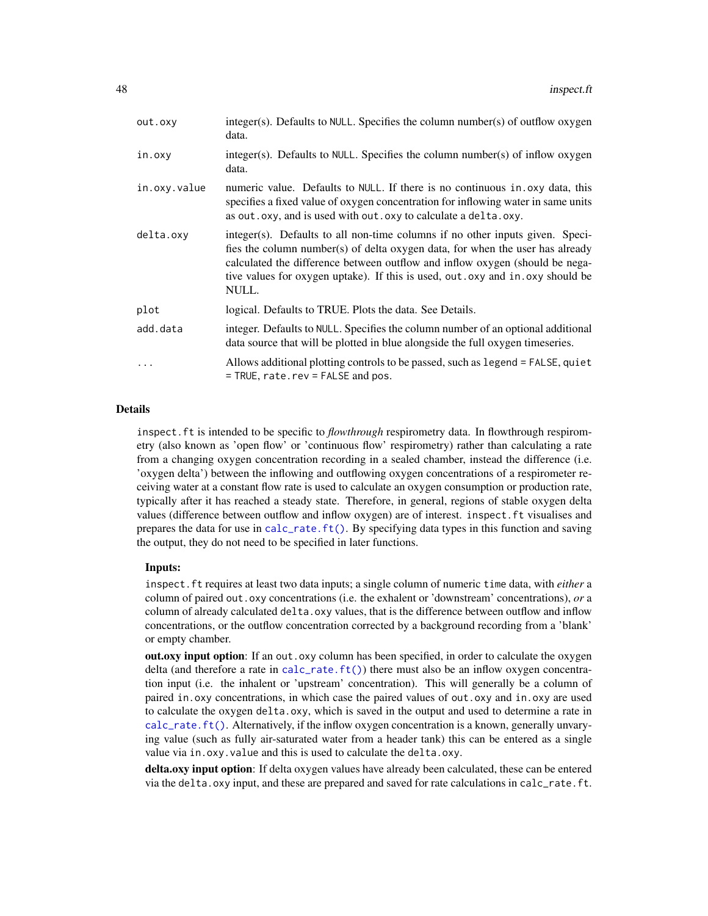| | |
|---|---|
| `out.oxy` | integer(s). Defaults to `NULL`. Specifies the column number(s) of outflow oxygen data. |
| `in.oxy` | integer(s). Defaults to `NULL`. Specifies the column number(s) of inflow oxygen data. |
| `in.oxy.value` | numeric value. Defaults to `NULL`. If there is no continuous `in.oxy` data, this specifies a fixed value of oxygen concentration for inflowing water in same units as `out.oxy`, and is used with `out.oxy` to calculate a `delta.oxy`. |
| `delta.oxy` | integer(s). Defaults to all non-time columns if no other inputs given. Specifies the column number(s) of delta oxygen data, for when the user has already calculated the difference between outflow and inflow oxygen (should be negative values for oxygen uptake). If this is used, `out.oxy` and `in.oxy` should be NULL. |
| `plot` | logical. Defaults to TRUE. Plots the data. See Details. |
| `add.data` | integer. Defaults to `NULL`. Specifies the column number of an optional additional data source that will be plotted in blue alongside the full oxygen timeseries. |
| `...` | Allows additional plotting controls to be passed, such as `legend = FALSE`, `quiet = TRUE`, `rate.rev = FALSE` and `pos`. |

## Details

`inspect.ft` is intended to be specific to *flowthrough* respirometry data. In flowthrough respirometry (also known as 'open flow' or 'continuous flow' respirometry) rather than calculating a rate from a changing oxygen concentration recording in a sealed chamber, instead the difference (i.e. 'oxygen delta') between the inflowing and outflowing oxygen concentrations of a respirometer receiving water at a constant flow rate is used to calculate an oxygen consumption or production rate, typically after it has reached a steady state. Therefore, in general, regions of stable oxygen delta values (difference between outflow and inflow oxygen) are of interest. `inspect.ft` visualises and prepares the data for use in `calc_rate.ft()`. By specifying data types in this function and saving the output, they do not need to be specified in later functions.

### Inputs:

`inspect.ft` requires at least two data inputs; a single column of numeric `time` data, with *either* a column of paired `out.oxy` concentrations (i.e. the exhalent or 'downstream' concentrations), *or* a column of already calculated `delta.oxy` values, that is the difference between outflow and inflow concentrations, or the outflow concentration corrected by a background recording from a 'blank' or empty chamber.

**out.oxy input option**: If an `out.oxy` column has been specified, in order to calculate the oxygen delta (and therefore a rate in `calc_rate.ft()`) there must also be an inflow oxygen concentration input (i.e. the inhalent or 'upstream' concentration). This will generally be a column of paired `in.oxy` concentrations, in which case the paired values of `out.oxy` and `in.oxy` are used to calculate the oxygen `delta.oxy`, which is saved in the output and used to determine a rate in `calc_rate.ft()`. Alternatively, if the inflow oxygen concentration is a known, generally unvarying value (such as fully air-saturated water from a header tank) this can be entered as a single value via `in.oxy.value` and this is used to calculate the `delta.oxy`.

**delta.oxy input option**: If delta oxygen values have already been calculated, these can be entered via the `delta.oxy` input, and these are prepared and saved for rate calculations in `calc_rate.ft`.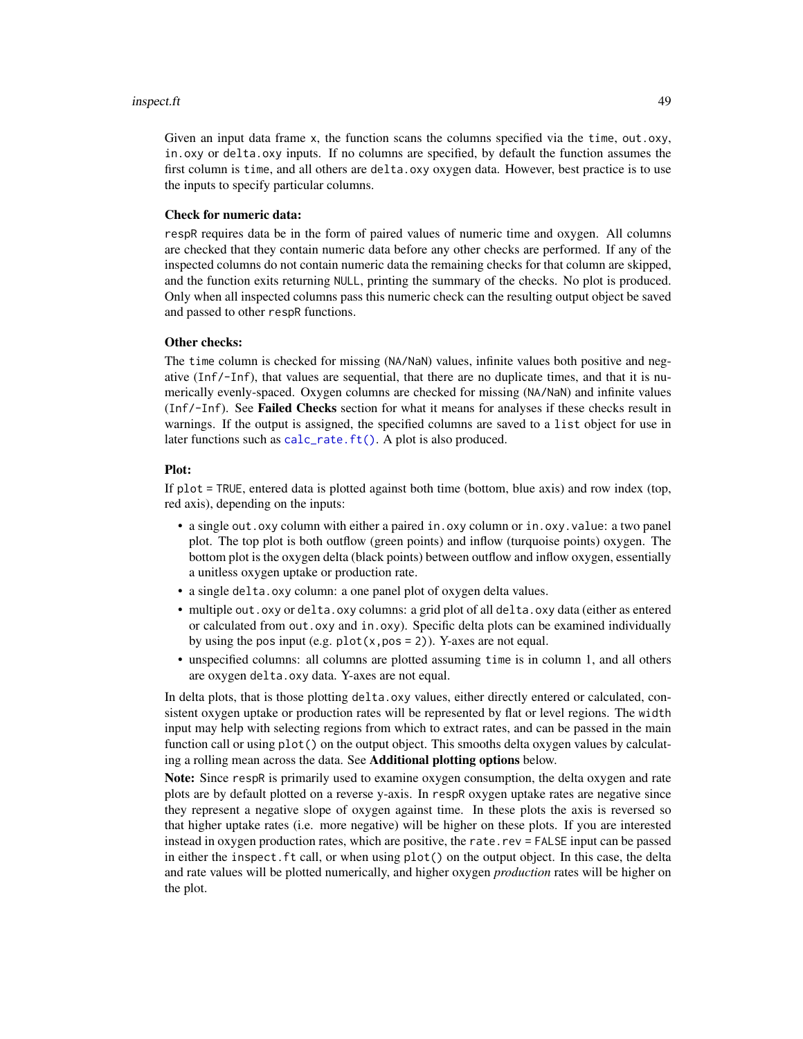Given an input data frame x, the function scans the columns specified via the time, out.oxy, in.oxy or delta.oxy inputs. If no columns are specified, by default the function assumes the first column is time, and all others are delta.oxy oxygen data. However, best practice is to use the inputs to specify particular columns.

**Check for numeric data:**

respR requires data be in the form of paired values of numeric time and oxygen. All columns are checked that they contain numeric data before any other checks are performed. If any of the inspected columns do not contain numeric data the remaining checks for that column are skipped, and the function exits returning NULL, printing the summary of the checks. No plot is produced. Only when all inspected columns pass this numeric check can the resulting output object be saved and passed to other respR functions.

**Other checks:**

The time column is checked for missing (NA/NaN) values, infinite values both positive and negative (Inf/-Inf), that values are sequential, that there are no duplicate times, and that it is numerically evenly-spaced. Oxygen columns are checked for missing (NA/NaN) and infinite values (Inf/-Inf). See **Failed Checks** section for what it means for analyses if these checks result in warnings. If the output is assigned, the specified columns are saved to a list object for use in later functions such as calc_rate.ft(). A plot is also produced.

**Plot:**

If plot = TRUE, entered data is plotted against both time (bottom, blue axis) and row index (top, red axis), depending on the inputs:

- a single out.oxy column with either a paired in.oxy column or in.oxy.value: a two panel plot. The top plot is both outflow (green points) and inflow (turquoise points) oxygen. The bottom plot is the oxygen delta (black points) between outflow and inflow oxygen, essentially a unitless oxygen uptake or production rate.
- a single delta.oxy column: a one panel plot of oxygen delta values.
- multiple out.oxy or delta.oxy columns: a grid plot of all delta.oxy data (either as entered or calculated from out.oxy and in.oxy). Specific delta plots can be examined individually by using the pos input (e.g. plot(x,pos = 2)). Y-axes are not equal.
- unspecified columns: all columns are plotted assuming time is in column 1, and all others are oxygen delta.oxy data. Y-axes are not equal.

In delta plots, that is those plotting delta.oxy values, either directly entered or calculated, consistent oxygen uptake or production rates will be represented by flat or level regions. The width input may help with selecting regions from which to extract rates, and can be passed in the main function call or using plot() on the output object. This smooths delta oxygen values by calculating a rolling mean across the data. See **Additional plotting options** below.

**Note:** Since respR is primarily used to examine oxygen consumption, the delta oxygen and rate plots are by default plotted on a reverse y-axis. In respR oxygen uptake rates are negative since they represent a negative slope of oxygen against time. In these plots the axis is reversed so that higher uptake rates (i.e. more negative) will be higher on these plots. If you are interested instead in oxygen production rates, which are positive, the rate.rev = FALSE input can be passed in either the inspect.ft call, or when using plot() on the output object. In this case, the delta and rate values will be plotted numerically, and higher oxygen *production* rates will be higher on the plot.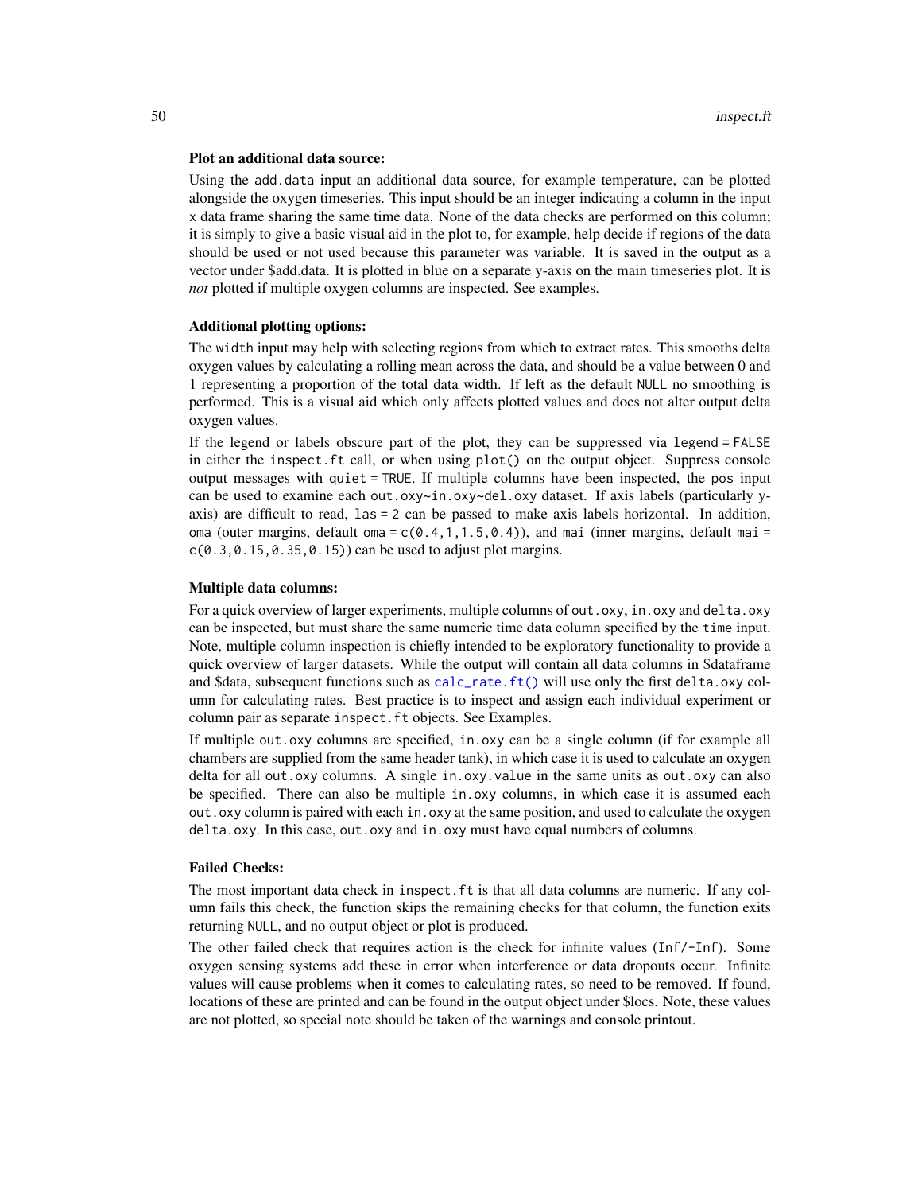**Plot an additional data source:**

Using the add.data input an additional data source, for example temperature, can be plotted alongside the oxygen timeseries. This input should be an integer indicating a column in the input x data frame sharing the same time data. None of the data checks are performed on this column; it is simply to give a basic visual aid in the plot to, for example, help decide if regions of the data should be used or not used because this parameter was variable. It is saved in the output as a vector under $add.data. It is plotted in blue on a separate y-axis on the main timeseries plot. It is *not* plotted if multiple oxygen columns are inspected. See examples.

**Additional plotting options:**

The width input may help with selecting regions from which to extract rates. This smooths delta oxygen values by calculating a rolling mean across the data, and should be a value between 0 and 1 representing a proportion of the total data width. If left as the default NULL no smoothing is performed. This is a visual aid which only affects plotted values and does not alter output delta oxygen values.

If the legend or labels obscure part of the plot, they can be suppressed via legend = FALSE in either the inspect.ft call, or when using plot() on the output object. Suppress console output messages with quiet = TRUE. If multiple columns have been inspected, the pos input can be used to examine each out.oxy~in.oxy~del.oxy dataset. If axis labels (particularly y-axis) are difficult to read, las = 2 can be passed to make axis labels horizontal. In addition, oma (outer margins, default oma = c(0.4,1,1.5,0.4)), and mai (inner margins, default mai = c(0.3,0.15,0.35,0.15)) can be used to adjust plot margins.

**Multiple data columns:**

For a quick overview of larger experiments, multiple columns of out.oxy, in.oxy and delta.oxy can be inspected, but must share the same numeric time data column specified by the time input. Note, multiple column inspection is chiefly intended to be exploratory functionality to provide a quick overview of larger datasets. While the output will contain all data columns in $dataframe and $data, subsequent functions such as calc_rate.ft() will use only the first delta.oxy column for calculating rates. Best practice is to inspect and assign each individual experiment or column pair as separate inspect.ft objects. See Examples.

If multiple out.oxy columns are specified, in.oxy can be a single column (if for example all chambers are supplied from the same header tank), in which case it is used to calculate an oxygen delta for all out.oxy columns. A single in.oxy.value in the same units as out.oxy can also be specified. There can also be multiple in.oxy columns, in which case it is assumed each out.oxy column is paired with each in.oxy at the same position, and used to calculate the oxygen delta.oxy. In this case, out.oxy and in.oxy must have equal numbers of columns.

**Failed Checks:**

The most important data check in inspect.ft is that all data columns are numeric. If any column fails this check, the function skips the remaining checks for that column, the function exits returning NULL, and no output object or plot is produced.

The other failed check that requires action is the check for infinite values (Inf/-Inf). Some oxygen sensing systems add these in error when interference or data dropouts occur. Infinite values will cause problems when it comes to calculating rates, so need to be removed. If found, locations of these are printed and can be found in the output object under $locs. Note, these values are not plotted, so special note should be taken of the warnings and console printout.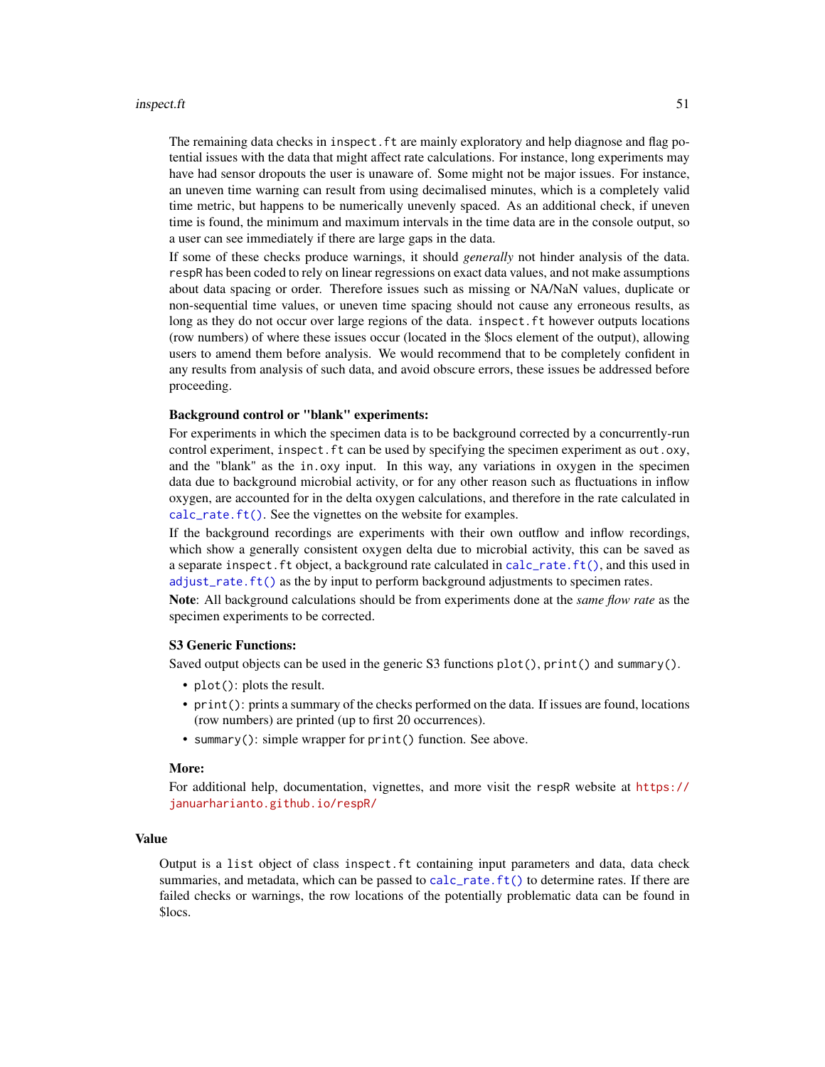The remaining data checks in `inspect.ft` are mainly exploratory and help diagnose and flag potential issues with the data that might affect rate calculations. For instance, long experiments may have had sensor dropouts the user is unaware of. Some might not be major issues. For instance, an uneven time warning can result from using decimalised minutes, which is a completely valid time metric, but happens to be numerically unevenly spaced. As an additional check, if uneven time is found, the minimum and maximum intervals in the time data are in the console output, so a user can see immediately if there are large gaps in the data.

If some of these checks produce warnings, it should *generally* not hinder analysis of the data. `respR` has been coded to rely on linear regressions on exact data values, and not make assumptions about data spacing or order. Therefore issues such as missing or NA/NaN values, duplicate or non-sequential time values, or uneven time spacing should not cause any erroneous results, as long as they do not occur over large regions of the data. `inspect.ft` however outputs locations (row numbers) of where these issues occur (located in the $locs element of the output), allowing users to amend them before analysis. We would recommend that to be completely confident in any results from analysis of such data, and avoid obscure errors, these issues be addressed before proceeding.

**Background control or "blank" experiments:**

For experiments in which the specimen data is to be background corrected by a concurrently-run control experiment, `inspect.ft` can be used by specifying the specimen experiment as `out.oxy`, and the "blank" as the `in.oxy` input. In this way, any variations in oxygen in the specimen data due to background microbial activity, or for any other reason such as fluctuations in inflow oxygen, are accounted for in the delta oxygen calculations, and therefore in the rate calculated in `calc_rate.ft()`. See the vignettes on the website for examples.

If the background recordings are experiments with their own outflow and inflow recordings, which show a generally consistent oxygen delta due to microbial activity, this can be saved as a separate `inspect.ft` object, a background rate calculated in `calc_rate.ft()`, and this used in `adjust_rate.ft()` as the by input to perform background adjustments to specimen rates.

**Note**: All background calculations should be from experiments done at the *same flow rate* as the specimen experiments to be corrected.

**S3 Generic Functions:**

Saved output objects can be used in the generic S3 functions `plot()`, `print()` and `summary()`.

- `plot()`: plots the result.
- `print()`: prints a summary of the checks performed on the data. If issues are found, locations (row numbers) are printed (up to first 20 occurrences).
- `summary()`: simple wrapper for `print()` function. See above.

**More:**

For additional help, documentation, vignettes, and more visit the `respR` website at https://januarharianto.github.io/respR/

## Value

Output is a `list` object of class `inspect.ft` containing input parameters and data, data check summaries, and metadata, which can be passed to `calc_rate.ft()` to determine rates. If there are failed checks or warnings, the row locations of the potentially problematic data can be found in $locs.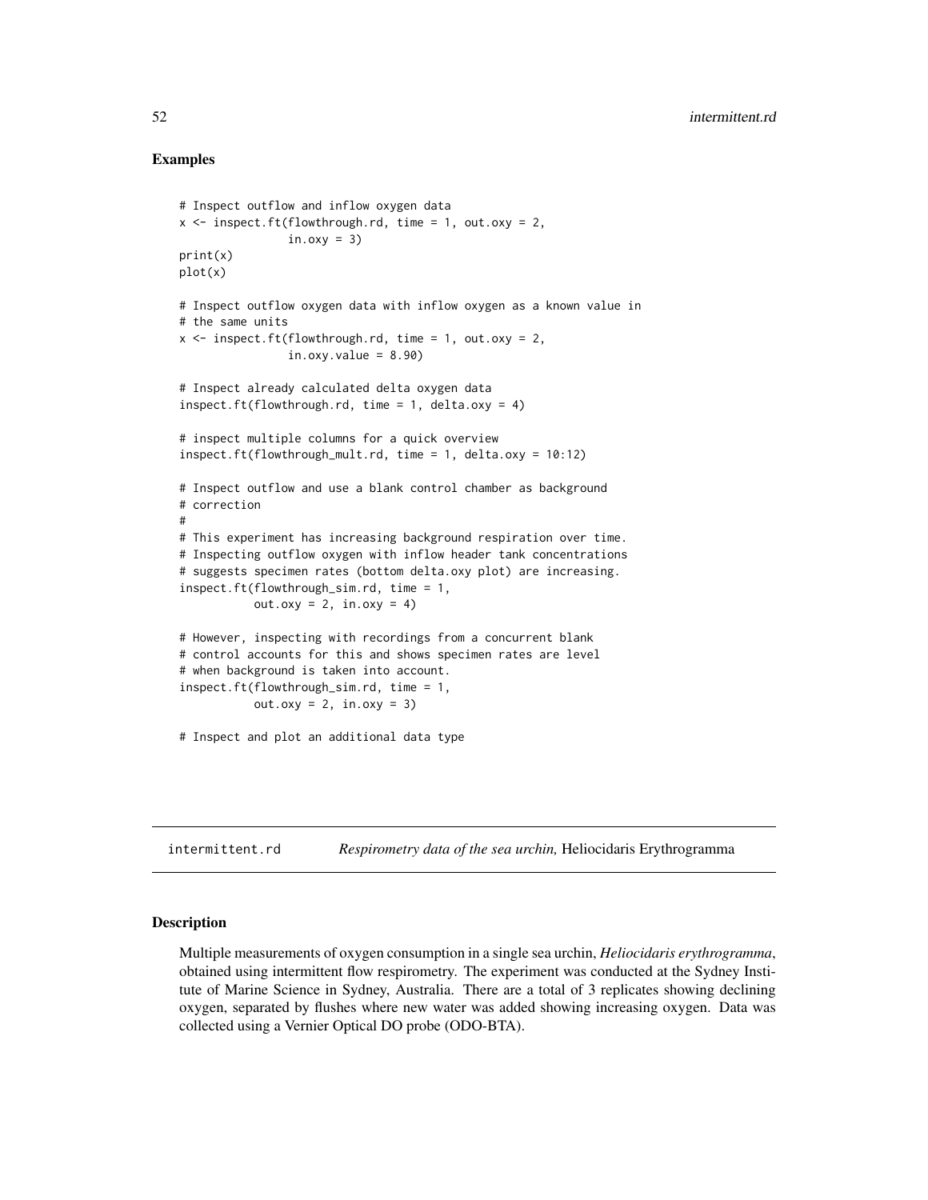### Examples

```
# Inspect outflow and inflow oxygen data
x <- inspect.ft(flowthrough.rd, time = 1, out.oxy = 2,
                in.oxy = 3)
print(x)
plot(x)

# Inspect outflow oxygen data with inflow oxygen as a known value in
# the same units
x <- inspect.ft(flowthrough.rd, time = 1, out.oxy = 2,
                in.oxy.value = 8.90)

# Inspect already calculated delta oxygen data
inspect.ft(flowthrough.rd, time = 1, delta.oxy = 4)

# inspect multiple columns for a quick overview
inspect.ft(flowthrough_mult.rd, time = 1, delta.oxy = 10:12)

# Inspect outflow and use a blank control chamber as background
# correction
#
# This experiment has increasing background respiration over time.
# Inspecting outflow oxygen with inflow header tank concentrations
# suggests specimen rates (bottom delta.oxy plot) are increasing.
inspect.ft(flowthrough_sim.rd, time = 1,
           out.oxy = 2, in.oxy = 4)

# However, inspecting with recordings from a concurrent blank
# control accounts for this and shows specimen rates are level
# when background is taken into account.
inspect.ft(flowthrough_sim.rd, time = 1,
           out.oxy = 2, in.oxy = 3)

# Inspect and plot an additional data type
```

---

## intermittent.rd — *Respirometry data of the sea urchin,* Heliocidaris Erythrogramma

### Description

Multiple measurements of oxygen consumption in a single sea urchin, *Heliocidaris erythrogramma*, obtained using intermittent flow respirometry. The experiment was conducted at the Sydney Institute of Marine Science in Sydney, Australia. There are a total of 3 replicates showing declining oxygen, separated by flushes where new water was added showing increasing oxygen. Data was collected using a Vernier Optical DO probe (ODO-BTA).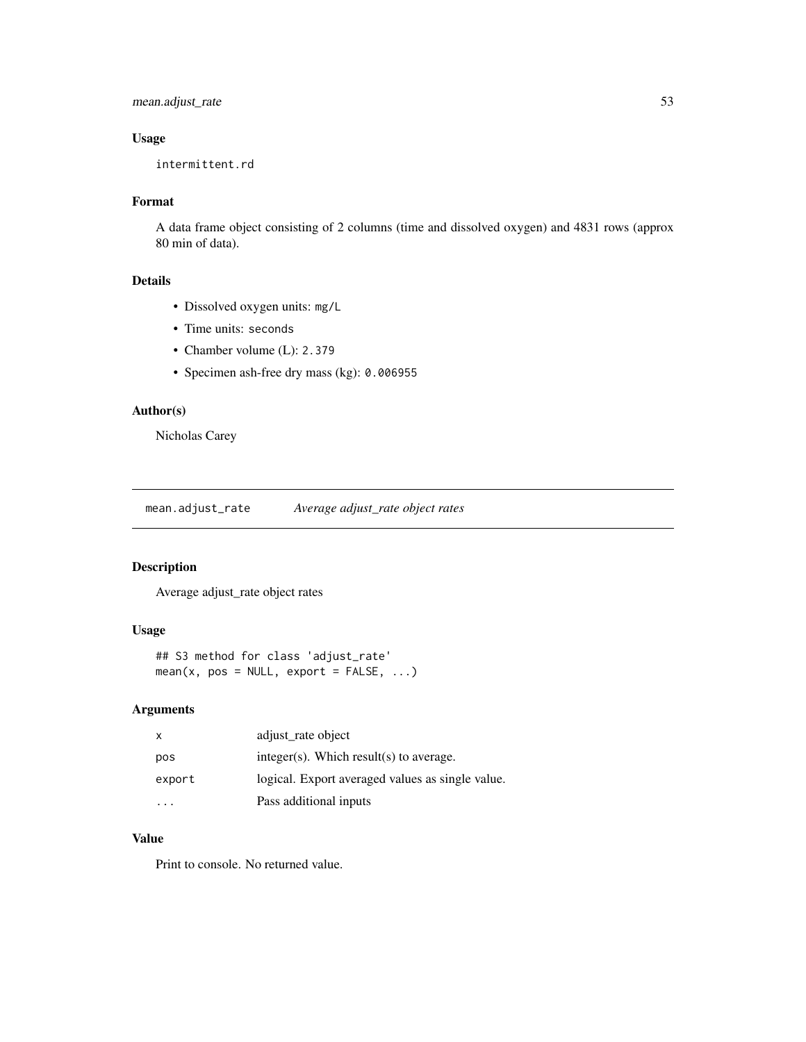## Usage

```
intermittent.rd
```

## Format

A data frame object consisting of 2 columns (time and dissolved oxygen) and 4831 rows (approx 80 min of data).

## Details

- Dissolved oxygen units: `mg/L`
- Time units: `seconds`
- Chamber volume (L): `2.379`
- Specimen ash-free dry mass (kg): `0.006955`

## Author(s)

Nicholas Carey

---

# mean.adjust_rate *Average adjust_rate object rates*

## Description

Average adjust_rate object rates

## Usage

```
## S3 method for class 'adjust_rate'
mean(x, pos = NULL, export = FALSE, ...)
```

## Arguments

| | |
|---|---|
| `x` | adjust_rate object |
| `pos` | integer(s). Which result(s) to average. |
| `export` | logical. Export averaged values as single value. |
| `...` | Pass additional inputs |

## Value

Print to console. No returned value.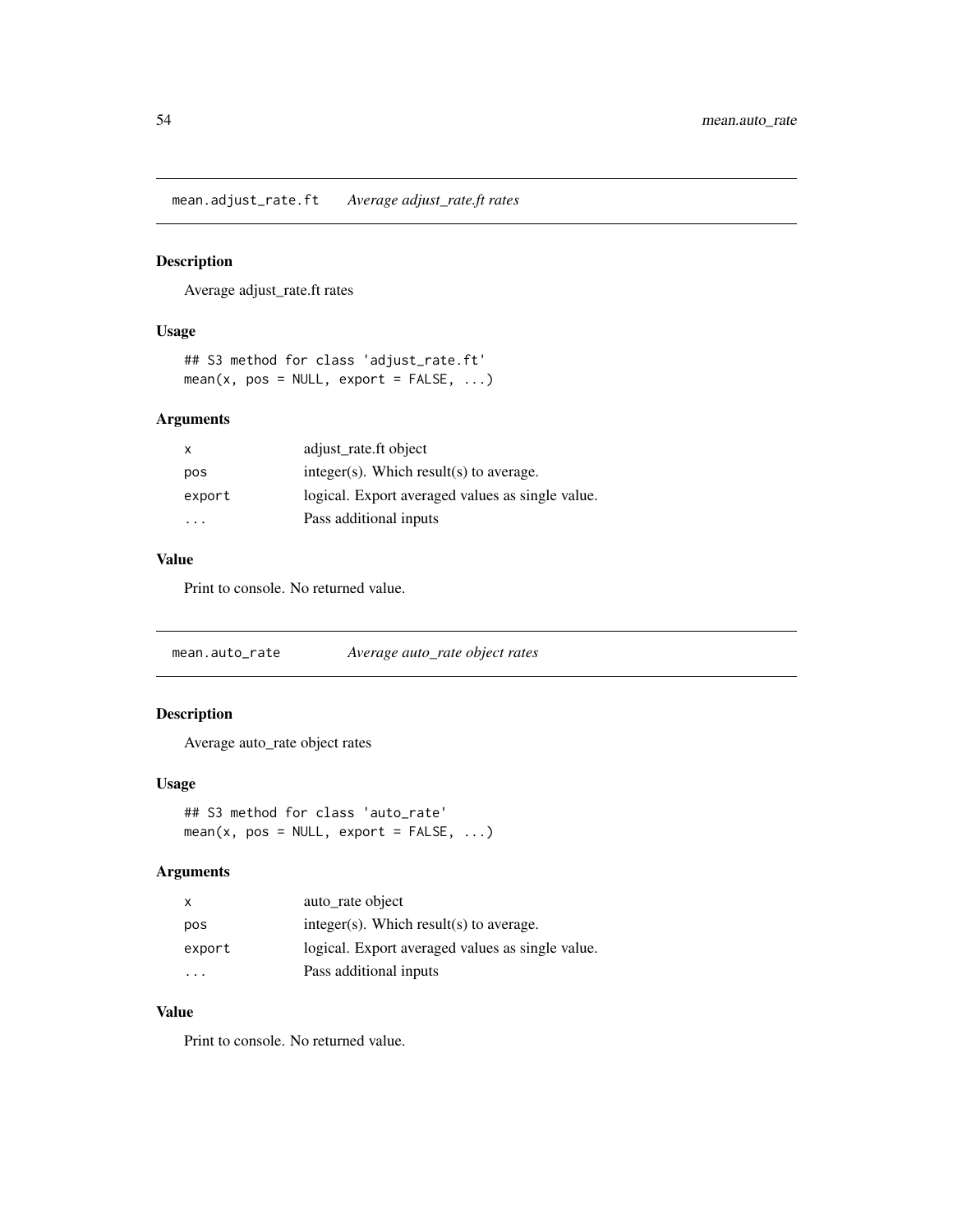## mean.adjust_rate.ft *Average adjust_rate.ft rates*

### Description

Average adjust_rate.ft rates

### Usage

```
## S3 method for class 'adjust_rate.ft'
mean(x, pos = NULL, export = FALSE, ...)
```

### Arguments

| | |
|---|---|
| x | adjust_rate.ft object |
| pos | integer(s). Which result(s) to average. |
| export | logical. Export averaged values as single value. |
| ... | Pass additional inputs |

### Value

Print to console. No returned value.

## mean.auto_rate *Average auto_rate object rates*

### Description

Average auto_rate object rates

### Usage

```
## S3 method for class 'auto_rate'
mean(x, pos = NULL, export = FALSE, ...)
```

### Arguments

| | |
|---|---|
| x | auto_rate object |
| pos | integer(s). Which result(s) to average. |
| export | logical. Export averaged values as single value. |
| ... | Pass additional inputs |

### Value

Print to console. No returned value.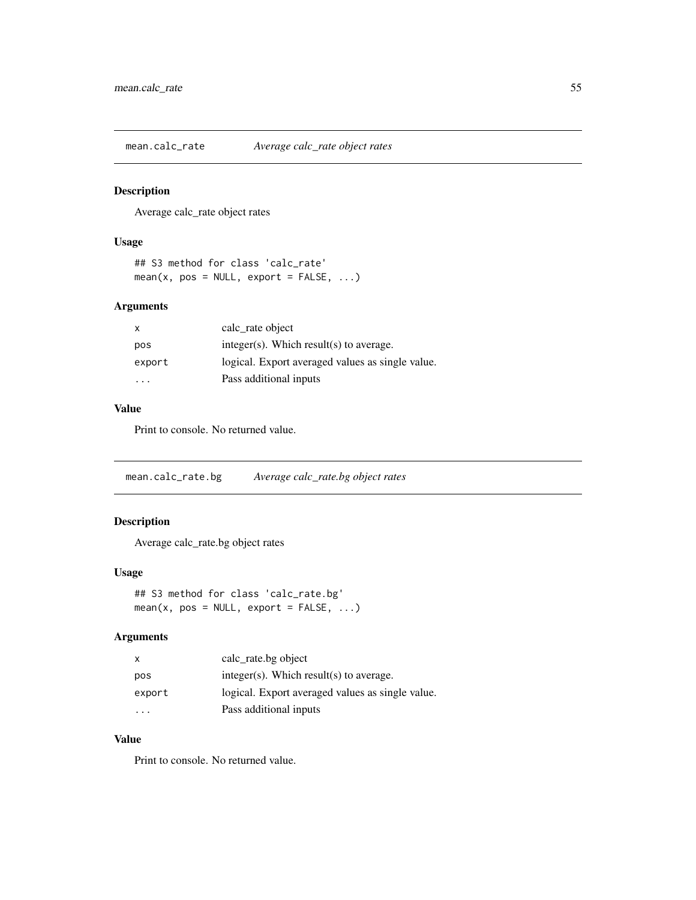## mean.calc_rate — *Average calc_rate object rates*

### Description

Average calc_rate object rates

### Usage

```
## S3 method for class 'calc_rate'
mean(x, pos = NULL, export = FALSE, ...)
```

### Arguments

| | |
|---|---|
| `x` | calc_rate object |
| `pos` | integer(s). Which result(s) to average. |
| `export` | logical. Export averaged values as single value. |
| `...` | Pass additional inputs |

### Value

Print to console. No returned value.

## mean.calc_rate.bg — *Average calc_rate.bg object rates*

### Description

Average calc_rate.bg object rates

### Usage

```
## S3 method for class 'calc_rate.bg'
mean(x, pos = NULL, export = FALSE, ...)
```

### Arguments

| | |
|---|---|
| `x` | calc_rate.bg object |
| `pos` | integer(s). Which result(s) to average. |
| `export` | logical. Export averaged values as single value. |
| `...` | Pass additional inputs |

### Value

Print to console. No returned value.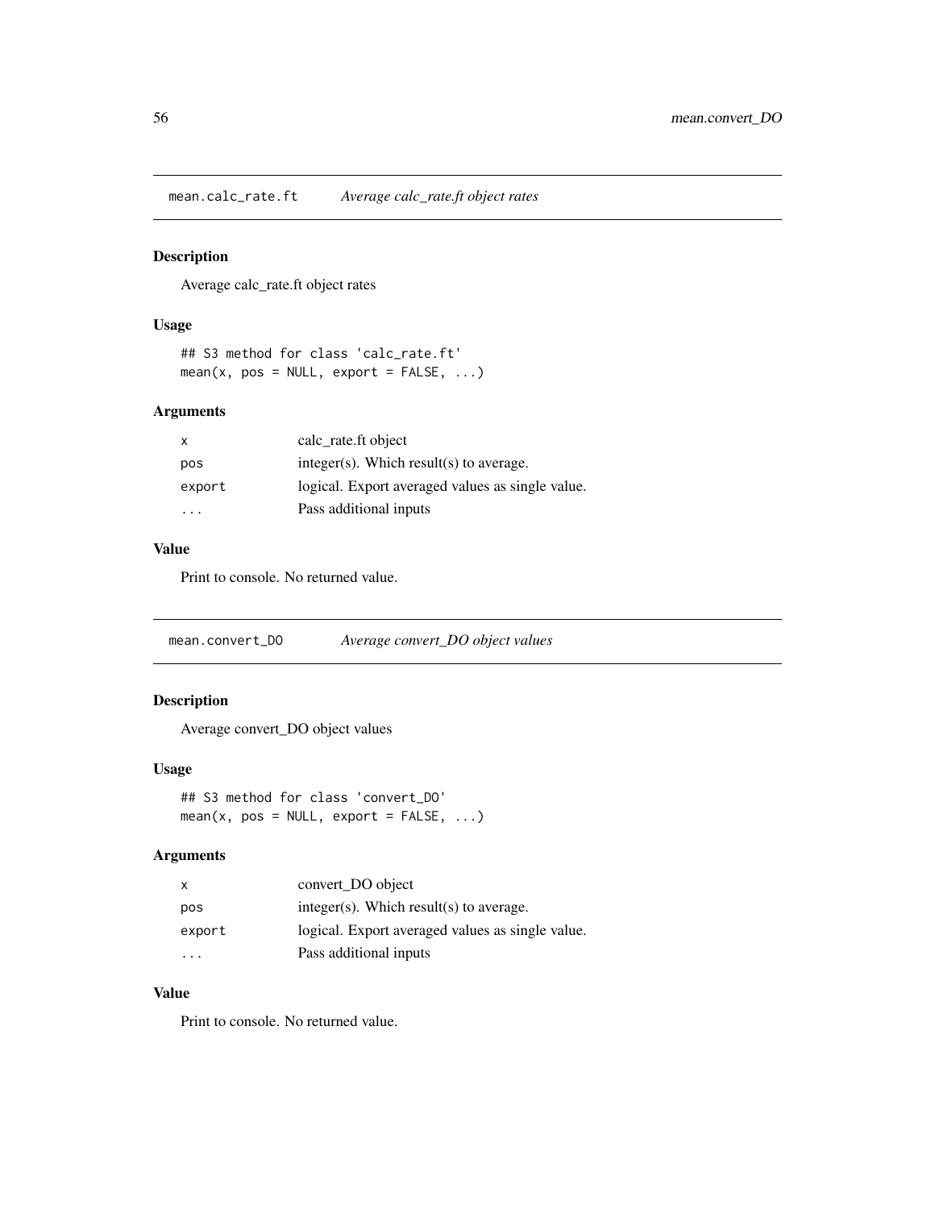## mean.calc_rate.ft *Average calc_rate.ft object rates*

### Description

Average calc_rate.ft object rates

### Usage

```
## S3 method for class 'calc_rate.ft'
mean(x, pos = NULL, export = FALSE, ...)
```

### Arguments

| | |
|---|---|
| `x` | calc_rate.ft object |
| `pos` | integer(s). Which result(s) to average. |
| `export` | logical. Export averaged values as single value. |
| `...` | Pass additional inputs |

### Value

Print to console. No returned value.

## mean.convert_DO *Average convert_DO object values*

### Description

Average convert_DO object values

### Usage

```
## S3 method for class 'convert_DO'
mean(x, pos = NULL, export = FALSE, ...)
```

### Arguments

| | |
|---|---|
| `x` | convert_DO object |
| `pos` | integer(s). Which result(s) to average. |
| `export` | logical. Export averaged values as single value. |
| `...` | Pass additional inputs |

### Value

Print to console. No returned value.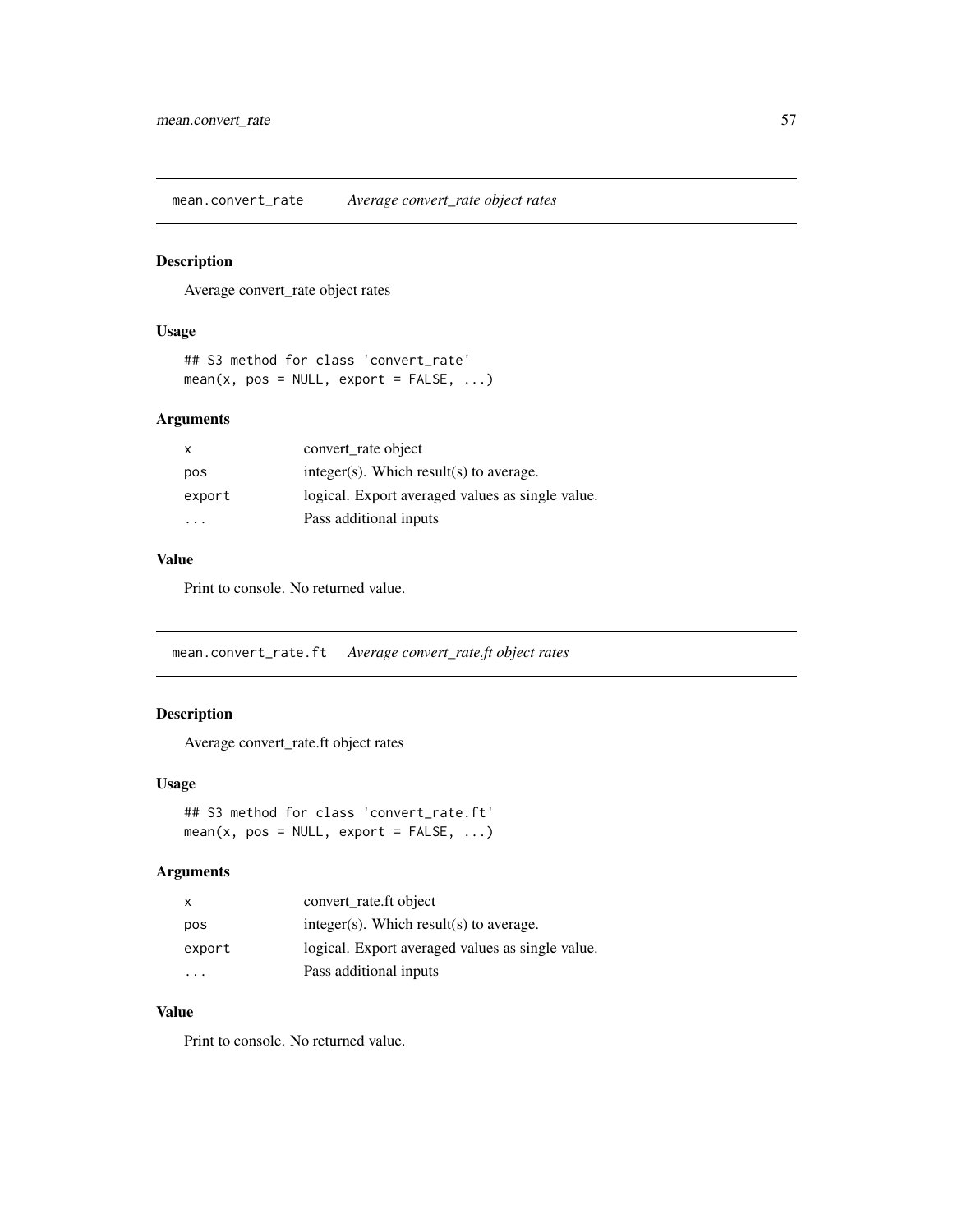## mean.convert_rate *Average convert_rate object rates*

### Description

Average convert_rate object rates

### Usage

```
## S3 method for class 'convert_rate'
mean(x, pos = NULL, export = FALSE, ...)
```

### Arguments

| | |
|---|---|
| `x` | convert_rate object |
| `pos` | integer(s). Which result(s) to average. |
| `export` | logical. Export averaged values as single value. |
| `...` | Pass additional inputs |

### Value

Print to console. No returned value.

## mean.convert_rate.ft *Average convert_rate.ft object rates*

### Description

Average convert_rate.ft object rates

### Usage

```
## S3 method for class 'convert_rate.ft'
mean(x, pos = NULL, export = FALSE, ...)
```

### Arguments

| | |
|---|---|
| `x` | convert_rate.ft object |
| `pos` | integer(s). Which result(s) to average. |
| `export` | logical. Export averaged values as single value. |
| `...` | Pass additional inputs |

### Value

Print to console. No returned value.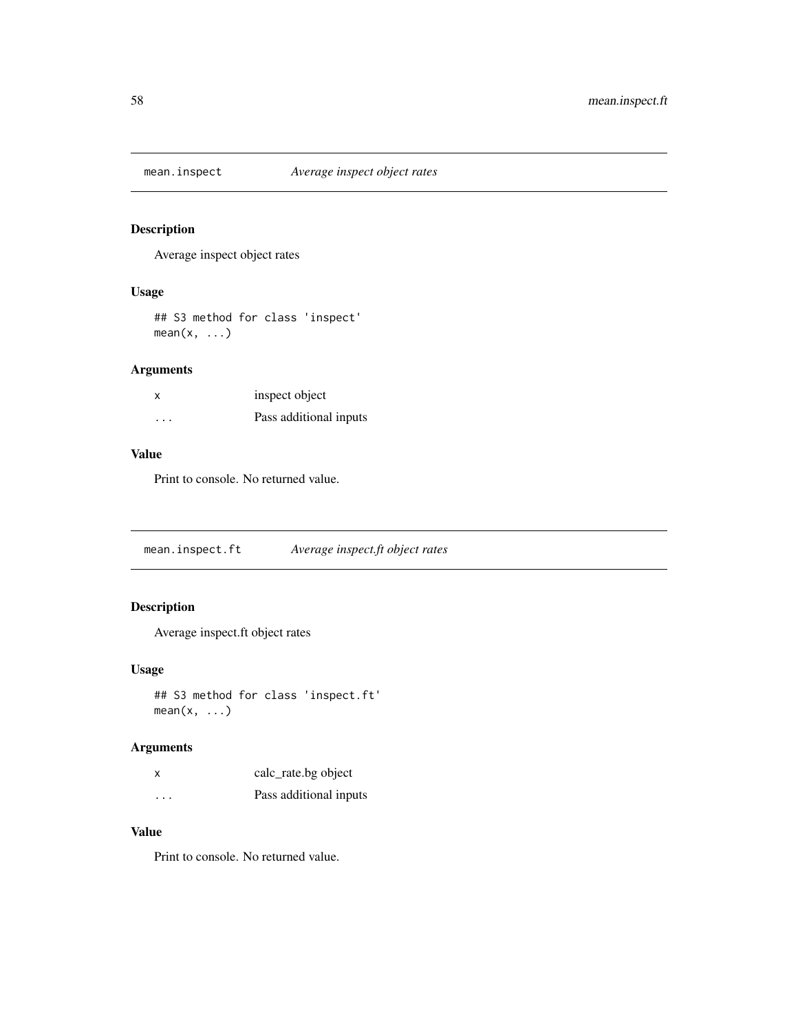## mean.inspect *Average inspect object rates*

### Description

Average inspect object rates

### Usage

```
## S3 method for class 'inspect'
mean(x, ...)
```

### Arguments

| | |
|---|---|
| x | inspect object |
| ... | Pass additional inputs |

### Value

Print to console. No returned value.

## mean.inspect.ft *Average inspect.ft object rates*

### Description

Average inspect.ft object rates

### Usage

```
## S3 method for class 'inspect.ft'
mean(x, ...)
```

### Arguments

| | |
|---|---|
| x | calc_rate.bg object |
| ... | Pass additional inputs |

### Value

Print to console. No returned value.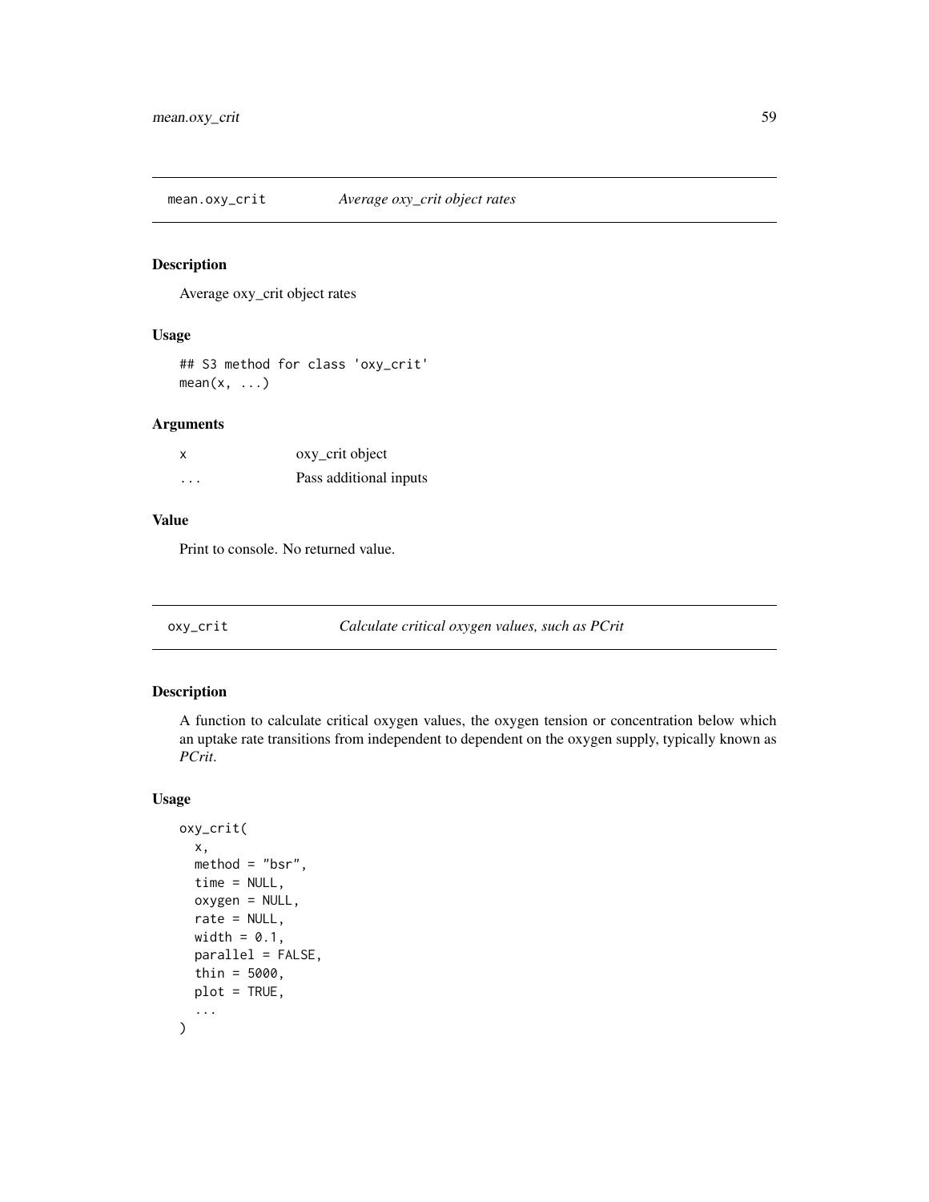## mean.oxy_crit — *Average oxy_crit object rates*

### Description

Average oxy_crit object rates

### Usage

```
## S3 method for class 'oxy_crit'
mean(x, ...)
```

### Arguments

| | |
|---|---|
| x | oxy_crit object |
| ... | Pass additional inputs |

### Value

Print to console. No returned value.

## oxy_crit — *Calculate critical oxygen values, such as PCrit*

### Description

A function to calculate critical oxygen values, the oxygen tension or concentration below which an uptake rate transitions from independent to dependent on the oxygen supply, typically known as *PCrit*.

### Usage

```
oxy_crit(
  x,
  method = "bsr",
  time = NULL,
  oxygen = NULL,
  rate = NULL,
  width = 0.1,
  parallel = FALSE,
  thin = 5000,
  plot = TRUE,
  ...
)
```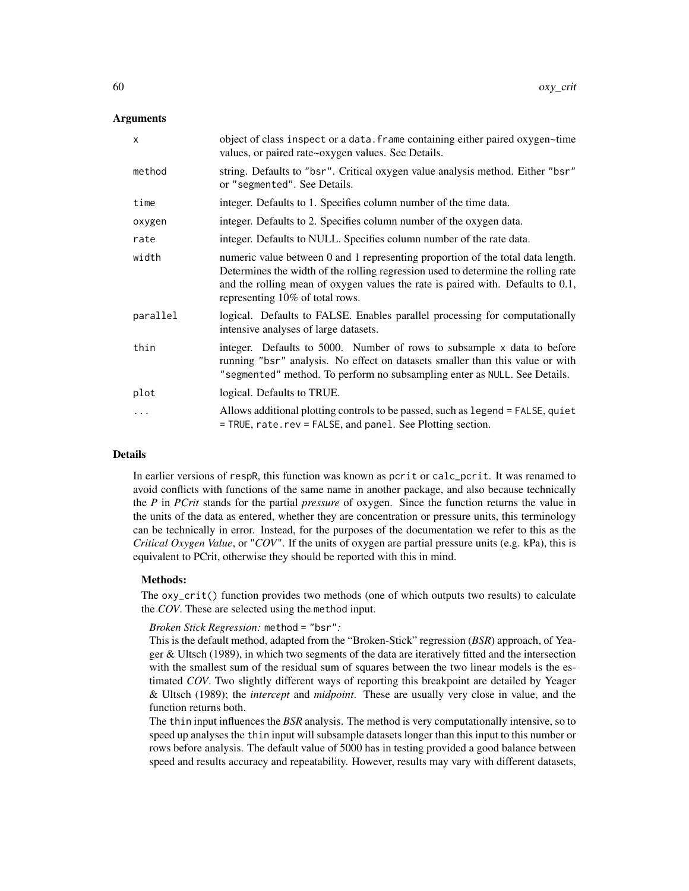## Arguments

| | |
|---|---|
| `x` | object of class `inspect` or a `data.frame` containing either paired oxygen~time values, or paired rate~oxygen values. See Details. |
| `method` | string. Defaults to `"bsr"`. Critical oxygen value analysis method. Either `"bsr"` or `"segmented"`. See Details. |
| `time` | integer. Defaults to 1. Specifies column number of the time data. |
| `oxygen` | integer. Defaults to 2. Specifies column number of the oxygen data. |
| `rate` | integer. Defaults to NULL. Specifies column number of the rate data. |
| `width` | numeric value between 0 and 1 representing proportion of the total data length. Determines the width of the rolling regression used to determine the rolling rate and the rolling mean of oxygen values the rate is paired with. Defaults to 0.1, representing 10% of total rows. |
| `parallel` | logical. Defaults to FALSE. Enables parallel processing for computationally intensive analyses of large datasets. |
| `thin` | integer. Defaults to 5000. Number of rows to subsample `x` data to before running `"bsr"` analysis. No effect on datasets smaller than this value or with `"segmented"` method. To perform no subsampling enter as `NULL`. See Details. |
| `plot` | logical. Defaults to TRUE. |
| `...` | Allows additional plotting controls to be passed, such as `legend = FALSE`, `quiet = TRUE`, `rate.rev = FALSE`, and `panel`. See Plotting section. |

## Details

In earlier versions of respR, this function was known as `pcrit` or `calc_pcrit`. It was renamed to avoid conflicts with functions of the same name in another package, and also because technically the *P* in *PCrit* stands for the partial *pressure* of oxygen. Since the function returns the value in the units of the data as entered, whether they are concentration or pressure units, this terminology can be technically in error. Instead, for the purposes of the documentation we refer to this as the *Critical Oxygen Value*, or "*COV*". If the units of oxygen are partial pressure units (e.g. kPa), this is equivalent to PCrit, otherwise they should be reported with this in mind.

### Methods:

The `oxy_crit()` function provides two methods (one of which outputs two results) to calculate the *COV*. These are selected using the `method` input.

*Broken Stick Regression:* `method = "bsr"`*:*

This is the default method, adapted from the "Broken-Stick" regression (*BSR*) approach, of Yeager & Ultsch (1989), in which two segments of the data are iteratively fitted and the intersection with the smallest sum of the residual sum of squares between the two linear models is the estimated *COV*. Two slightly different ways of reporting this breakpoint are detailed by Yeager & Ultsch (1989); the *intercept* and *midpoint*. These are usually very close in value, and the function returns both.

The `thin` input influences the *BSR* analysis. The method is very computationally intensive, so to speed up analyses the `thin` input will subsample datasets longer than this input to this number or rows before analysis. The default value of 5000 has in testing provided a good balance between speed and results accuracy and repeatability. However, results may vary with different datasets,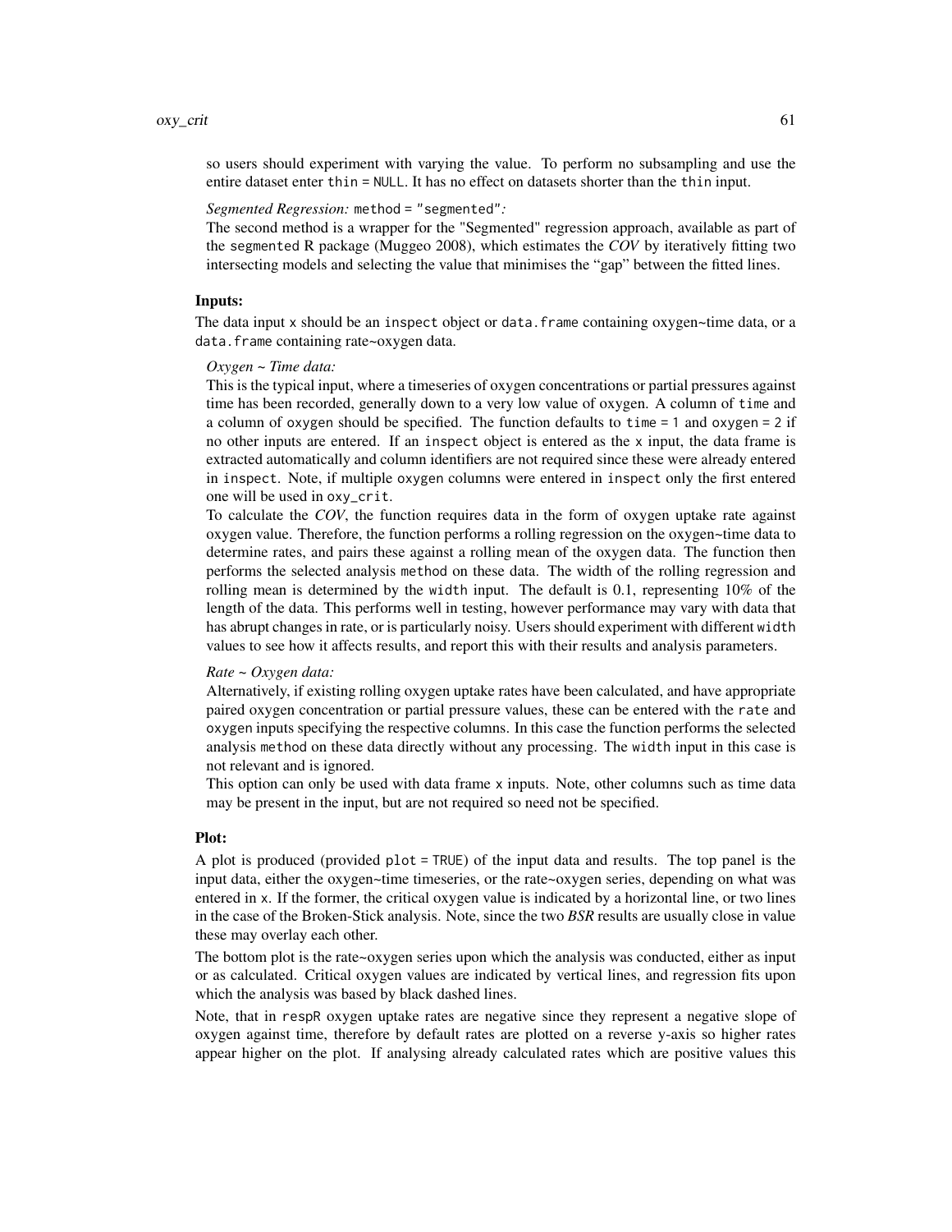so users should experiment with varying the value. To perform no subsampling and use the entire dataset enter `thin = NULL`. It has no effect on datasets shorter than the `thin` input.

*Segmented Regression:* `method = "segmented"`*:*

The second method is a wrapper for the "Segmented" regression approach, available as part of the `segmented` R package (Muggeo 2008), which estimates the *COV* by iteratively fitting two intersecting models and selecting the value that minimises the "gap" between the fitted lines.

**Inputs:**

The data input `x` should be an `inspect` object or `data.frame` containing oxygen~time data, or a `data.frame` containing rate~oxygen data.

*Oxygen ~ Time data:*

This is the typical input, where a timeseries of oxygen concentrations or partial pressures against time has been recorded, generally down to a very low value of oxygen. A column of `time` and a column of `oxygen` should be specified. The function defaults to `time = 1` and `oxygen = 2` if no other inputs are entered. If an `inspect` object is entered as the `x` input, the data frame is extracted automatically and column identifiers are not required since these were already entered in `inspect`. Note, if multiple `oxygen` columns were entered in `inspect` only the first entered one will be used in `oxy_crit`.

To calculate the *COV*, the function requires data in the form of oxygen uptake rate against oxygen value. Therefore, the function performs a rolling regression on the oxygen~time data to determine rates, and pairs these against a rolling mean of the oxygen data. The function then performs the selected analysis `method` on these data. The width of the rolling regression and rolling mean is determined by the `width` input. The default is 0.1, representing 10% of the length of the data. This performs well in testing, however performance may vary with data that has abrupt changes in rate, or is particularly noisy. Users should experiment with different `width` values to see how it affects results, and report this with their results and analysis parameters.

*Rate ~ Oxygen data:*

Alternatively, if existing rolling oxygen uptake rates have been calculated, and have appropriate paired oxygen concentration or partial pressure values, these can be entered with the `rate` and `oxygen` inputs specifying the respective columns. In this case the function performs the selected analysis `method` on these data directly without any processing. The `width` input in this case is not relevant and is ignored.

This option can only be used with data frame `x` inputs. Note, other columns such as time data may be present in the input, but are not required so need not be specified.

**Plot:**

A plot is produced (provided `plot = TRUE`) of the input data and results. The top panel is the input data, either the oxygen~time timeseries, or the rate~oxygen series, depending on what was entered in `x`. If the former, the critical oxygen value is indicated by a horizontal line, or two lines in the case of the Broken-Stick analysis. Note, since the two ***BSR*** results are usually close in value these may overlay each other.

The bottom plot is the rate~oxygen series upon which the analysis was conducted, either as input or as calculated. Critical oxygen values are indicated by vertical lines, and regression fits upon which the analysis was based by black dashed lines.

Note, that in `respR` oxygen uptake rates are negative since they represent a negative slope of oxygen against time, therefore by default rates are plotted on a reverse y-axis so higher rates appear higher on the plot. If analysing already calculated rates which are positive values this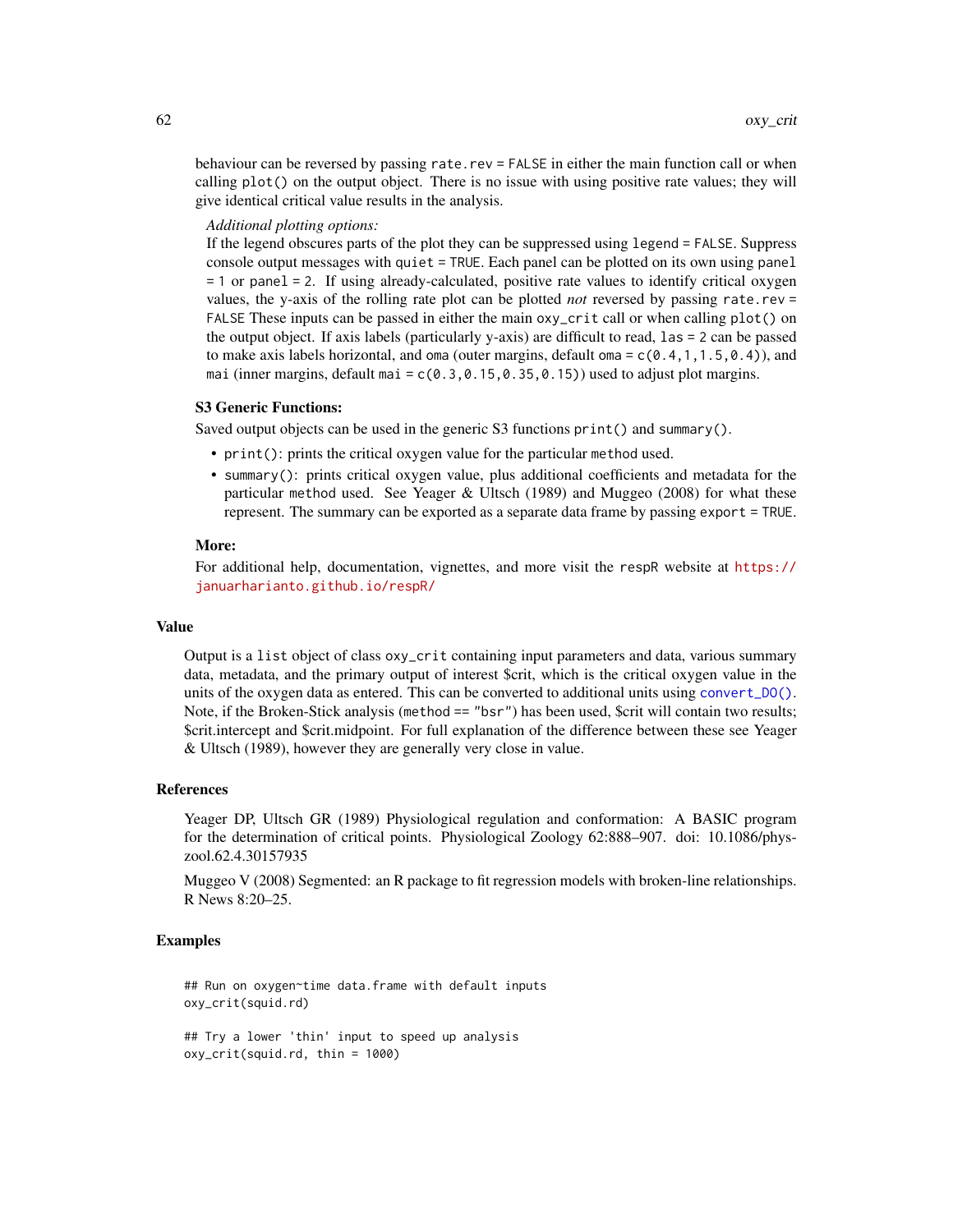behaviour can be reversed by passing `rate.rev = FALSE` in either the main function call or when calling `plot()` on the output object. There is no issue with using positive rate values; they will give identical critical value results in the analysis.

*Additional plotting options:*

If the legend obscures parts of the plot they can be suppressed using `legend = FALSE`. Suppress console output messages with `quiet = TRUE`. Each panel can be plotted on its own using `panel = 1` or `panel = 2`. If using already-calculated, positive rate values to identify critical oxygen values, the y-axis of the rolling rate plot can be plotted *not* reversed by passing `rate.rev = FALSE` These inputs can be passed in either the main `oxy_crit` call or when calling `plot()` on the output object. If axis labels (particularly y-axis) are difficult to read, `las = 2` can be passed to make axis labels horizontal, and `oma` (outer margins, default `oma = c(0.4,1,1.5,0.4)`), and `mai` (inner margins, default `mai = c(0.3,0.15,0.35,0.15)`) used to adjust plot margins.

**S3 Generic Functions:**

Saved output objects can be used in the generic S3 functions `print()` and `summary()`.

- `print()`: prints the critical oxygen value for the particular `method` used.
- `summary()`: prints critical oxygen value, plus additional coefficients and metadata for the particular `method` used. See Yeager & Ultsch (1989) and Muggeo (2008) for what these represent. The summary can be exported as a separate data frame by passing `export = TRUE`.

**More:**

For additional help, documentation, vignettes, and more visit the `respR` website at https://januarharianto.github.io/respR/

## Value

Output is a `list` object of class `oxy_crit` containing input parameters and data, various summary data, metadata, and the primary output of interest $crit, which is the critical oxygen value in the units of the oxygen data as entered. This can be converted to additional units using `convert_DO()`. Note, if the Broken-Stick analysis (`method == "bsr"`) has been used, $crit will contain two results; $crit.intercept and $crit.midpoint. For full explanation of the difference between these see Yeager & Ultsch (1989), however they are generally very close in value.

## References

Yeager DP, Ultsch GR (1989) Physiological regulation and conformation: A BASIC program for the determination of critical points. Physiological Zoology 62:888–907. doi: 10.1086/physzool.62.4.30157935

Muggeo V (2008) Segmented: an R package to fit regression models with broken-line relationships. R News 8:20–25.

## Examples

```
## Run on oxygen~time data.frame with default inputs
oxy_crit(squid.rd)

## Try a lower 'thin' input to speed up analysis
oxy_crit(squid.rd, thin = 1000)
```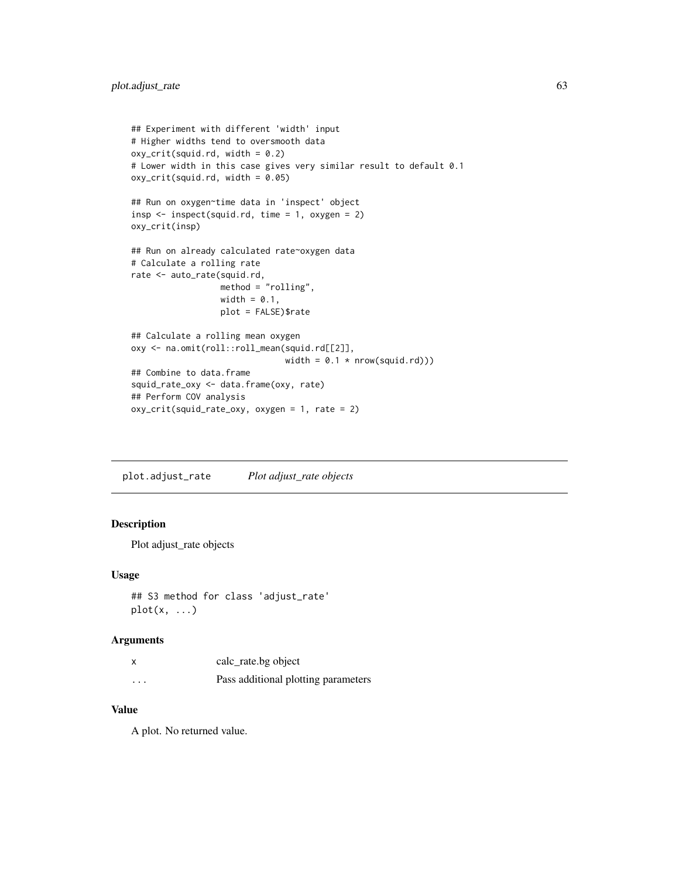```
## Experiment with different 'width' input
# Higher widths tend to oversmooth data
oxy_crit(squid.rd, width = 0.2)
# Lower width in this case gives very similar result to default 0.1
oxy_crit(squid.rd, width = 0.05)

## Run on oxygen~time data in 'inspect' object
insp <- inspect(squid.rd, time = 1, oxygen = 2)
oxy_crit(insp)

## Run on already calculated rate~oxygen data
# Calculate a rolling rate
rate <- auto_rate(squid.rd,
                  method = "rolling",
                  width = 0.1,
                  plot = FALSE)$rate

## Calculate a rolling mean oxygen
oxy <- na.omit(roll::roll_mean(squid.rd[[2]],
                               width = 0.1 * nrow(squid.rd)))
## Combine to data.frame
squid_rate_oxy <- data.frame(oxy, rate)
## Perform COV analysis
oxy_crit(squid_rate_oxy, oxygen = 1, rate = 2)
```

---

## plot.adjust_rate — *Plot adjust_rate objects*

### Description

Plot adjust_rate objects

### Usage

```
## S3 method for class 'adjust_rate'
plot(x, ...)
```

### Arguments

| | |
|---|---|
| x | calc_rate.bg object |
| ... | Pass additional plotting parameters |

### Value

A plot. No returned value.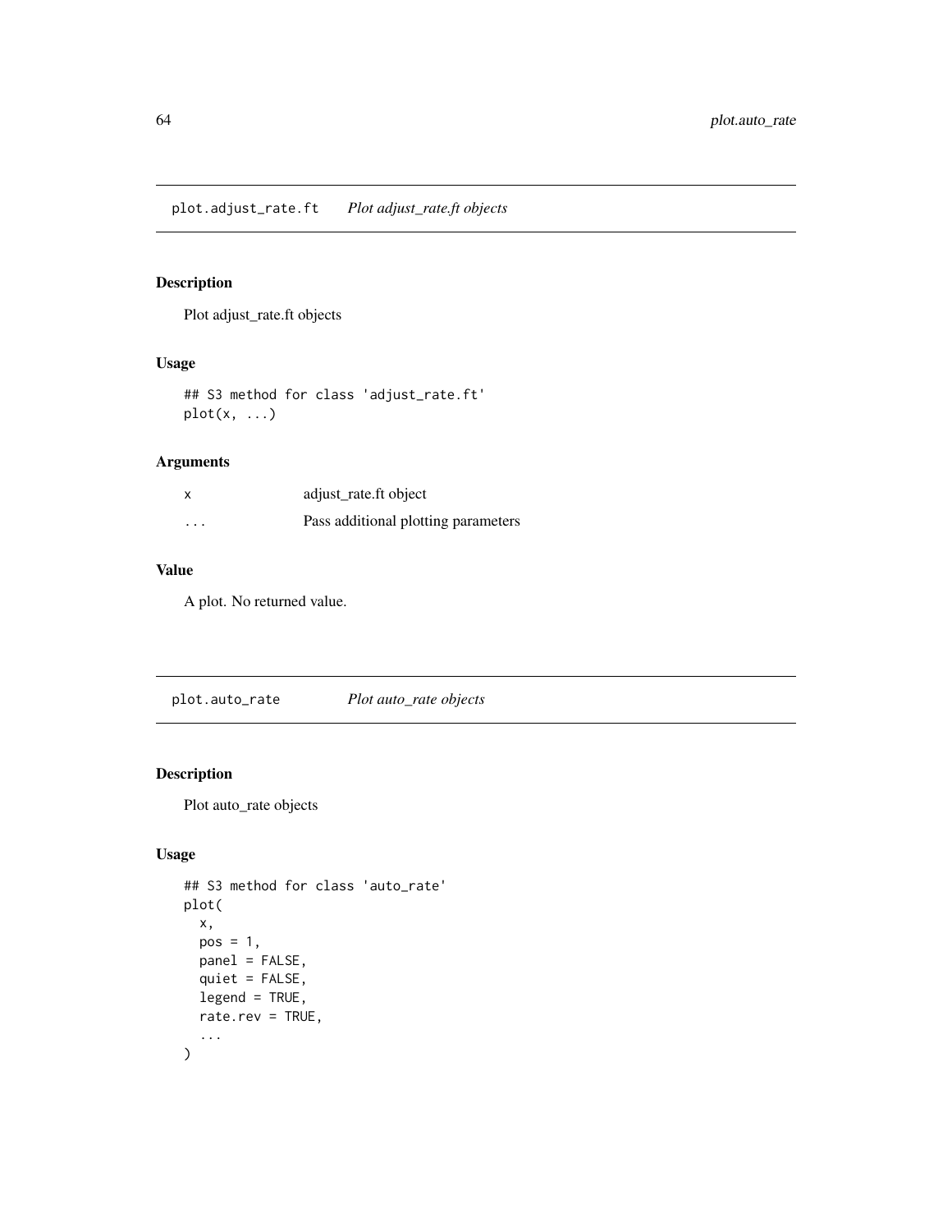## plot.adjust_rate.ft — *Plot adjust_rate.ft objects*

### Description

Plot adjust_rate.ft objects

### Usage

```
## S3 method for class 'adjust_rate.ft'
plot(x, ...)
```

### Arguments

| | |
|---|---|
| x | adjust_rate.ft object |
| ... | Pass additional plotting parameters |

### Value

A plot. No returned value.

## plot.auto_rate — *Plot auto_rate objects*

### Description

Plot auto_rate objects

### Usage

```
## S3 method for class 'auto_rate'
plot(
  x,
  pos = 1,
  panel = FALSE,
  quiet = FALSE,
  legend = TRUE,
  rate.rev = TRUE,
  ...
)
```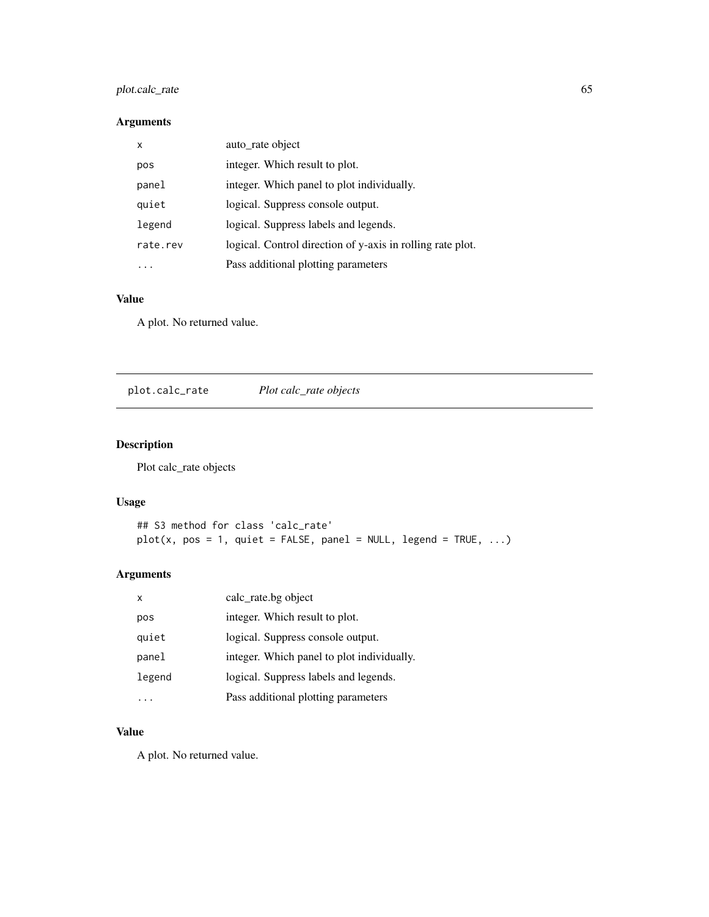## Arguments

| | |
|---|---|
| `x` | auto_rate object |
| `pos` | integer. Which result to plot. |
| `panel` | integer. Which panel to plot individually. |
| `quiet` | logical. Suppress console output. |
| `legend` | logical. Suppress labels and legends. |
| `rate.rev` | logical. Control direction of y-axis in rolling rate plot. |
| `...` | Pass additional plotting parameters |

## Value

A plot. No returned value.

---

# plot.calc_rate    *Plot calc_rate objects*

## Description

Plot calc_rate objects

## Usage

```
## S3 method for class 'calc_rate'
plot(x, pos = 1, quiet = FALSE, panel = NULL, legend = TRUE, ...)
```

## Arguments

| | |
|---|---|
| `x` | calc_rate.bg object |
| `pos` | integer. Which result to plot. |
| `quiet` | logical. Suppress console output. |
| `panel` | integer. Which panel to plot individually. |
| `legend` | logical. Suppress labels and legends. |
| `...` | Pass additional plotting parameters |

## Value

A plot. No returned value.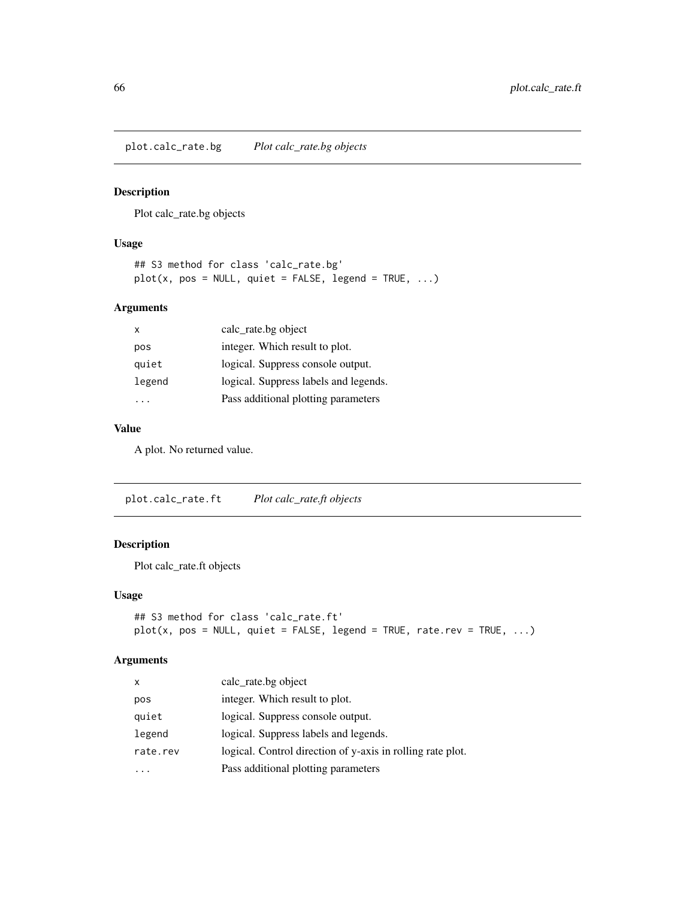## plot.calc_rate.bg — *Plot calc_rate.bg objects*

### Description

Plot calc_rate.bg objects

### Usage

```
## S3 method for class 'calc_rate.bg'
plot(x, pos = NULL, quiet = FALSE, legend = TRUE, ...)
```

### Arguments

| | |
|---|---|
| `x` | calc_rate.bg object |
| `pos` | integer. Which result to plot. |
| `quiet` | logical. Suppress console output. |
| `legend` | logical. Suppress labels and legends. |
| `...` | Pass additional plotting parameters |

### Value

A plot. No returned value.

## plot.calc_rate.ft — *Plot calc_rate.ft objects*

### Description

Plot calc_rate.ft objects

### Usage

```
## S3 method for class 'calc_rate.ft'
plot(x, pos = NULL, quiet = FALSE, legend = TRUE, rate.rev = TRUE, ...)
```

### Arguments

| | |
|---|---|
| `x` | calc_rate.bg object |
| `pos` | integer. Which result to plot. |
| `quiet` | logical. Suppress console output. |
| `legend` | logical. Suppress labels and legends. |
| `rate.rev` | logical. Control direction of y-axis in rolling rate plot. |
| `...` | Pass additional plotting parameters |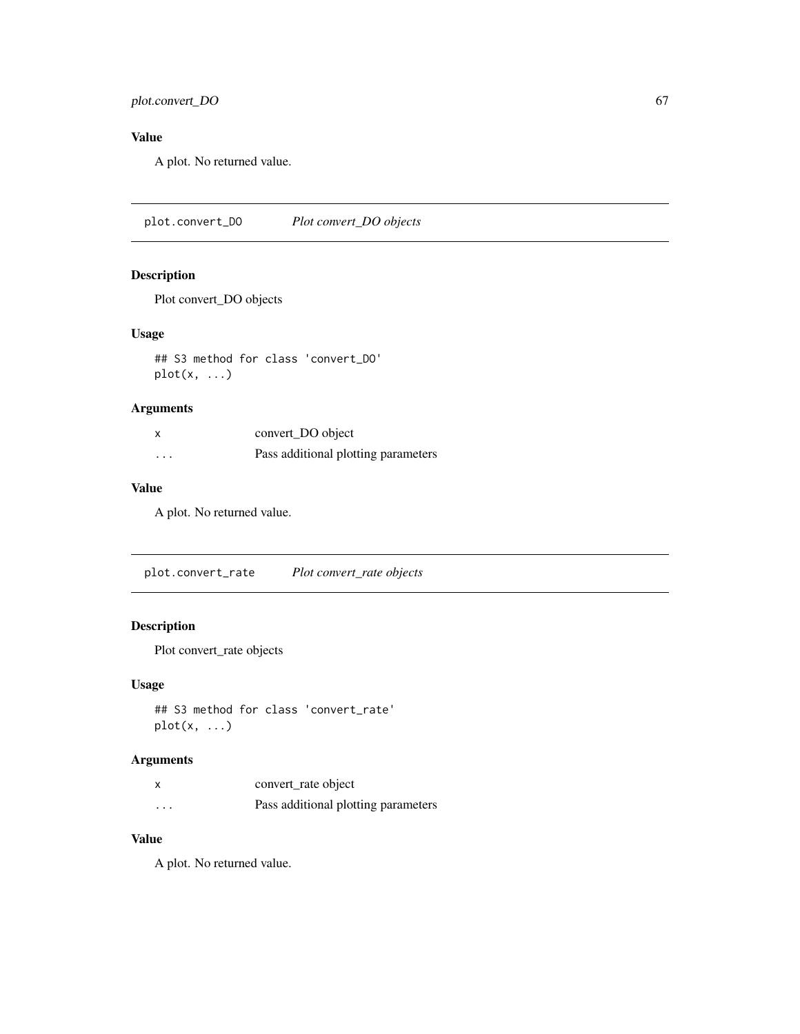## Value

A plot. No returned value.

---

## plot.convert_DO *Plot convert_DO objects*

### Description

Plot convert_DO objects

### Usage

```
## S3 method for class 'convert_DO'
plot(x, ...)
```

### Arguments

| | |
|---|---|
| x | convert_DO object |
| ... | Pass additional plotting parameters |

### Value

A plot. No returned value.

---

## plot.convert_rate *Plot convert_rate objects*

### Description

Plot convert_rate objects

### Usage

```
## S3 method for class 'convert_rate'
plot(x, ...)
```

### Arguments

| | |
|---|---|
| x | convert_rate object |
| ... | Pass additional plotting parameters |

### Value

A plot. No returned value.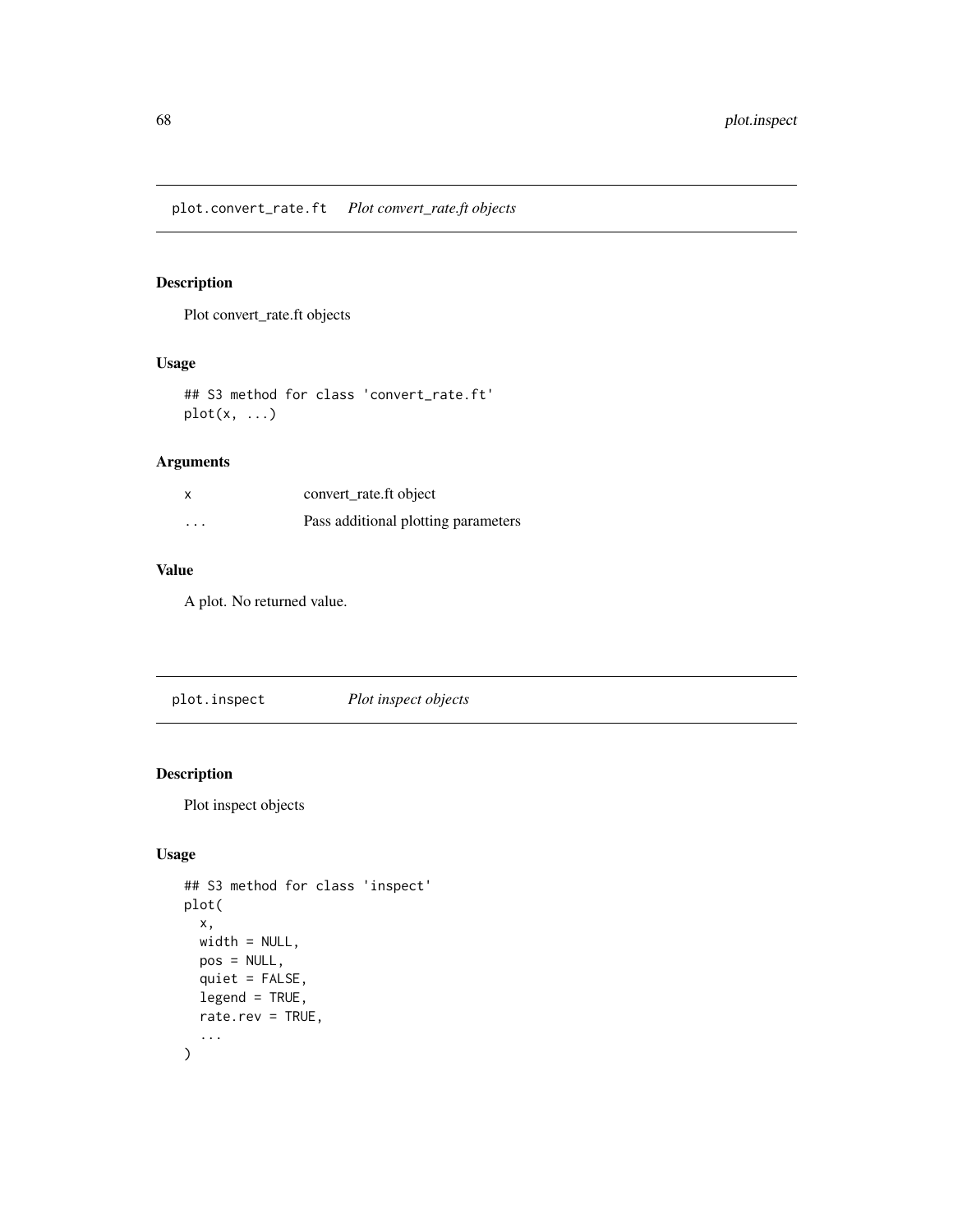## plot.convert_rate.ft    *Plot convert_rate.ft objects*

### Description

Plot convert_rate.ft objects

### Usage

```
## S3 method for class 'convert_rate.ft'
plot(x, ...)
```

### Arguments

| | |
|---|---|
| x | convert_rate.ft object |
| ... | Pass additional plotting parameters |

### Value

A plot. No returned value.

## plot.inspect    *Plot inspect objects*

### Description

Plot inspect objects

### Usage

```
## S3 method for class 'inspect'
plot(
  x,
  width = NULL,
  pos = NULL,
  quiet = FALSE,
  legend = TRUE,
  rate.rev = TRUE,
  ...
)
```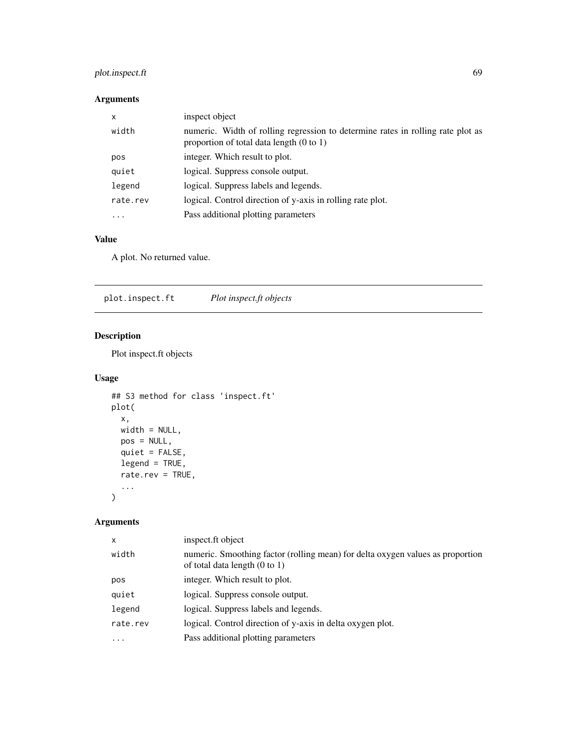### Arguments

| | |
|---|---|
| `x` | inspect object |
| `width` | numeric. Width of rolling regression to determine rates in rolling rate plot as proportion of total data length (0 to 1) |
| `pos` | integer. Which result to plot. |
| `quiet` | logical. Suppress console output. |
| `legend` | logical. Suppress labels and legends. |
| `rate.rev` | logical. Control direction of y-axis in rolling rate plot. |
| `...` | Pass additional plotting parameters |

### Value

A plot. No returned value.

---

## plot.inspect.ft — *Plot inspect.ft objects*

### Description

Plot inspect.ft objects

### Usage

```
## S3 method for class 'inspect.ft'
plot(
  x,
  width = NULL,
  pos = NULL,
  quiet = FALSE,
  legend = TRUE,
  rate.rev = TRUE,
  ...
)
```

### Arguments

| | |
|---|---|
| `x` | inspect.ft object |
| `width` | numeric. Smoothing factor (rolling mean) for delta oxygen values as proportion of total data length (0 to 1) |
| `pos` | integer. Which result to plot. |
| `quiet` | logical. Suppress console output. |
| `legend` | logical. Suppress labels and legends. |
| `rate.rev` | logical. Control direction of y-axis in delta oxygen plot. |
| `...` | Pass additional plotting parameters |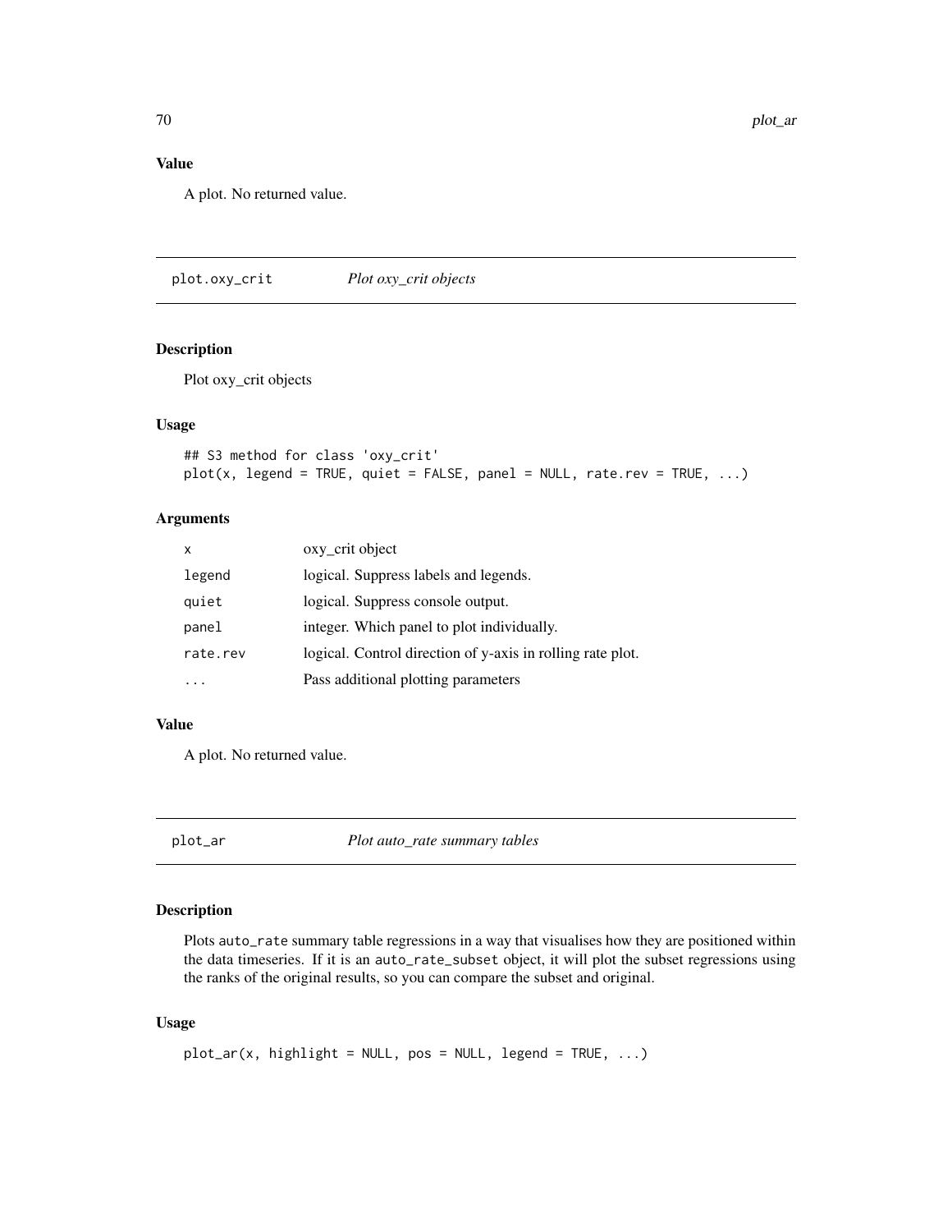### Value

A plot. No returned value.

---

## plot.oxy_crit *Plot oxy_crit objects*

### Description

Plot oxy_crit objects

### Usage

```
## S3 method for class 'oxy_crit'
plot(x, legend = TRUE, quiet = FALSE, panel = NULL, rate.rev = TRUE, ...)
```

### Arguments

| | |
|---|---|
| x | oxy_crit object |
| legend | logical. Suppress labels and legends. |
| quiet | logical. Suppress console output. |
| panel | integer. Which panel to plot individually. |
| rate.rev | logical. Control direction of y-axis in rolling rate plot. |
| ... | Pass additional plotting parameters |

### Value

A plot. No returned value.

---

## plot_ar *Plot auto_rate summary tables*

### Description

Plots `auto_rate` summary table regressions in a way that visualises how they are positioned within the data timeseries. If it is an `auto_rate_subset` object, it will plot the subset regressions using the ranks of the original results, so you can compare the subset and original.

### Usage

```
plot_ar(x, highlight = NULL, pos = NULL, legend = TRUE, ...)
```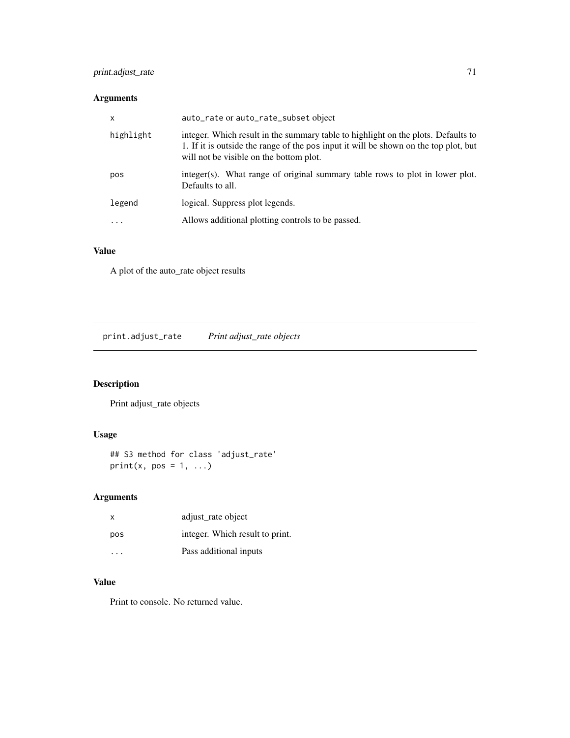## Arguments

| | |
|---|---|
| `x` | `auto_rate` or `auto_rate_subset` object |
| `highlight` | integer. Which result in the summary table to highlight on the plots. Defaults to 1. If it is outside the range of the `pos` input it will be shown on the top plot, but will not be visible on the bottom plot. |
| `pos` | integer(s). What range of original summary table rows to plot in lower plot. Defaults to all. |
| `legend` | logical. Suppress plot legends. |
| `...` | Allows additional plotting controls to be passed. |

## Value

A plot of the auto_rate object results

---

# `print.adjust_rate` *Print adjust_rate objects*

## Description

Print adjust_rate objects

## Usage

```
## S3 method for class 'adjust_rate'
print(x, pos = 1, ...)
```

## Arguments

| | |
|---|---|
| `x` | adjust_rate object |
| `pos` | integer. Which result to print. |
| `...` | Pass additional inputs |

## Value

Print to console. No returned value.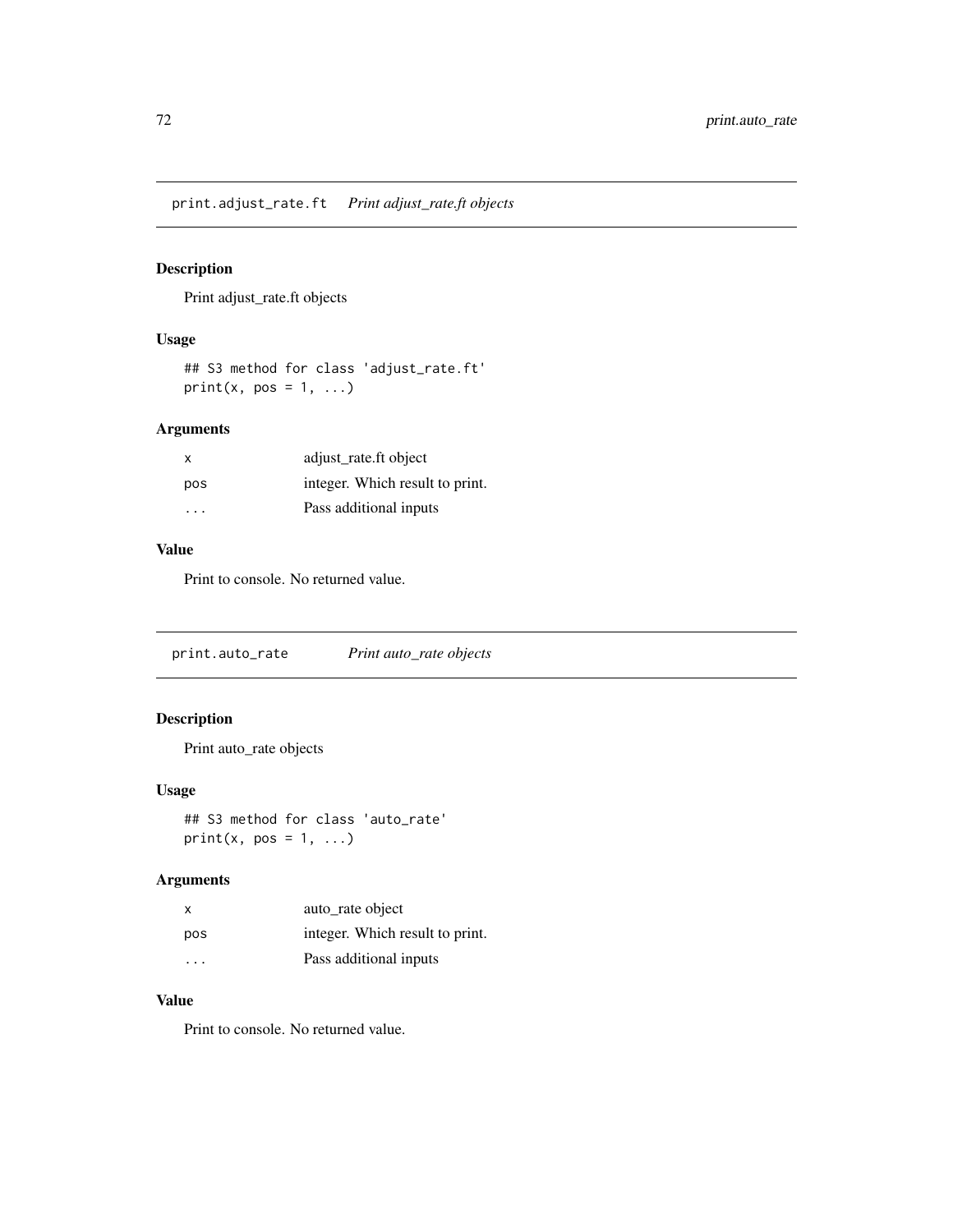## print.adjust_rate.ft *Print adjust_rate.ft objects*

### Description

Print adjust_rate.ft objects

### Usage

```
## S3 method for class 'adjust_rate.ft'
print(x, pos = 1, ...)
```

### Arguments

| | |
|---|---|
| x | adjust_rate.ft object |
| pos | integer. Which result to print. |
| ... | Pass additional inputs |

### Value

Print to console. No returned value.

## print.auto_rate *Print auto_rate objects*

### Description

Print auto_rate objects

### Usage

```
## S3 method for class 'auto_rate'
print(x, pos = 1, ...)
```

### Arguments

| | |
|---|---|
| x | auto_rate object |
| pos | integer. Which result to print. |
| ... | Pass additional inputs |

### Value

Print to console. No returned value.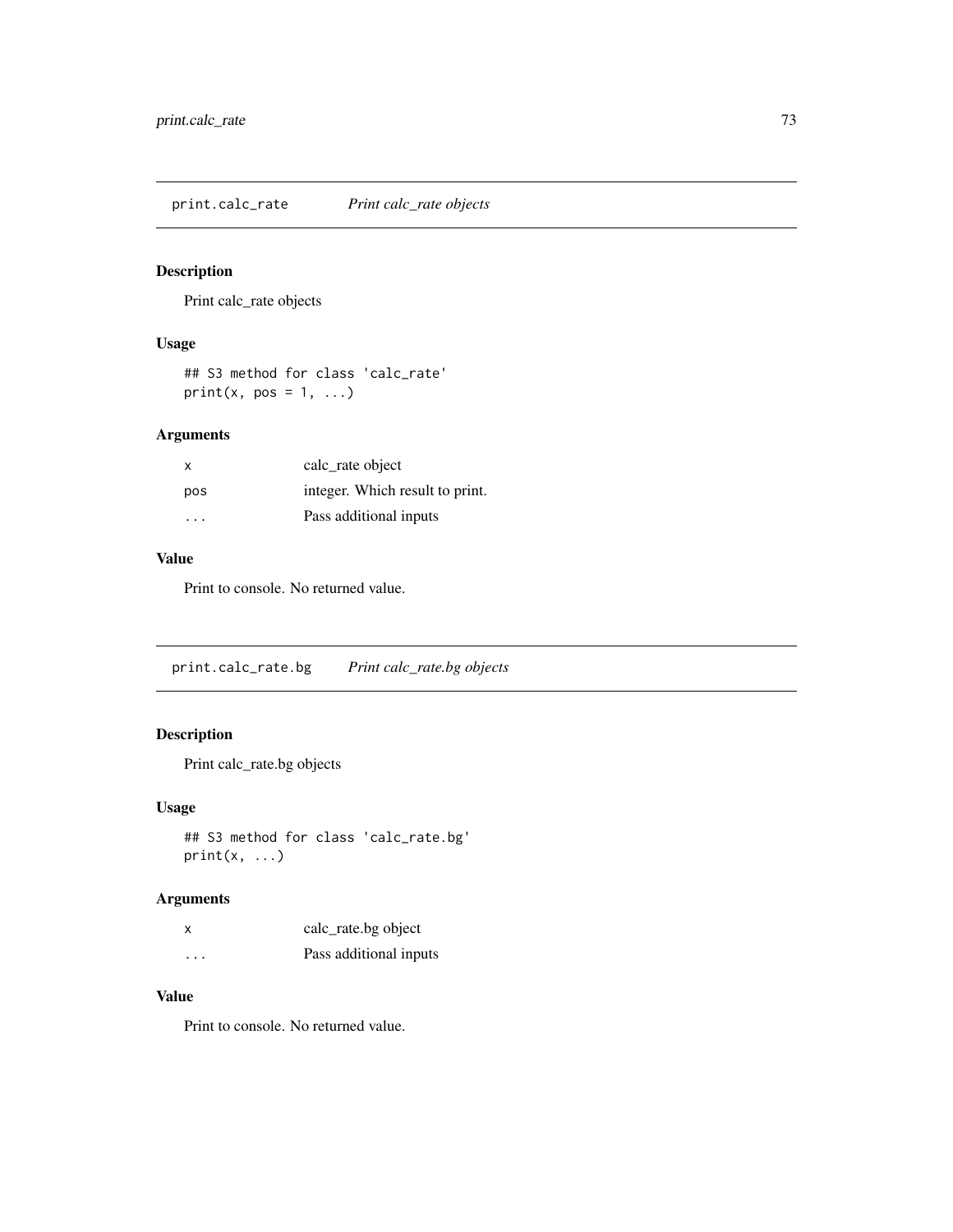## print.calc_rate *Print calc_rate objects*

### Description

Print calc_rate objects

### Usage

```
## S3 method for class 'calc_rate'
print(x, pos = 1, ...)
```

### Arguments

| | |
|---|---|
| x | calc_rate object |
| pos | integer. Which result to print. |
| ... | Pass additional inputs |

### Value

Print to console. No returned value.

## print.calc_rate.bg *Print calc_rate.bg objects*

### Description

Print calc_rate.bg objects

### Usage

```
## S3 method for class 'calc_rate.bg'
print(x, ...)
```

### Arguments

| | |
|---|---|
| x | calc_rate.bg object |
| ... | Pass additional inputs |

### Value

Print to console. No returned value.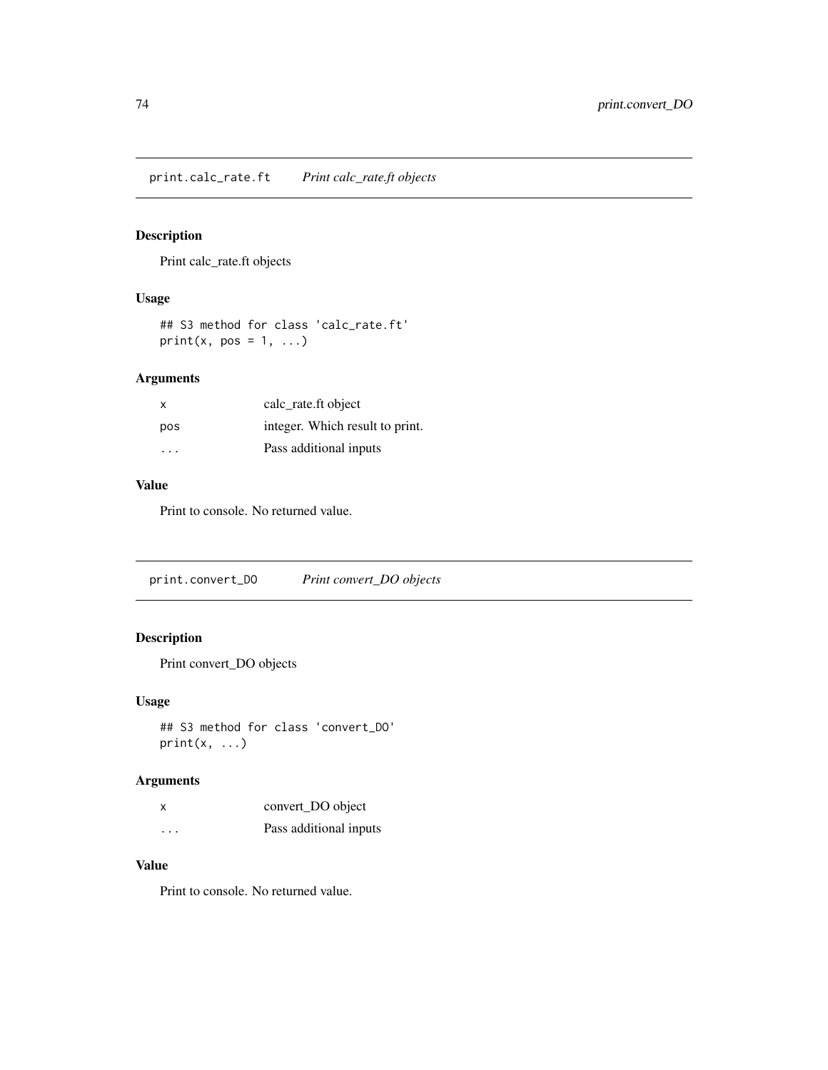## print.calc_rate.ft *Print calc_rate.ft objects*

### Description

Print calc_rate.ft objects

### Usage

```
## S3 method for class 'calc_rate.ft'
print(x, pos = 1, ...)
```

### Arguments

| | |
|---|---|
| x | calc_rate.ft object |
| pos | integer. Which result to print. |
| ... | Pass additional inputs |

### Value

Print to console. No returned value.

## print.convert_DO *Print convert_DO objects*

### Description

Print convert_DO objects

### Usage

```
## S3 method for class 'convert_DO'
print(x, ...)
```

### Arguments

| | |
|---|---|
| x | convert_DO object |
| ... | Pass additional inputs |

### Value

Print to console. No returned value.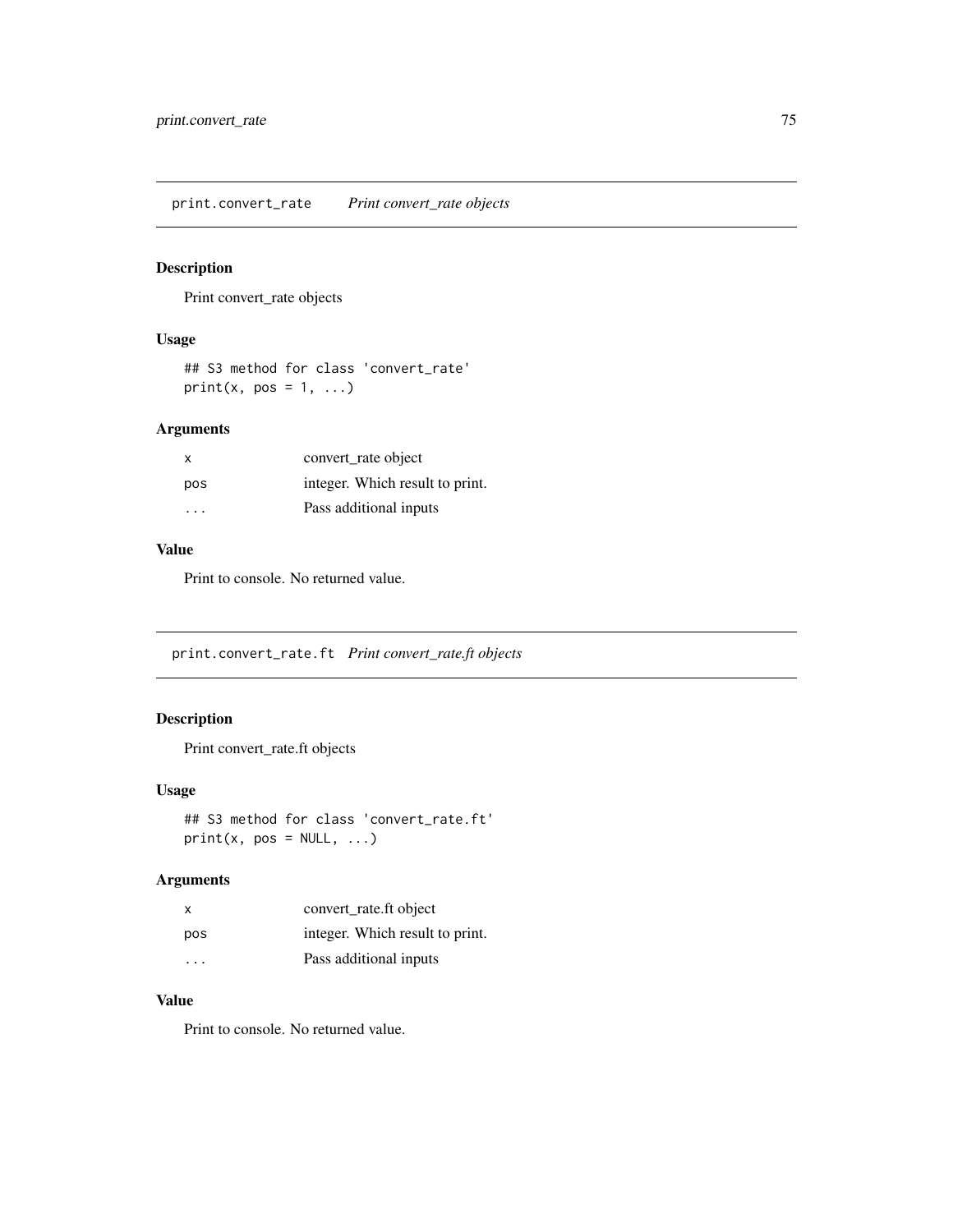## print.convert_rate *Print convert_rate objects*

### Description

Print convert_rate objects

### Usage

```
## S3 method for class 'convert_rate'
print(x, pos = 1, ...)
```

### Arguments

| | |
|---|---|
| x | convert_rate object |
| pos | integer. Which result to print. |
| ... | Pass additional inputs |

### Value

Print to console. No returned value.

## print.convert_rate.ft *Print convert_rate.ft objects*

### Description

Print convert_rate.ft objects

### Usage

```
## S3 method for class 'convert_rate.ft'
print(x, pos = NULL, ...)
```

### Arguments

| | |
|---|---|
| x | convert_rate.ft object |
| pos | integer. Which result to print. |
| ... | Pass additional inputs |

### Value

Print to console. No returned value.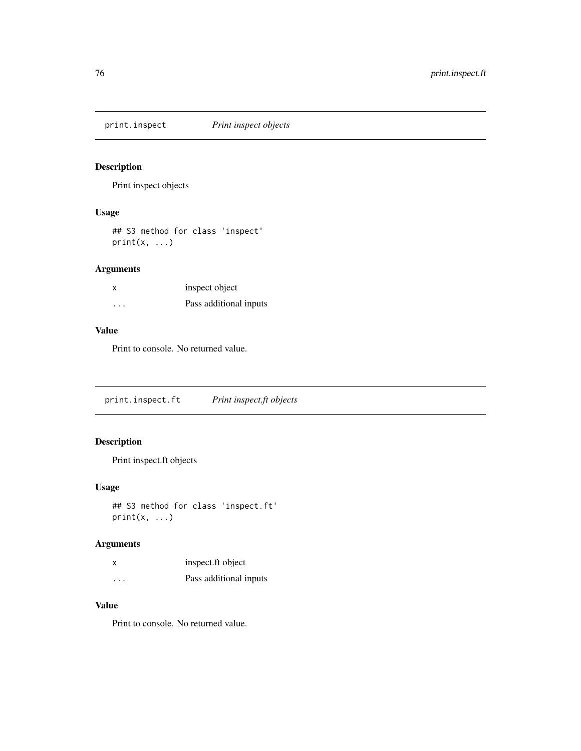## print.inspect — *Print inspect objects*

### Description

Print inspect objects

### Usage

```
## S3 method for class 'inspect'
print(x, ...)
```

### Arguments

| | |
|---|---|
| x | inspect object |
| ... | Pass additional inputs |

### Value

Print to console. No returned value.

## print.inspect.ft — *Print inspect.ft objects*

### Description

Print inspect.ft objects

### Usage

```
## S3 method for class 'inspect.ft'
print(x, ...)
```

### Arguments

| | |
|---|---|
| x | inspect.ft object |
| ... | Pass additional inputs |

### Value

Print to console. No returned value.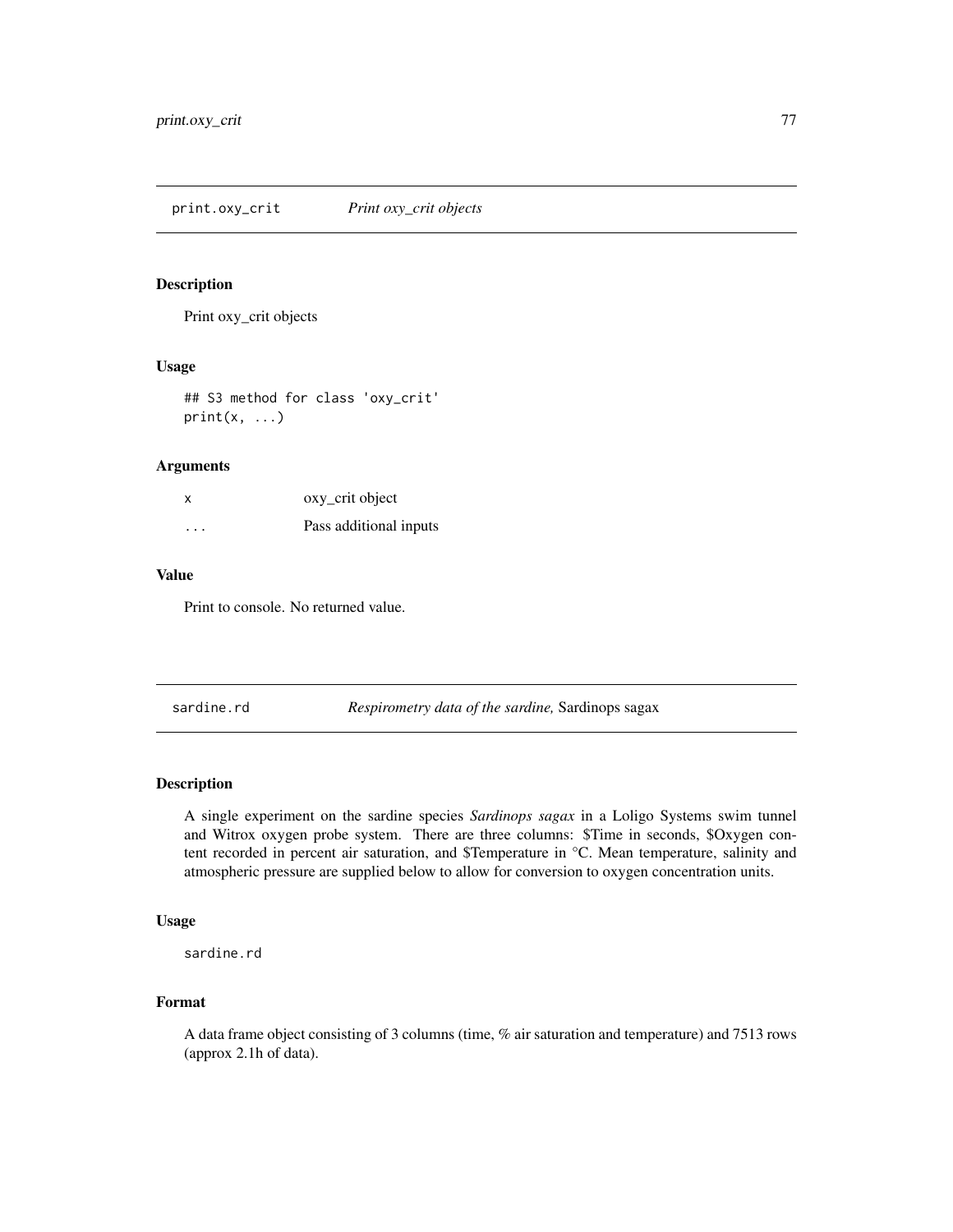## print.oxy_crit — *Print oxy_crit objects*

### Description

Print oxy_crit objects

### Usage

```
## S3 method for class 'oxy_crit'
print(x, ...)
```

### Arguments

| | |
|---|---|
| x | oxy_crit object |
| ... | Pass additional inputs |

### Value

Print to console. No returned value.

## sardine.rd — *Respirometry data of the sardine,* Sardinops sagax

### Description

A single experiment on the sardine species *Sardinops sagax* in a Loligo Systems swim tunnel and Witrox oxygen probe system. There are three columns: $Time in seconds, $Oxygen content recorded in percent air saturation, and $Temperature in °C. Mean temperature, salinity and atmospheric pressure are supplied below to allow for conversion to oxygen concentration units.

### Usage

```
sardine.rd
```

### Format

A data frame object consisting of 3 columns (time, % air saturation and temperature) and 7513 rows (approx 2.1h of data).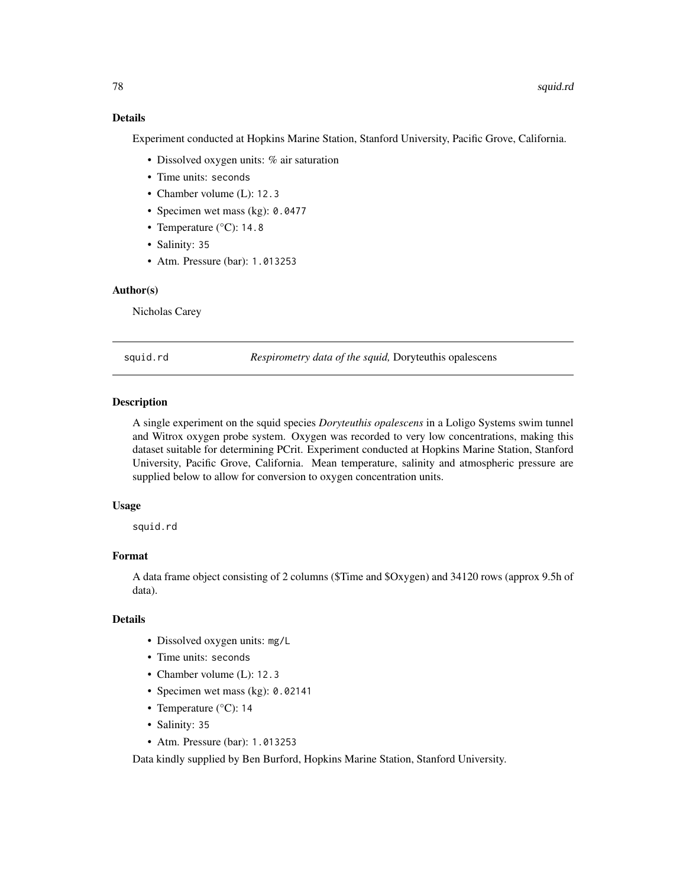### Details

Experiment conducted at Hopkins Marine Station, Stanford University, Pacific Grove, California.

- Dissolved oxygen units: % air saturation
- Time units: `seconds`
- Chamber volume (L): `12.3`
- Specimen wet mass (kg): `0.0477`
- Temperature (°C): `14.8`
- Salinity: `35`
- Atm. Pressure (bar): `1.013253`

### Author(s)

Nicholas Carey

---

## squid.rd — *Respirometry data of the squid,* Doryteuthis opalescens

### Description

A single experiment on the squid species *Doryteuthis opalescens* in a Loligo Systems swim tunnel and Witrox oxygen probe system. Oxygen was recorded to very low concentrations, making this dataset suitable for determining PCrit. Experiment conducted at Hopkins Marine Station, Stanford University, Pacific Grove, California. Mean temperature, salinity and atmospheric pressure are supplied below to allow for conversion to oxygen concentration units.

### Usage

```
squid.rd
```

### Format

A data frame object consisting of 2 columns ($Time and $Oxygen) and 34120 rows (approx 9.5h of data).

### Details

- Dissolved oxygen units: `mg/L`
- Time units: `seconds`
- Chamber volume (L): `12.3`
- Specimen wet mass (kg): `0.02141`
- Temperature (°C): `14`
- Salinity: `35`
- Atm. Pressure (bar): `1.013253`

Data kindly supplied by Ben Burford, Hopkins Marine Station, Stanford University.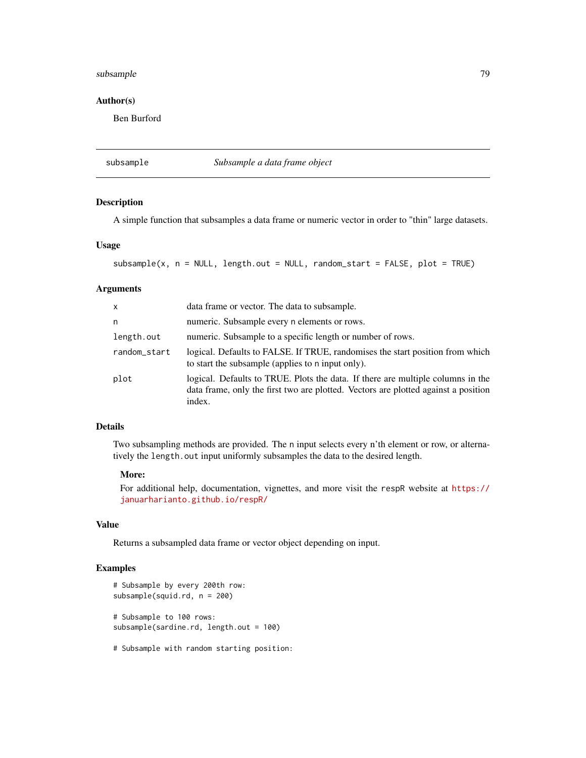## Author(s)

Ben Burford

---

## subsample — *Subsample a data frame object*

### Description

A simple function that subsamples a data frame or numeric vector in order to "thin" large datasets.

### Usage

```
subsample(x, n = NULL, length.out = NULL, random_start = FALSE, plot = TRUE)
```

### Arguments

| | |
|---|---|
| `x` | data frame or vector. The data to subsample. |
| `n` | numeric. Subsample every `n` elements or rows. |
| `length.out` | numeric. Subsample to a specific length or number of rows. |
| `random_start` | logical. Defaults to FALSE. If TRUE, randomises the start position from which to start the subsample (applies to `n` input only). |
| `plot` | logical. Defaults to TRUE. Plots the data. If there are multiple columns in the data frame, only the first two are plotted. Vectors are plotted against a position index. |

### Details

Two subsampling methods are provided. The `n` input selects every n'th element or row, or alternatively the `length.out` input uniformly subsamples the data to the desired length.

**More:**

For additional help, documentation, vignettes, and more visit the `respR` website at https://januarharianto.github.io/respR/

### Value

Returns a subsampled data frame or vector object depending on input.

### Examples

```
# Subsample by every 200th row:
subsample(squid.rd, n = 200)

# Subsample to 100 rows:
subsample(sardine.rd, length.out = 100)

# Subsample with random starting position:
```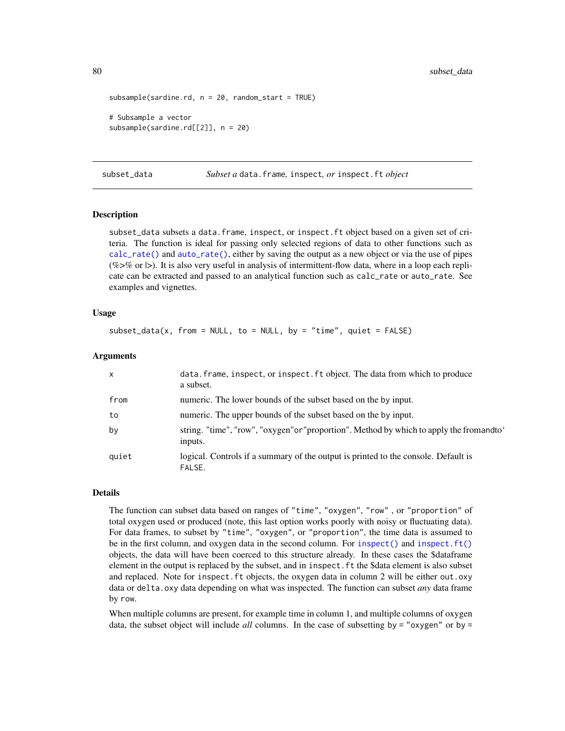```
subsample(sardine.rd, n = 20, random_start = TRUE)

# Subsample a vector
subsample(sardine.rd[[2]], n = 20)
```

## subset_data — *Subset a* data.frame, inspect*, or* inspect.ft *object*

### Description

subset_data subsets a data.frame, inspect, or inspect.ft object based on a given set of criteria. The function is ideal for passing only selected regions of data to other functions such as calc_rate() and auto_rate(), either by saving the output as a new object or via the use of pipes (%>% or |>). It is also very useful in analysis of intermittent-flow data, where in a loop each replicate can be extracted and passed to an analytical function such as calc_rate or auto_rate. See examples and vignettes.

### Usage

```
subset_data(x, from = NULL, to = NULL, by = "time", quiet = FALSE)
```

### Arguments

| | |
|---|---|
| x | data.frame, inspect, or inspect.ft object. The data from which to produce a subset. |
| from | numeric. The lower bounds of the subset based on the by input. |
| to | numeric. The upper bounds of the subset based on the by input. |
| by | string. "time", "row", "oxygen"or"proportion". Method by which to apply the fromandto` inputs. |
| quiet | logical. Controls if a summary of the output is printed to the console. Default is FALSE. |

### Details

The function can subset data based on ranges of "time", "oxygen", "row" , or "proportion" of total oxygen used or produced (note, this last option works poorly with noisy or fluctuating data). For data frames, to subset by "time", "oxygen", or "proportion", the time data is assumed to be in the first column, and oxygen data in the second column. For inspect() and inspect.ft() objects, the data will have been coerced to this structure already. In these cases the $dataframe element in the output is replaced by the subset, and in inspect.ft the $data element is also subset and replaced. Note for inspect.ft objects, the oxygen data in column 2 will be either out.oxy data or delta.oxy data depending on what was inspected. The function can subset *any* data frame by row.

When multiple columns are present, for example time in column 1, and multiple columns of oxygen data, the subset object will include *all* columns. In the case of subsetting by = "oxygen" or by =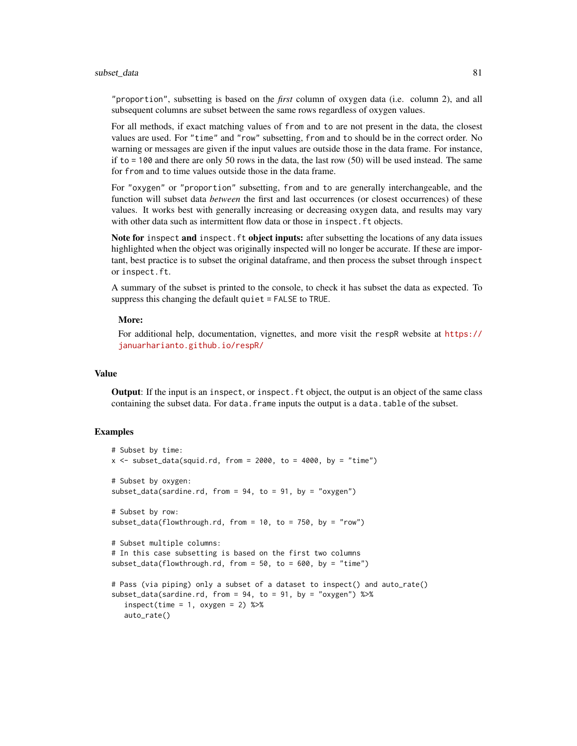"proportion", subsetting is based on the *first* column of oxygen data (i.e. column 2), and all subsequent columns are subset between the same rows regardless of oxygen values.

For all methods, if exact matching values of from and to are not present in the data, the closest values are used. For "time" and "row" subsetting, from and to should be in the correct order. No warning or messages are given if the input values are outside those in the data frame. For instance, if to = 100 and there are only 50 rows in the data, the last row (50) will be used instead. The same for from and to time values outside those in the data frame.

For "oxygen" or "proportion" subsetting, from and to are generally interchangeable, and the function will subset data *between* the first and last occurrences (or closest occurrences) of these values. It works best with generally increasing or decreasing oxygen data, and results may vary with other data such as intermittent flow data or those in inspect.ft objects.

**Note for inspect and inspect.ft object inputs:** after subsetting the locations of any data issues highlighted when the object was originally inspected will no longer be accurate. If these are important, best practice is to subset the original dataframe, and then process the subset through inspect or inspect.ft.

A summary of the subset is printed to the console, to check it has subset the data as expected. To suppress this changing the default quiet = FALSE to TRUE.

**More:**

For additional help, documentation, vignettes, and more visit the respR website at https://januarharianto.github.io/respR/

## Value

**Output**: If the input is an inspect, or inspect.ft object, the output is an object of the same class containing the subset data. For data.frame inputs the output is a data.table of the subset.

## Examples

```
# Subset by time:
x <- subset_data(squid.rd, from = 2000, to = 4000, by = "time")

# Subset by oxygen:
subset_data(sardine.rd, from = 94, to = 91, by = "oxygen")

# Subset by row:
subset_data(flowthrough.rd, from = 10, to = 750, by = "row")

# Subset multiple columns:
# In this case subsetting is based on the first two columns
subset_data(flowthrough.rd, from = 50, to = 600, by = "time")

# Pass (via piping) only a subset of a dataset to inspect() and auto_rate()
subset_data(sardine.rd, from = 94, to = 91, by = "oxygen") %>%
   inspect(time = 1, oxygen = 2) %>%
   auto_rate()
```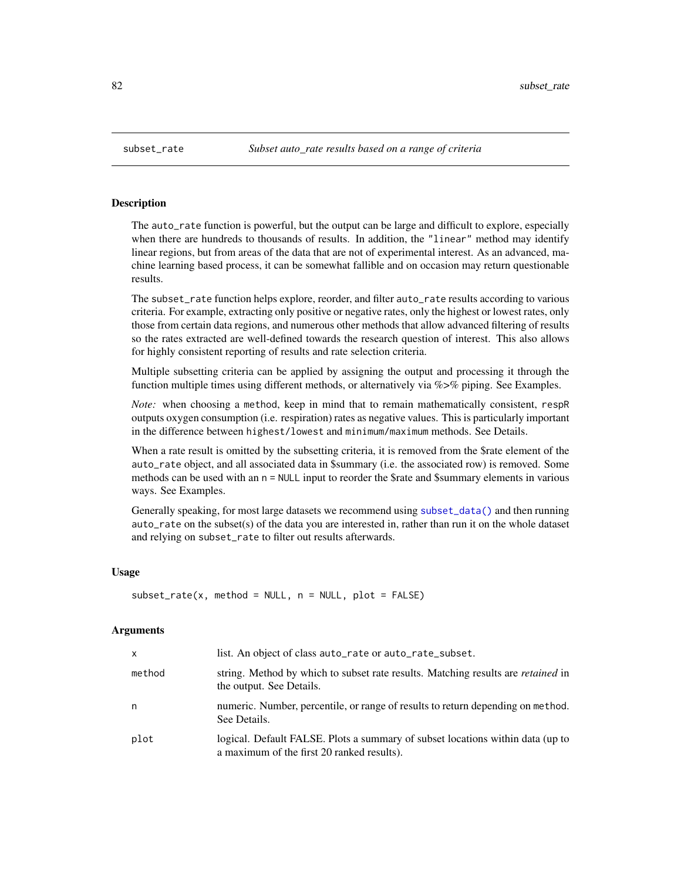## subset_rate — *Subset auto_rate results based on a range of criteria*

### Description

The `auto_rate` function is powerful, but the output can be large and difficult to explore, especially when there are hundreds to thousands of results. In addition, the `"linear"` method may identify linear regions, but from areas of the data that are not of experimental interest. As an advanced, machine learning based process, it can be somewhat fallible and on occasion may return questionable results.

The `subset_rate` function helps explore, reorder, and filter `auto_rate` results according to various criteria. For example, extracting only positive or negative rates, only the highest or lowest rates, only those from certain data regions, and numerous other methods that allow advanced filtering of results so the rates extracted are well-defined towards the research question of interest. This also allows for highly consistent reporting of results and rate selection criteria.

Multiple subsetting criteria can be applied by assigning the output and processing it through the function multiple times using different methods, or alternatively via %>% piping. See Examples.

*Note:* when choosing a `method`, keep in mind that to remain mathematically consistent, `respR` outputs oxygen consumption (i.e. respiration) rates as negative values. This is particularly important in the difference between `highest/lowest` and `minimum/maximum` methods. See Details.

When a rate result is omitted by the subsetting criteria, it is removed from the $rate element of the `auto_rate` object, and all associated data in $summary (i.e. the associated row) is removed. Some methods can be used with an `n = NULL` input to reorder the $rate and $summary elements in various ways. See Examples.

Generally speaking, for most large datasets we recommend using `subset_data()` and then running `auto_rate` on the subset(s) of the data you are interested in, rather than run it on the whole dataset and relying on `subset_rate` to filter out results afterwards.

### Usage

```
subset_rate(x, method = NULL, n = NULL, plot = FALSE)
```

### Arguments

| | |
|---|---|
| `x` | list. An object of class `auto_rate` or `auto_rate_subset`. |
| `method` | string. Method by which to subset rate results. Matching results are *retained* in the output. See Details. |
| `n` | numeric. Number, percentile, or range of results to return depending on `method`. See Details. |
| `plot` | logical. Default FALSE. Plots a summary of subset locations within data (up to a maximum of the first 20 ranked results). |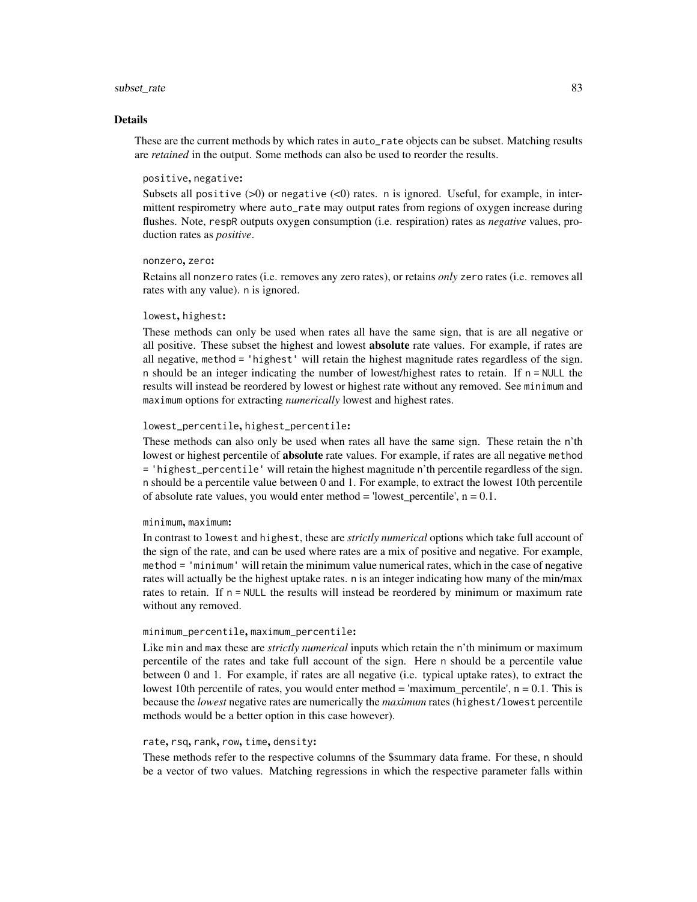### Details

These are the current methods by which rates in `auto_rate` objects can be subset. Matching results are *retained* in the output. Some methods can also be used to reorder the results.

`positive`, `negative`:

Subsets all `positive` (>0) or `negative` (<0) rates. `n` is ignored. Useful, for example, in intermittent respirometry where `auto_rate` may output rates from regions of oxygen increase during flushes. Note, `respR` outputs oxygen consumption (i.e. respiration) rates as *negative* values, production rates as *positive*.

`nonzero`, `zero`:

Retains all `nonzero` rates (i.e. removes any zero rates), or retains *only* `zero` rates (i.e. removes all rates with any value). `n` is ignored.

`lowest`, `highest`:

These methods can only be used when rates all have the same sign, that is are all negative or all positive. These subset the highest and lowest **absolute** rate values. For example, if rates are all negative, `method = 'highest'` will retain the highest magnitude rates regardless of the sign. `n` should be an integer indicating the number of lowest/highest rates to retain. If `n = NULL` the results will instead be reordered by lowest or highest rate without any removed. See `minimum` and `maximum` options for extracting *numerically* lowest and highest rates.

`lowest_percentile`, `highest_percentile`:

These methods can also only be used when rates all have the same sign. These retain the `n`'th lowest or highest percentile of **absolute** rate values. For example, if rates are all negative `method = 'highest_percentile'` will retain the highest magnitude `n`'th percentile regardless of the sign. `n` should be a percentile value between 0 and 1. For example, to extract the lowest 10th percentile of absolute rate values, you would enter method = 'lowest_percentile', n = 0.1.

`minimum`, `maximum`:

In contrast to `lowest` and `highest`, these are *strictly numerical* options which take full account of the sign of the rate, and can be used where rates are a mix of positive and negative. For example, `method = 'minimum'` will retain the minimum value numerical rates, which in the case of negative rates will actually be the highest uptake rates. `n` is an integer indicating how many of the min/max rates to retain. If `n = NULL` the results will instead be reordered by minimum or maximum rate without any removed.

`minimum_percentile`, `maximum_percentile`:

Like `min` and `max` these are *strictly numerical* inputs which retain the `n`'th minimum or maximum percentile of the rates and take full account of the sign. Here `n` should be a percentile value between 0 and 1. For example, if rates are all negative (i.e. typical uptake rates), to extract the lowest 10th percentile of rates, you would enter method = 'maximum_percentile', n = 0.1. This is because the *lowest* negative rates are numerically the *maximum* rates (`highest/lowest` percentile methods would be a better option in this case however).

`rate`, `rsq`, `rank`, `row`, `time`, `density`:

These methods refer to the respective columns of the $summary data frame. For these, `n` should be a vector of two values. Matching regressions in which the respective parameter falls within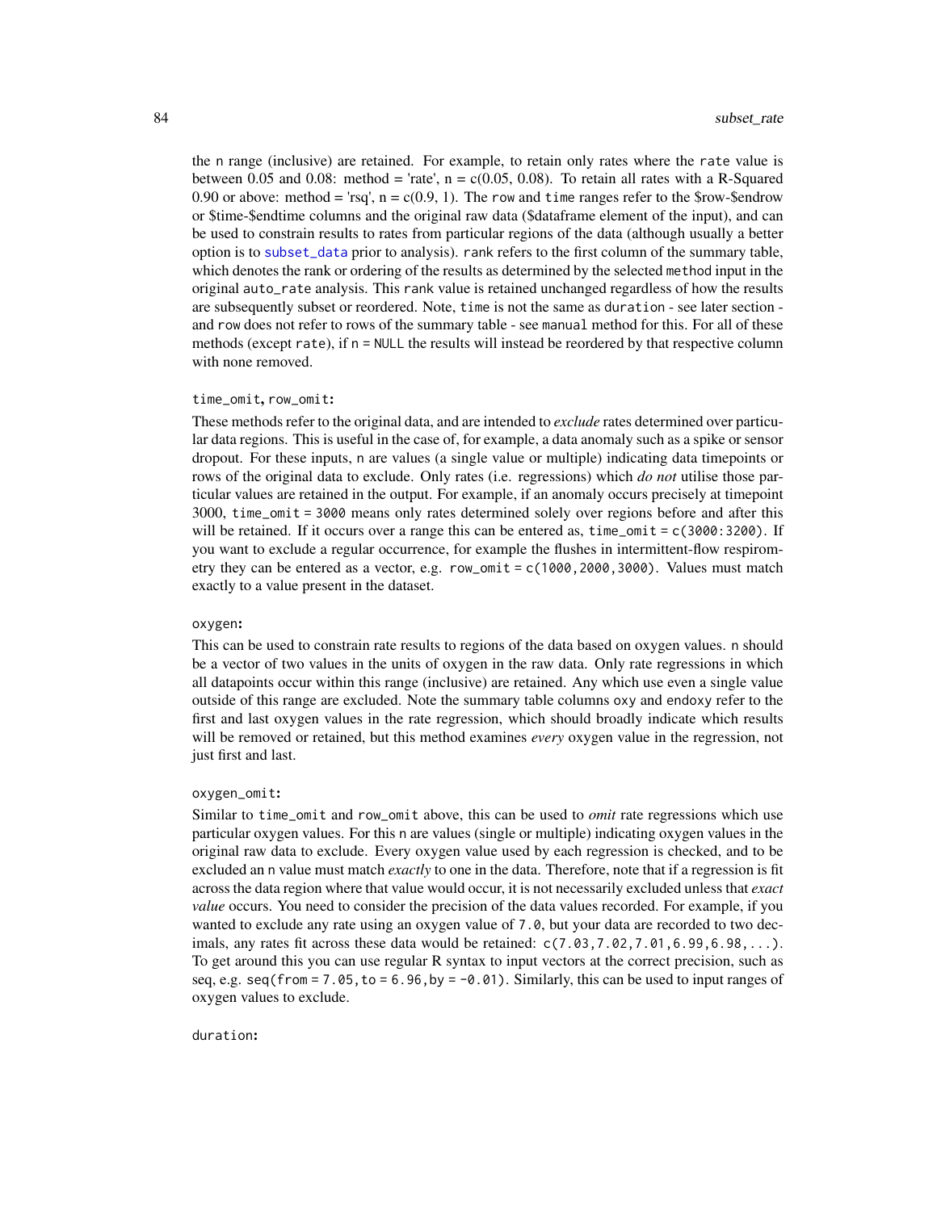the `n` range (inclusive) are retained. For example, to retain only rates where the `rate` value is between 0.05 and 0.08: method = 'rate', n = c(0.05, 0.08). To retain all rates with a R-Squared 0.90 or above: method = 'rsq', n = c(0.9, 1). The `row` and `time` ranges refer to the $row-$endrow or $time-$endtime columns and the original raw data ($dataframe element of the input), and can be used to constrain results to rates from particular regions of the data (although usually a better option is to `subset_data` prior to analysis). `rank` refers to the first column of the summary table, which denotes the rank or ordering of the results as determined by the selected `method` input in the original `auto_rate` analysis. This `rank` value is retained unchanged regardless of how the results are subsequently subset or reordered. Note, `time` is not the same as `duration` - see later section - and `row` does not refer to rows of the summary table - see `manual` method for this. For all of these methods (except `rate`), if `n = NULL` the results will instead be reordered by that respective column with none removed.

`time_omit`, `row_omit`:

These methods refer to the original data, and are intended to *exclude* rates determined over particular data regions. This is useful in the case of, for example, a data anomaly such as a spike or sensor dropout. For these inputs, `n` are values (a single value or multiple) indicating data timepoints or rows of the original data to exclude. Only rates (i.e. regressions) which *do not* utilise those particular values are retained in the output. For example, if an anomaly occurs precisely at timepoint 3000, `time_omit = 3000` means only rates determined solely over regions before and after this will be retained. If it occurs over a range this can be entered as, `time_omit = c(3000:3200)`. If you want to exclude a regular occurrence, for example the flushes in intermittent-flow respirometry they can be entered as a vector, e.g. `row_omit = c(1000,2000,3000)`. Values must match exactly to a value present in the dataset.

`oxygen`:

This can be used to constrain rate results to regions of the data based on oxygen values. `n` should be a vector of two values in the units of oxygen in the raw data. Only rate regressions in which all datapoints occur within this range (inclusive) are retained. Any which use even a single value outside of this range are excluded. Note the summary table columns `oxy` and `endoxy` refer to the first and last oxygen values in the rate regression, which should broadly indicate which results will be removed or retained, but this method examines *every* oxygen value in the regression, not just first and last.

`oxygen_omit`:

Similar to `time_omit` and `row_omit` above, this can be used to *omit* rate regressions which use particular oxygen values. For this `n` are values (single or multiple) indicating oxygen values in the original raw data to exclude. Every oxygen value used by each regression is checked, and to be excluded an `n` value must match *exactly* to one in the data. Therefore, note that if a regression is fit across the data region where that value would occur, it is not necessarily excluded unless that *exact value* occurs. You need to consider the precision of the data values recorded. For example, if you wanted to exclude any rate using an oxygen value of `7.0`, but your data are recorded to two decimals, any rates fit across these data would be retained: `c(7.03,7.02,7.01,6.99,6.98,...)`. To get around this you can use regular R syntax to input vectors at the correct precision, such as seq, e.g. `seq(from = 7.05, to = 6.96, by = -0.01)`. Similarly, this can be used to input ranges of oxygen values to exclude.

`duration`: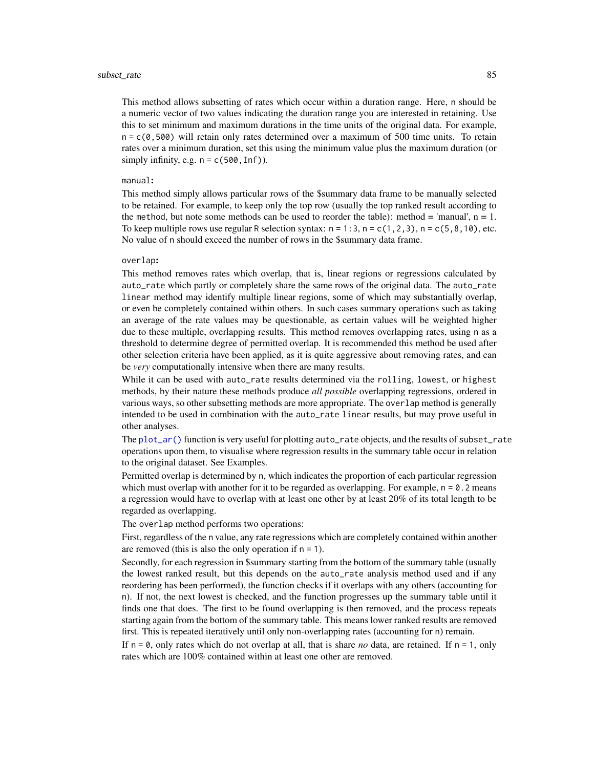This method allows subsetting of rates which occur within a duration range. Here, `n` should be a numeric vector of two values indicating the duration range you are interested in retaining. Use this to set minimum and maximum durations in the time units of the original data. For example, `n = c(0,500)` will retain only rates determined over a maximum of 500 time units. To retain rates over a minimum duration, set this using the minimum value plus the maximum duration (or simply infinity, e.g. `n = c(500,Inf)`).

`manual`:

This method simply allows particular rows of the $summary data frame to be manually selected to be retained. For example, to keep only the top row (usually the top ranked result according to the `method`, but note some methods can be used to reorder the table): method = 'manual', n = 1. To keep multiple rows use regular R selection syntax: `n = 1:3`, `n = c(1,2,3)`, `n = c(5,8,10)`, etc. No value of `n` should exceed the number of rows in the $summary data frame.

`overlap`:

This method removes rates which overlap, that is, linear regions or regressions calculated by `auto_rate` which partly or completely share the same rows of the original data. The `auto_rate linear` method may identify multiple linear regions, some of which may substantially overlap, or even be completely contained within others. In such cases summary operations such as taking an average of the rate values may be questionable, as certain values will be weighted higher due to these multiple, overlapping results. This method removes overlapping rates, using `n` as a threshold to determine degree of permitted overlap. It is recommended this method be used after other selection criteria have been applied, as it is quite aggressive about removing rates, and can be *very* computationally intensive when there are many results.

While it can be used with `auto_rate` results determined via the `rolling`, `lowest`, or `highest` methods, by their nature these methods produce *all possible* overlapping regressions, ordered in various ways, so other subsetting methods are more appropriate. The `overlap` method is generally intended to be used in combination with the `auto_rate linear` results, but may prove useful in other analyses.

The `plot_ar()` function is very useful for plotting `auto_rate` objects, and the results of `subset_rate` operations upon them, to visualise where regression results in the summary table occur in relation to the original dataset. See Examples.

Permitted overlap is determined by `n`, which indicates the proportion of each particular regression which must overlap with another for it to be regarded as overlapping. For example, `n = 0.2` means a regression would have to overlap with at least one other by at least 20% of its total length to be regarded as overlapping.

The `overlap` method performs two operations:

First, regardless of the `n` value, any rate regressions which are completely contained within another are removed (this is also the only operation if `n = 1`).

Secondly, for each regression in $summary starting from the bottom of the summary table (usually the lowest ranked result, but this depends on the `auto_rate` analysis method used and if any reordering has been performed), the function checks if it overlaps with any others (accounting for `n`). If not, the next lowest is checked, and the function progresses up the summary table until it finds one that does. The first to be found overlapping is then removed, and the process repeats starting again from the bottom of the summary table. This means lower ranked results are removed first. This is repeated iteratively until only non-overlapping rates (accounting for `n`) remain.

If `n = 0`, only rates which do not overlap at all, that is share *no* data, are retained. If `n = 1`, only rates which are 100% contained within at least one other are removed.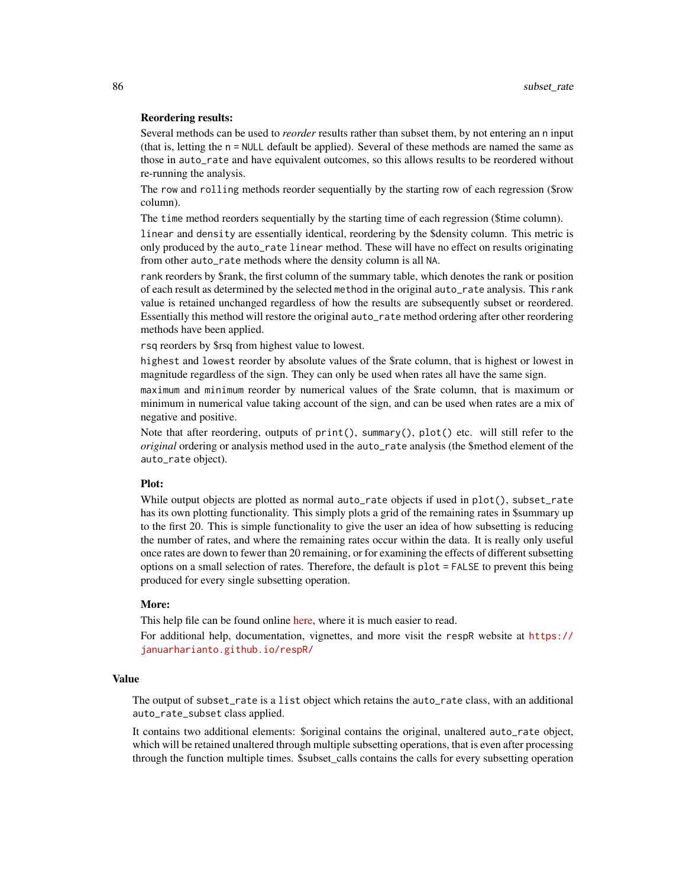**Reordering results:**

Several methods can be used to *reorder* results rather than subset them, by not entering an `n` input (that is, letting the `n = NULL` default be applied). Several of these methods are named the same as those in `auto_rate` and have equivalent outcomes, so this allows results to be reordered without re-running the analysis.

The `row` and `rolling` methods reorder sequentially by the starting row of each regression ($row column).

The `time` method reorders sequentially by the starting time of each regression ($time column).

`linear` and `density` are essentially identical, reordering by the $density column. This metric is only produced by the `auto_rate` `linear` method. These will have no effect on results originating from other `auto_rate` methods where the density column is all `NA`.

`rank` reorders by $rank, the first column of the summary table, which denotes the rank or position of each result as determined by the selected `method` in the original `auto_rate` analysis. This `rank` value is retained unchanged regardless of how the results are subsequently subset or reordered. Essentially this method will restore the original `auto_rate` method ordering after other reordering methods have been applied.

`rsq` reorders by $rsq from highest value to lowest.

`highest` and `lowest` reorder by absolute values of the $rate column, that is highest or lowest in magnitude regardless of the sign. They can only be used when rates all have the same sign.

`maximum` and `minimum` reorder by numerical values of the $rate column, that is maximum or minimum in numerical value taking account of the sign, and can be used when rates are a mix of negative and positive.

Note that after reordering, outputs of `print()`, `summary()`, `plot()` etc. will still refer to the *original* ordering or analysis method used in the `auto_rate` analysis (the $method element of the `auto_rate` object).

**Plot:**

While output objects are plotted as normal `auto_rate` objects if used in `plot()`, `subset_rate` has its own plotting functionality. This simply plots a grid of the remaining rates in $summary up to the first 20. This is simple functionality to give the user an idea of how subsetting is reducing the number of rates, and where the remaining rates occur within the data. It is really only useful once rates are down to fewer than 20 remaining, or for examining the effects of different subsetting options on a small selection of rates. Therefore, the default is `plot = FALSE` to prevent this being produced for every single subsetting operation.

**More:**

This help file can be found online here, where it is much easier to read.

For additional help, documentation, vignettes, and more visit the `respR` website at https://januarharianto.github.io/respR/

## Value

The output of `subset_rate` is a `list` object which retains the `auto_rate` class, with an additional `auto_rate_subset` class applied.

It contains two additional elements: $original contains the original, unaltered `auto_rate` object, which will be retained unaltered through multiple subsetting operations, that is even after processing through the function multiple times. $subset_calls contains the calls for every subsetting operation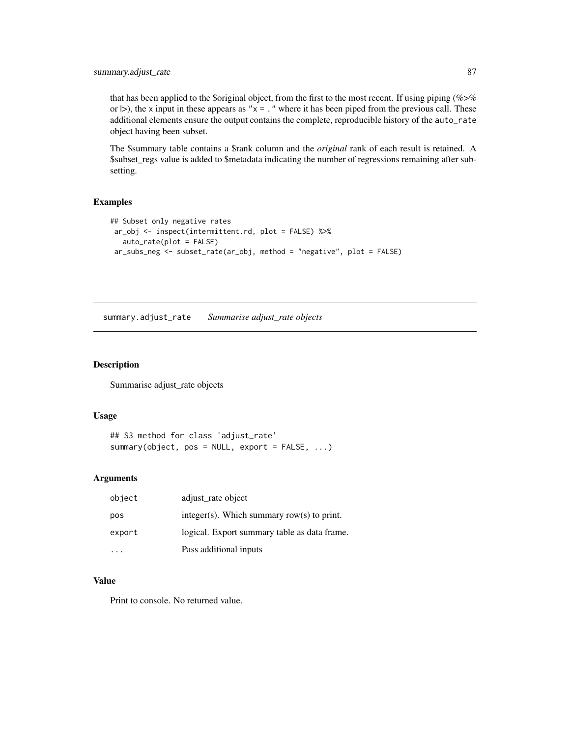that has been applied to the $original object, from the first to the most recent. If using piping (%>% or |>), the x input in these appears as "x = ." where it has been piped from the previous call. These additional elements ensure the output contains the complete, reproducible history of the auto_rate object having been subset.

The $summary table contains a $rank column and the *original* rank of each result is retained. A $subset_regs value is added to $metadata indicating the number of regressions remaining after subsetting.

### Examples

```
## Subset only negative rates
 ar_obj <- inspect(intermittent.rd, plot = FALSE) %>%
   auto_rate(plot = FALSE)
 ar_subs_neg <- subset_rate(ar_obj, method = "negative", plot = FALSE)
```

---

## summary.adjust_rate    *Summarise adjust_rate objects*

---

### Description

Summarise adjust_rate objects

### Usage

```
## S3 method for class 'adjust_rate'
summary(object, pos = NULL, export = FALSE, ...)
```

### Arguments

| | |
|---|---|
| object | adjust_rate object |
| pos | integer(s). Which summary row(s) to print. |
| export | logical. Export summary table as data frame. |
| ... | Pass additional inputs |

### Value

Print to console. No returned value.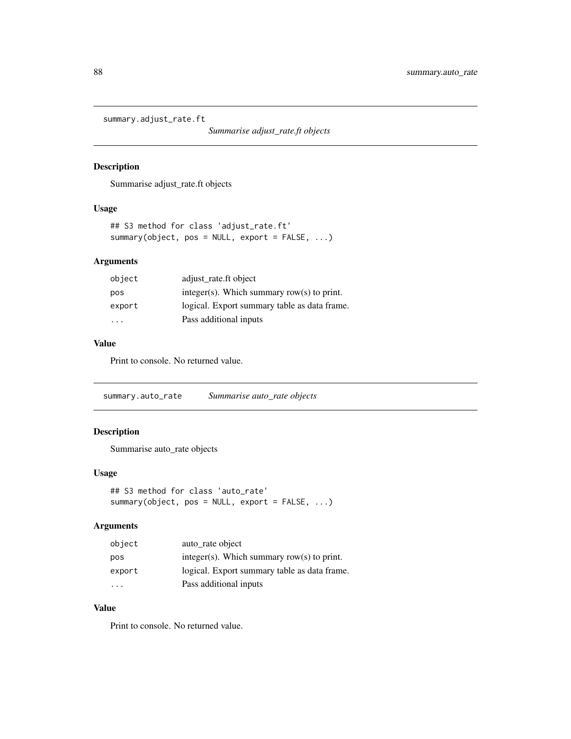## summary.adjust_rate.ft

*Summarise adjust_rate.ft objects*

### Description

Summarise adjust_rate.ft objects

### Usage

```
## S3 method for class 'adjust_rate.ft'
summary(object, pos = NULL, export = FALSE, ...)
```

### Arguments

| | |
|---|---|
| `object` | adjust_rate.ft object |
| `pos` | integer(s). Which summary row(s) to print. |
| `export` | logical. Export summary table as data frame. |
| `...` | Pass additional inputs |

### Value

Print to console. No returned value.

## summary.auto_rate

*Summarise auto_rate objects*

### Description

Summarise auto_rate objects

### Usage

```
## S3 method for class 'auto_rate'
summary(object, pos = NULL, export = FALSE, ...)
```

### Arguments

| | |
|---|---|
| `object` | auto_rate object |
| `pos` | integer(s). Which summary row(s) to print. |
| `export` | logical. Export summary table as data frame. |
| `...` | Pass additional inputs |

### Value

Print to console. No returned value.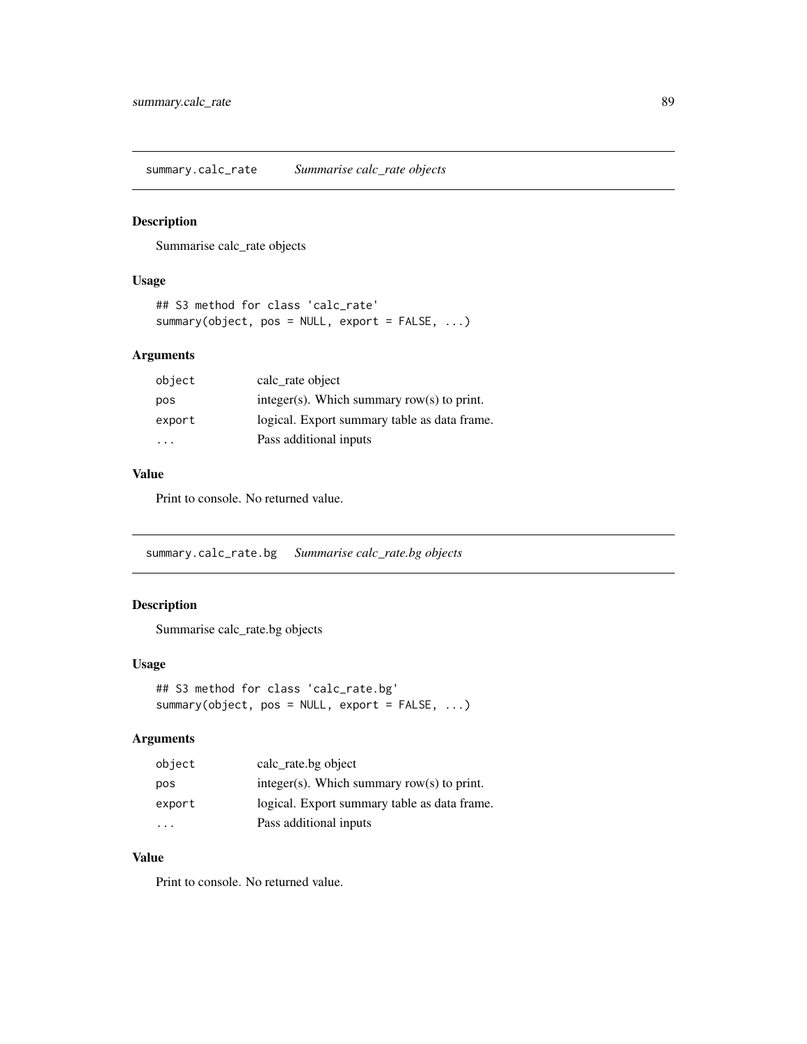## summary.calc_rate *Summarise calc_rate objects*

### Description

Summarise calc_rate objects

### Usage

```
## S3 method for class 'calc_rate'
summary(object, pos = NULL, export = FALSE, ...)
```

### Arguments

| | |
|---|---|
| object | calc_rate object |
| pos | integer(s). Which summary row(s) to print. |
| export | logical. Export summary table as data frame. |
| ... | Pass additional inputs |

### Value

Print to console. No returned value.

## summary.calc_rate.bg *Summarise calc_rate.bg objects*

### Description

Summarise calc_rate.bg objects

### Usage

```
## S3 method for class 'calc_rate.bg'
summary(object, pos = NULL, export = FALSE, ...)
```

### Arguments

| | |
|---|---|
| object | calc_rate.bg object |
| pos | integer(s). Which summary row(s) to print. |
| export | logical. Export summary table as data frame. |
| ... | Pass additional inputs |

### Value

Print to console. No returned value.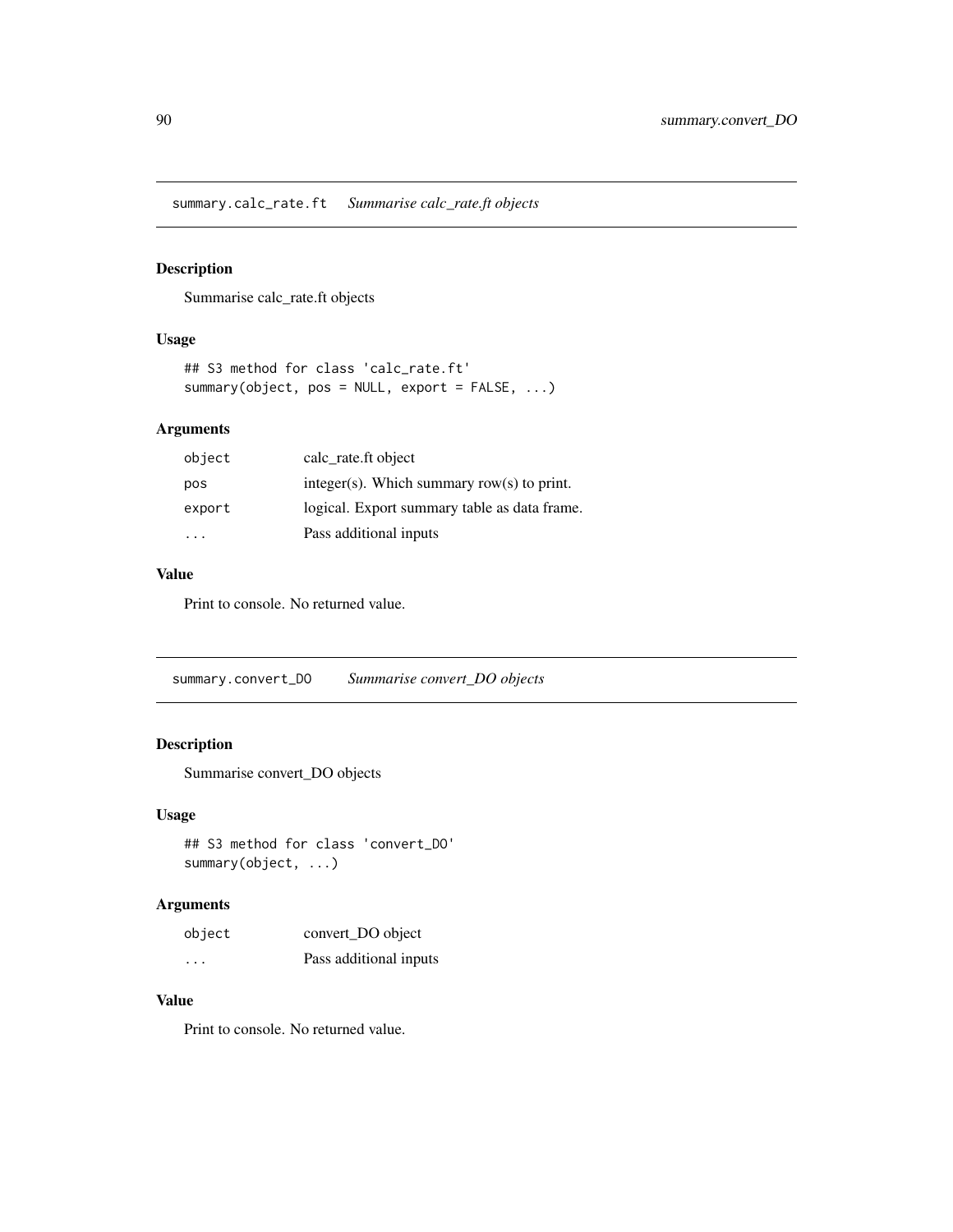## summary.calc_rate.ft *Summarise calc_rate.ft objects*

### Description

Summarise calc_rate.ft objects

### Usage

```
## S3 method for class 'calc_rate.ft'
summary(object, pos = NULL, export = FALSE, ...)
```

### Arguments

| | |
|---|---|
| `object` | calc_rate.ft object |
| `pos` | integer(s). Which summary row(s) to print. |
| `export` | logical. Export summary table as data frame. |
| `...` | Pass additional inputs |

### Value

Print to console. No returned value.

## summary.convert_DO *Summarise convert_DO objects*

### Description

Summarise convert_DO objects

### Usage

```
## S3 method for class 'convert_DO'
summary(object, ...)
```

### Arguments

| | |
|---|---|
| `object` | convert_DO object |
| `...` | Pass additional inputs |

### Value

Print to console. No returned value.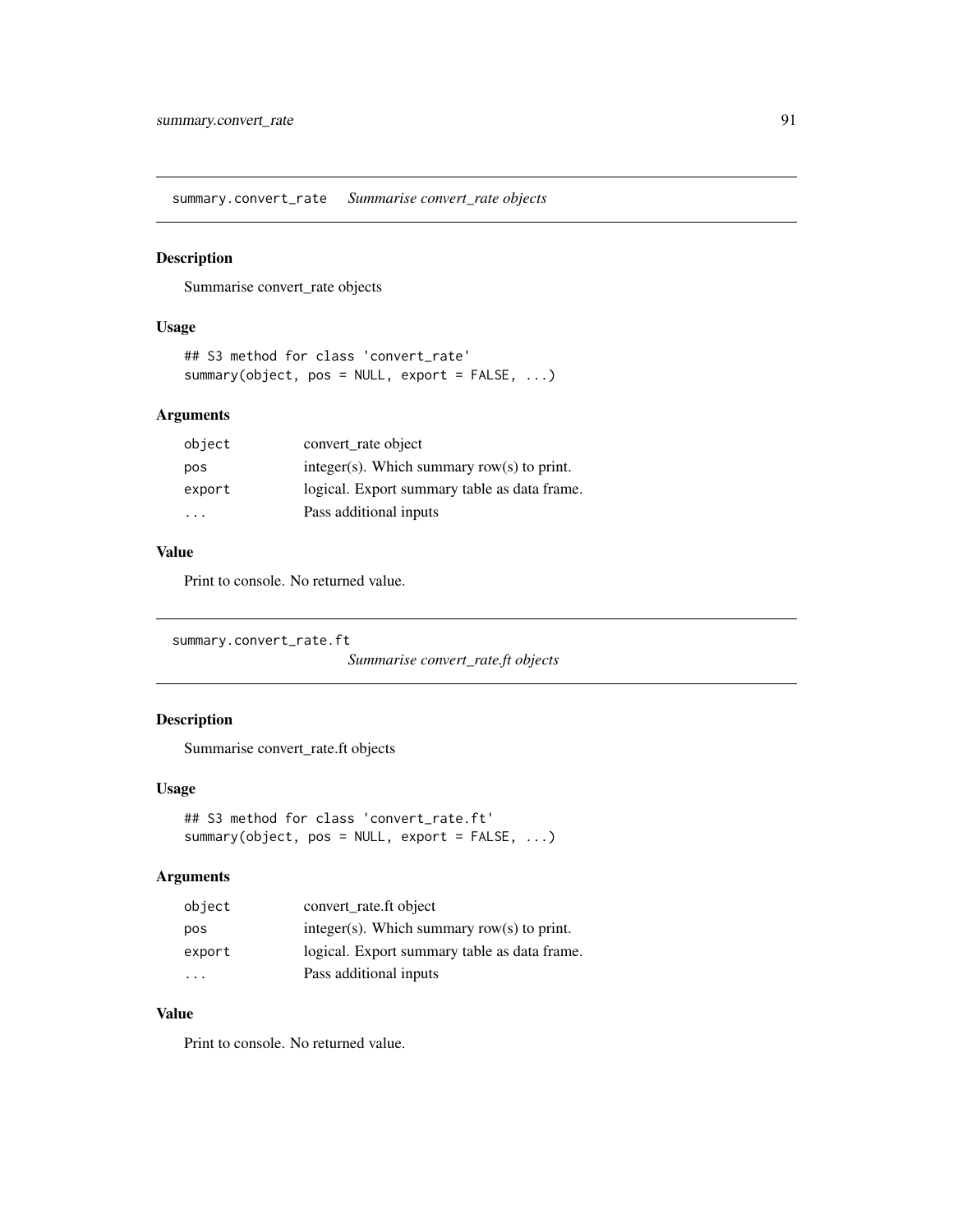## summary.convert_rate    *Summarise convert_rate objects*

### Description

Summarise convert_rate objects

### Usage

```
## S3 method for class 'convert_rate'
summary(object, pos = NULL, export = FALSE, ...)
```

### Arguments

| | |
|---|---|
| `object` | convert_rate object |
| `pos` | integer(s). Which summary row(s) to print. |
| `export` | logical. Export summary table as data frame. |
| `...` | Pass additional inputs |

### Value

Print to console. No returned value.

## summary.convert_rate.ft    *Summarise convert_rate.ft objects*

### Description

Summarise convert_rate.ft objects

### Usage

```
## S3 method for class 'convert_rate.ft'
summary(object, pos = NULL, export = FALSE, ...)
```

### Arguments

| | |
|---|---|
| `object` | convert_rate.ft object |
| `pos` | integer(s). Which summary row(s) to print. |
| `export` | logical. Export summary table as data frame. |
| `...` | Pass additional inputs |

### Value

Print to console. No returned value.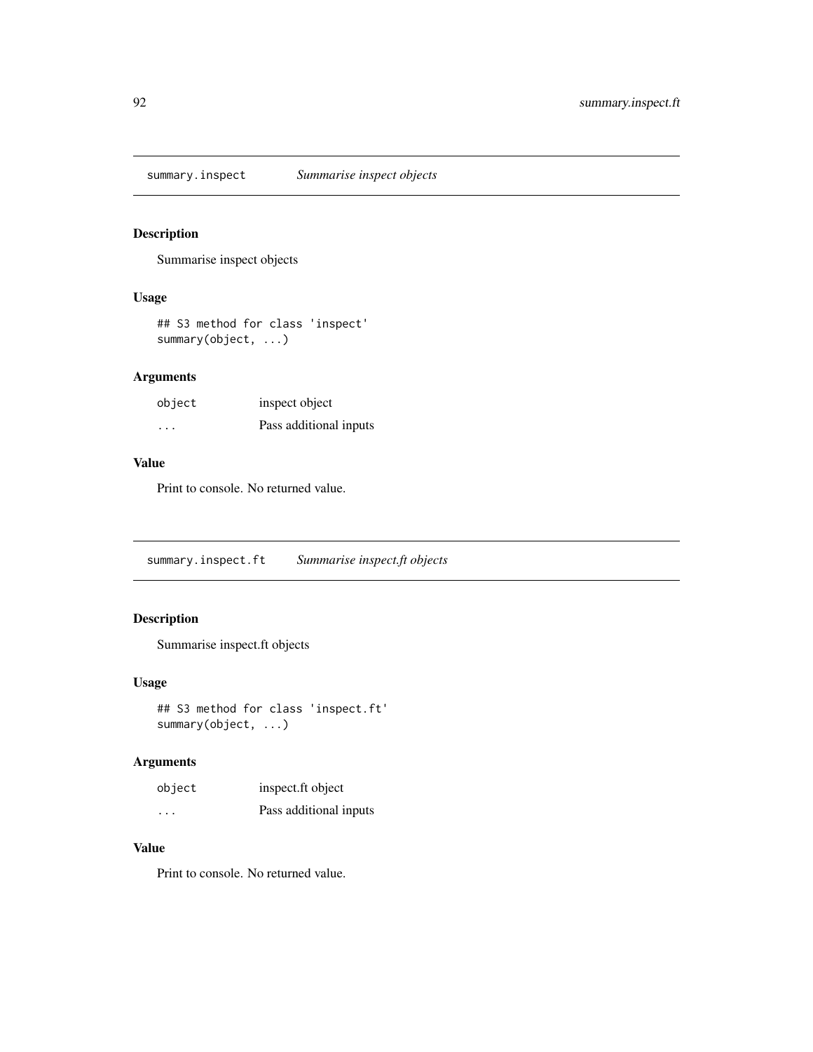## summary.inspect *Summarise inspect objects*

### Description

Summarise inspect objects

### Usage

```
## S3 method for class 'inspect'
summary(object, ...)
```

### Arguments

| | |
|---|---|
| object | inspect object |
| ... | Pass additional inputs |

### Value

Print to console. No returned value.

## summary.inspect.ft *Summarise inspect.ft objects*

### Description

Summarise inspect.ft objects

### Usage

```
## S3 method for class 'inspect.ft'
summary(object, ...)
```

### Arguments

| | |
|---|---|
| object | inspect.ft object |
| ... | Pass additional inputs |

### Value

Print to console. No returned value.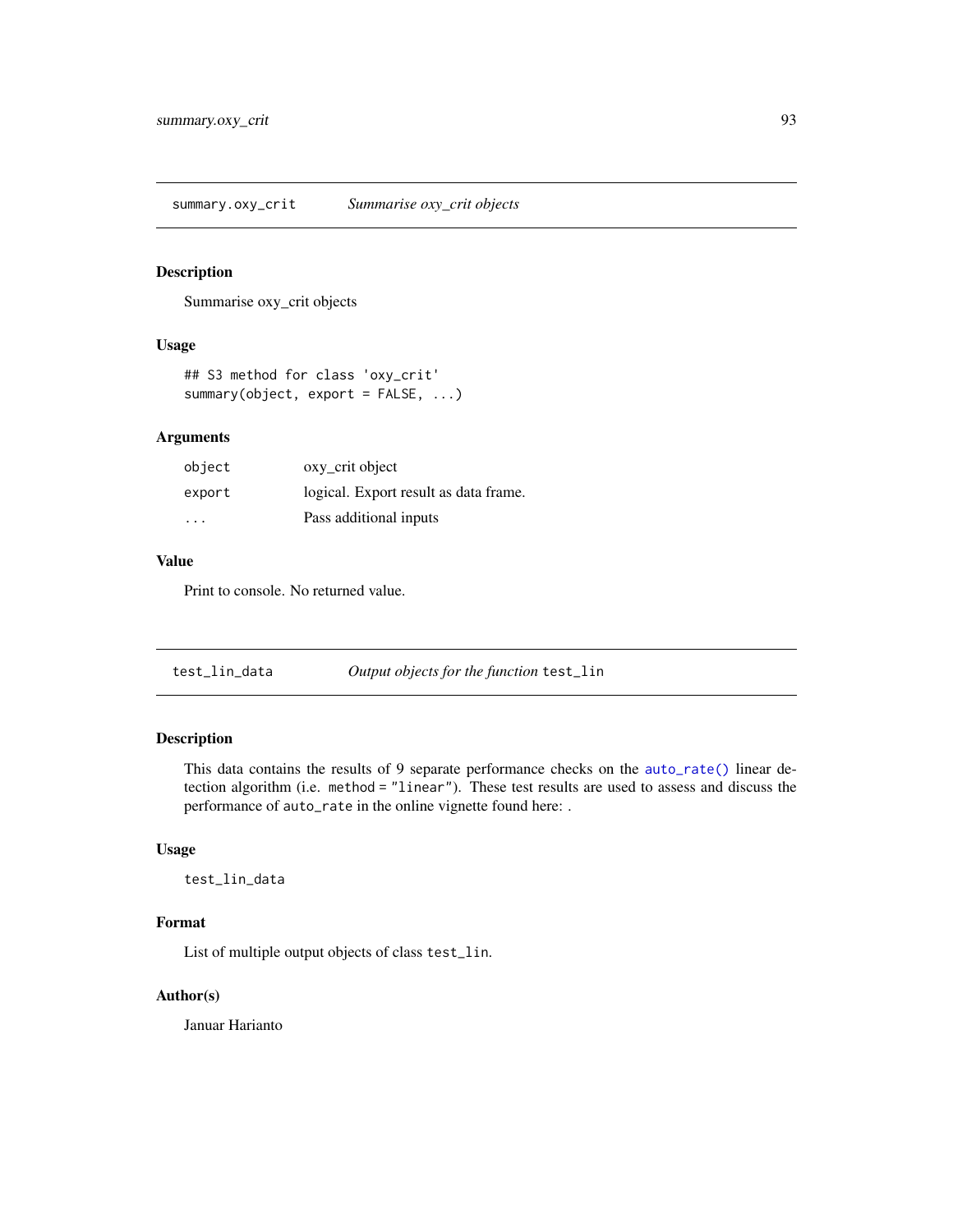## summary.oxy_crit — *Summarise oxy_crit objects*

### Description

Summarise oxy_crit objects

### Usage

```
## S3 method for class 'oxy_crit'
summary(object, export = FALSE, ...)
```

### Arguments

| | |
|---|---|
| `object` | oxy_crit object |
| `export` | logical. Export result as data frame. |
| `...` | Pass additional inputs |

### Value

Print to console. No returned value.

## test_lin_data — *Output objects for the function* `test_lin`

### Description

This data contains the results of 9 separate performance checks on the `auto_rate()` linear detection algorithm (i.e. `method = "linear"`). These test results are used to assess and discuss the performance of `auto_rate` in the online vignette found here: .

### Usage

```
test_lin_data
```

### Format

List of multiple output objects of class `test_lin`.

### Author(s)

Januar Harianto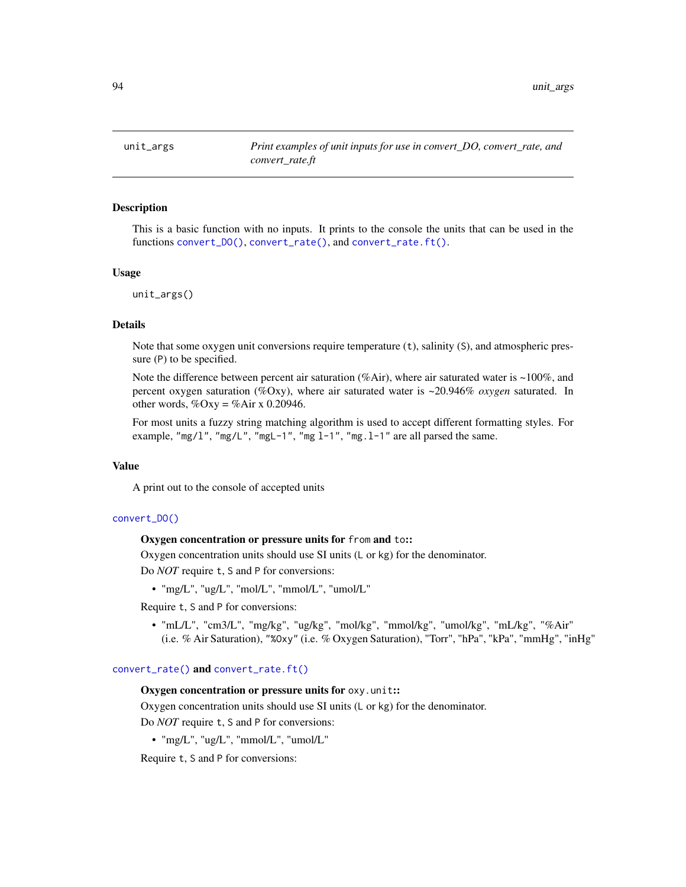`unit_args` *Print examples of unit inputs for use in convert_DO, convert_rate, and convert_rate.ft*

## Description

This is a basic function with no inputs. It prints to the console the units that can be used in the functions `convert_DO()`, `convert_rate()`, and `convert_rate.ft()`.

## Usage

```
unit_args()
```

## Details

Note that some oxygen unit conversions require temperature (`t`), salinity (`S`), and atmospheric pressure (`P`) to be specified.

Note the difference between percent air saturation (%Air), where air saturated water is ~100%, and percent oxygen saturation (%Oxy), where air saturated water is ~20.946% *oxygen* saturated. In other words, %Oxy = %Air x 0.20946.

For most units a fuzzy string matching algorithm is used to accept different formatting styles. For example, `"mg/l"`, `"mg/L"`, `"mgL-1"`, `"mg l-1"`, `"mg.l-1"` are all parsed the same.

## Value

A print out to the console of accepted units

## `convert_DO()`

**Oxygen concentration or pressure units for `from` and `to`:**

Oxygen concentration units should use SI units (`L` or `kg`) for the denominator.

Do *NOT* require `t`, `S` and `P` for conversions:

- "mg/L", "ug/L", "mol/L", "mmol/L", "umol/L"

Require `t`, `S` and `P` for conversions:

- "mL/L", "cm3/L", "mg/kg", "ug/kg", "mol/kg", "mmol/kg", "umol/kg", "mL/kg", "%Air" (i.e. % Air Saturation), `"%Oxy"` (i.e. % Oxygen Saturation), "Torr", "hPa", "kPa", "mmHg", "inHg"

## `convert_rate()` and `convert_rate.ft()`

**Oxygen concentration or pressure units for `oxy.unit`:**

Oxygen concentration units should use SI units (`L` or `kg`) for the denominator.

Do *NOT* require `t`, `S` and `P` for conversions:

- "mg/L", "ug/L", "mmol/L", "umol/L"

Require `t`, `S` and `P` for conversions: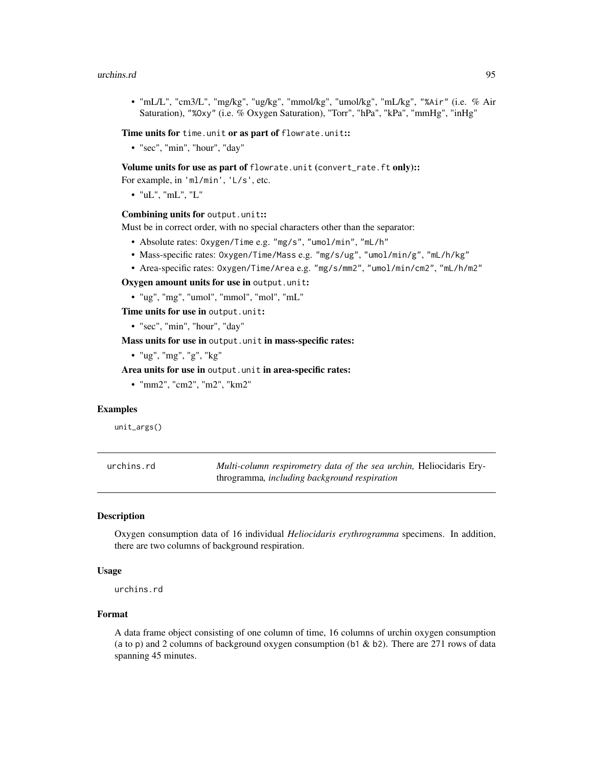- "mL/L", "cm3/L", "mg/kg", "ug/kg", "mmol/kg", "umol/kg", "mL/kg", "%Air" (i.e. % Air Saturation), "%Oxy" (i.e. % Oxygen Saturation), "Torr", "hPa", "kPa", "mmHg", "inHg"

**Time units for `time.unit` or as part of `flowrate.unit`::**

- "sec", "min", "hour", "day"

**Volume units for use as part of `flowrate.unit` (`convert_rate.ft` only)::**

For example, in `'ml/min'`, `'L/s'`, etc.

- "uL", "mL", "L"

**Combining units for `output.unit`::**

Must be in correct order, with no special characters other than the separator:

- Absolute rates: `Oxygen/Time` e.g. `"mg/s"`, `"umol/min"`, `"mL/h"`
- Mass-specific rates: `Oxygen/Time/Mass` e.g. `"mg/s/ug"`, `"umol/min/g"`, `"mL/h/kg"`
- Area-specific rates: `Oxygen/Time/Area` e.g. `"mg/s/mm2"`, `"umol/min/cm2"`, `"mL/h/m2"`

**Oxygen amount units for use in `output.unit`:**

- "ug", "mg", "umol", "mmol", "mol", "mL"

**Time units for use in `output.unit`:**

- "sec", "min", "hour", "day"

**Mass units for use in `output.unit` in mass-specific rates:**

- "ug", "mg", "g", "kg"

**Area units for use in `output.unit` in area-specific rates:**

- "mm2", "cm2", "m2", "km2"

## Examples

```
unit_args()
```

---

`urchins.rd` *Multi-column respirometry data of the sea urchin,* Heliocidaris Erythrogramma*, including background respiration*

---

## Description

Oxygen consumption data of 16 individual *Heliocidaris erythrogramma* specimens. In addition, there are two columns of background respiration.

## Usage

```
urchins.rd
```

## Format

A data frame object consisting of one column of time, 16 columns of urchin oxygen consumption (`a` to `p`) and 2 columns of background oxygen consumption (`b1` & `b2`). There are 271 rows of data spanning 45 minutes.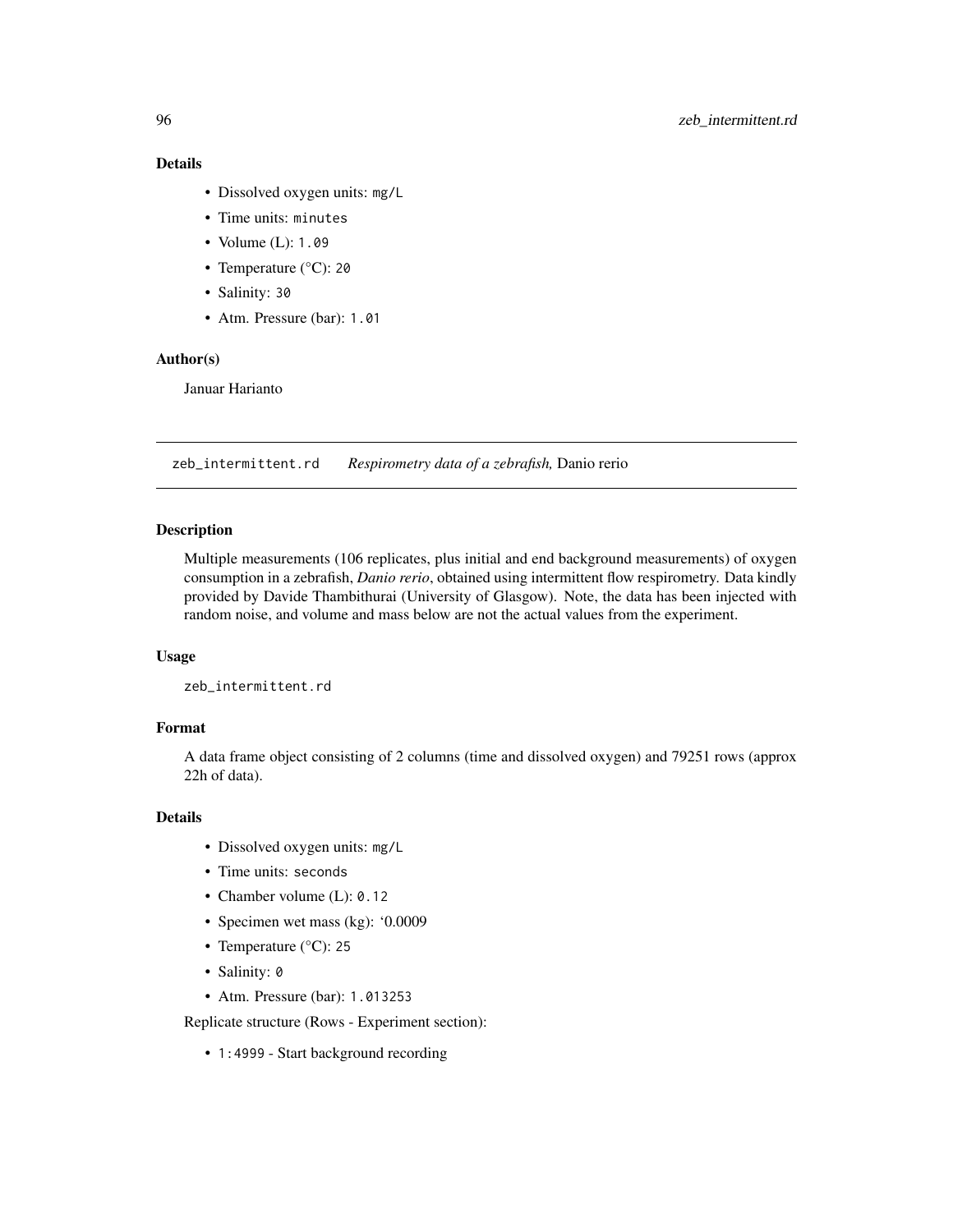### Details

- Dissolved oxygen units: `mg/L`
- Time units: `minutes`
- Volume (L): `1.09`
- Temperature (°C): `20`
- Salinity: `30`
- Atm. Pressure (bar): `1.01`

### Author(s)

Januar Harianto

---

## zeb_intermittent.rd — *Respirometry data of a zebrafish,* Danio rerio

### Description

Multiple measurements (106 replicates, plus initial and end background measurements) of oxygen consumption in a zebrafish, *Danio rerio*, obtained using intermittent flow respirometry. Data kindly provided by Davide Thambithurai (University of Glasgow). Note, the data has been injected with random noise, and volume and mass below are not the actual values from the experiment.

### Usage

```
zeb_intermittent.rd
```

### Format

A data frame object consisting of 2 columns (time and dissolved oxygen) and 79251 rows (approx 22h of data).

### Details

- Dissolved oxygen units: `mg/L`
- Time units: `seconds`
- Chamber volume (L): `0.12`
- Specimen wet mass (kg): '0.0009
- Temperature (°C): `25`
- Salinity: `0`
- Atm. Pressure (bar): `1.013253`

Replicate structure (Rows - Experiment section):

- `1:4999` - Start background recording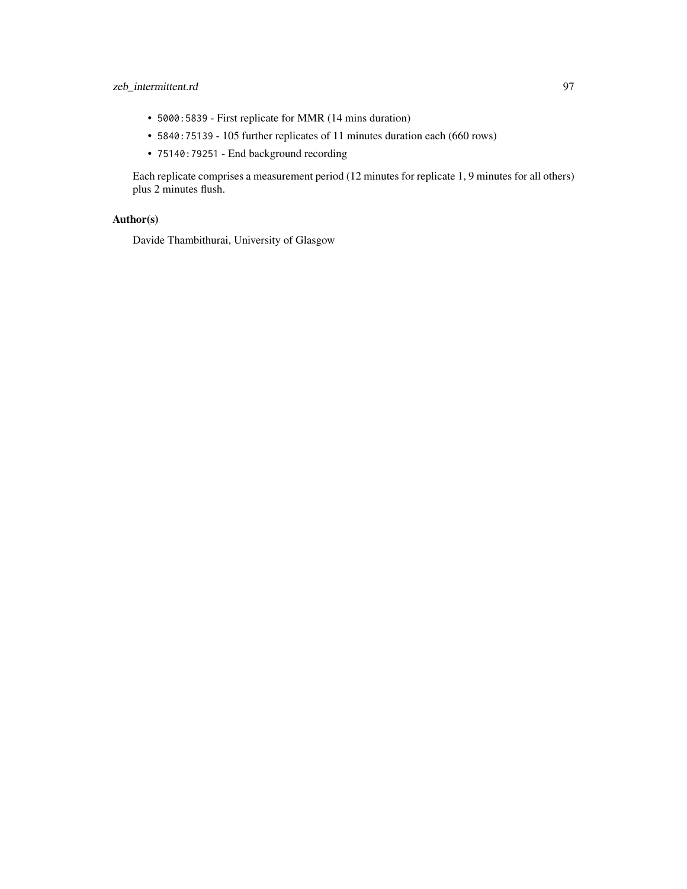- `5000:5839` - First replicate for MMR (14 mins duration)
- `5840:75139` - 105 further replicates of 11 minutes duration each (660 rows)
- `75140:79251` - End background recording

Each replicate comprises a measurement period (12 minutes for replicate 1, 9 minutes for all others) plus 2 minutes flush.

### Author(s)

Davide Thambithurai, University of Glasgow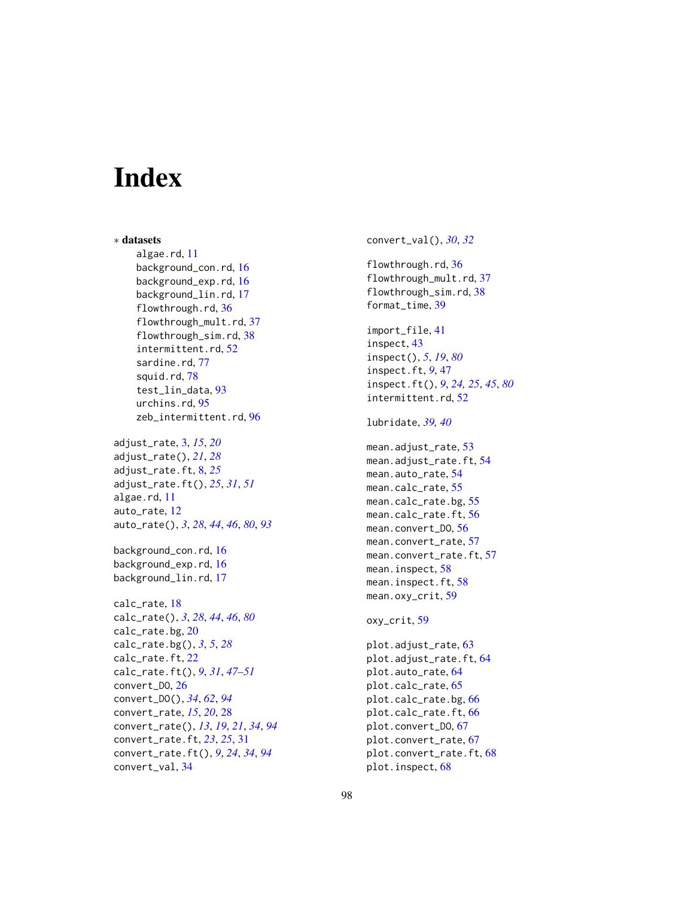# Index

∗ **datasets**

- algae.rd, 11
- background_con.rd, 16
- background_exp.rd, 16
- background_lin.rd, 17
- flowthrough.rd, 36
- flowthrough_mult.rd, 37
- flowthrough_sim.rd, 38
- intermittent.rd, 52
- sardine.rd, 77
- squid.rd, 78
- test_lin_data, 93
- urchins.rd, 95
- zeb_intermittent.rd, 96

adjust_rate, 3, *15*, *20*
adjust_rate(), *21*, *28*
adjust_rate.ft, 8, *25*
adjust_rate.ft(), *25*, *31*, *51*
algae.rd, 11
auto_rate, 12
auto_rate(), *3*, *28*, *44*, *46*, *80*, *93*

background_con.rd, 16
background_exp.rd, 16
background_lin.rd, 17

calc_rate, 18
calc_rate(), *3*, *28*, *44*, *46*, *80*
calc_rate.bg, 20
calc_rate.bg(), *3*, *5*, *28*
calc_rate.ft, 22
calc_rate.ft(), *9*, *31*, *47–51*
convert_DO, 26
convert_DO(), *34*, *62*, *94*
convert_rate, *15*, *20*, 28
convert_rate(), *13*, *19*, *21*, *34*, *94*
convert_rate.ft, *23*, *25*, 31
convert_rate.ft(), *9*, *24*, *34*, *94*
convert_val, 34
convert_val(), *30*, *32*

flowthrough.rd, 36
flowthrough_mult.rd, 37
flowthrough_sim.rd, 38
format_time, 39

import_file, 41
inspect, 43
inspect(), *5*, *19*, *80*
inspect.ft, *9*, 47
inspect.ft(), *9*, *24, 25*, *45*, *80*
intermittent.rd, 52

lubridate, *39, 40*

mean.adjust_rate, 53
mean.adjust_rate.ft, 54
mean.auto_rate, 54
mean.calc_rate, 55
mean.calc_rate.bg, 55
mean.calc_rate.ft, 56
mean.convert_DO, 56
mean.convert_rate, 57
mean.convert_rate.ft, 57
mean.inspect, 58
mean.inspect.ft, 58
mean.oxy_crit, 59

oxy_crit, 59

plot.adjust_rate, 63
plot.adjust_rate.ft, 64
plot.auto_rate, 64
plot.calc_rate, 65
plot.calc_rate.bg, 66
plot.calc_rate.ft, 66
plot.convert_DO, 67
plot.convert_rate, 67
plot.convert_rate.ft, 68
plot.inspect, 68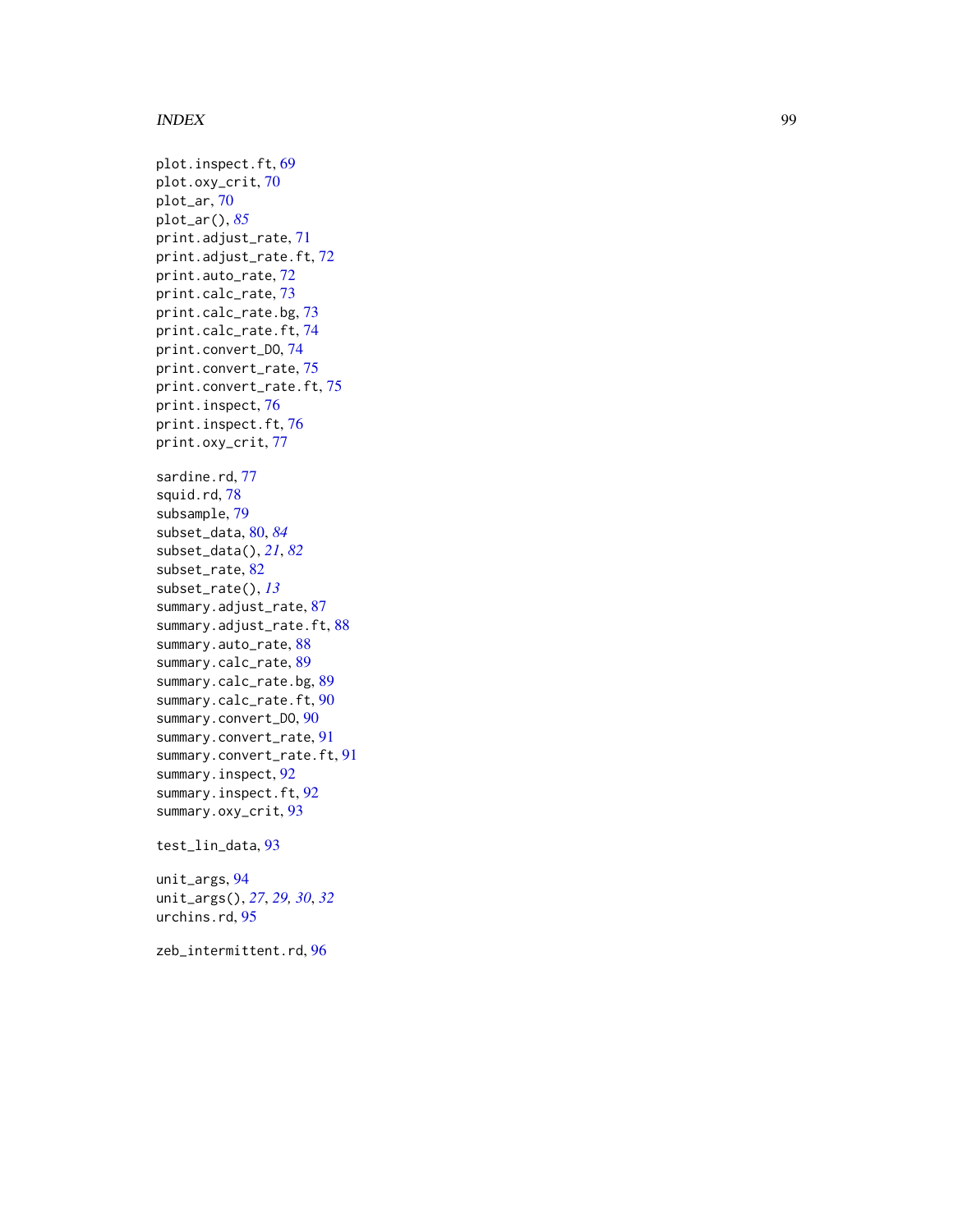plot.inspect.ft, 69
plot.oxy_crit, 70
plot_ar, 70
plot_ar(), *85*
print.adjust_rate, 71
print.adjust_rate.ft, 72
print.auto_rate, 72
print.calc_rate, 73
print.calc_rate.bg, 73
print.calc_rate.ft, 74
print.convert_DO, 74
print.convert_rate, 75
print.convert_rate.ft, 75
print.inspect, 76
print.inspect.ft, 76
print.oxy_crit, 77

sardine.rd, 77
squid.rd, 78
subsample, 79
subset_data, 80, *84*
subset_data(), *21*, *82*
subset_rate, 82
subset_rate(), *13*
summary.adjust_rate, 87
summary.adjust_rate.ft, 88
summary.auto_rate, 88
summary.calc_rate, 89
summary.calc_rate.bg, 89
summary.calc_rate.ft, 90
summary.convert_DO, 90
summary.convert_rate, 91
summary.convert_rate.ft, 91
summary.inspect, 92
summary.inspect.ft, 92
summary.oxy_crit, 93

test_lin_data, 93

unit_args, 94
unit_args(), *27*, *29, 30*, *32*
urchins.rd, 95

zeb_intermittent.rd, 96